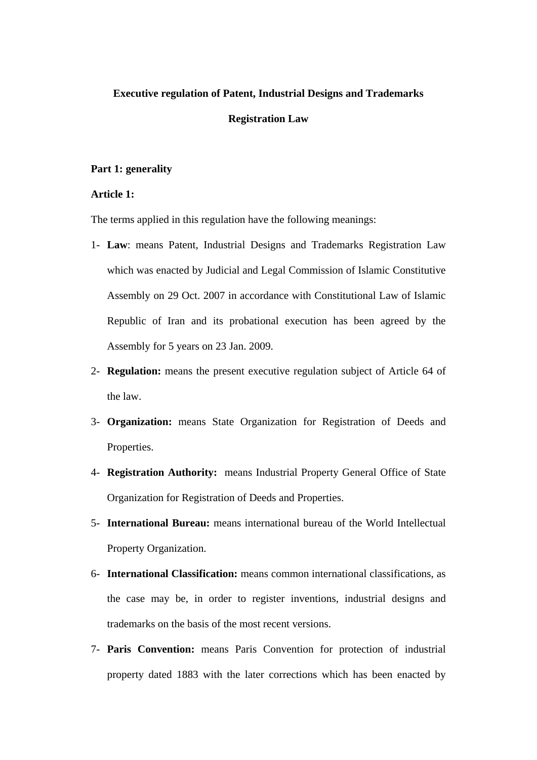# Executive regulation of Patent, Industrial Designs and Trademarks Registration Law

## Part 1: generality

### Article 1:

The terms applied in this regulation have the following meanings:

1- **Law**: means Patent, Industrial Designs and Trademarks Registration Law which was enacted by Judicial and Legal Commission of Islamic Constitutive Assembly on 29 Oct. 2007 in accordance with Constitutional Law of Islamic Republic of Iran and its probational execution has been agreed by the Assembly for 5 years on 23 Jan. 2009.

2- **Regulation:** means the present executive regulation subject of Article 64 of the law.

3- **Organization:** means State Organization for Registration of Deeds and Properties.

4- **Registration Authority:** means Industrial Property General Office of State Organization for Registration of Deeds and Properties.

5- **International Bureau:** means international bureau of the World Intellectual Property Organization.

6- **International Classification:** means common international classifications, as the case may be, in order to register inventions, industrial designs and trademarks on the basis of the most recent versions.

7- **Paris Convention:** means Paris Convention for protection of industrial property dated 1883 with the later corrections which has been enacted by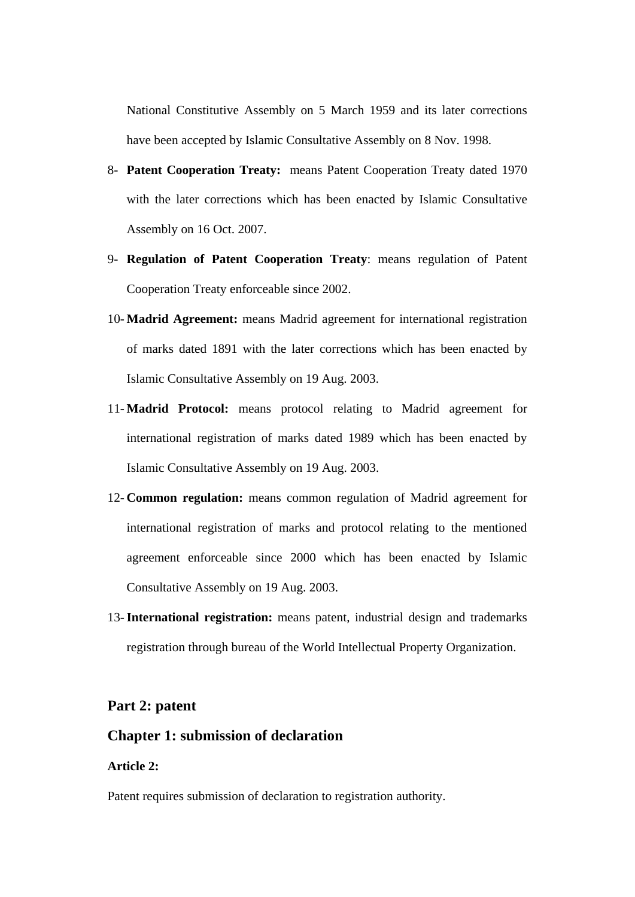National Constitutive Assembly on 5 March 1959 and its later corrections have been accepted by Islamic Consultative Assembly on 8 Nov. 1998.

8- **Patent Cooperation Treaty:** means Patent Cooperation Treaty dated 1970 with the later corrections which has been enacted by Islamic Consultative Assembly on 16 Oct. 2007.

9- **Regulation of Patent Cooperation Treaty**: means regulation of Patent Cooperation Treaty enforceable since 2002.

10- **Madrid Agreement:** means Madrid agreement for international registration of marks dated 1891 with the later corrections which has been enacted by Islamic Consultative Assembly on 19 Aug. 2003.

11- **Madrid Protocol:** means protocol relating to Madrid agreement for international registration of marks dated 1989 which has been enacted by Islamic Consultative Assembly on 19 Aug. 2003.

12- **Common regulation:** means common regulation of Madrid agreement for international registration of marks and protocol relating to the mentioned agreement enforceable since 2000 which has been enacted by Islamic Consultative Assembly on 19 Aug. 2003.

13- **International registration:** means patent, industrial design and trademarks registration through bureau of the World Intellectual Property Organization.

## Part 2: patent

## Chapter 1: submission of declaration

### Article 2:

Patent requires submission of declaration to registration authority.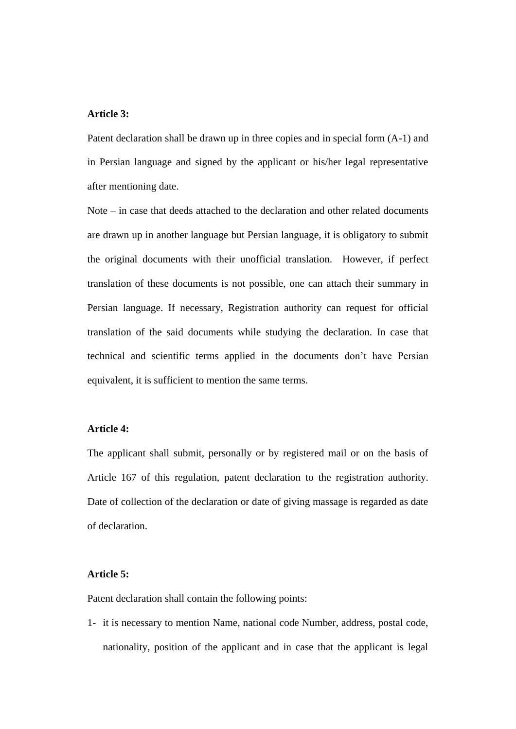**Article 3:**

Patent declaration shall be drawn up in three copies and in special form (A-1) and in Persian language and signed by the applicant or his/her legal representative after mentioning date.

Note – in case that deeds attached to the declaration and other related documents are drawn up in another language but Persian language, it is obligatory to submit the original documents with their unofficial translation. However, if perfect translation of these documents is not possible, one can attach their summary in Persian language. If necessary, Registration authority can request for official translation of the said documents while studying the declaration. In case that technical and scientific terms applied in the documents don't have Persian equivalent, it is sufficient to mention the same terms.

**Article 4:**

The applicant shall submit, personally or by registered mail or on the basis of Article 167 of this regulation, patent declaration to the registration authority. Date of collection of the declaration or date of giving massage is regarded as date of declaration.

**Article 5:**

Patent declaration shall contain the following points:

1- it is necessary to mention Name, national code Number, address, postal code, nationality, position of the applicant and in case that the applicant is legal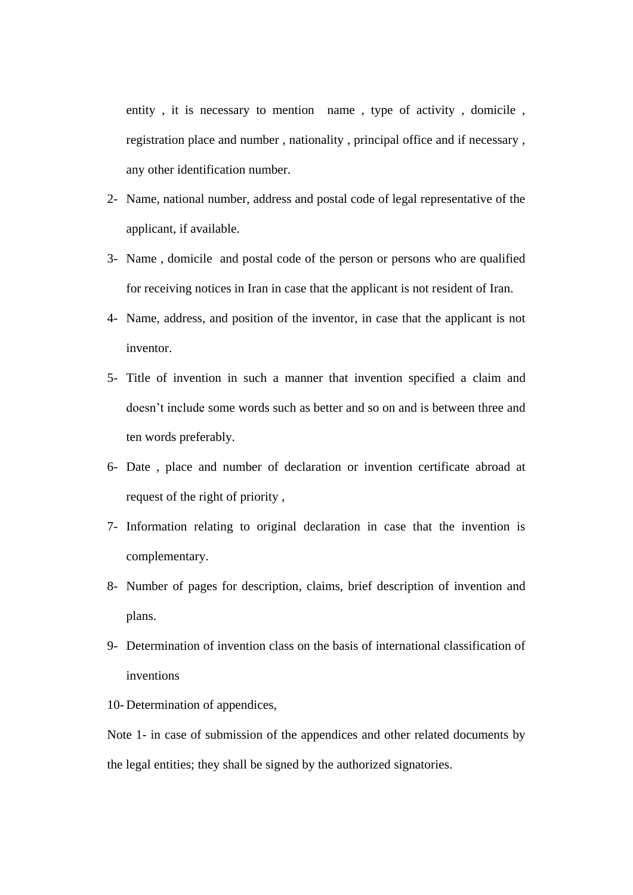entity , it is necessary to mention name , type of activity , domicile , registration place and number , nationality , principal office and if necessary , any other identification number.

2- Name, national number, address and postal code of legal representative of the applicant, if available.

3- Name , domicile and postal code of the person or persons who are qualified for receiving notices in Iran in case that the applicant is not resident of Iran.

4- Name, address, and position of the inventor, in case that the applicant is not inventor.

5- Title of invention in such a manner that invention specified a claim and doesn't include some words such as better and so on and is between three and ten words preferably.

6- Date , place and number of declaration or invention certificate abroad at request of the right of priority ,

7- Information relating to original declaration in case that the invention is complementary.

8- Number of pages for description, claims, brief description of invention and plans.

9- Determination of invention class on the basis of international classification of inventions

10- Determination of appendices,

Note 1- in case of submission of the appendices and other related documents by the legal entities; they shall be signed by the authorized signatories.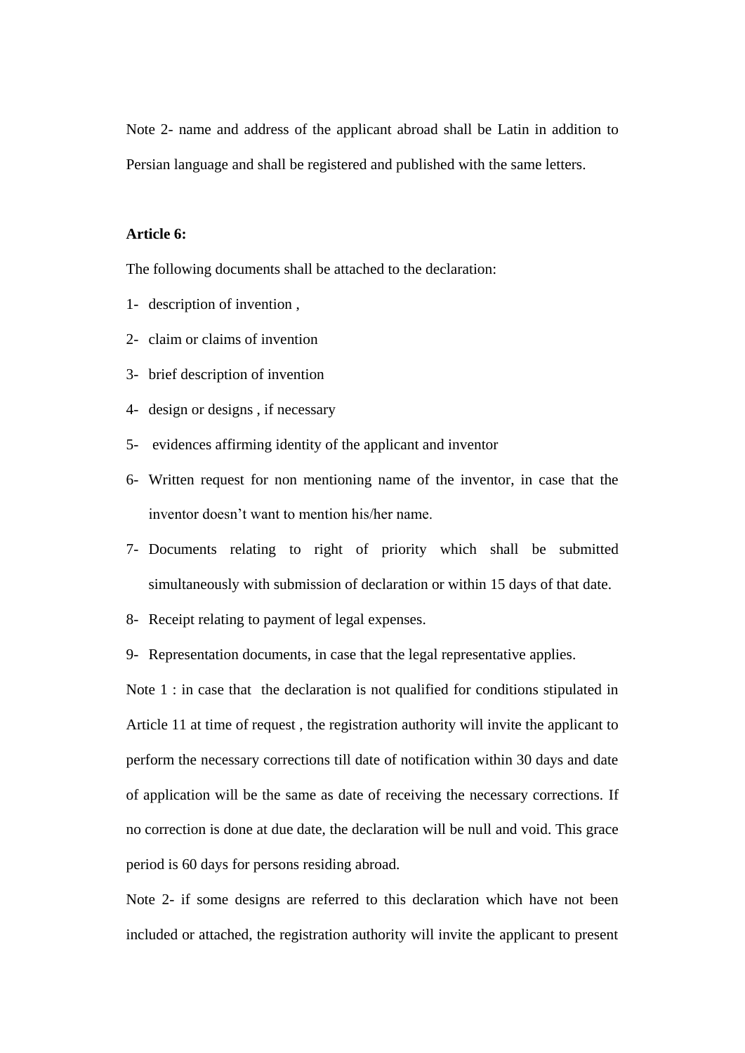Note 2- name and address of the applicant abroad shall be Latin in addition to Persian language and shall be registered and published with the same letters.

**Article 6:**

The following documents shall be attached to the declaration:

1- description of invention ,
2- claim or claims of invention
3- brief description of invention
4- design or designs , if necessary
5- evidences affirming identity of the applicant and inventor
6- Written request for non mentioning name of the inventor, in case that the inventor doesn't want to mention his/her name.
7- Documents relating to right of priority which shall be submitted simultaneously with submission of declaration or within 15 days of that date.
8- Receipt relating to payment of legal expenses.
9- Representation documents, in case that the legal representative applies.

Note 1 : in case that the declaration is not qualified for conditions stipulated in Article 11 at time of request , the registration authority will invite the applicant to perform the necessary corrections till date of notification within 30 days and date of application will be the same as date of receiving the necessary corrections. If no correction is done at due date, the declaration will be null and void. This grace period is 60 days for persons residing abroad.

Note 2- if some designs are referred to this declaration which have not been included or attached, the registration authority will invite the applicant to present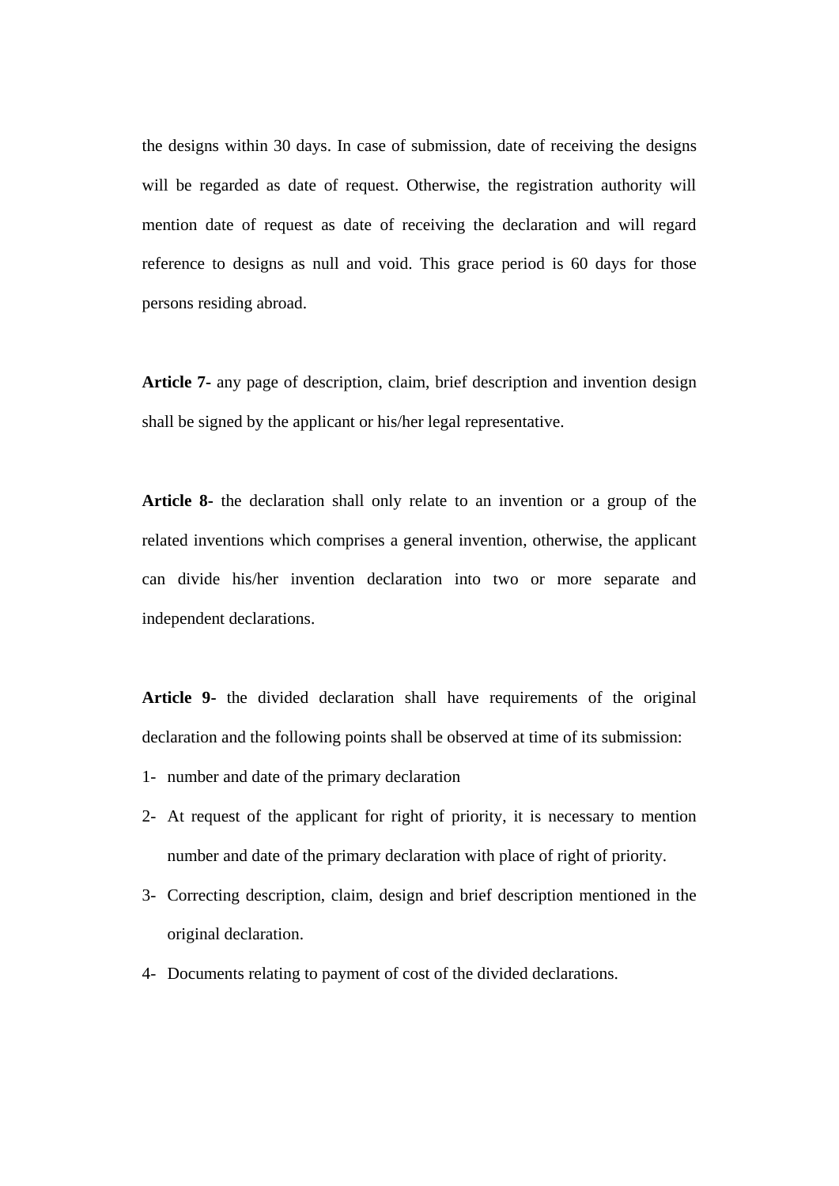the designs within 30 days. In case of submission, date of receiving the designs will be regarded as date of request. Otherwise, the registration authority will mention date of request as date of receiving the declaration and will regard reference to designs as null and void. This grace period is 60 days for those persons residing abroad.

**Article 7-** any page of description, claim, brief description and invention design shall be signed by the applicant or his/her legal representative.

**Article 8-** the declaration shall only relate to an invention or a group of the related inventions which comprises a general invention, otherwise, the applicant can divide his/her invention declaration into two or more separate and independent declarations.

**Article 9-** the divided declaration shall have requirements of the original declaration and the following points shall be observed at time of its submission:

1- number and date of the primary declaration
2- At request of the applicant for right of priority, it is necessary to mention number and date of the primary declaration with place of right of priority.
3- Correcting description, claim, design and brief description mentioned in the original declaration.
4- Documents relating to payment of cost of the divided declarations.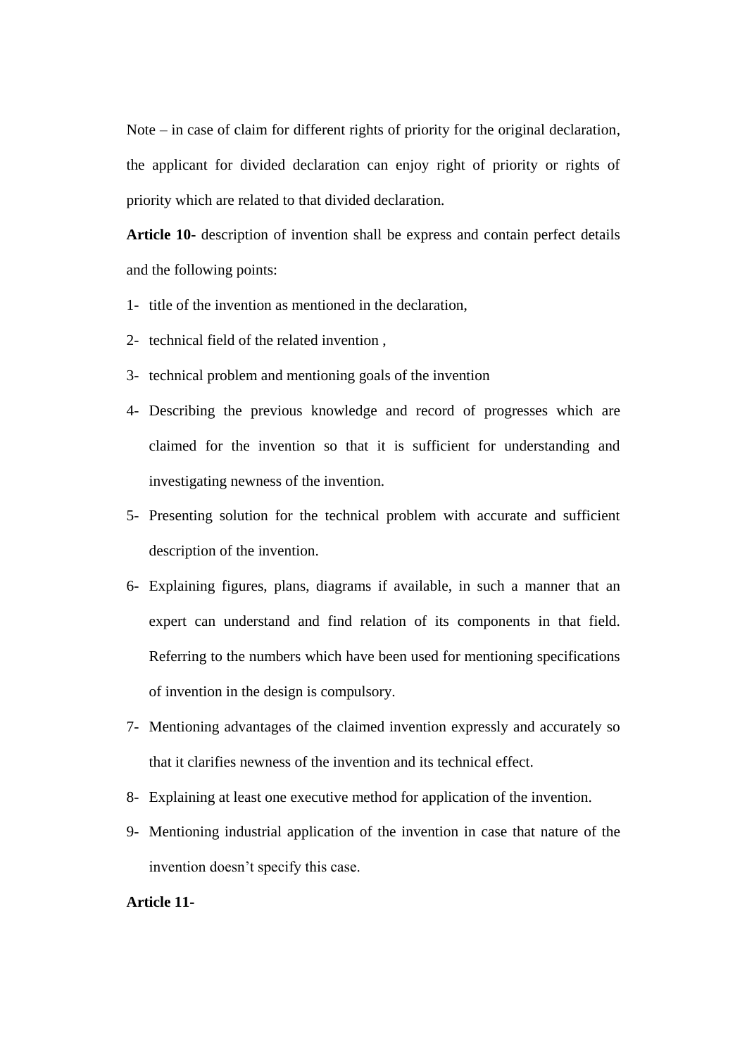Note – in case of claim for different rights of priority for the original declaration, the applicant for divided declaration can enjoy right of priority or rights of priority which are related to that divided declaration.

**Article 10-** description of invention shall be express and contain perfect details and the following points:

1- title of the invention as mentioned in the declaration,
2- technical field of the related invention ,
3- technical problem and mentioning goals of the invention
4- Describing the previous knowledge and record of progresses which are claimed for the invention so that it is sufficient for understanding and investigating newness of the invention.
5- Presenting solution for the technical problem with accurate and sufficient description of the invention.
6- Explaining figures, plans, diagrams if available, in such a manner that an expert can understand and find relation of its components in that field. Referring to the numbers which have been used for mentioning specifications of invention in the design is compulsory.
7- Mentioning advantages of the claimed invention expressly and accurately so that it clarifies newness of the invention and its technical effect.
8- Explaining at least one executive method for application of the invention.
9- Mentioning industrial application of the invention in case that nature of the invention doesn’t specify this case.

**Article 11-**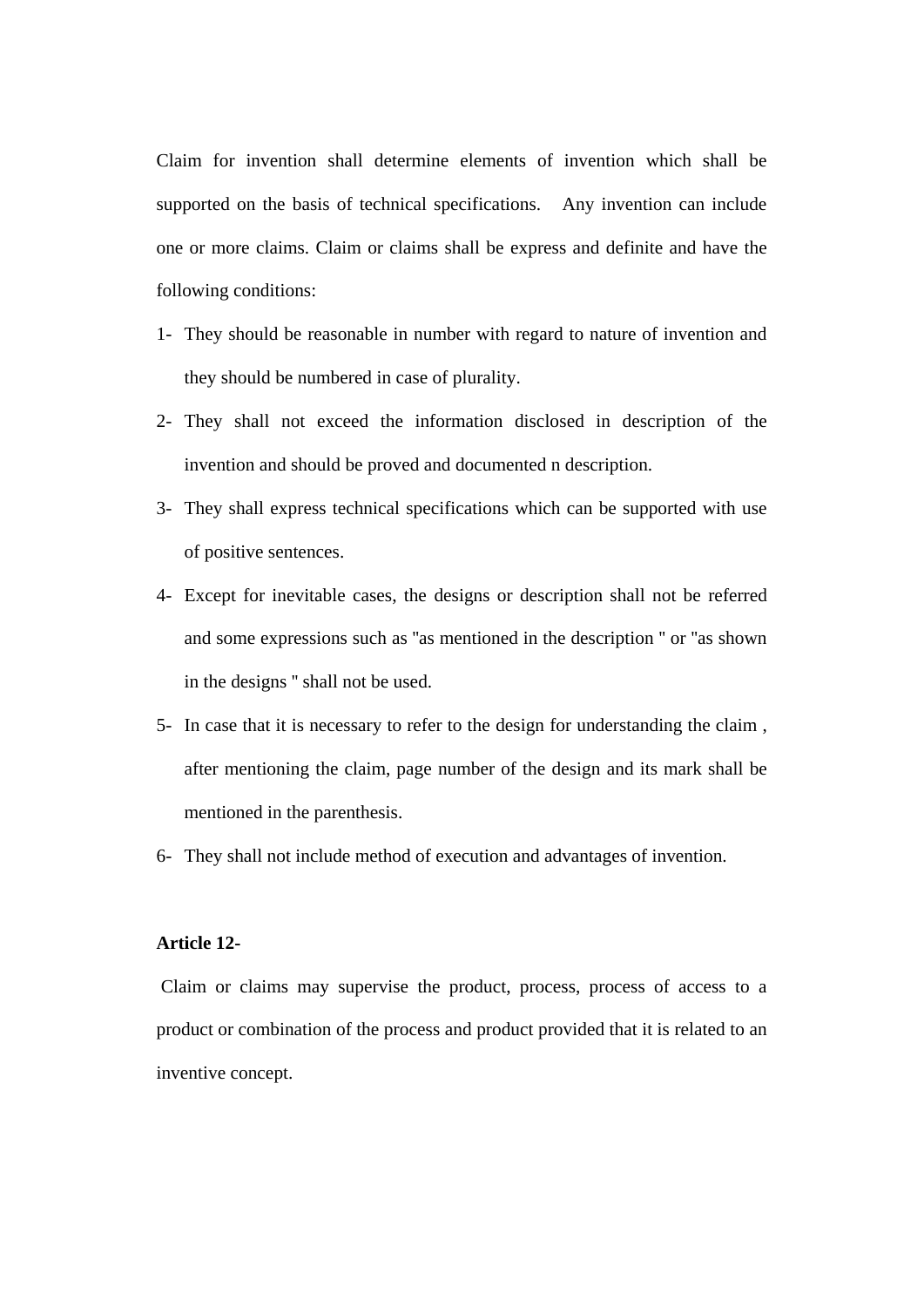Claim for invention shall determine elements of invention which shall be supported on the basis of technical specifications. Any invention can include one or more claims. Claim or claims shall be express and definite and have the following conditions:

1- They should be reasonable in number with regard to nature of invention and they should be numbered in case of plurality.
2- They shall not exceed the information disclosed in description of the invention and should be proved and documented n description.
3- They shall express technical specifications which can be supported with use of positive sentences.
4- Except for inevitable cases, the designs or description shall not be referred and some expressions such as "as mentioned in the description " or "as shown in the designs " shall not be used.
5- In case that it is necessary to refer to the design for understanding the claim , after mentioning the claim, page number of the design and its mark shall be mentioned in the parenthesis.
6- They shall not include method of execution and advantages of invention.

**Article 12-**

Claim or claims may supervise the product, process, process of access to a product or combination of the process and product provided that it is related to an inventive concept.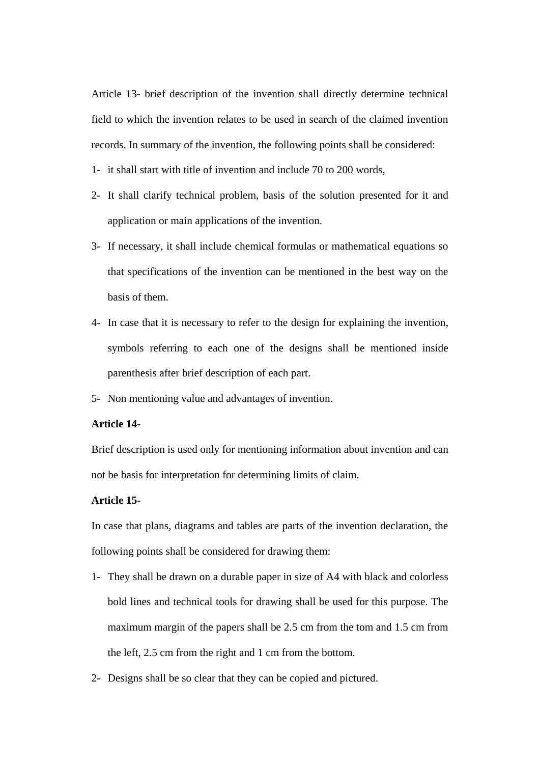Article 13- brief description of the invention shall directly determine technical field to which the invention relates to be used in search of the claimed invention records. In summary of the invention, the following points shall be considered:

1- it shall start with title of invention and include 70 to 200 words,
2- It shall clarify technical problem, basis of the solution presented for it and application or main applications of the invention.
3- If necessary, it shall include chemical formulas or mathematical equations so that specifications of the invention can be mentioned in the best way on the basis of them.
4- In case that it is necessary to refer to the design for explaining the invention, symbols referring to each one of the designs shall be mentioned inside parenthesis after brief description of each part.
5- Non mentioning value and advantages of invention.

**Article 14-**

Brief description is used only for mentioning information about invention and can not be basis for interpretation for determining limits of claim.

**Article 15-**

In case that plans, diagrams and tables are parts of the invention declaration, the following points shall be considered for drawing them:

1- They shall be drawn on a durable paper in size of A4 with black and colorless bold lines and technical tools for drawing shall be used for this purpose. The maximum margin of the papers shall be 2.5 cm from the tom and 1.5 cm from the left, 2.5 cm from the right and 1 cm from the bottom.
2- Designs shall be so clear that they can be copied and pictured.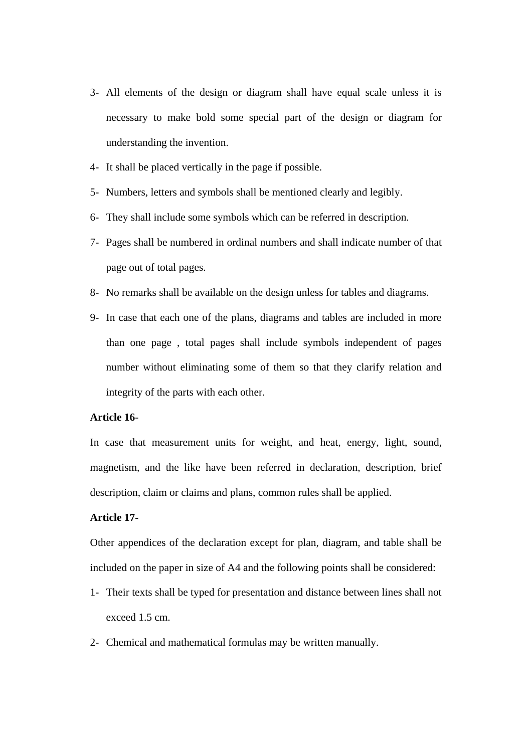3- All elements of the design or diagram shall have equal scale unless it is necessary to make bold some special part of the design or diagram for understanding the invention.

4- It shall be placed vertically in the page if possible.

5- Numbers, letters and symbols shall be mentioned clearly and legibly.

6- They shall include some symbols which can be referred in description.

7- Pages shall be numbered in ordinal numbers and shall indicate number of that page out of total pages.

8- No remarks shall be available on the design unless for tables and diagrams.

9- In case that each one of the plans, diagrams and tables are included in more than one page , total pages shall include symbols independent of pages number without eliminating some of them so that they clarify relation and integrity of the parts with each other.

**Article 16-**

In case that measurement units for weight, and heat, energy, light, sound, magnetism, and the like have been referred in declaration, description, brief description, claim or claims and plans, common rules shall be applied.

**Article 17-**

Other appendices of the declaration except for plan, diagram, and table shall be included on the paper in size of A4 and the following points shall be considered:

1- Their texts shall be typed for presentation and distance between lines shall not exceed 1.5 cm.

2- Chemical and mathematical formulas may be written manually.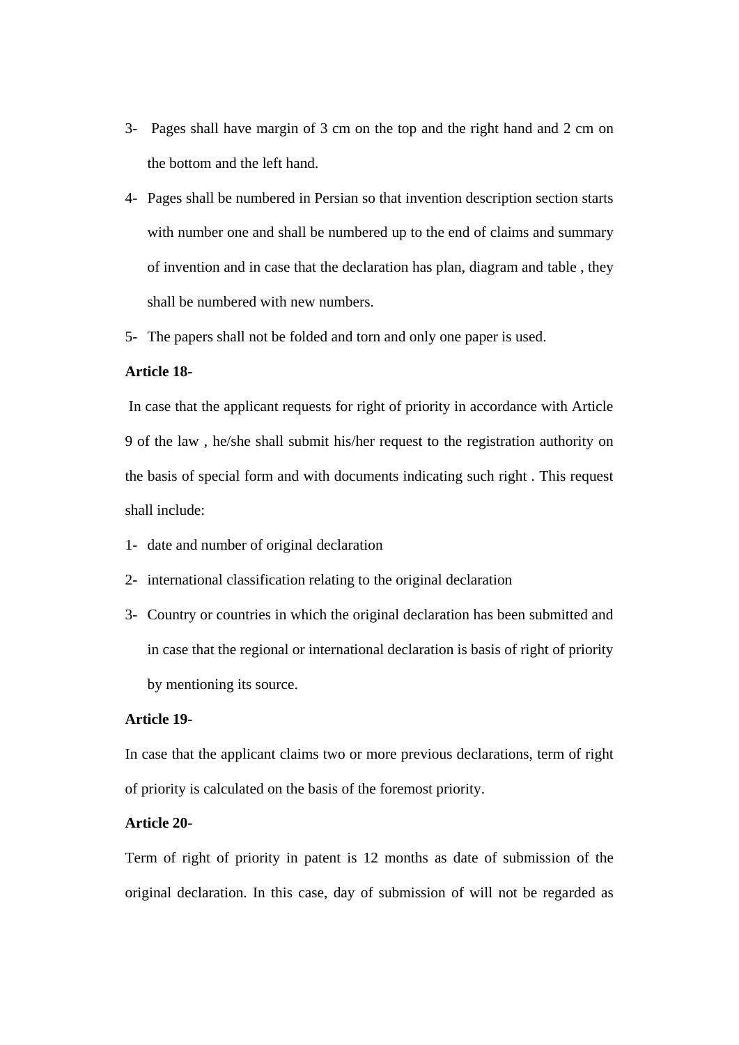3- Pages shall have margin of 3 cm on the top and the right hand and 2 cm on the bottom and the left hand.

4- Pages shall be numbered in Persian so that invention description section starts with number one and shall be numbered up to the end of claims and summary of invention and in case that the declaration has plan, diagram and table , they shall be numbered with new numbers.

5- The papers shall not be folded and torn and only one paper is used.

**Article 18-**

In case that the applicant requests for right of priority in accordance with Article 9 of the law , he/she shall submit his/her request to the registration authority on the basis of special form and with documents indicating such right . This request shall include:

1- date and number of original declaration

2- international classification relating to the original declaration

3- Country or countries in which the original declaration has been submitted and in case that the regional or international declaration is basis of right of priority by mentioning its source.

**Article 19-**

In case that the applicant claims two or more previous declarations, term of right of priority is calculated on the basis of the foremost priority.

**Article 20-**

Term of right of priority in patent is 12 months as date of submission of the original declaration. In this case, day of submission of will not be regarded as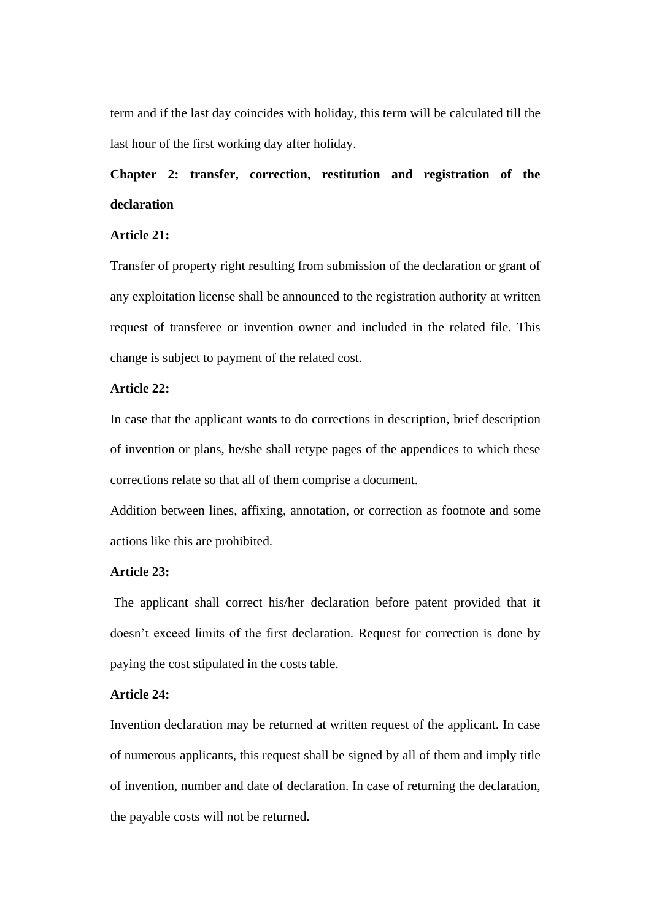term and if the last day coincides with holiday, this term will be calculated till the last hour of the first working day after holiday.

## Chapter 2: transfer, correction, restitution and registration of the declaration

### Article 21:

Transfer of property right resulting from submission of the declaration or grant of any exploitation license shall be announced to the registration authority at written request of transferee or invention owner and included in the related file. This change is subject to payment of the related cost.

### Article 22:

In case that the applicant wants to do corrections in description, brief description of invention or plans, he/she shall retype pages of the appendices to which these corrections relate so that all of them comprise a document.

Addition between lines, affixing, annotation, or correction as footnote and some actions like this are prohibited.

### Article 23:

The applicant shall correct his/her declaration before patent provided that it doesn't exceed limits of the first declaration. Request for correction is done by paying the cost stipulated in the costs table.

### Article 24:

Invention declaration may be returned at written request of the applicant. In case of numerous applicants, this request shall be signed by all of them and imply title of invention, number and date of declaration. In case of returning the declaration, the payable costs will not be returned.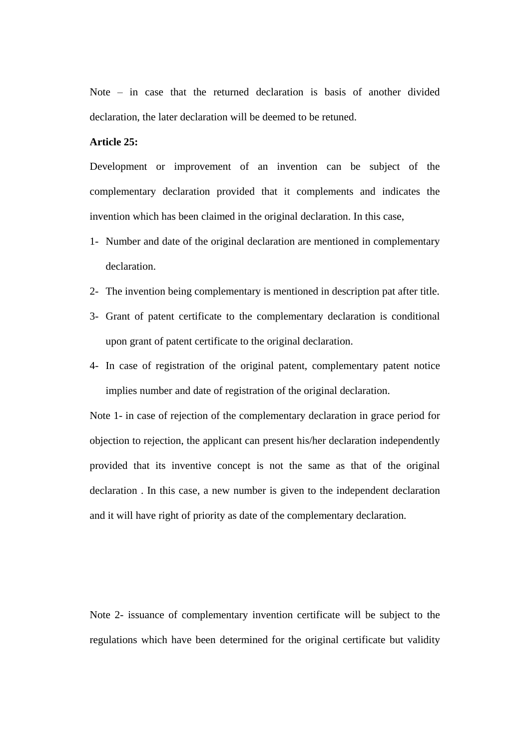Note – in case that the returned declaration is basis of another divided declaration, the later declaration will be deemed to be retuned.

**Article 25:**

Development or improvement of an invention can be subject of the complementary declaration provided that it complements and indicates the invention which has been claimed in the original declaration. In this case,

1- Number and date of the original declaration are mentioned in complementary declaration.

2- The invention being complementary is mentioned in description pat after title.

3- Grant of patent certificate to the complementary declaration is conditional upon grant of patent certificate to the original declaration.

4- In case of registration of the original patent, complementary patent notice implies number and date of registration of the original declaration.

Note 1- in case of rejection of the complementary declaration in grace period for objection to rejection, the applicant can present his/her declaration independently provided that its inventive concept is not the same as that of the original declaration . In this case, a new number is given to the independent declaration and it will have right of priority as date of the complementary declaration.

Note 2- issuance of complementary invention certificate will be subject to the regulations which have been determined for the original certificate but validity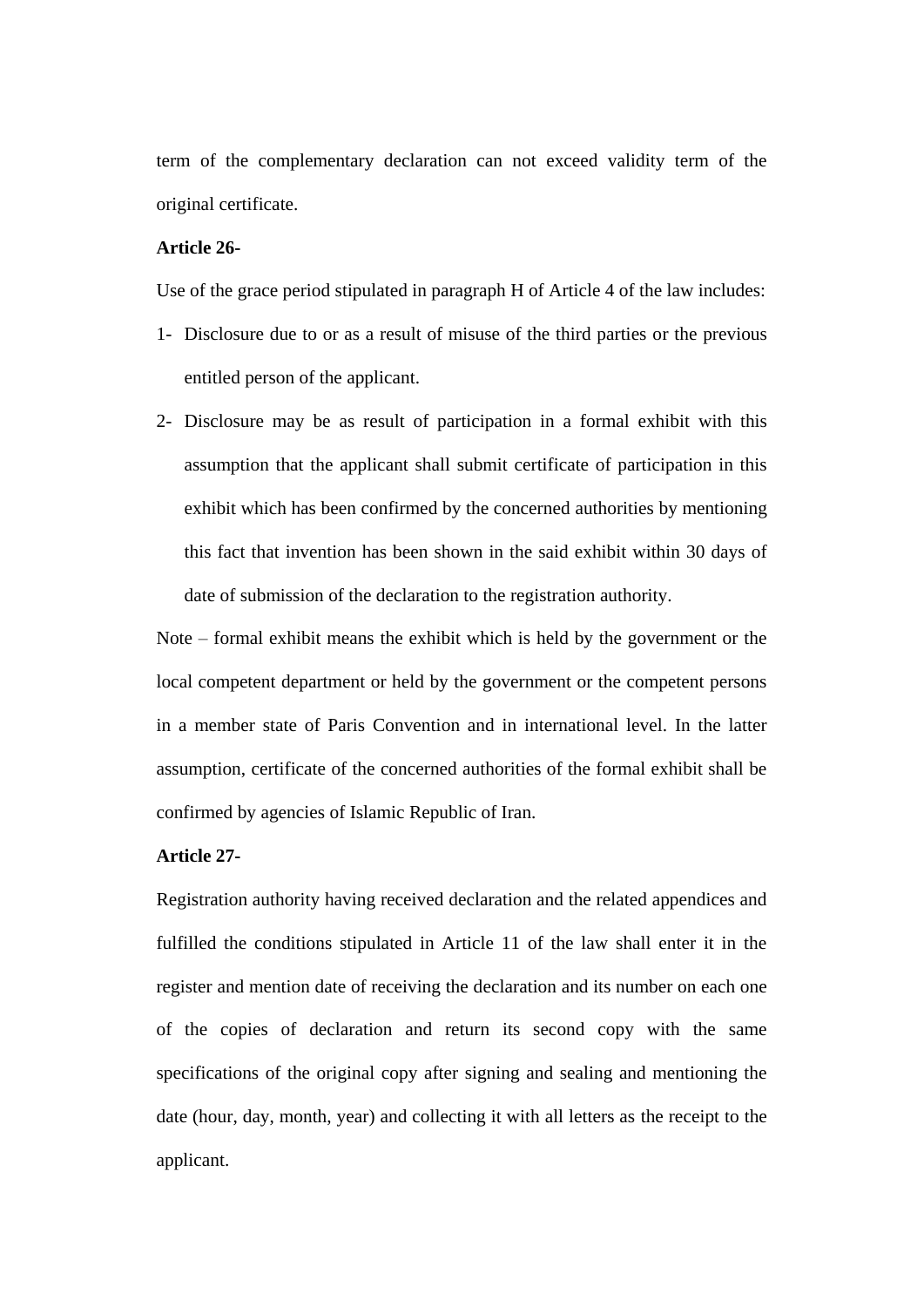term of the complementary declaration can not exceed validity term of the original certificate.

**Article 26-**

Use of the grace period stipulated in paragraph H of Article 4 of the law includes:

1- Disclosure due to or as a result of misuse of the third parties or the previous entitled person of the applicant.
2- Disclosure may be as result of participation in a formal exhibit with this assumption that the applicant shall submit certificate of participation in this exhibit which has been confirmed by the concerned authorities by mentioning this fact that invention has been shown in the said exhibit within 30 days of date of submission of the declaration to the registration authority.

Note – formal exhibit means the exhibit which is held by the government or the local competent department or held by the government or the competent persons in a member state of Paris Convention and in international level. In the latter assumption, certificate of the concerned authorities of the formal exhibit shall be confirmed by agencies of Islamic Republic of Iran.

**Article 27-**

Registration authority having received declaration and the related appendices and fulfilled the conditions stipulated in Article 11 of the law shall enter it in the register and mention date of receiving the declaration and its number on each one of the copies of declaration and return its second copy with the same specifications of the original copy after signing and sealing and mentioning the date (hour, day, month, year) and collecting it with all letters as the receipt to the applicant.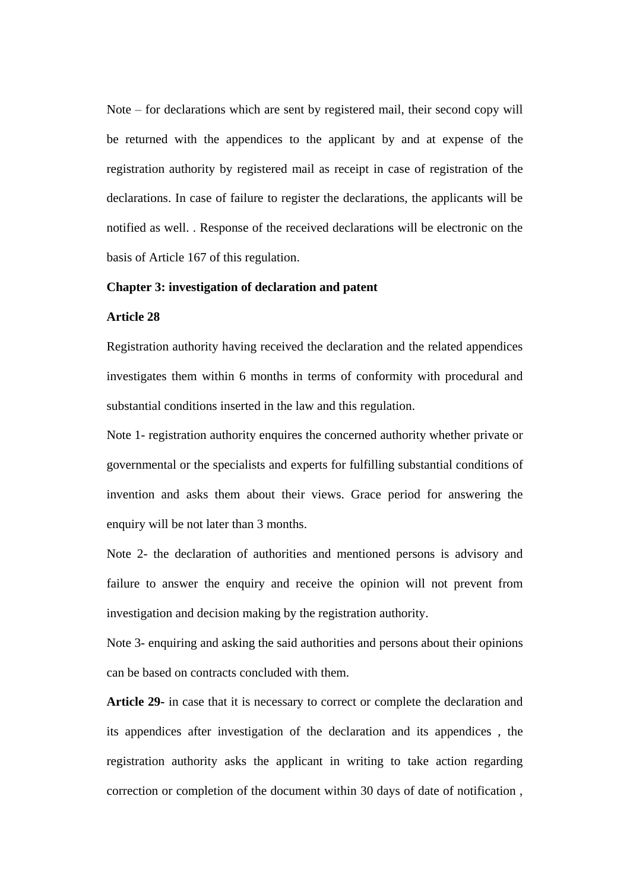Note – for declarations which are sent by registered mail, their second copy will be returned with the appendices to the applicant by and at expense of the registration authority by registered mail as receipt in case of registration of the declarations. In case of failure to register the declarations, the applicants will be notified as well. . Response of the received declarations will be electronic on the basis of Article 167 of this regulation.

**Chapter 3: investigation of declaration and patent**

**Article 28**

Registration authority having received the declaration and the related appendices investigates them within 6 months in terms of conformity with procedural and substantial conditions inserted in the law and this regulation.

Note 1- registration authority enquires the concerned authority whether private or governmental or the specialists and experts for fulfilling substantial conditions of invention and asks them about their views. Grace period for answering the enquiry will be not later than 3 months.

Note 2- the declaration of authorities and mentioned persons is advisory and failure to answer the enquiry and receive the opinion will not prevent from investigation and decision making by the registration authority.

Note 3- enquiring and asking the said authorities and persons about their opinions can be based on contracts concluded with them.

**Article 29-** in case that it is necessary to correct or complete the declaration and its appendices after investigation of the declaration and its appendices , the registration authority asks the applicant in writing to take action regarding correction or completion of the document within 30 days of date of notification ,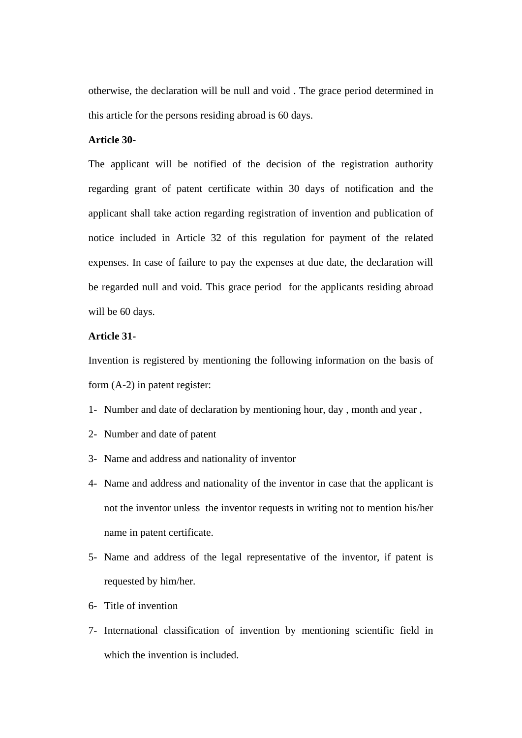otherwise, the declaration will be null and void . The grace period determined in this article for the persons residing abroad is 60 days.

**Article 30-**

The applicant will be notified of the decision of the registration authority regarding grant of patent certificate within 30 days of notification and the applicant shall take action regarding registration of invention and publication of notice included in Article 32 of this regulation for payment of the related expenses. In case of failure to pay the expenses at due date, the declaration will be regarded null and void. This grace period for the applicants residing abroad will be 60 days.

**Article 31-**

Invention is registered by mentioning the following information on the basis of form (A-2) in patent register:

1- Number and date of declaration by mentioning hour, day , month and year ,
2- Number and date of patent
3- Name and address and nationality of inventor
4- Name and address and nationality of the inventor in case that the applicant is not the inventor unless the inventor requests in writing not to mention his/her name in patent certificate.
5- Name and address of the legal representative of the inventor, if patent is requested by him/her.
6- Title of invention
7- International classification of invention by mentioning scientific field in which the invention is included.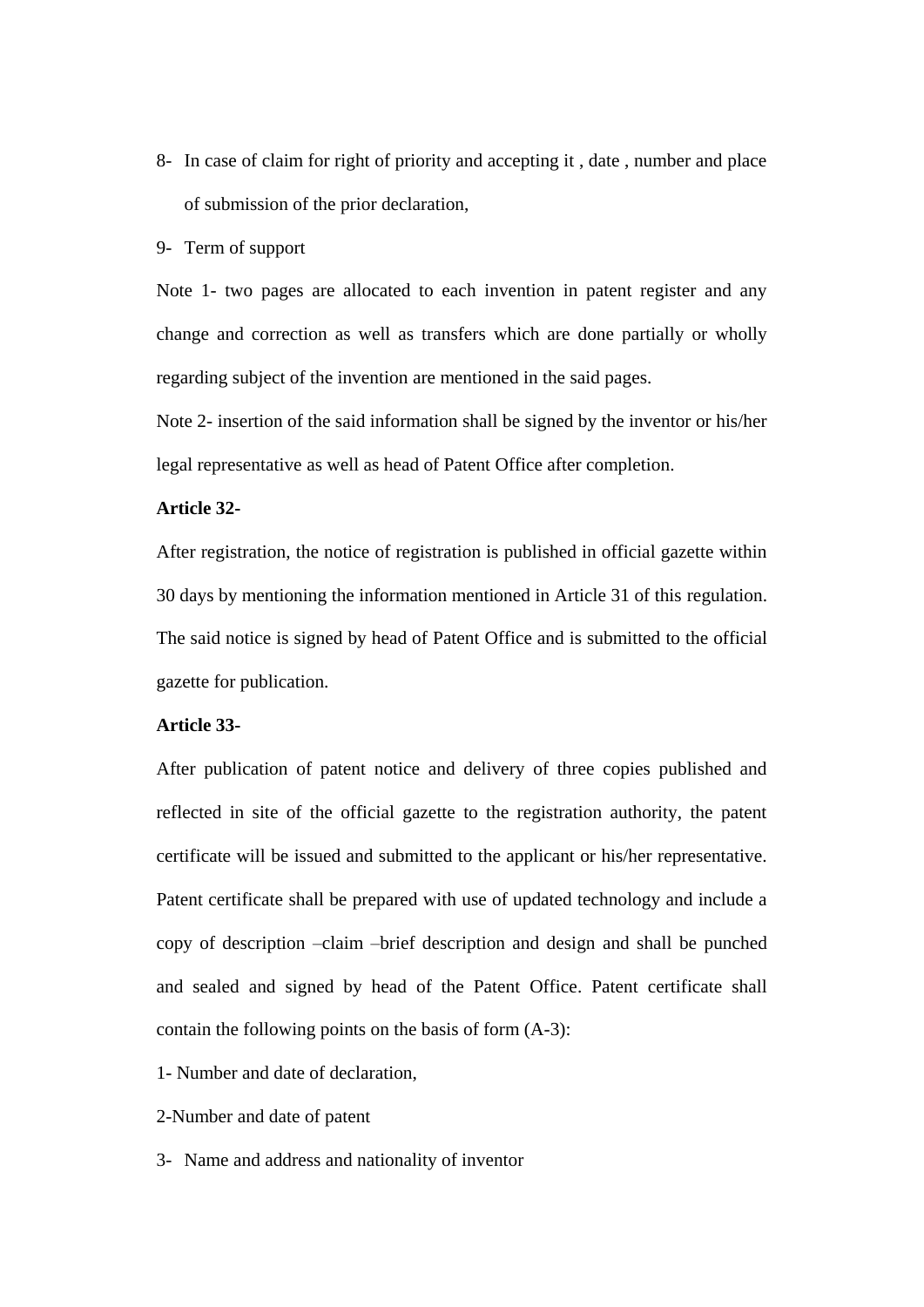8- In case of claim for right of priority and accepting it , date , number and place of submission of the prior declaration,

9- Term of support

Note 1- two pages are allocated to each invention in patent register and any change and correction as well as transfers which are done partially or wholly regarding subject of the invention are mentioned in the said pages.

Note 2- insertion of the said information shall be signed by the inventor or his/her legal representative as well as head of Patent Office after completion.

**Article 32-**

After registration, the notice of registration is published in official gazette within 30 days by mentioning the information mentioned in Article 31 of this regulation. The said notice is signed by head of Patent Office and is submitted to the official gazette for publication.

**Article 33-**

After publication of patent notice and delivery of three copies published and reflected in site of the official gazette to the registration authority, the patent certificate will be issued and submitted to the applicant or his/her representative. Patent certificate shall be prepared with use of updated technology and include a copy of description –claim –brief description and design and shall be punched and sealed and signed by head of the Patent Office. Patent certificate shall contain the following points on the basis of form (A-3):

1- Number and date of declaration,

2-Number and date of patent

3- Name and address and nationality of inventor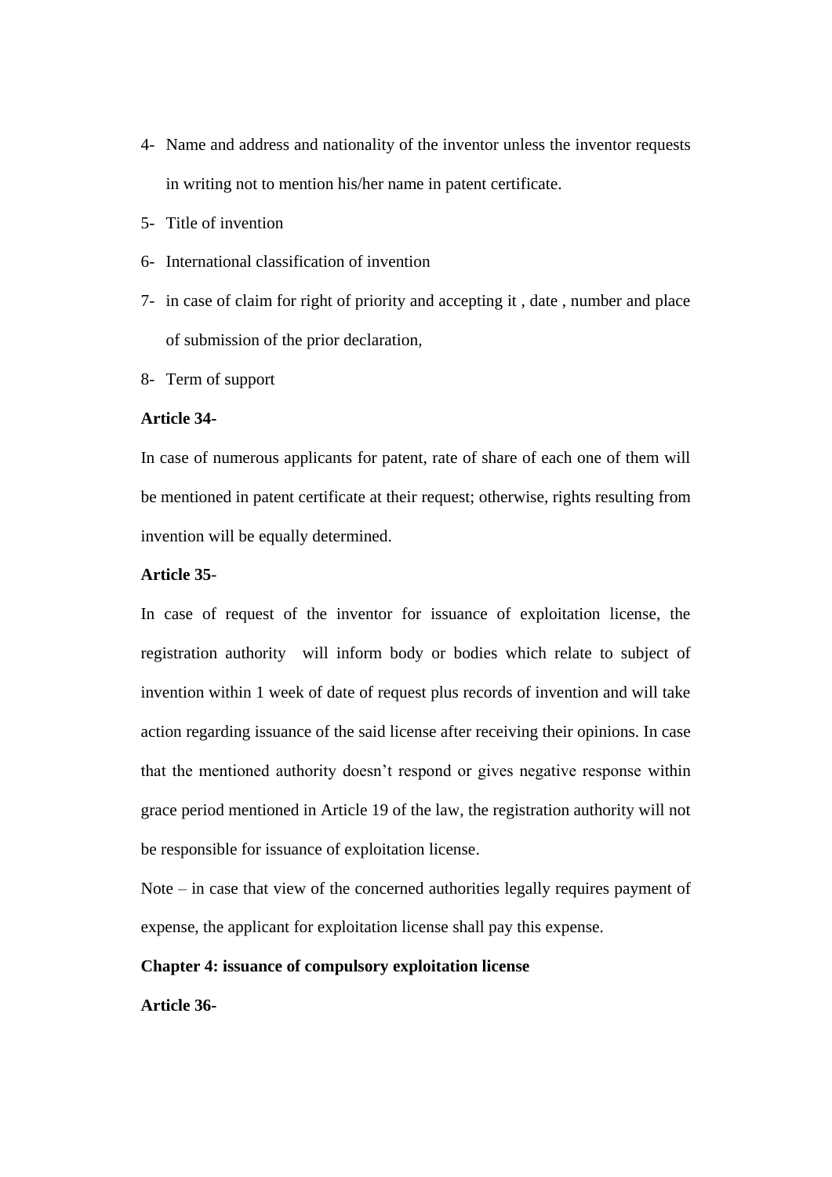4- Name and address and nationality of the inventor unless the inventor requests in writing not to mention his/her name in patent certificate.

5- Title of invention

6- International classification of invention

7- in case of claim for right of priority and accepting it , date , number and place of submission of the prior declaration,

8- Term of support

**Article 34-**

In case of numerous applicants for patent, rate of share of each one of them will be mentioned in patent certificate at their request; otherwise, rights resulting from invention will be equally determined.

**Article 35-**

In case of request of the inventor for issuance of exploitation license, the registration authority will inform body or bodies which relate to subject of invention within 1 week of date of request plus records of invention and will take action regarding issuance of the said license after receiving their opinions. In case that the mentioned authority doesn't respond or gives negative response within grace period mentioned in Article 19 of the law, the registration authority will not be responsible for issuance of exploitation license.

Note – in case that view of the concerned authorities legally requires payment of expense, the applicant for exploitation license shall pay this expense.

**Chapter 4: issuance of compulsory exploitation license**

**Article 36-**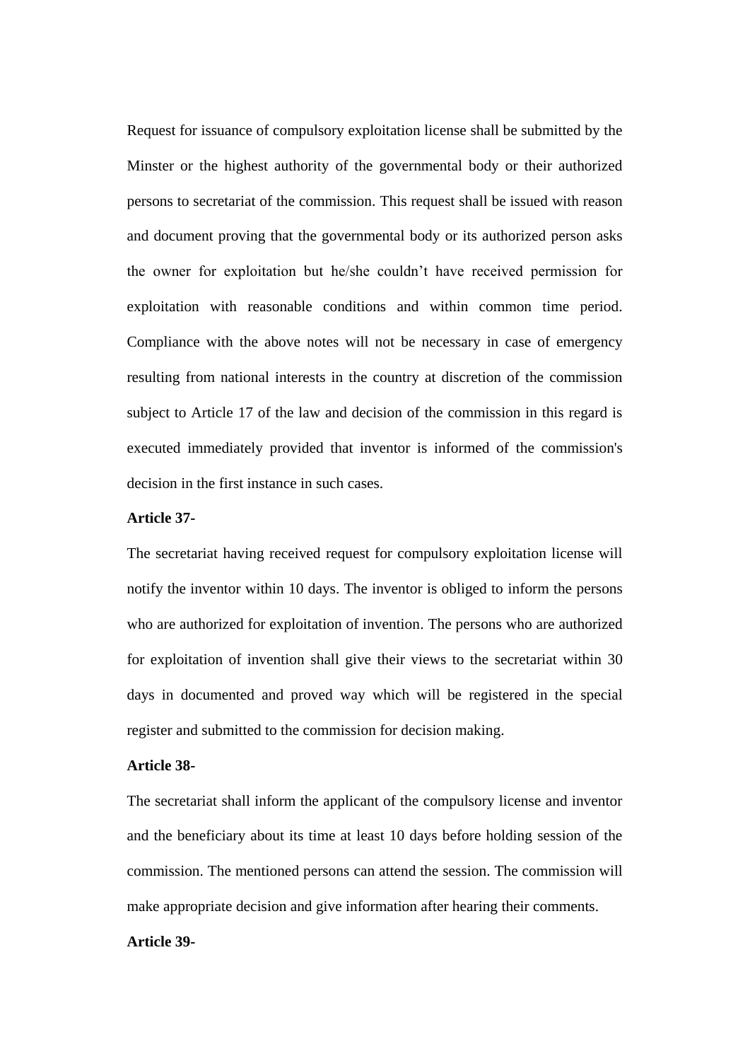Request for issuance of compulsory exploitation license shall be submitted by the Minster or the highest authority of the governmental body or their authorized persons to secretariat of the commission. This request shall be issued with reason and document proving that the governmental body or its authorized person asks the owner for exploitation but he/she couldn't have received permission for exploitation with reasonable conditions and within common time period. Compliance with the above notes will not be necessary in case of emergency resulting from national interests in the country at discretion of the commission subject to Article 17 of the law and decision of the commission in this regard is executed immediately provided that inventor is informed of the commission's decision in the first instance in such cases.

**Article 37-**

The secretariat having received request for compulsory exploitation license will notify the inventor within 10 days. The inventor is obliged to inform the persons who are authorized for exploitation of invention. The persons who are authorized for exploitation of invention shall give their views to the secretariat within 30 days in documented and proved way which will be registered in the special register and submitted to the commission for decision making.

**Article 38-**

The secretariat shall inform the applicant of the compulsory license and inventor and the beneficiary about its time at least 10 days before holding session of the commission. The mentioned persons can attend the session. The commission will make appropriate decision and give information after hearing their comments.

**Article 39-**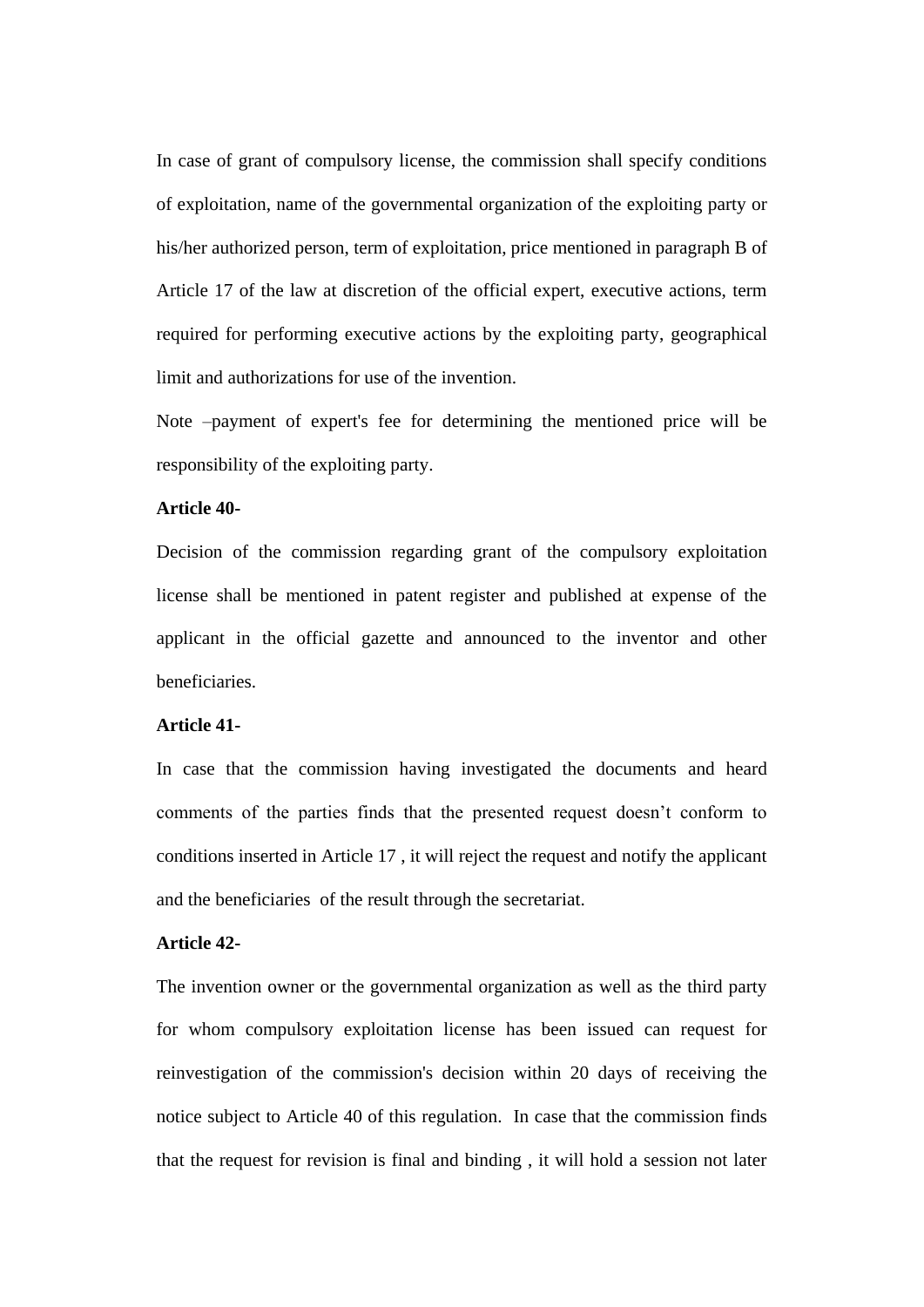In case of grant of compulsory license, the commission shall specify conditions of exploitation, name of the governmental organization of the exploiting party or his/her authorized person, term of exploitation, price mentioned in paragraph B of Article 17 of the law at discretion of the official expert, executive actions, term required for performing executive actions by the exploiting party, geographical limit and authorizations for use of the invention.

Note –payment of expert's fee for determining the mentioned price will be responsibility of the exploiting party.

**Article 40-**

Decision of the commission regarding grant of the compulsory exploitation license shall be mentioned in patent register and published at expense of the applicant in the official gazette and announced to the inventor and other beneficiaries.

**Article 41-**

In case that the commission having investigated the documents and heard comments of the parties finds that the presented request doesn't conform to conditions inserted in Article 17 , it will reject the request and notify the applicant and the beneficiaries of the result through the secretariat.

**Article 42-**

The invention owner or the governmental organization as well as the third party for whom compulsory exploitation license has been issued can request for reinvestigation of the commission's decision within 20 days of receiving the notice subject to Article 40 of this regulation. In case that the commission finds that the request for revision is final and binding , it will hold a session not later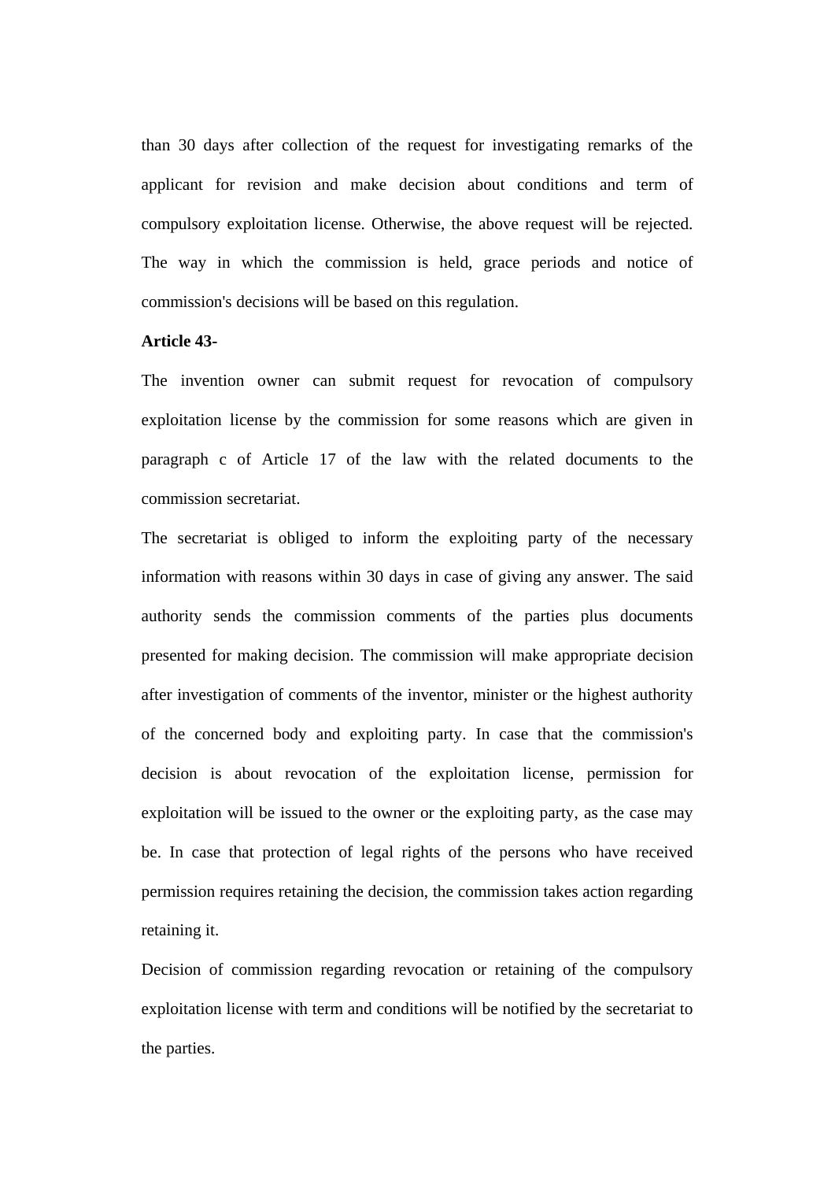than 30 days after collection of the request for investigating remarks of the applicant for revision and make decision about conditions and term of compulsory exploitation license. Otherwise, the above request will be rejected. The way in which the commission is held, grace periods and notice of commission's decisions will be based on this regulation.

**Article 43-**

The invention owner can submit request for revocation of compulsory exploitation license by the commission for some reasons which are given in paragraph c of Article 17 of the law with the related documents to the commission secretariat.

The secretariat is obliged to inform the exploiting party of the necessary information with reasons within 30 days in case of giving any answer. The said authority sends the commission comments of the parties plus documents presented for making decision. The commission will make appropriate decision after investigation of comments of the inventor, minister or the highest authority of the concerned body and exploiting party. In case that the commission's decision is about revocation of the exploitation license, permission for exploitation will be issued to the owner or the exploiting party, as the case may be. In case that protection of legal rights of the persons who have received permission requires retaining the decision, the commission takes action regarding retaining it.

Decision of commission regarding revocation or retaining of the compulsory exploitation license with term and conditions will be notified by the secretariat to the parties.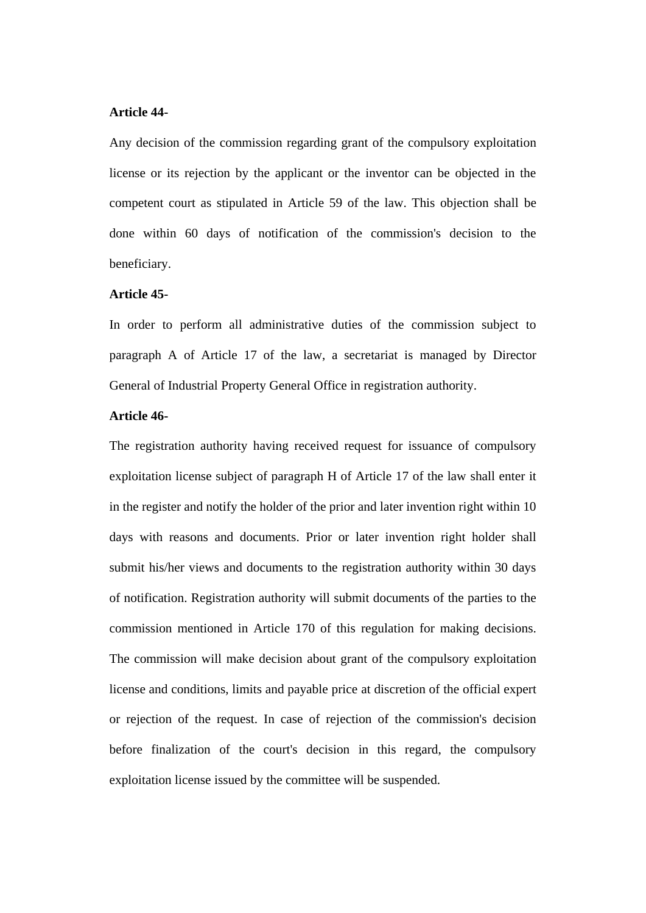**Article 44-**

Any decision of the commission regarding grant of the compulsory exploitation license or its rejection by the applicant or the inventor can be objected in the competent court as stipulated in Article 59 of the law. This objection shall be done within 60 days of notification of the commission's decision to the beneficiary.

**Article 45-**

In order to perform all administrative duties of the commission subject to paragraph A of Article 17 of the law, a secretariat is managed by Director General of Industrial Property General Office in registration authority.

**Article 46-**

The registration authority having received request for issuance of compulsory exploitation license subject of paragraph H of Article 17 of the law shall enter it in the register and notify the holder of the prior and later invention right within 10 days with reasons and documents. Prior or later invention right holder shall submit his/her views and documents to the registration authority within 30 days of notification. Registration authority will submit documents of the parties to the commission mentioned in Article 170 of this regulation for making decisions. The commission will make decision about grant of the compulsory exploitation license and conditions, limits and payable price at discretion of the official expert or rejection of the request. In case of rejection of the commission's decision before finalization of the court's decision in this regard, the compulsory exploitation license issued by the committee will be suspended.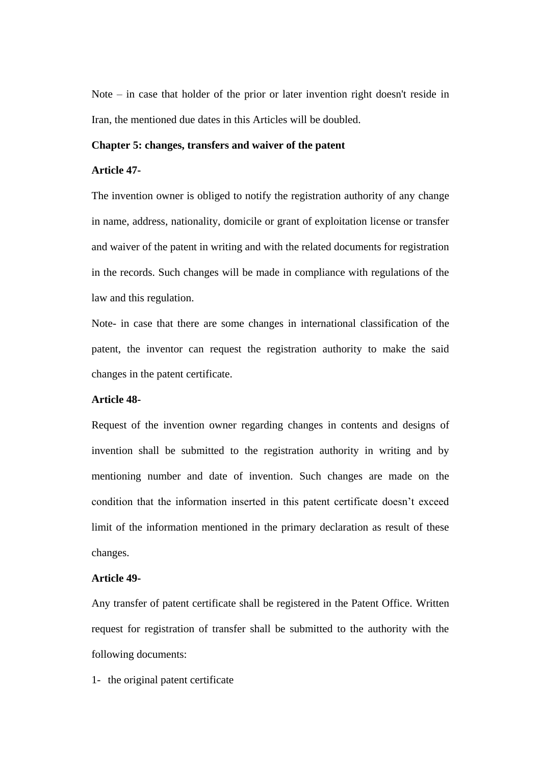Note – in case that holder of the prior or later invention right doesn't reside in Iran, the mentioned due dates in this Articles will be doubled.

**Chapter 5: changes, transfers and waiver of the patent**

**Article 47-**

The invention owner is obliged to notify the registration authority of any change in name, address, nationality, domicile or grant of exploitation license or transfer and waiver of the patent in writing and with the related documents for registration in the records. Such changes will be made in compliance with regulations of the law and this regulation.

Note- in case that there are some changes in international classification of the patent, the inventor can request the registration authority to make the said changes in the patent certificate.

**Article 48-**

Request of the invention owner regarding changes in contents and designs of invention shall be submitted to the registration authority in writing and by mentioning number and date of invention. Such changes are made on the condition that the information inserted in this patent certificate doesn't exceed limit of the information mentioned in the primary declaration as result of these changes.

**Article 49-**

Any transfer of patent certificate shall be registered in the Patent Office. Written request for registration of transfer shall be submitted to the authority with the following documents:

1- the original patent certificate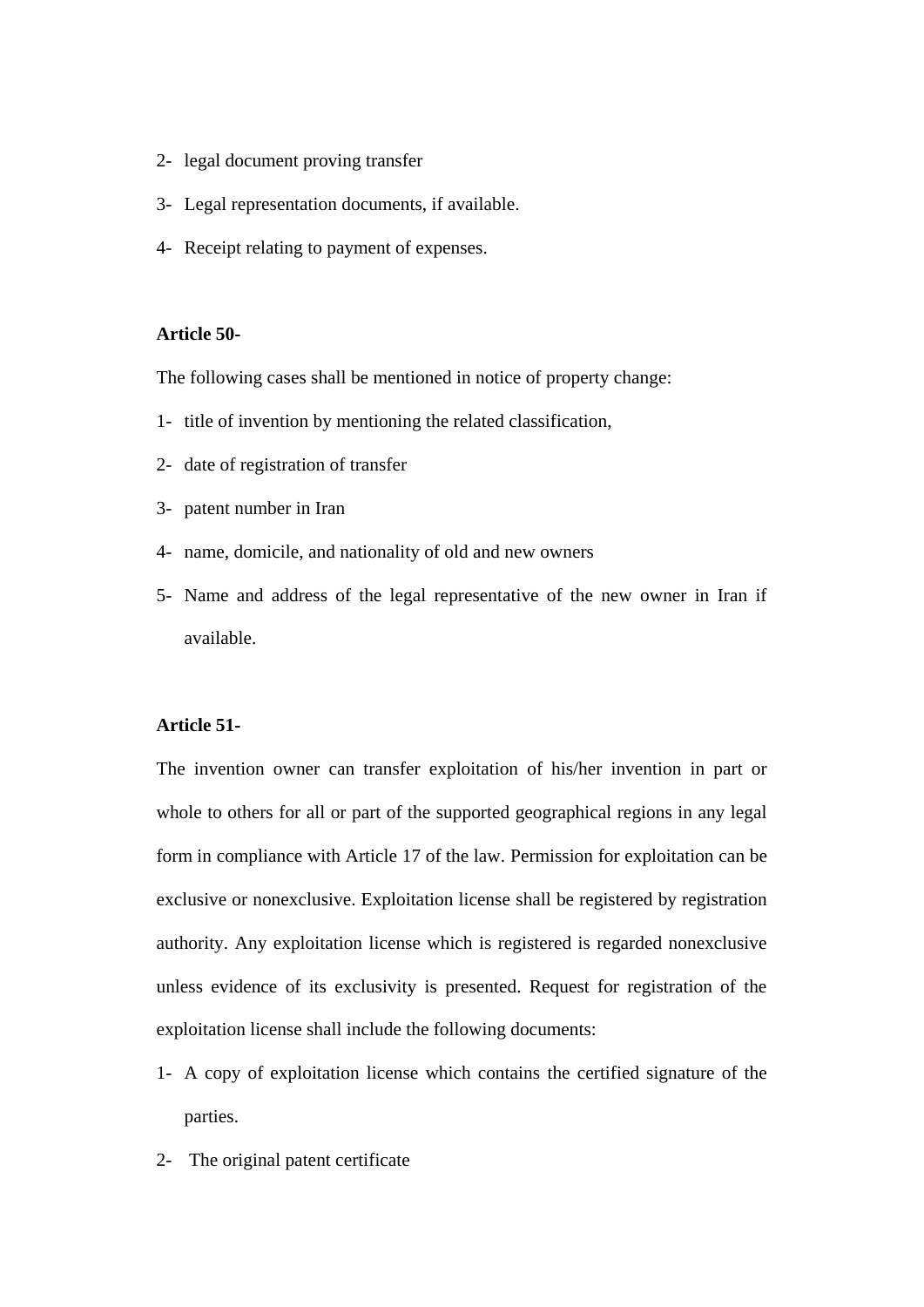2- legal document proving transfer

3- Legal representation documents, if available.

4- Receipt relating to payment of expenses.

**Article 50-**

The following cases shall be mentioned in notice of property change:

1- title of invention by mentioning the related classification,

2- date of registration of transfer

3- patent number in Iran

4- name, domicile, and nationality of old and new owners

5- Name and address of the legal representative of the new owner in Iran if available.

**Article 51-**

The invention owner can transfer exploitation of his/her invention in part or whole to others for all or part of the supported geographical regions in any legal form in compliance with Article 17 of the law. Permission for exploitation can be exclusive or nonexclusive. Exploitation license shall be registered by registration authority. Any exploitation license which is registered is regarded nonexclusive unless evidence of its exclusivity is presented. Request for registration of the exploitation license shall include the following documents:

1- A copy of exploitation license which contains the certified signature of the parties.

2- The original patent certificate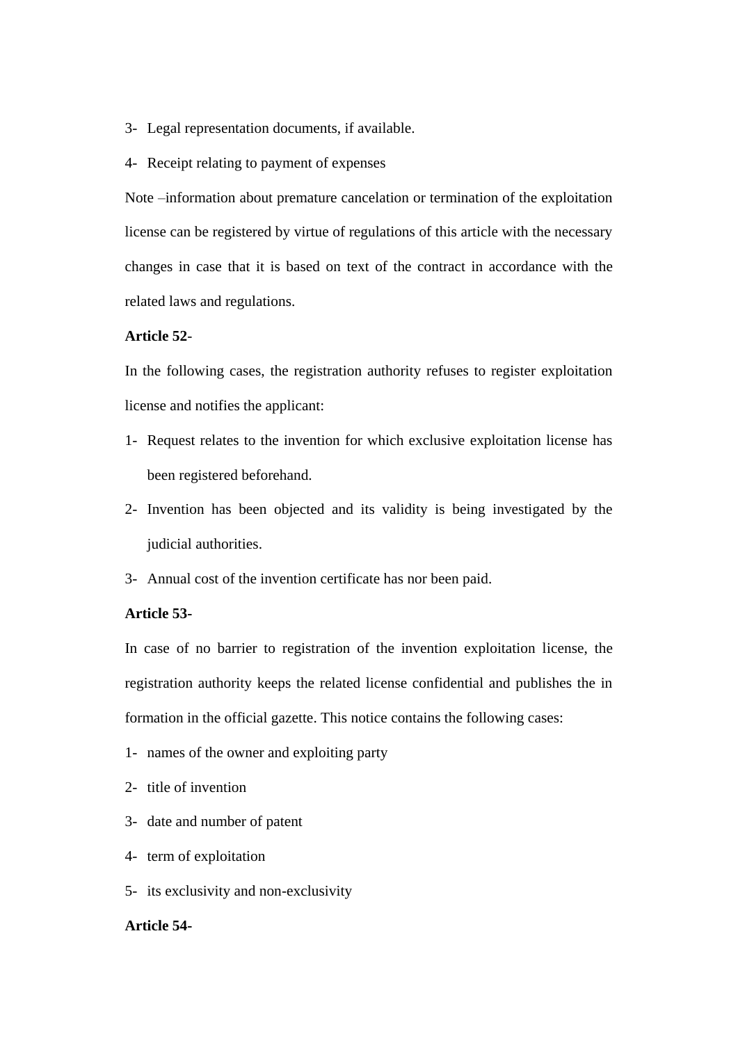3- Legal representation documents, if available.

4- Receipt relating to payment of expenses

Note –information about premature cancelation or termination of the exploitation license can be registered by virtue of regulations of this article with the necessary changes in case that it is based on text of the contract in accordance with the related laws and regulations.

**Article 52**-

In the following cases, the registration authority refuses to register exploitation license and notifies the applicant:

1- Request relates to the invention for which exclusive exploitation license has been registered beforehand.

2- Invention has been objected and its validity is being investigated by the judicial authorities.

3- Annual cost of the invention certificate has nor been paid.

**Article 53-**

In case of no barrier to registration of the invention exploitation license, the registration authority keeps the related license confidential and publishes the in formation in the official gazette. This notice contains the following cases:

1- names of the owner and exploiting party

2- title of invention

3- date and number of patent

4- term of exploitation

5- its exclusivity and non-exclusivity

**Article 54-**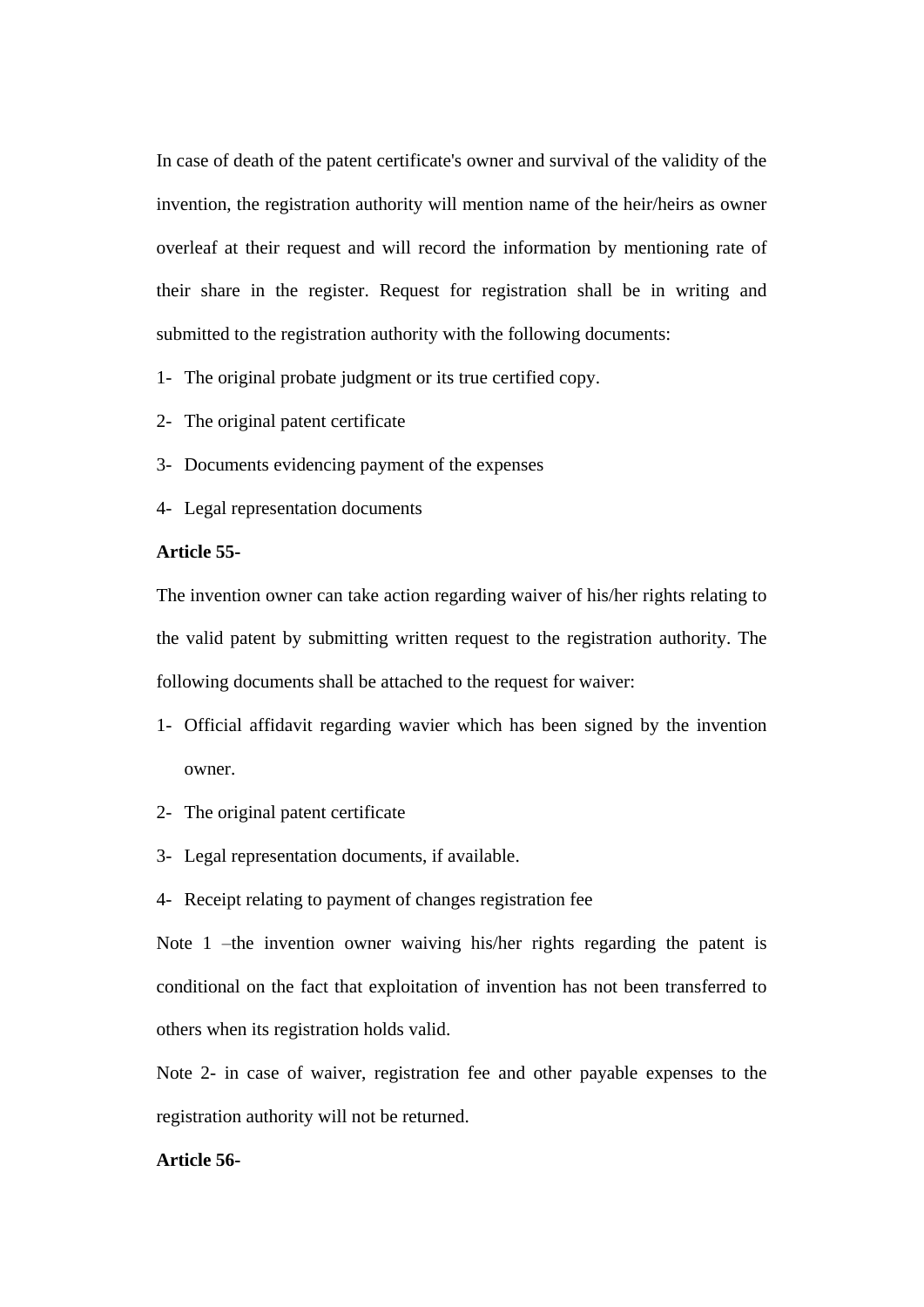In case of death of the patent certificate's owner and survival of the validity of the invention, the registration authority will mention name of the heir/heirs as owner overleaf at their request and will record the information by mentioning rate of their share in the register. Request for registration shall be in writing and submitted to the registration authority with the following documents:

1- The original probate judgment or its true certified copy.
2- The original patent certificate
3- Documents evidencing payment of the expenses
4- Legal representation documents

**Article 55-**

The invention owner can take action regarding waiver of his/her rights relating to the valid patent by submitting written request to the registration authority. The following documents shall be attached to the request for waiver:

1- Official affidavit regarding wavier which has been signed by the invention owner.
2- The original patent certificate
3- Legal representation documents, if available.
4- Receipt relating to payment of changes registration fee

Note 1 –the invention owner waiving his/her rights regarding the patent is conditional on the fact that exploitation of invention has not been transferred to others when its registration holds valid.

Note 2- in case of waiver, registration fee and other payable expenses to the registration authority will not be returned.

**Article 56-**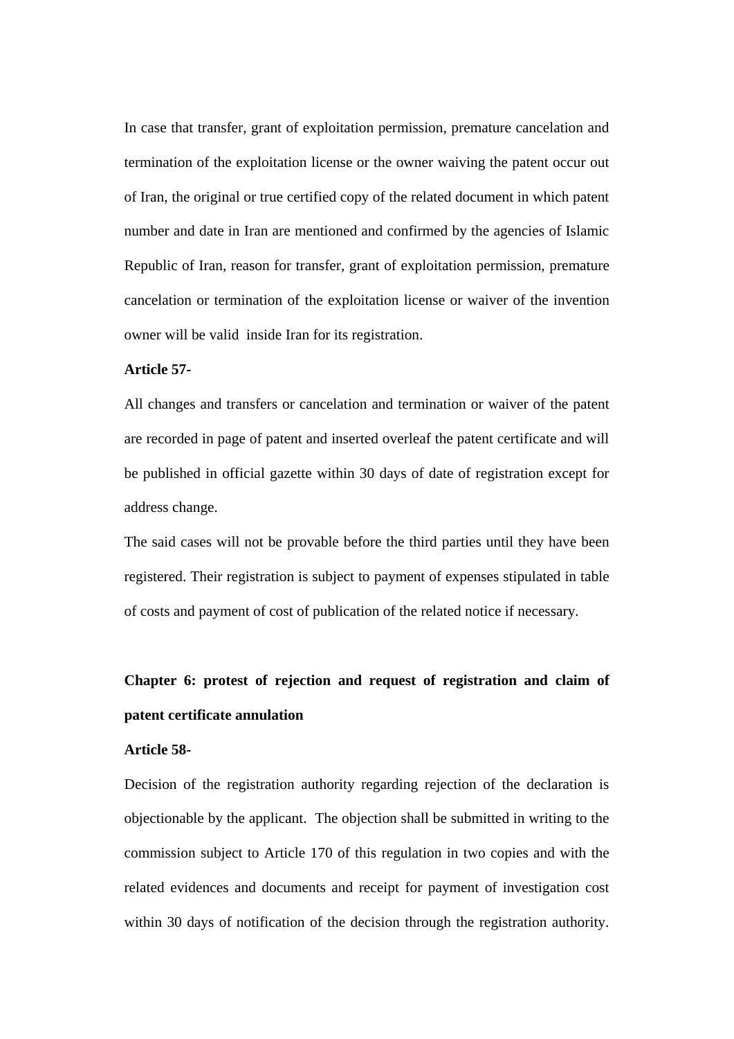In case that transfer, grant of exploitation permission, premature cancelation and termination of the exploitation license or the owner waiving the patent occur out of Iran, the original or true certified copy of the related document in which patent number and date in Iran are mentioned and confirmed by the agencies of Islamic Republic of Iran, reason for transfer, grant of exploitation permission, premature cancelation or termination of the exploitation license or waiver of the invention owner will be valid inside Iran for its registration.

**Article 57-**

All changes and transfers or cancelation and termination or waiver of the patent are recorded in page of patent and inserted overleaf the patent certificate and will be published in official gazette within 30 days of date of registration except for address change.

The said cases will not be provable before the third parties until they have been registered. Their registration is subject to payment of expenses stipulated in table of costs and payment of cost of publication of the related notice if necessary.

## Chapter 6: protest of rejection and request of registration and claim of patent certificate annulation

**Article 58-**

Decision of the registration authority regarding rejection of the declaration is objectionable by the applicant. The objection shall be submitted in writing to the commission subject to Article 170 of this regulation in two copies and with the related evidences and documents and receipt for payment of investigation cost within 30 days of notification of the decision through the registration authority.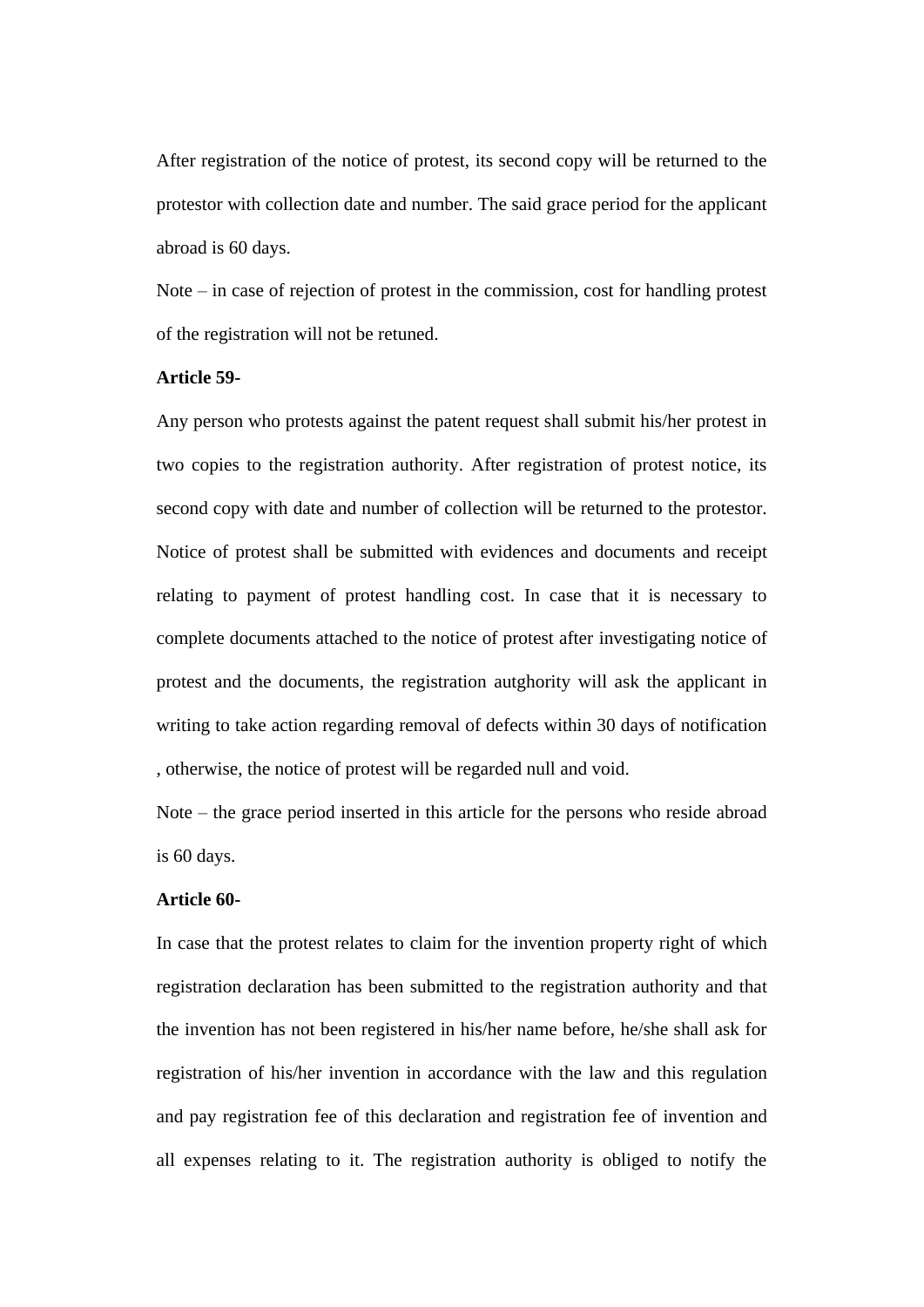After registration of the notice of protest, its second copy will be returned to the protestor with collection date and number. The said grace period for the applicant abroad is 60 days.

Note – in case of rejection of protest in the commission, cost for handling protest of the registration will not be retuned.

**Article 59-**

Any person who protests against the patent request shall submit his/her protest in two copies to the registration authority. After registration of protest notice, its second copy with date and number of collection will be returned to the protestor. Notice of protest shall be submitted with evidences and documents and receipt relating to payment of protest handling cost. In case that it is necessary to complete documents attached to the notice of protest after investigating notice of protest and the documents, the registration autghority will ask the applicant in writing to take action regarding removal of defects within 30 days of notification , otherwise, the notice of protest will be regarded null and void.

Note – the grace period inserted in this article for the persons who reside abroad is 60 days.

**Article 60-**

In case that the protest relates to claim for the invention property right of which registration declaration has been submitted to the registration authority and that the invention has not been registered in his/her name before, he/she shall ask for registration of his/her invention in accordance with the law and this regulation and pay registration fee of this declaration and registration fee of invention and all expenses relating to it. The registration authority is obliged to notify the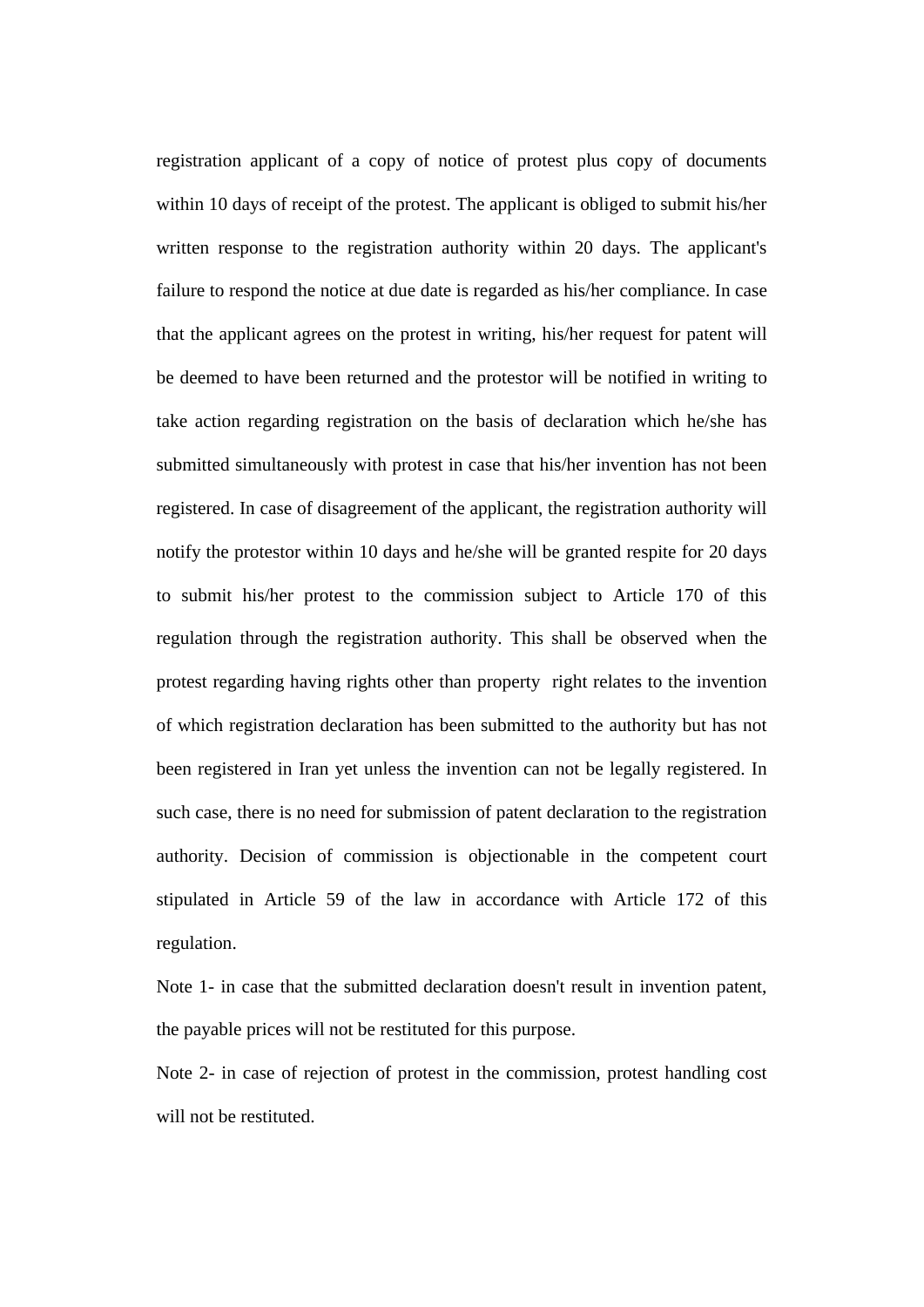registration applicant of a copy of notice of protest plus copy of documents within 10 days of receipt of the protest. The applicant is obliged to submit his/her written response to the registration authority within 20 days. The applicant's failure to respond the notice at due date is regarded as his/her compliance. In case that the applicant agrees on the protest in writing, his/her request for patent will be deemed to have been returned and the protestor will be notified in writing to take action regarding registration on the basis of declaration which he/she has submitted simultaneously with protest in case that his/her invention has not been registered. In case of disagreement of the applicant, the registration authority will notify the protestor within 10 days and he/she will be granted respite for 20 days to submit his/her protest to the commission subject to Article 170 of this regulation through the registration authority. This shall be observed when the protest regarding having rights other than property right relates to the invention of which registration declaration has been submitted to the authority but has not been registered in Iran yet unless the invention can not be legally registered. In such case, there is no need for submission of patent declaration to the registration authority. Decision of commission is objectionable in the competent court stipulated in Article 59 of the law in accordance with Article 172 of this regulation.

Note 1- in case that the submitted declaration doesn't result in invention patent, the payable prices will not be restituted for this purpose.

Note 2- in case of rejection of protest in the commission, protest handling cost will not be restituted.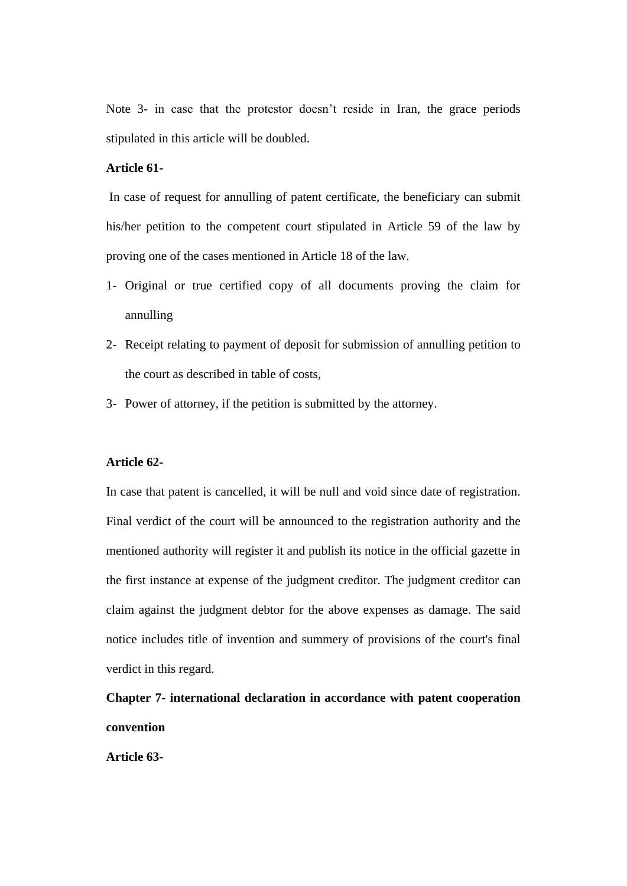Note 3- in case that the protestor doesn’t reside in Iran, the grace periods stipulated in this article will be doubled.

**Article 61-**

In case of request for annulling of patent certificate, the beneficiary can submit his/her petition to the competent court stipulated in Article 59 of the law by proving one of the cases mentioned in Article 18 of the law.

1- Original or true certified copy of all documents proving the claim for annulling
2- Receipt relating to payment of deposit for submission of annulling petition to the court as described in table of costs,
3- Power of attorney, if the petition is submitted by the attorney.

**Article 62-**

In case that patent is cancelled, it will be null and void since date of registration. Final verdict of the court will be announced to the registration authority and the mentioned authority will register it and publish its notice in the official gazette in the first instance at expense of the judgment creditor. The judgment creditor can claim against the judgment debtor for the above expenses as damage. The said notice includes title of invention and summery of provisions of the court's final verdict in this regard.

**Chapter 7- international declaration in accordance with patent cooperation convention**

**Article 63-**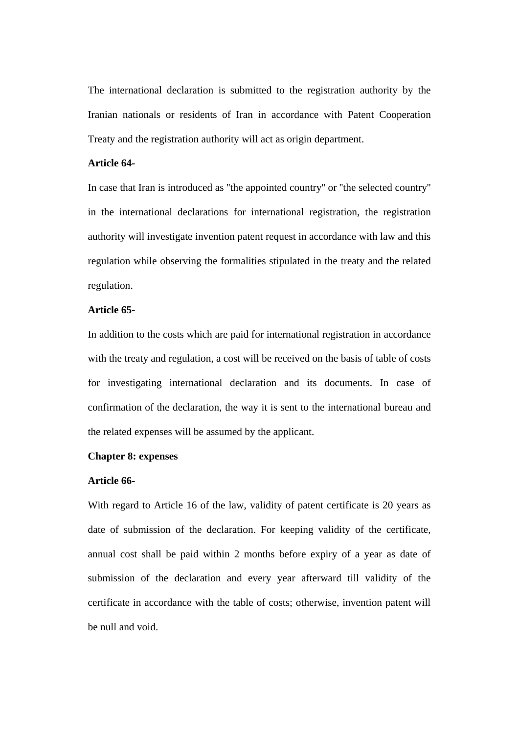The international declaration is submitted to the registration authority by the Iranian nationals or residents of Iran in accordance with Patent Cooperation Treaty and the registration authority will act as origin department.

**Article 64-**

In case that Iran is introduced as "the appointed country" or "the selected country" in the international declarations for international registration, the registration authority will investigate invention patent request in accordance with law and this regulation while observing the formalities stipulated in the treaty and the related regulation.

**Article 65-**

In addition to the costs which are paid for international registration in accordance with the treaty and regulation, a cost will be received on the basis of table of costs for investigating international declaration and its documents. In case of confirmation of the declaration, the way it is sent to the international bureau and the related expenses will be assumed by the applicant.

**Chapter 8: expenses**

**Article 66-**

With regard to Article 16 of the law, validity of patent certificate is 20 years as date of submission of the declaration. For keeping validity of the certificate, annual cost shall be paid within 2 months before expiry of a year as date of submission of the declaration and every year afterward till validity of the certificate in accordance with the table of costs; otherwise, invention patent will be null and void.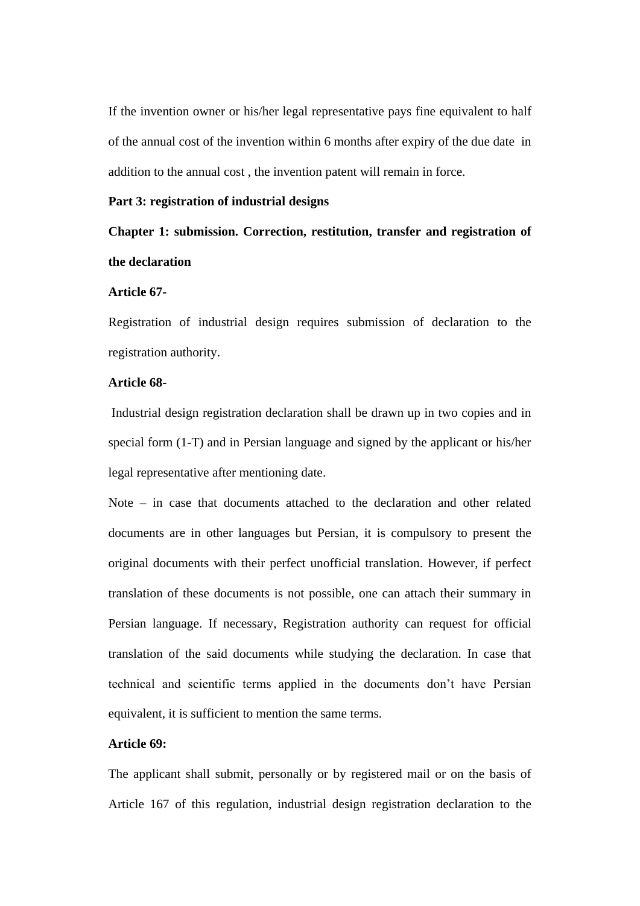If the invention owner or his/her legal representative pays fine equivalent to half of the annual cost of the invention within 6 months after expiry of the due date in addition to the annual cost , the invention patent will remain in force.

**Part 3: registration of industrial designs**

**Chapter 1: submission. Correction, restitution, transfer and registration of the declaration**

**Article 67-**

Registration of industrial design requires submission of declaration to the registration authority.

**Article 68-**

Industrial design registration declaration shall be drawn up in two copies and in special form (1-T) and in Persian language and signed by the applicant or his/her legal representative after mentioning date.

Note – in case that documents attached to the declaration and other related documents are in other languages but Persian, it is compulsory to present the original documents with their perfect unofficial translation. However, if perfect translation of these documents is not possible, one can attach their summary in Persian language. If necessary, Registration authority can request for official translation of the said documents while studying the declaration. In case that technical and scientific terms applied in the documents don't have Persian equivalent, it is sufficient to mention the same terms.

**Article 69:**

The applicant shall submit, personally or by registered mail or on the basis of Article 167 of this regulation, industrial design registration declaration to the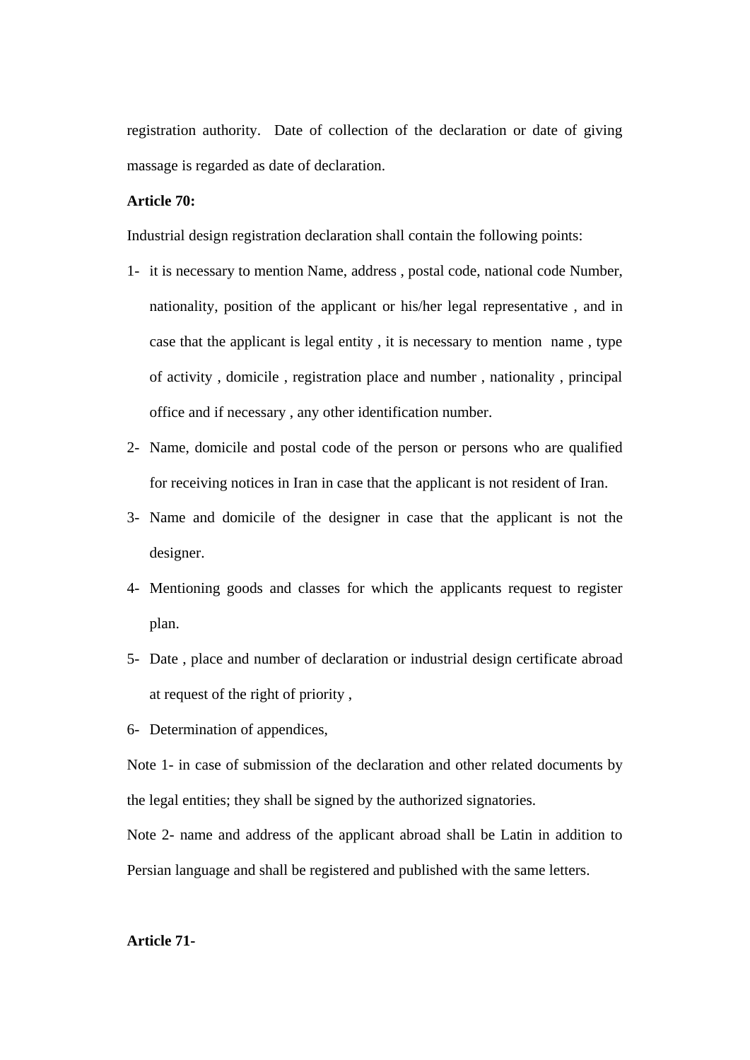registration authority. Date of collection of the declaration or date of giving massage is regarded as date of declaration.

**Article 70:**

Industrial design registration declaration shall contain the following points:

1- it is necessary to mention Name, address , postal code, national code Number, nationality, position of the applicant or his/her legal representative , and in case that the applicant is legal entity , it is necessary to mention name , type of activity , domicile , registration place and number , nationality , principal office and if necessary , any other identification number.
2- Name, domicile and postal code of the person or persons who are qualified for receiving notices in Iran in case that the applicant is not resident of Iran.
3- Name and domicile of the designer in case that the applicant is not the designer.
4- Mentioning goods and classes for which the applicants request to register plan.
5- Date , place and number of declaration or industrial design certificate abroad at request of the right of priority ,
6- Determination of appendices,

Note 1- in case of submission of the declaration and other related documents by the legal entities; they shall be signed by the authorized signatories.

Note 2- name and address of the applicant abroad shall be Latin in addition to Persian language and shall be registered and published with the same letters.

**Article 71-**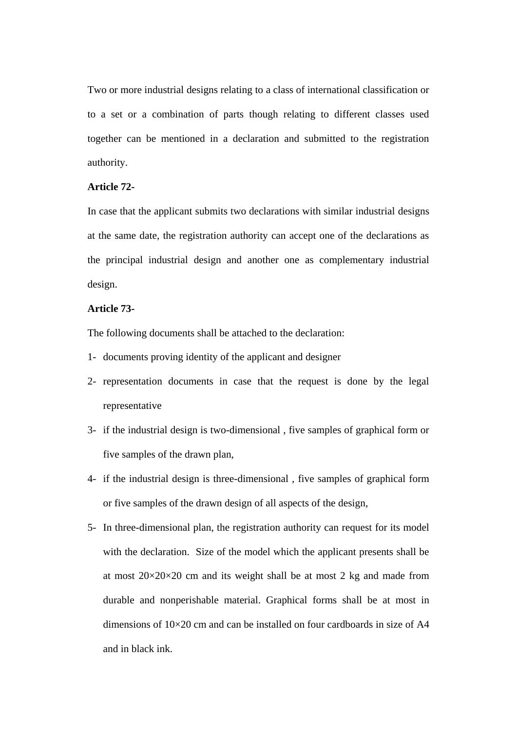Two or more industrial designs relating to a class of international classification or to a set or a combination of parts though relating to different classes used together can be mentioned in a declaration and submitted to the registration authority.

**Article 72-**

In case that the applicant submits two declarations with similar industrial designs at the same date, the registration authority can accept one of the declarations as the principal industrial design and another one as complementary industrial design.

**Article 73-**

The following documents shall be attached to the declaration:

1- documents proving identity of the applicant and designer
2- representation documents in case that the request is done by the legal representative
3- if the industrial design is two-dimensional , five samples of graphical form or five samples of the drawn plan,
4- if the industrial design is three-dimensional , five samples of graphical form or five samples of the drawn design of all aspects of the design,
5- In three-dimensional plan, the registration authority can request for its model with the declaration. Size of the model which the applicant presents shall be at most 20×20×20 cm and its weight shall be at most 2 kg and made from durable and nonperishable material. Graphical forms shall be at most in dimensions of 10×20 cm and can be installed on four cardboards in size of A4 and in black ink.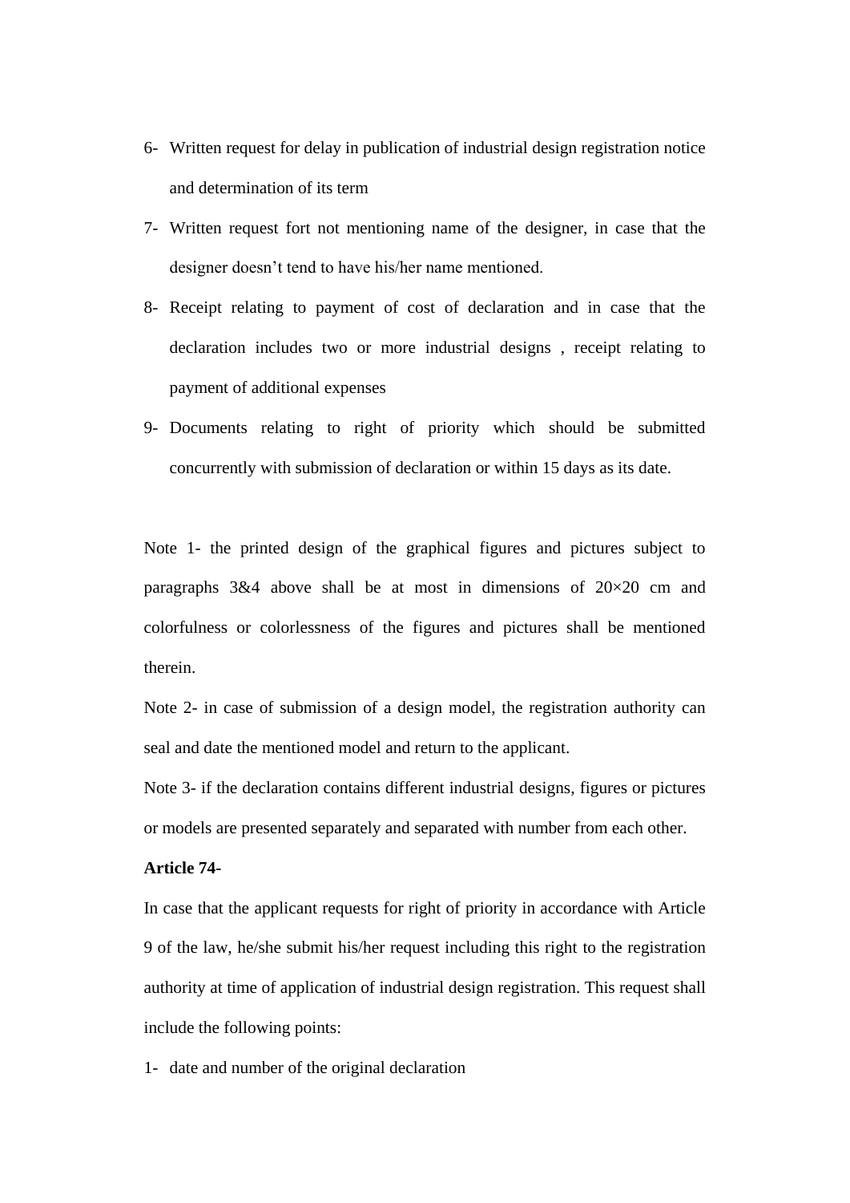6- Written request for delay in publication of industrial design registration notice and determination of its term

7- Written request fort not mentioning name of the designer, in case that the designer doesn't tend to have his/her name mentioned.

8- Receipt relating to payment of cost of declaration and in case that the declaration includes two or more industrial designs , receipt relating to payment of additional expenses

9- Documents relating to right of priority which should be submitted concurrently with submission of declaration or within 15 days as its date.

Note 1- the printed design of the graphical figures and pictures subject to paragraphs 3&4 above shall be at most in dimensions of 20×20 cm and colorfulness or colorlessness of the figures and pictures shall be mentioned therein.

Note 2- in case of submission of a design model, the registration authority can seal and date the mentioned model and return to the applicant.

Note 3- if the declaration contains different industrial designs, figures or pictures or models are presented separately and separated with number from each other.

**Article 74-**

In case that the applicant requests for right of priority in accordance with Article 9 of the law, he/she submit his/her request including this right to the registration authority at time of application of industrial design registration. This request shall include the following points:

1- date and number of the original declaration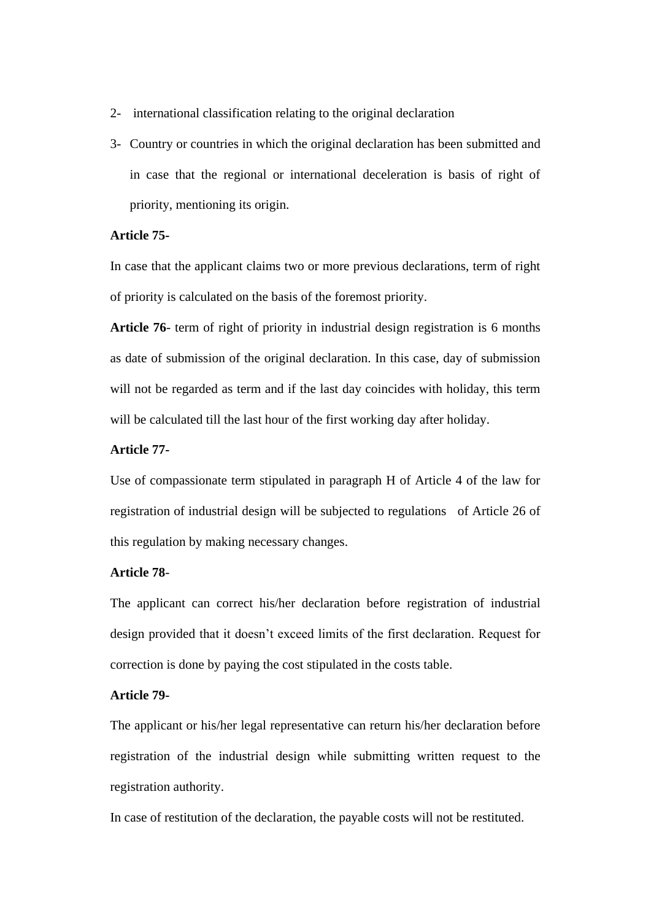2- international classification relating to the original declaration

3- Country or countries in which the original declaration has been submitted and in case that the regional or international deceleration is basis of right of priority, mentioning its origin.

**Article 75-**

In case that the applicant claims two or more previous declarations, term of right of priority is calculated on the basis of the foremost priority.

**Article 76**- term of right of priority in industrial design registration is 6 months as date of submission of the original declaration. In this case, day of submission will not be regarded as term and if the last day coincides with holiday, this term will be calculated till the last hour of the first working day after holiday.

**Article 77-**

Use of compassionate term stipulated in paragraph H of Article 4 of the law for registration of industrial design will be subjected to regulations of Article 26 of this regulation by making necessary changes.

**Article 78**-

The applicant can correct his/her declaration before registration of industrial design provided that it doesn't exceed limits of the first declaration. Request for correction is done by paying the cost stipulated in the costs table.

**Article 79-**

The applicant or his/her legal representative can return his/her declaration before registration of the industrial design while submitting written request to the registration authority.

In case of restitution of the declaration, the payable costs will not be restituted.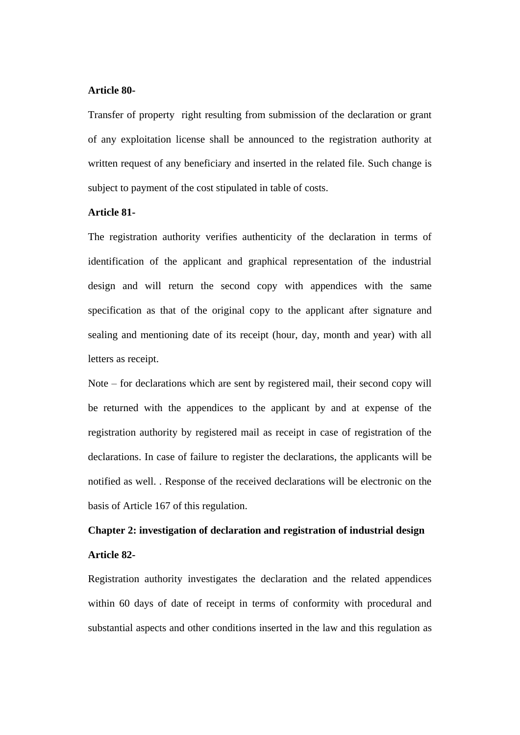**Article 80-**

Transfer of property right resulting from submission of the declaration or grant of any exploitation license shall be announced to the registration authority at written request of any beneficiary and inserted in the related file. Such change is subject to payment of the cost stipulated in table of costs.

**Article 81-**

The registration authority verifies authenticity of the declaration in terms of identification of the applicant and graphical representation of the industrial design and will return the second copy with appendices with the same specification as that of the original copy to the applicant after signature and sealing and mentioning date of its receipt (hour, day, month and year) with all letters as receipt.

Note – for declarations which are sent by registered mail, their second copy will be returned with the appendices to the applicant by and at expense of the registration authority by registered mail as receipt in case of registration of the declarations. In case of failure to register the declarations, the applicants will be notified as well. . Response of the received declarations will be electronic on the basis of Article 167 of this regulation.

## Chapter 2: investigation of declaration and registration of industrial design

**Article 82-**

Registration authority investigates the declaration and the related appendices within 60 days of date of receipt in terms of conformity with procedural and substantial aspects and other conditions inserted in the law and this regulation as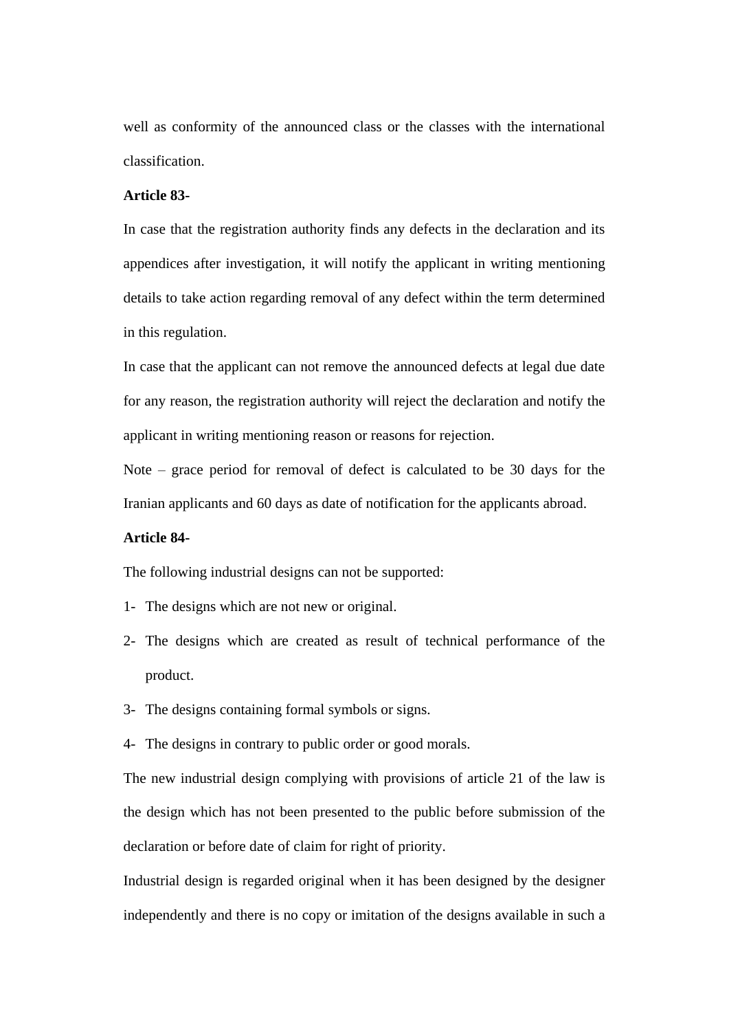well as conformity of the announced class or the classes with the international classification.

**Article 83-**

In case that the registration authority finds any defects in the declaration and its appendices after investigation, it will notify the applicant in writing mentioning details to take action regarding removal of any defect within the term determined in this regulation.

In case that the applicant can not remove the announced defects at legal due date for any reason, the registration authority will reject the declaration and notify the applicant in writing mentioning reason or reasons for rejection.

Note – grace period for removal of defect is calculated to be 30 days for the Iranian applicants and 60 days as date of notification for the applicants abroad.

**Article 84-**

The following industrial designs can not be supported:

1- The designs which are not new or original.
2- The designs which are created as result of technical performance of the product.
3- The designs containing formal symbols or signs.
4- The designs in contrary to public order or good morals.

The new industrial design complying with provisions of article 21 of the law is the design which has not been presented to the public before submission of the declaration or before date of claim for right of priority.

Industrial design is regarded original when it has been designed by the designer independently and there is no copy or imitation of the designs available in such a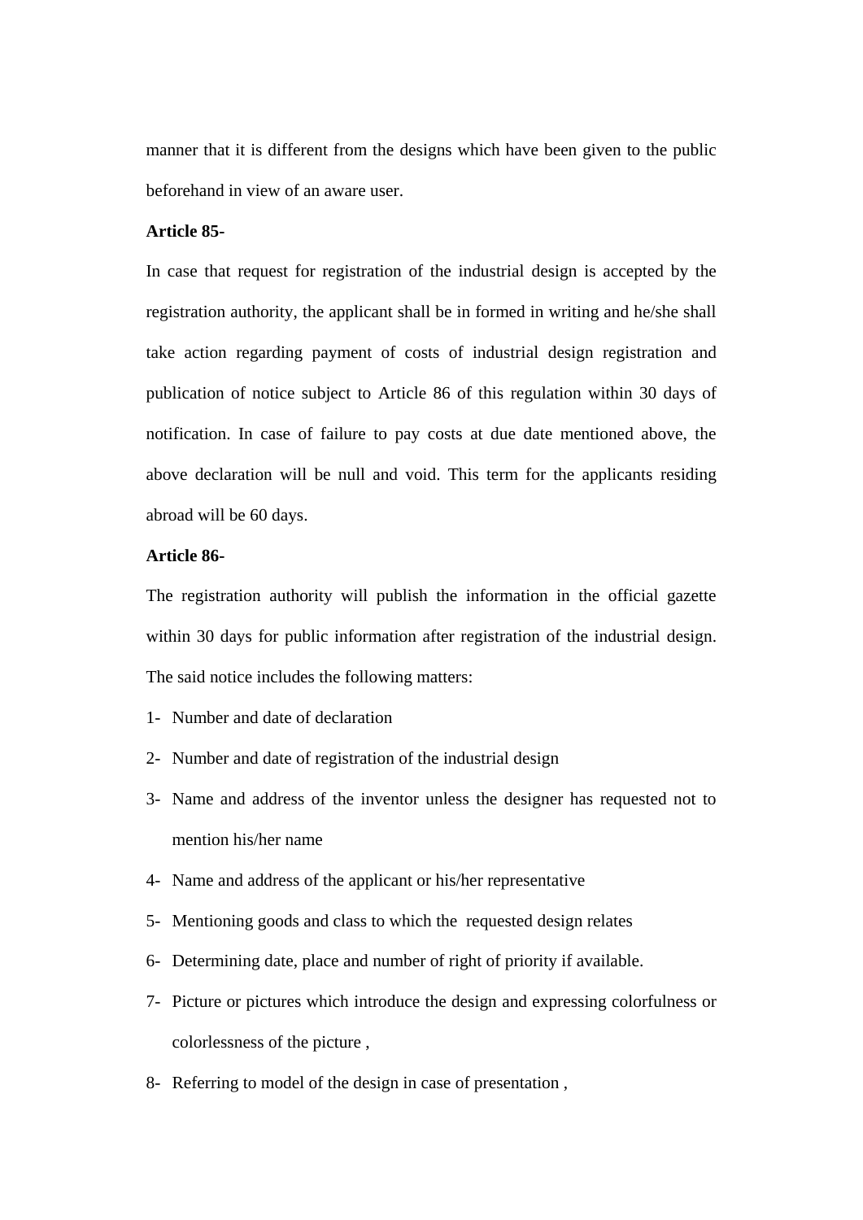manner that it is different from the designs which have been given to the public beforehand in view of an aware user.

**Article 85-**

In case that request for registration of the industrial design is accepted by the registration authority, the applicant shall be in formed in writing and he/she shall take action regarding payment of costs of industrial design registration and publication of notice subject to Article 86 of this regulation within 30 days of notification. In case of failure to pay costs at due date mentioned above, the above declaration will be null and void. This term for the applicants residing abroad will be 60 days.

**Article 86-**

The registration authority will publish the information in the official gazette within 30 days for public information after registration of the industrial design. The said notice includes the following matters:

1- Number and date of declaration
2- Number and date of registration of the industrial design
3- Name and address of the inventor unless the designer has requested not to mention his/her name
4- Name and address of the applicant or his/her representative
5- Mentioning goods and class to which the requested design relates
6- Determining date, place and number of right of priority if available.
7- Picture or pictures which introduce the design and expressing colorfulness or colorlessness of the picture ,
8- Referring to model of the design in case of presentation ,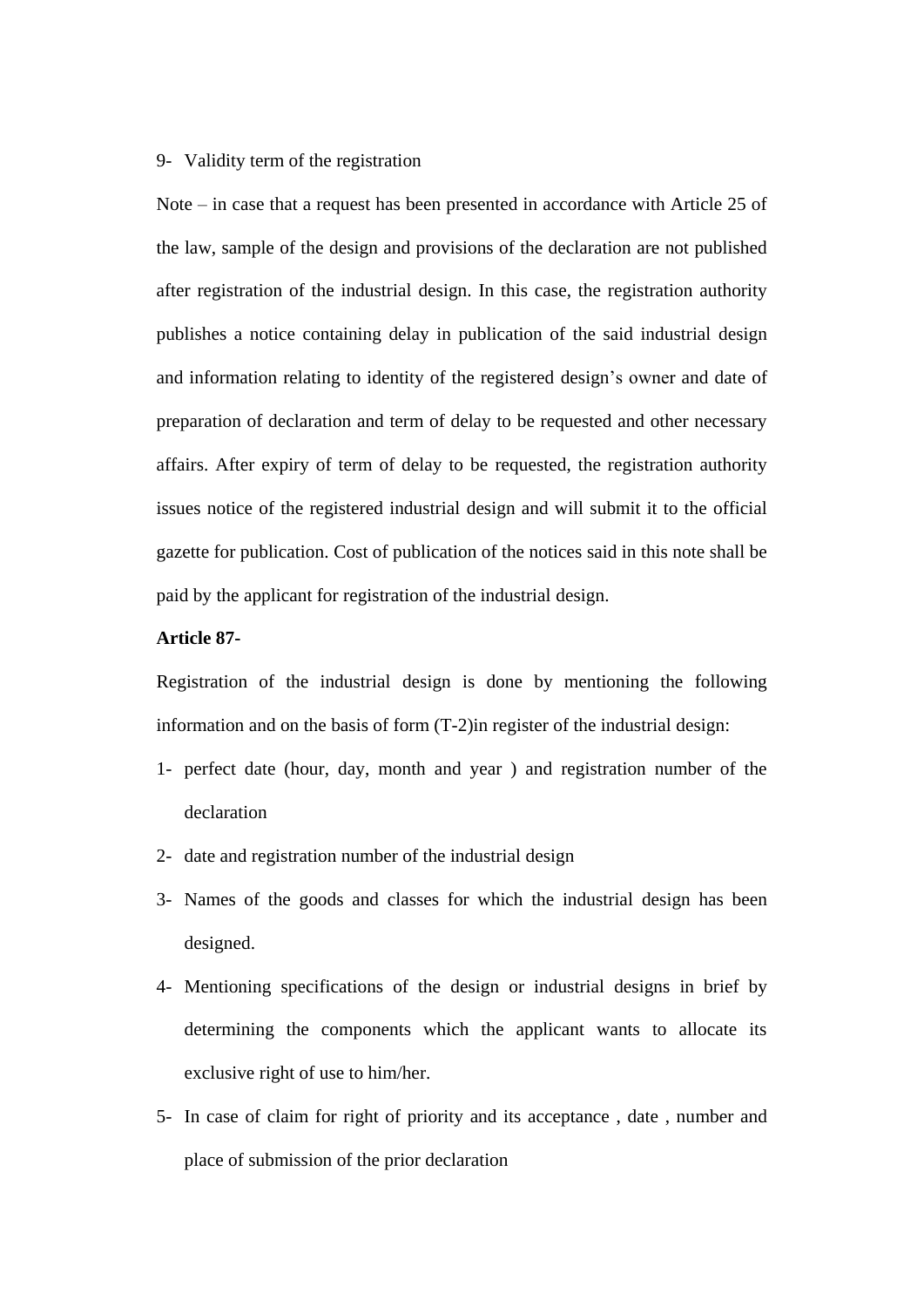9- Validity term of the registration

Note – in case that a request has been presented in accordance with Article 25 of the law, sample of the design and provisions of the declaration are not published after registration of the industrial design. In this case, the registration authority publishes a notice containing delay in publication of the said industrial design and information relating to identity of the registered design's owner and date of preparation of declaration and term of delay to be requested and other necessary affairs. After expiry of term of delay to be requested, the registration authority issues notice of the registered industrial design and will submit it to the official gazette for publication. Cost of publication of the notices said in this note shall be paid by the applicant for registration of the industrial design.

**Article 87-**

Registration of the industrial design is done by mentioning the following information and on the basis of form (T-2)in register of the industrial design:

1- perfect date (hour, day, month and year ) and registration number of the declaration
2- date and registration number of the industrial design
3- Names of the goods and classes for which the industrial design has been designed.
4- Mentioning specifications of the design or industrial designs in brief by determining the components which the applicant wants to allocate its exclusive right of use to him/her.
5- In case of claim for right of priority and its acceptance , date , number and place of submission of the prior declaration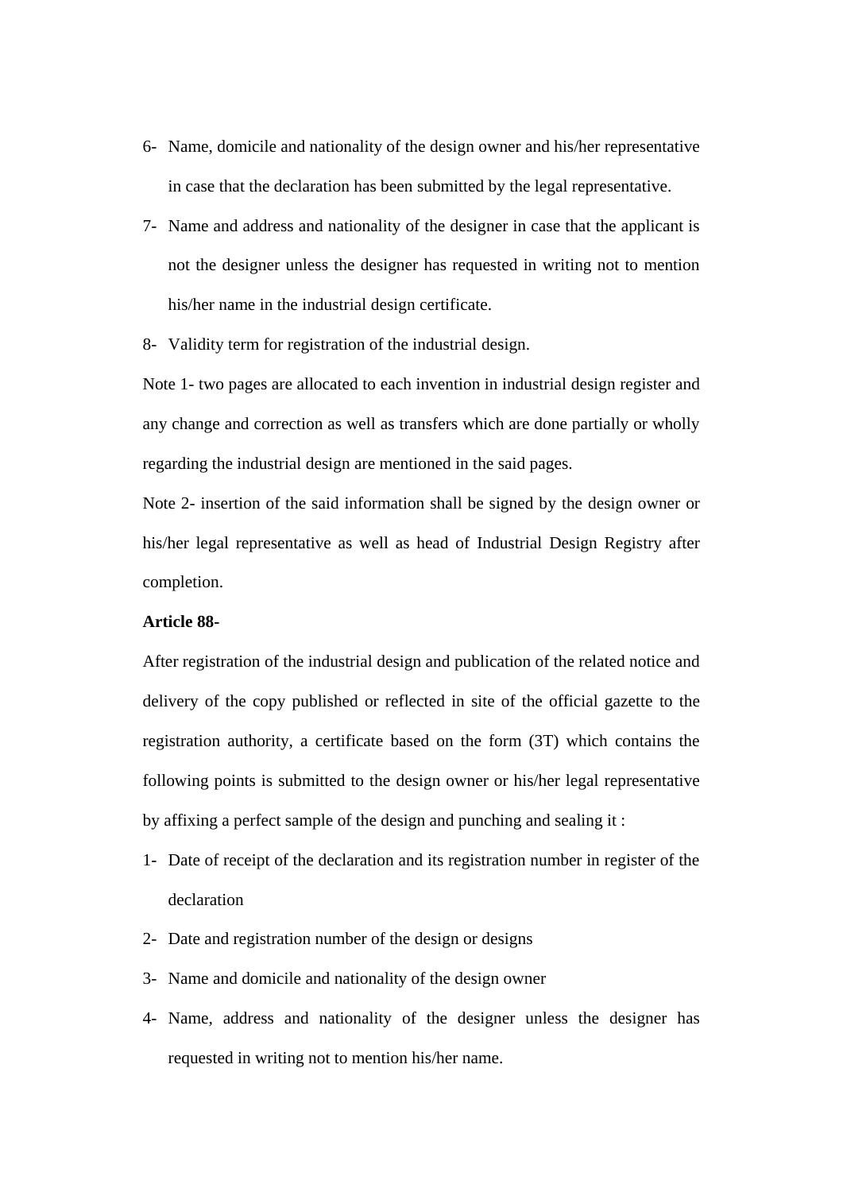6- Name, domicile and nationality of the design owner and his/her representative in case that the declaration has been submitted by the legal representative.

7- Name and address and nationality of the designer in case that the applicant is not the designer unless the designer has requested in writing not to mention his/her name in the industrial design certificate.

8- Validity term for registration of the industrial design.

Note 1- two pages are allocated to each invention in industrial design register and any change and correction as well as transfers which are done partially or wholly regarding the industrial design are mentioned in the said pages.

Note 2- insertion of the said information shall be signed by the design owner or his/her legal representative as well as head of Industrial Design Registry after completion.

**Article 88-**

After registration of the industrial design and publication of the related notice and delivery of the copy published or reflected in site of the official gazette to the registration authority, a certificate based on the form (3T) which contains the following points is submitted to the design owner or his/her legal representative by affixing a perfect sample of the design and punching and sealing it :

1- Date of receipt of the declaration and its registration number in register of the declaration

2- Date and registration number of the design or designs

3- Name and domicile and nationality of the design owner

4- Name, address and nationality of the designer unless the designer has requested in writing not to mention his/her name.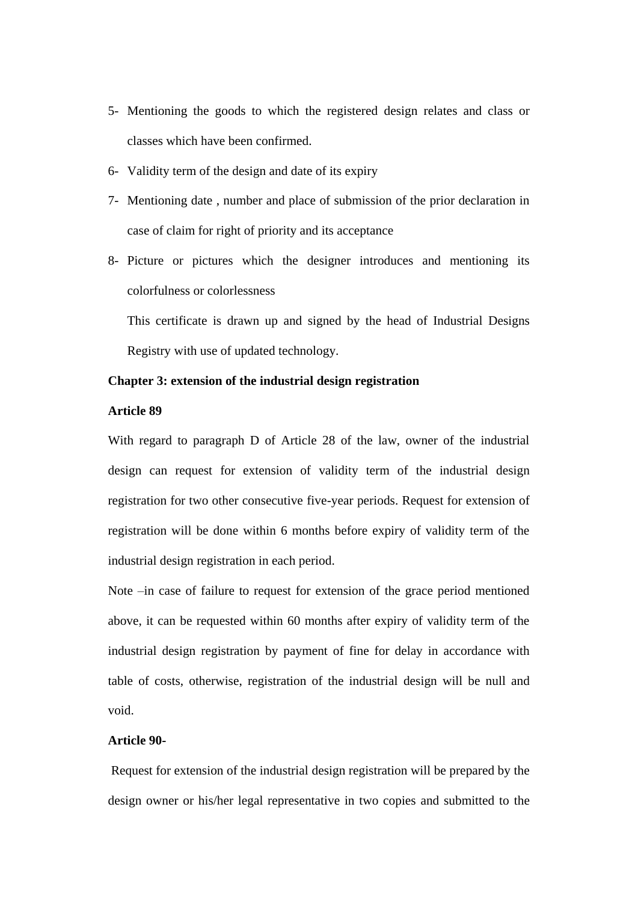5- Mentioning the goods to which the registered design relates and class or classes which have been confirmed.

6- Validity term of the design and date of its expiry

7- Mentioning date , number and place of submission of the prior declaration in case of claim for right of priority and its acceptance

8- Picture or pictures which the designer introduces and mentioning its colorfulness or colorlessness

This certificate is drawn up and signed by the head of Industrial Designs Registry with use of updated technology.

**Chapter 3: extension of the industrial design registration**

**Article 89**

With regard to paragraph D of Article 28 of the law, owner of the industrial design can request for extension of validity term of the industrial design registration for two other consecutive five-year periods. Request for extension of registration will be done within 6 months before expiry of validity term of the industrial design registration in each period.

Note –in case of failure to request for extension of the grace period mentioned above, it can be requested within 60 months after expiry of validity term of the industrial design registration by payment of fine for delay in accordance with table of costs, otherwise, registration of the industrial design will be null and void.

**Article 90-**

Request for extension of the industrial design registration will be prepared by the design owner or his/her legal representative in two copies and submitted to the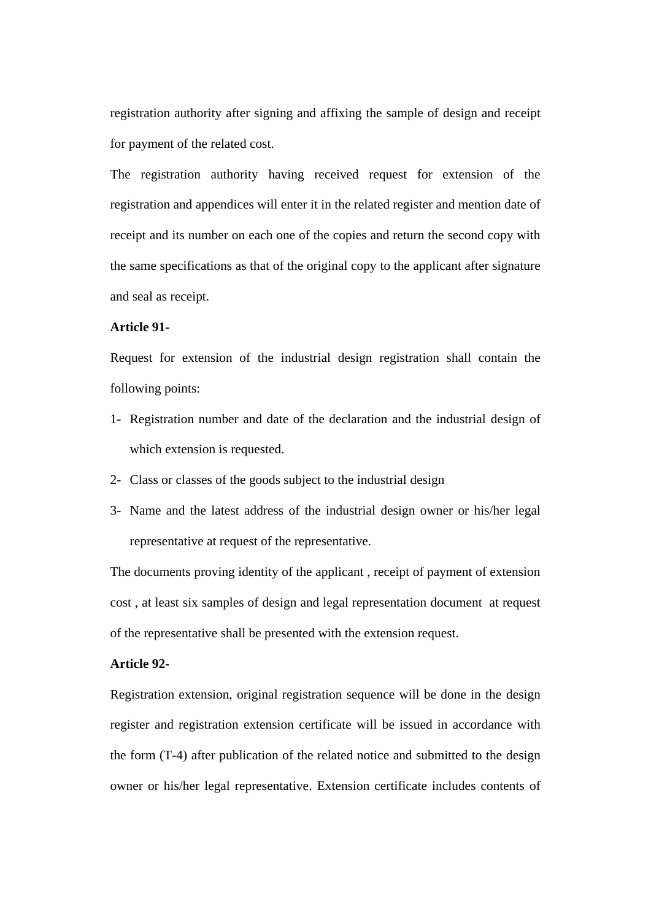registration authority after signing and affixing the sample of design and receipt for payment of the related cost.

The registration authority having received request for extension of the registration and appendices will enter it in the related register and mention date of receipt and its number on each one of the copies and return the second copy with the same specifications as that of the original copy to the applicant after signature and seal as receipt.

**Article 91-**

Request for extension of the industrial design registration shall contain the following points:

1- Registration number and date of the declaration and the industrial design of which extension is requested.
2- Class or classes of the goods subject to the industrial design
3- Name and the latest address of the industrial design owner or his/her legal representative at request of the representative.

The documents proving identity of the applicant , receipt of payment of extension cost , at least six samples of design and legal representation document at request of the representative shall be presented with the extension request.

**Article 92-**

Registration extension, original registration sequence will be done in the design register and registration extension certificate will be issued in accordance with the form (T-4) after publication of the related notice and submitted to the design owner or his/her legal representative. Extension certificate includes contents of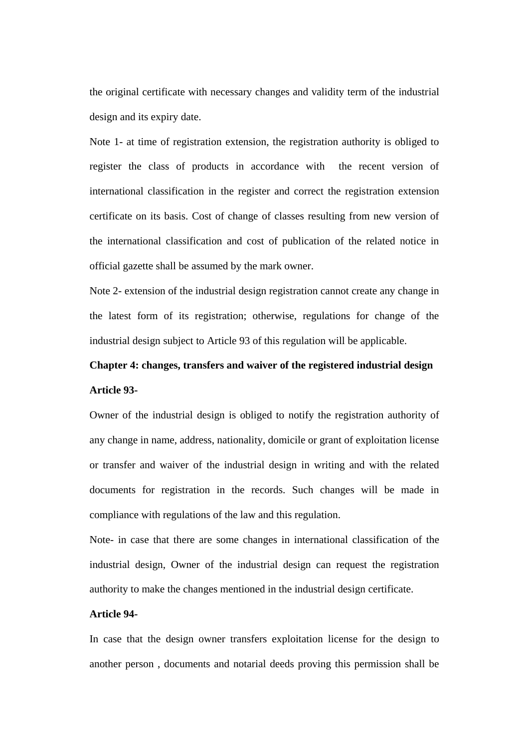the original certificate with necessary changes and validity term of the industrial design and its expiry date.

Note 1- at time of registration extension, the registration authority is obliged to register the class of products in accordance with the recent version of international classification in the register and correct the registration extension certificate on its basis. Cost of change of classes resulting from new version of the international classification and cost of publication of the related notice in official gazette shall be assumed by the mark owner.

Note 2- extension of the industrial design registration cannot create any change in the latest form of its registration; otherwise, regulations for change of the industrial design subject to Article 93 of this regulation will be applicable.

**Chapter 4: changes, transfers and waiver of the registered industrial design**

**Article 93-**

Owner of the industrial design is obliged to notify the registration authority of any change in name, address, nationality, domicile or grant of exploitation license or transfer and waiver of the industrial design in writing and with the related documents for registration in the records. Such changes will be made in compliance with regulations of the law and this regulation.

Note- in case that there are some changes in international classification of the industrial design, Owner of the industrial design can request the registration authority to make the changes mentioned in the industrial design certificate.

**Article 94-**

In case that the design owner transfers exploitation license for the design to another person , documents and notarial deeds proving this permission shall be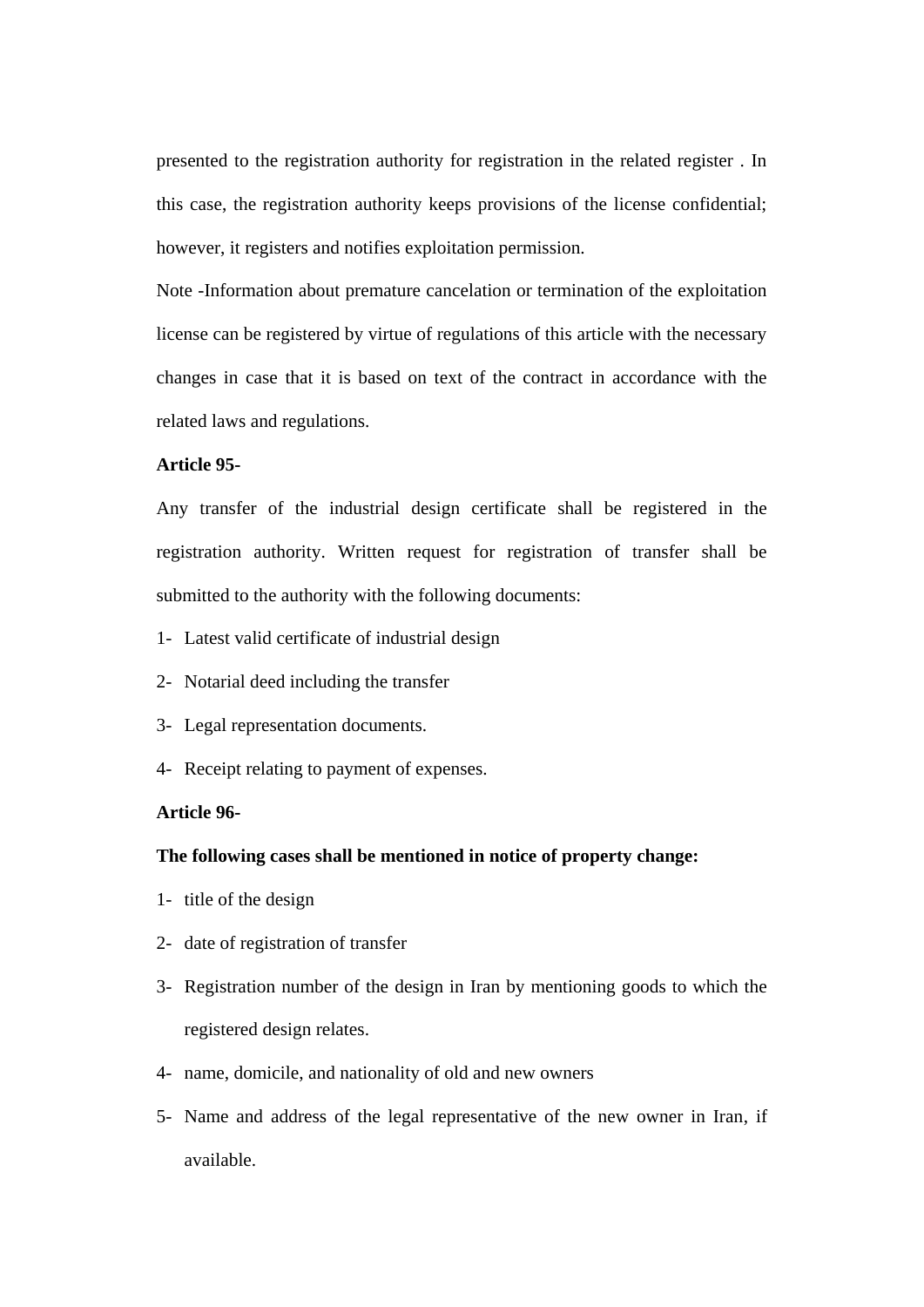presented to the registration authority for registration in the related register . In this case, the registration authority keeps provisions of the license confidential; however, it registers and notifies exploitation permission.

Note -Information about premature cancelation or termination of the exploitation license can be registered by virtue of regulations of this article with the necessary changes in case that it is based on text of the contract in accordance with the related laws and regulations.

**Article 95-**

Any transfer of the industrial design certificate shall be registered in the registration authority. Written request for registration of transfer shall be submitted to the authority with the following documents:

1- Latest valid certificate of industrial design
2- Notarial deed including the transfer
3- Legal representation documents.
4- Receipt relating to payment of expenses.

**Article 96-**

**The following cases shall be mentioned in notice of property change:**

1- title of the design
2- date of registration of transfer
3- Registration number of the design in Iran by mentioning goods to which the registered design relates.
4- name, domicile, and nationality of old and new owners
5- Name and address of the legal representative of the new owner in Iran, if available.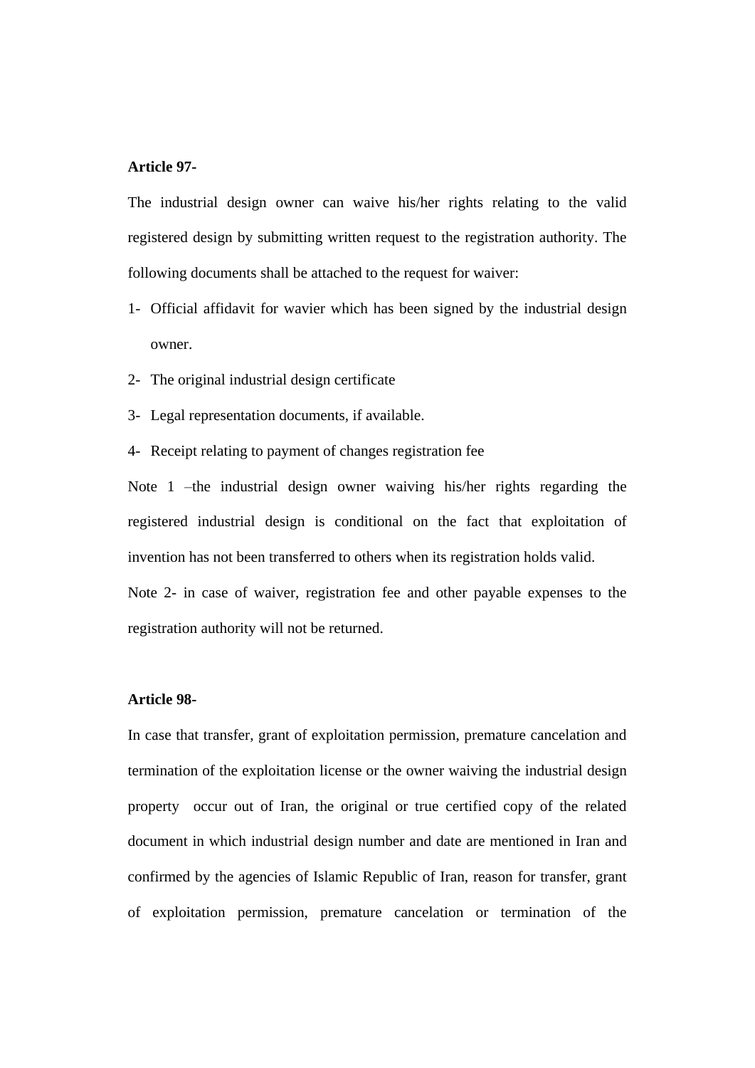**Article 97-**

The industrial design owner can waive his/her rights relating to the valid registered design by submitting written request to the registration authority. The following documents shall be attached to the request for waiver:

1- Official affidavit for wavier which has been signed by the industrial design owner.
2- The original industrial design certificate
3- Legal representation documents, if available.
4- Receipt relating to payment of changes registration fee

Note 1 –the industrial design owner waiving his/her rights regarding the registered industrial design is conditional on the fact that exploitation of invention has not been transferred to others when its registration holds valid.

Note 2- in case of waiver, registration fee and other payable expenses to the registration authority will not be returned.

**Article 98-**

In case that transfer, grant of exploitation permission, premature cancelation and termination of the exploitation license or the owner waiving the industrial design property occur out of Iran, the original or true certified copy of the related document in which industrial design number and date are mentioned in Iran and confirmed by the agencies of Islamic Republic of Iran, reason for transfer, grant of exploitation permission, premature cancelation or termination of the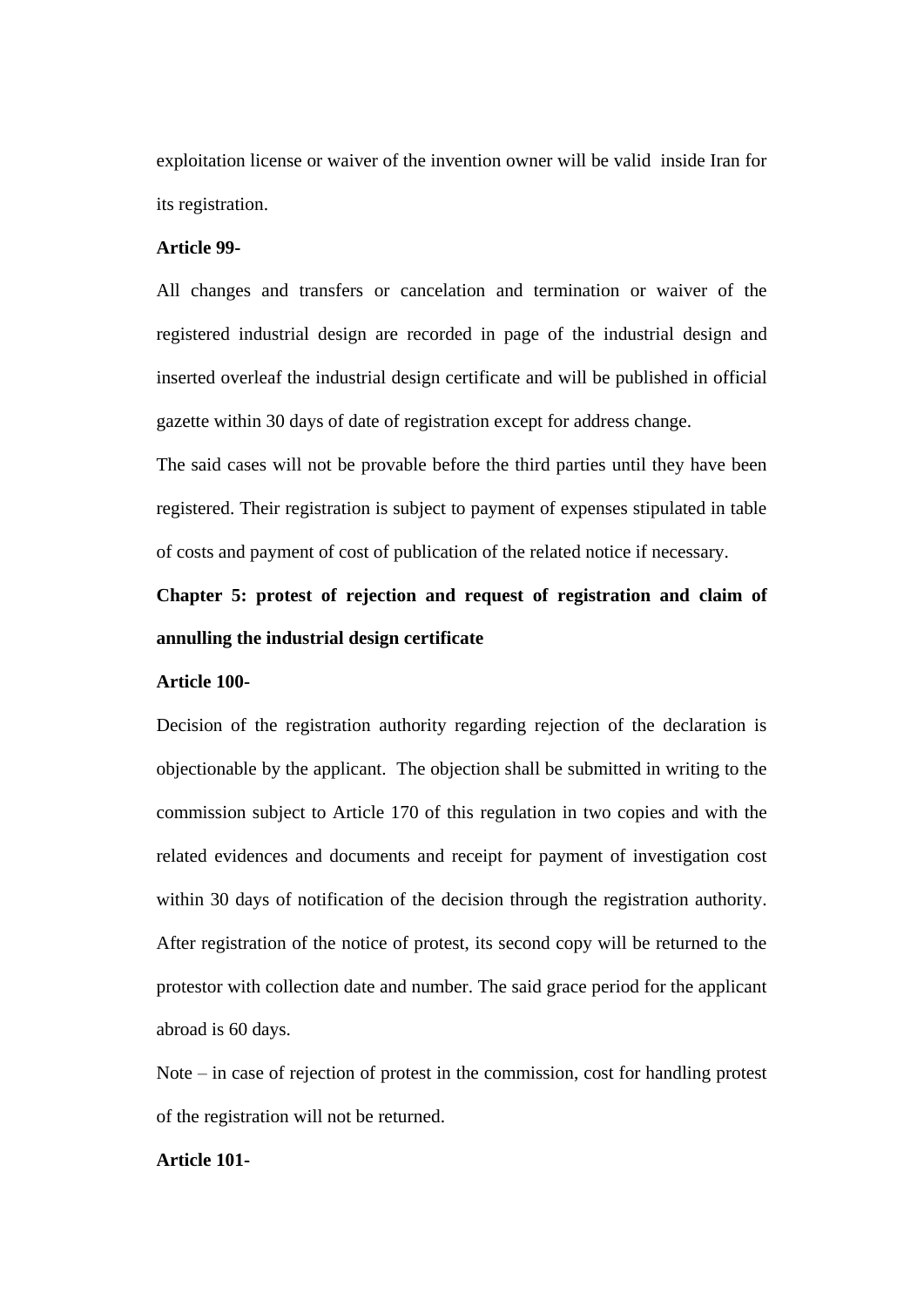exploitation license or waiver of the invention owner will be valid inside Iran for its registration.

**Article 99-**

All changes and transfers or cancelation and termination or waiver of the registered industrial design are recorded in page of the industrial design and inserted overleaf the industrial design certificate and will be published in official gazette within 30 days of date of registration except for address change.

The said cases will not be provable before the third parties until they have been registered. Their registration is subject to payment of expenses stipulated in table of costs and payment of cost of publication of the related notice if necessary.

**Chapter 5: protest of rejection and request of registration and claim of annulling the industrial design certificate**

**Article 100-**

Decision of the registration authority regarding rejection of the declaration is objectionable by the applicant. The objection shall be submitted in writing to the commission subject to Article 170 of this regulation in two copies and with the related evidences and documents and receipt for payment of investigation cost within 30 days of notification of the decision through the registration authority. After registration of the notice of protest, its second copy will be returned to the protestor with collection date and number. The said grace period for the applicant abroad is 60 days.

Note – in case of rejection of protest in the commission, cost for handling protest of the registration will not be returned.

**Article 101-**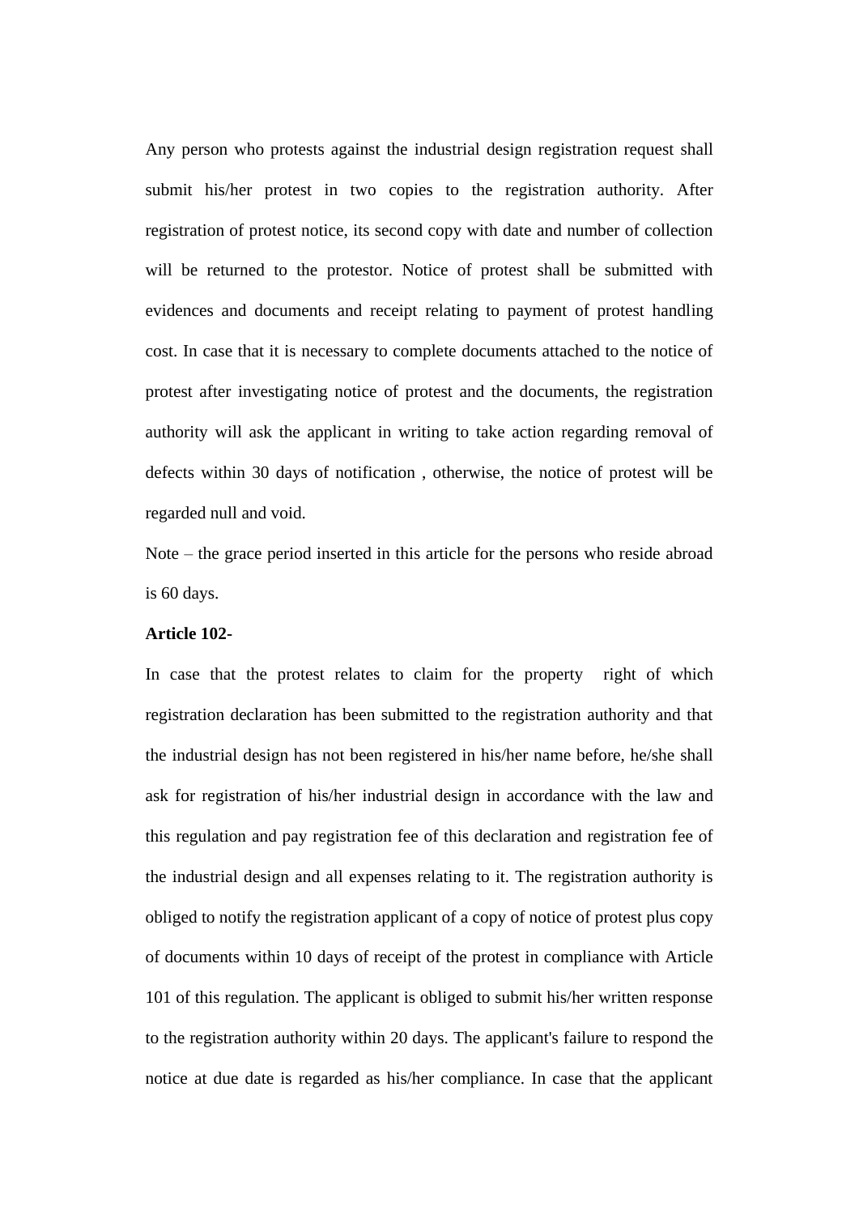Any person who protests against the industrial design registration request shall submit his/her protest in two copies to the registration authority. After registration of protest notice, its second copy with date and number of collection will be returned to the protestor. Notice of protest shall be submitted with evidences and documents and receipt relating to payment of protest handling cost. In case that it is necessary to complete documents attached to the notice of protest after investigating notice of protest and the documents, the registration authority will ask the applicant in writing to take action regarding removal of defects within 30 days of notification , otherwise, the notice of protest will be regarded null and void.

Note – the grace period inserted in this article for the persons who reside abroad is 60 days.

**Article 102-**

In case that the protest relates to claim for the property right of which registration declaration has been submitted to the registration authority and that the industrial design has not been registered in his/her name before, he/she shall ask for registration of his/her industrial design in accordance with the law and this regulation and pay registration fee of this declaration and registration fee of the industrial design and all expenses relating to it. The registration authority is obliged to notify the registration applicant of a copy of notice of protest plus copy of documents within 10 days of receipt of the protest in compliance with Article 101 of this regulation. The applicant is obliged to submit his/her written response to the registration authority within 20 days. The applicant's failure to respond the notice at due date is regarded as his/her compliance. In case that the applicant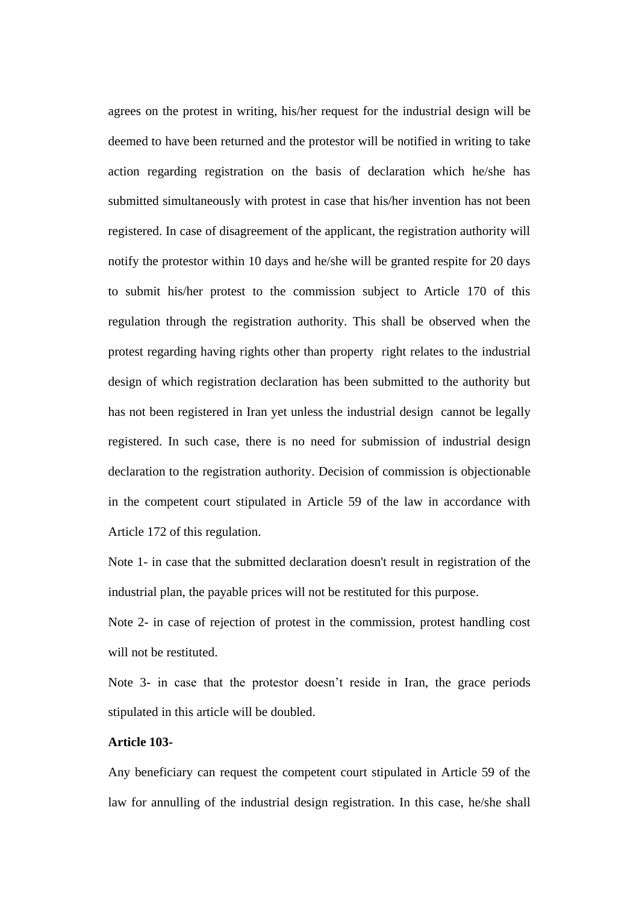agrees on the protest in writing, his/her request for the industrial design will be deemed to have been returned and the protestor will be notified in writing to take action regarding registration on the basis of declaration which he/she has submitted simultaneously with protest in case that his/her invention has not been registered. In case of disagreement of the applicant, the registration authority will notify the protestor within 10 days and he/she will be granted respite for 20 days to submit his/her protest to the commission subject to Article 170 of this regulation through the registration authority. This shall be observed when the protest regarding having rights other than property right relates to the industrial design of which registration declaration has been submitted to the authority but has not been registered in Iran yet unless the industrial design cannot be legally registered. In such case, there is no need for submission of industrial design declaration to the registration authority. Decision of commission is objectionable in the competent court stipulated in Article 59 of the law in accordance with Article 172 of this regulation.

Note 1- in case that the submitted declaration doesn't result in registration of the industrial plan, the payable prices will not be restituted for this purpose.

Note 2- in case of rejection of protest in the commission, protest handling cost will not be restituted.

Note 3- in case that the protestor doesn't reside in Iran, the grace periods stipulated in this article will be doubled.

**Article 103-**

Any beneficiary can request the competent court stipulated in Article 59 of the law for annulling of the industrial design registration. In this case, he/she shall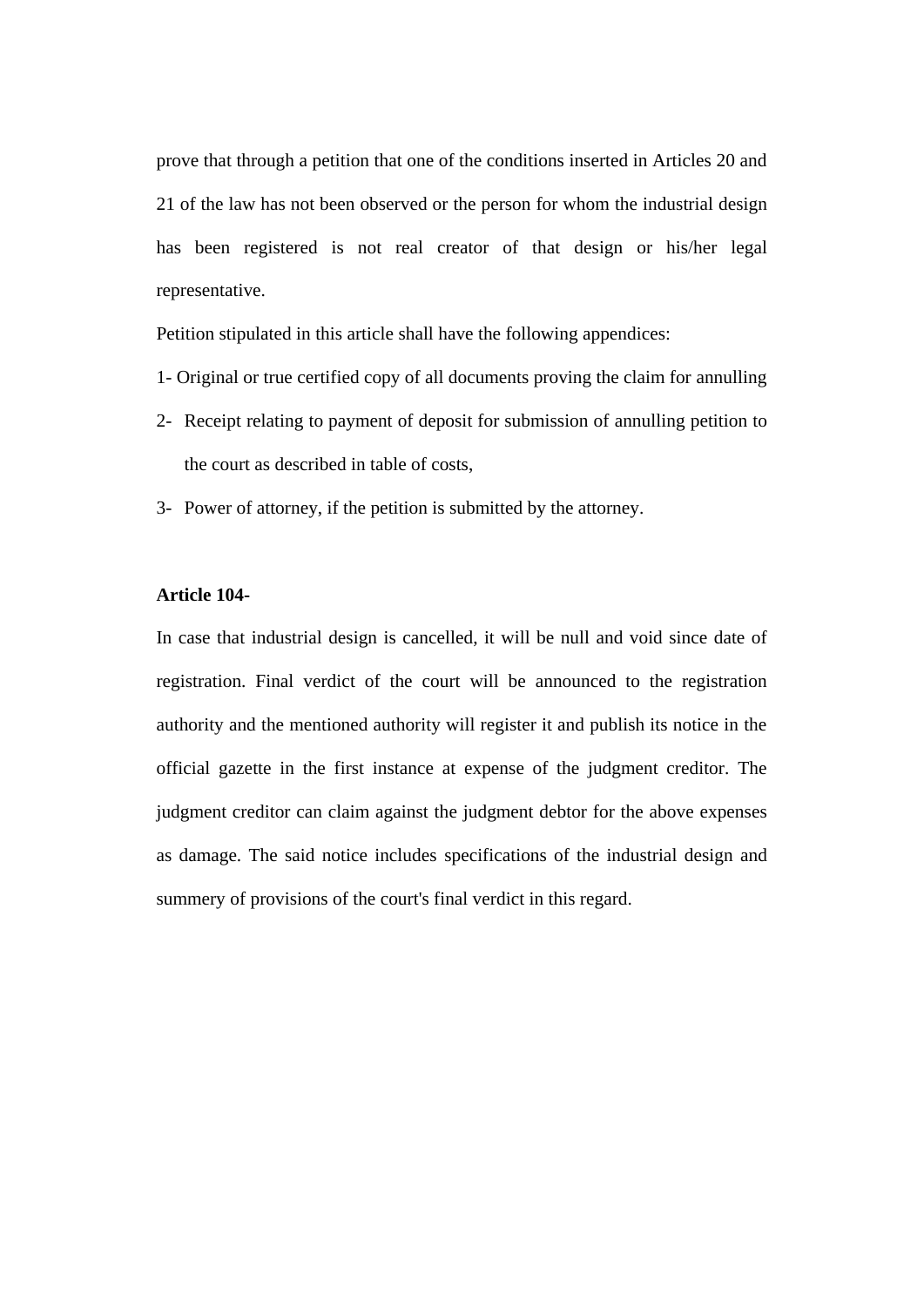prove that through a petition that one of the conditions inserted in Articles 20 and 21 of the law has not been observed or the person for whom the industrial design has been registered is not real creator of that design or his/her legal representative.

Petition stipulated in this article shall have the following appendices:

1- Original or true certified copy of all documents proving the claim for annulling

2- Receipt relating to payment of deposit for submission of annulling petition to the court as described in table of costs,

3- Power of attorney, if the petition is submitted by the attorney.

**Article 104-**

In case that industrial design is cancelled, it will be null and void since date of registration. Final verdict of the court will be announced to the registration authority and the mentioned authority will register it and publish its notice in the official gazette in the first instance at expense of the judgment creditor. The judgment creditor can claim against the judgment debtor for the above expenses as damage. The said notice includes specifications of the industrial design and summery of provisions of the court's final verdict in this regard.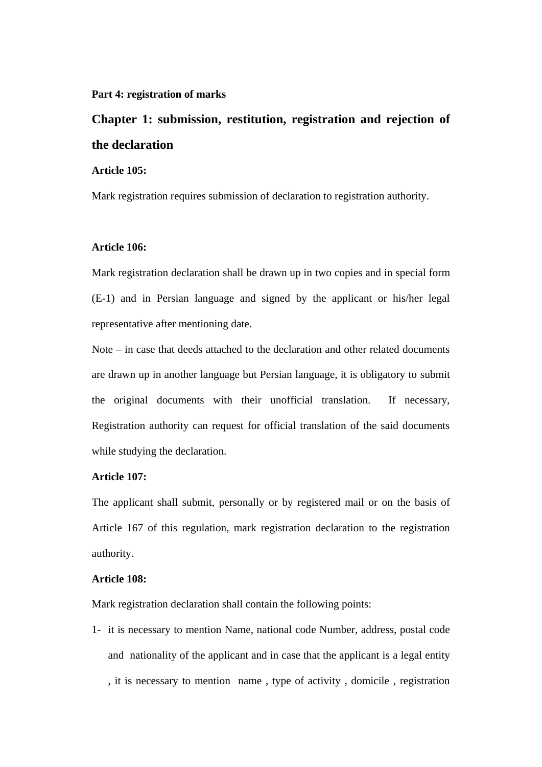**Part 4: registration of marks**

## Chapter 1: submission, restitution, registration and rejection of the declaration

**Article 105:**

Mark registration requires submission of declaration to registration authority.

**Article 106:**

Mark registration declaration shall be drawn up in two copies and in special form (E-1) and in Persian language and signed by the applicant or his/her legal representative after mentioning date.

Note – in case that deeds attached to the declaration and other related documents are drawn up in another language but Persian language, it is obligatory to submit the original documents with their unofficial translation. If necessary, Registration authority can request for official translation of the said documents while studying the declaration.

**Article 107:**

The applicant shall submit, personally or by registered mail or on the basis of Article 167 of this regulation, mark registration declaration to the registration authority.

**Article 108:**

Mark registration declaration shall contain the following points:

1- it is necessary to mention Name, national code Number, address, postal code and nationality of the applicant and in case that the applicant is a legal entity , it is necessary to mention name , type of activity , domicile , registration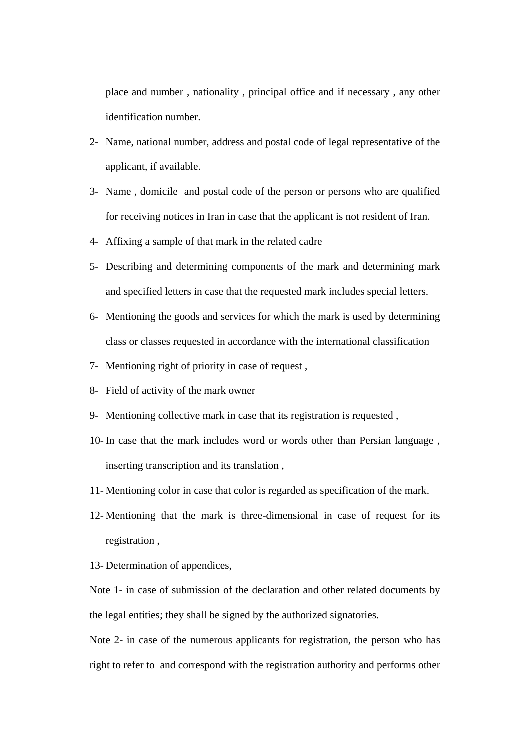place and number , nationality , principal office and if necessary , any other identification number.

2- Name, national number, address and postal code of legal representative of the applicant, if available.
3- Name , domicile and postal code of the person or persons who are qualified for receiving notices in Iran in case that the applicant is not resident of Iran.
4- Affixing a sample of that mark in the related cadre
5- Describing and determining components of the mark and determining mark and specified letters in case that the requested mark includes special letters.
6- Mentioning the goods and services for which the mark is used by determining class or classes requested in accordance with the international classification
7- Mentioning right of priority in case of request ,
8- Field of activity of the mark owner
9- Mentioning collective mark in case that its registration is requested ,
10- In case that the mark includes word or words other than Persian language , inserting transcription and its translation ,
11- Mentioning color in case that color is regarded as specification of the mark.
12- Mentioning that the mark is three-dimensional in case of request for its registration ,
13- Determination of appendices,

Note 1- in case of submission of the declaration and other related documents by the legal entities; they shall be signed by the authorized signatories.

Note 2- in case of the numerous applicants for registration, the person who has right to refer to and correspond with the registration authority and performs other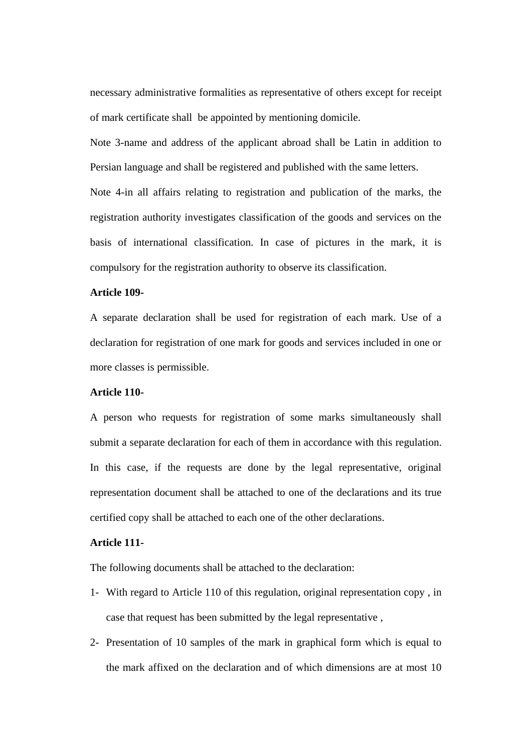necessary administrative formalities as representative of others except for receipt of mark certificate shall be appointed by mentioning domicile.

Note 3-name and address of the applicant abroad shall be Latin in addition to Persian language and shall be registered and published with the same letters.

Note 4-in all affairs relating to registration and publication of the marks, the registration authority investigates classification of the goods and services on the basis of international classification. In case of pictures in the mark, it is compulsory for the registration authority to observe its classification.

**Article 109-**

A separate declaration shall be used for registration of each mark. Use of a declaration for registration of one mark for goods and services included in one or more classes is permissible.

**Article 110-**

A person who requests for registration of some marks simultaneously shall submit a separate declaration for each of them in accordance with this regulation. In this case, if the requests are done by the legal representative, original representation document shall be attached to one of the declarations and its true certified copy shall be attached to each one of the other declarations.

**Article 111-**

The following documents shall be attached to the declaration:

1- With regard to Article 110 of this regulation, original representation copy , in case that request has been submitted by the legal representative ,

2- Presentation of 10 samples of the mark in graphical form which is equal to the mark affixed on the declaration and of which dimensions are at most 10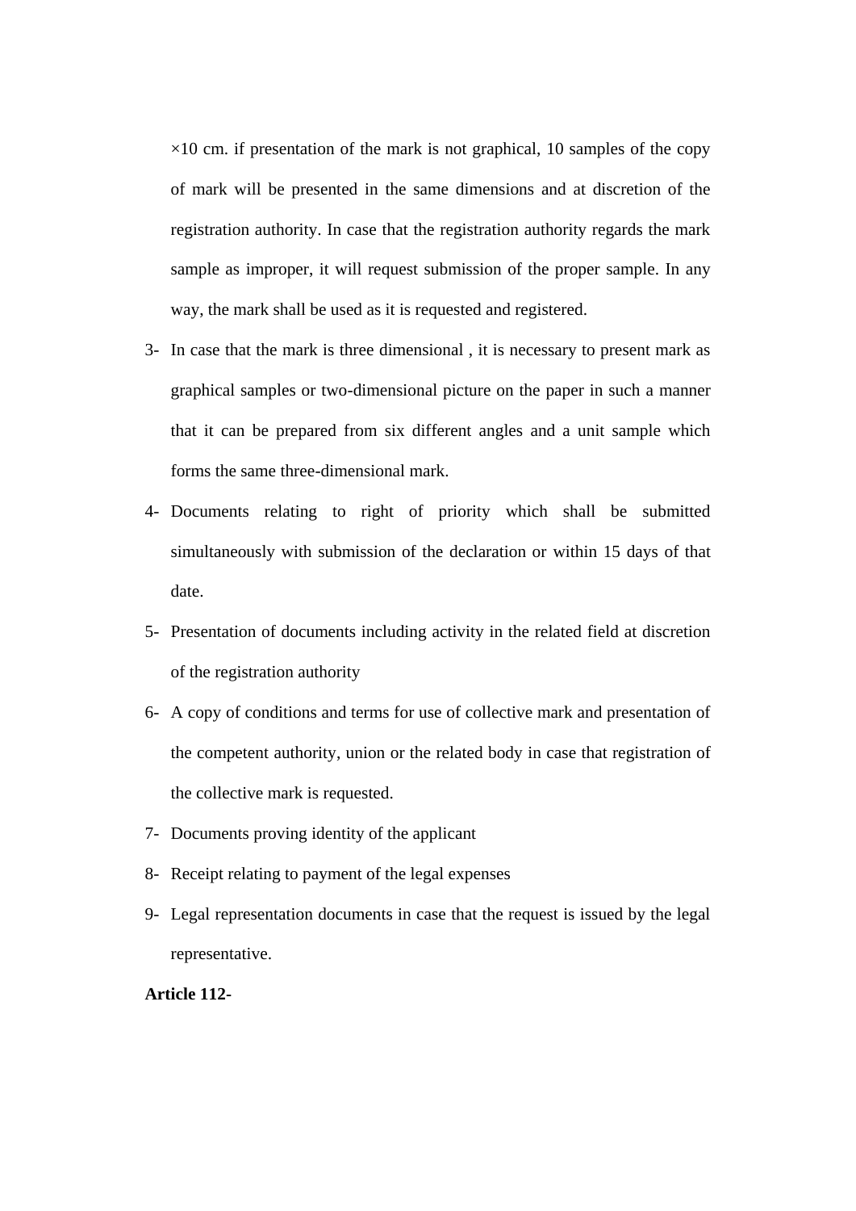×10 cm. if presentation of the mark is not graphical, 10 samples of the copy of mark will be presented in the same dimensions and at discretion of the registration authority. In case that the registration authority regards the mark sample as improper, it will request submission of the proper sample. In any way, the mark shall be used as it is requested and registered.

3- In case that the mark is three dimensional , it is necessary to present mark as graphical samples or two-dimensional picture on the paper in such a manner that it can be prepared from six different angles and a unit sample which forms the same three-dimensional mark.

4- Documents relating to right of priority which shall be submitted simultaneously with submission of the declaration or within 15 days of that date.

5- Presentation of documents including activity in the related field at discretion of the registration authority

6- A copy of conditions and terms for use of collective mark and presentation of the competent authority, union or the related body in case that registration of the collective mark is requested.

7- Documents proving identity of the applicant

8- Receipt relating to payment of the legal expenses

9- Legal representation documents in case that the request is issued by the legal representative.

**Article 112-**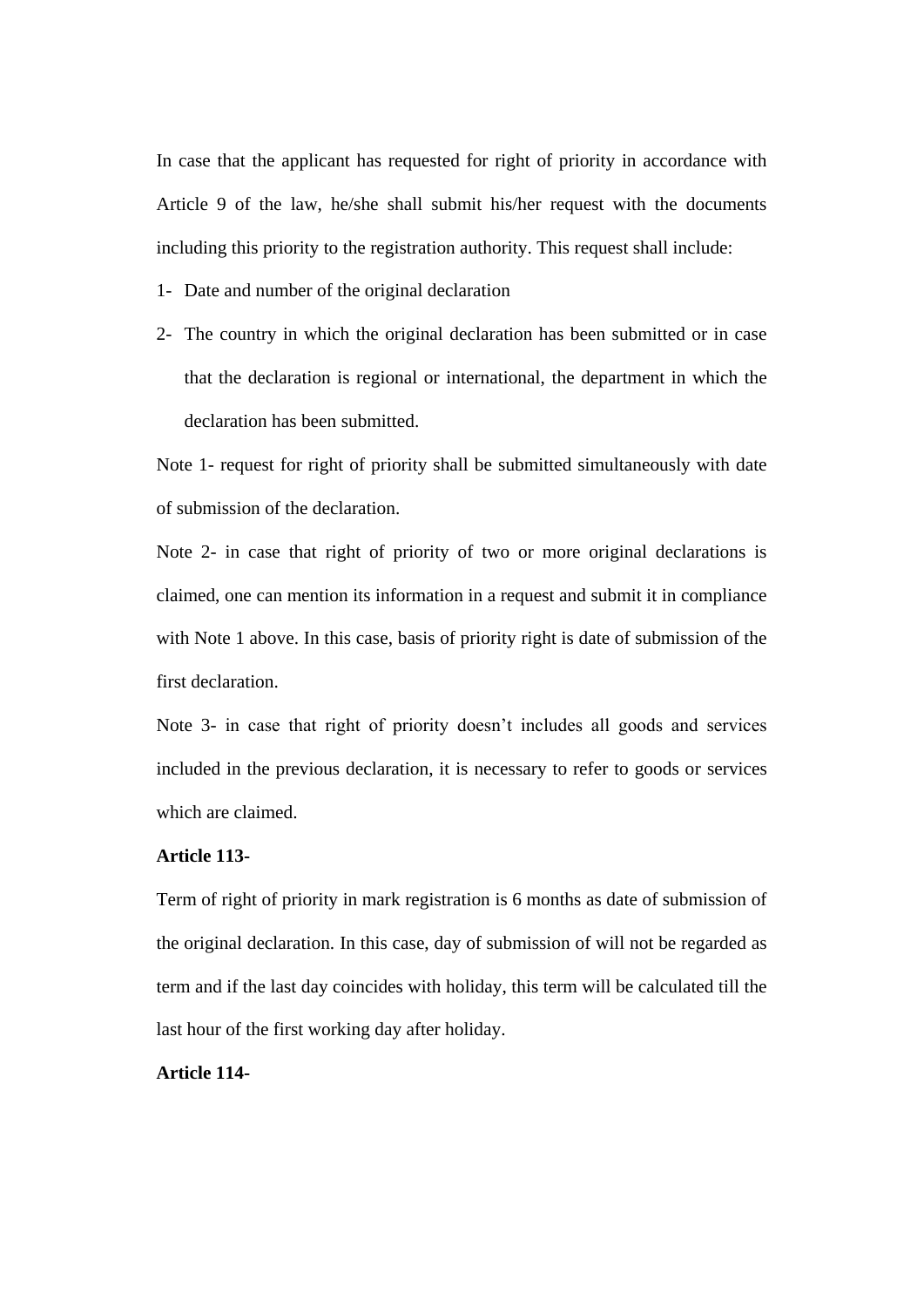In case that the applicant has requested for right of priority in accordance with Article 9 of the law, he/she shall submit his/her request with the documents including this priority to the registration authority. This request shall include:

1- Date and number of the original declaration
2- The country in which the original declaration has been submitted or in case that the declaration is regional or international, the department in which the declaration has been submitted.

Note 1- request for right of priority shall be submitted simultaneously with date of submission of the declaration.

Note 2- in case that right of priority of two or more original declarations is claimed, one can mention its information in a request and submit it in compliance with Note 1 above. In this case, basis of priority right is date of submission of the first declaration.

Note 3- in case that right of priority doesn't includes all goods and services included in the previous declaration, it is necessary to refer to goods or services which are claimed.

**Article 113-**

Term of right of priority in mark registration is 6 months as date of submission of the original declaration. In this case, day of submission of will not be regarded as term and if the last day coincides with holiday, this term will be calculated till the last hour of the first working day after holiday.

**Article 114-**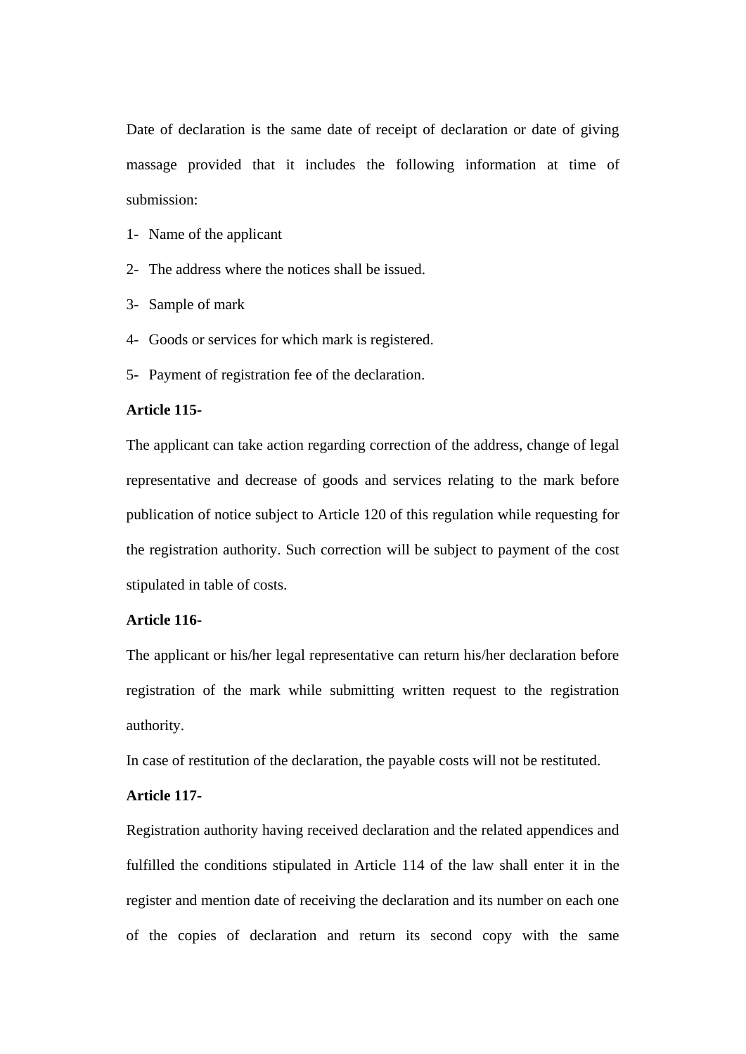Date of declaration is the same date of receipt of declaration or date of giving massage provided that it includes the following information at time of submission:

1- Name of the applicant
2- The address where the notices shall be issued.
3- Sample of mark
4- Goods or services for which mark is registered.
5- Payment of registration fee of the declaration.

**Article 115-**

The applicant can take action regarding correction of the address, change of legal representative and decrease of goods and services relating to the mark before publication of notice subject to Article 120 of this regulation while requesting for the registration authority. Such correction will be subject to payment of the cost stipulated in table of costs.

**Article 116-**

The applicant or his/her legal representative can return his/her declaration before registration of the mark while submitting written request to the registration authority.

In case of restitution of the declaration, the payable costs will not be restituted.

**Article 117-**

Registration authority having received declaration and the related appendices and fulfilled the conditions stipulated in Article 114 of the law shall enter it in the register and mention date of receiving the declaration and its number on each one of the copies of declaration and return its second copy with the same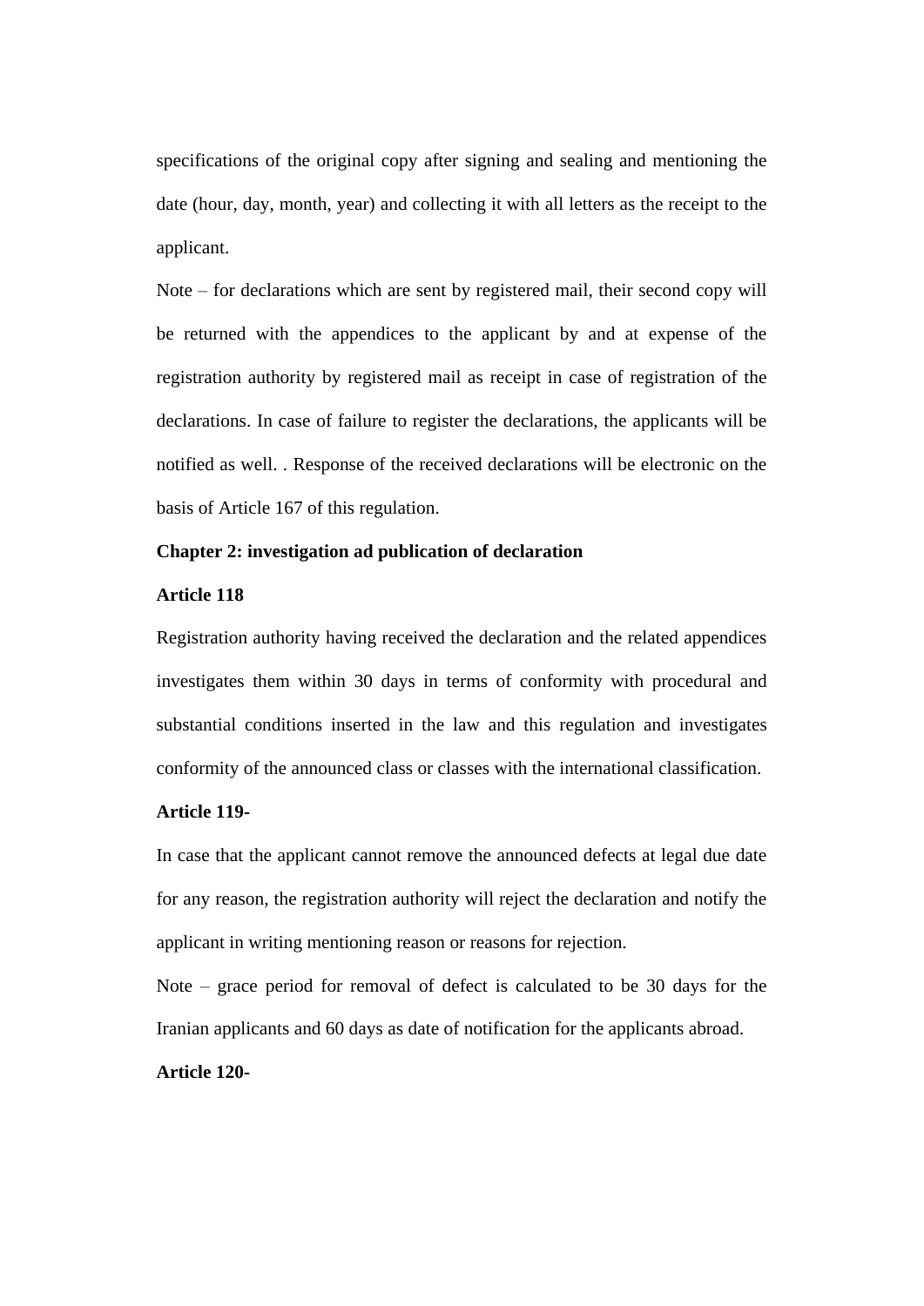specifications of the original copy after signing and sealing and mentioning the date (hour, day, month, year) and collecting it with all letters as the receipt to the applicant.

Note – for declarations which are sent by registered mail, their second copy will be returned with the appendices to the applicant by and at expense of the registration authority by registered mail as receipt in case of registration of the declarations. In case of failure to register the declarations, the applicants will be notified as well. . Response of the received declarations will be electronic on the basis of Article 167 of this regulation.

**Chapter 2: investigation ad publication of declaration**

**Article 118**

Registration authority having received the declaration and the related appendices investigates them within 30 days in terms of conformity with procedural and substantial conditions inserted in the law and this regulation and investigates conformity of the announced class or classes with the international classification.

**Article 119-**

In case that the applicant cannot remove the announced defects at legal due date for any reason, the registration authority will reject the declaration and notify the applicant in writing mentioning reason or reasons for rejection.

Note – grace period for removal of defect is calculated to be 30 days for the Iranian applicants and 60 days as date of notification for the applicants abroad.

**Article 120-**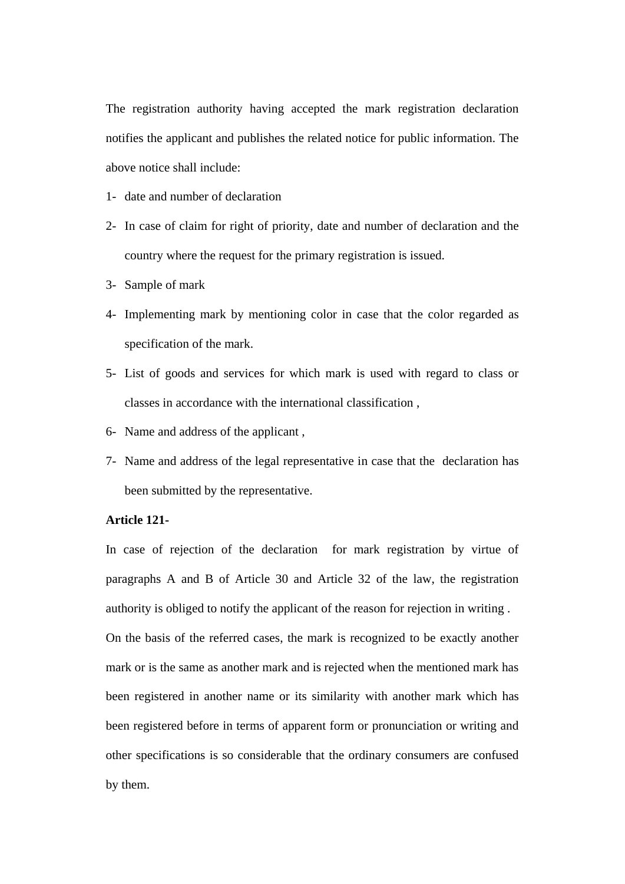The registration authority having accepted the mark registration declaration notifies the applicant and publishes the related notice for public information. The above notice shall include:

1- date and number of declaration
2- In case of claim for right of priority, date and number of declaration and the country where the request for the primary registration is issued.
3- Sample of mark
4- Implementing mark by mentioning color in case that the color regarded as specification of the mark.
5- List of goods and services for which mark is used with regard to class or classes in accordance with the international classification ,
6- Name and address of the applicant ,
7- Name and address of the legal representative in case that the declaration has been submitted by the representative.

**Article 121-**

In case of rejection of the declaration for mark registration by virtue of paragraphs A and B of Article 30 and Article 32 of the law, the registration authority is obliged to notify the applicant of the reason for rejection in writing .

On the basis of the referred cases, the mark is recognized to be exactly another mark or is the same as another mark and is rejected when the mentioned mark has been registered in another name or its similarity with another mark which has been registered before in terms of apparent form or pronunciation or writing and other specifications is so considerable that the ordinary consumers are confused by them.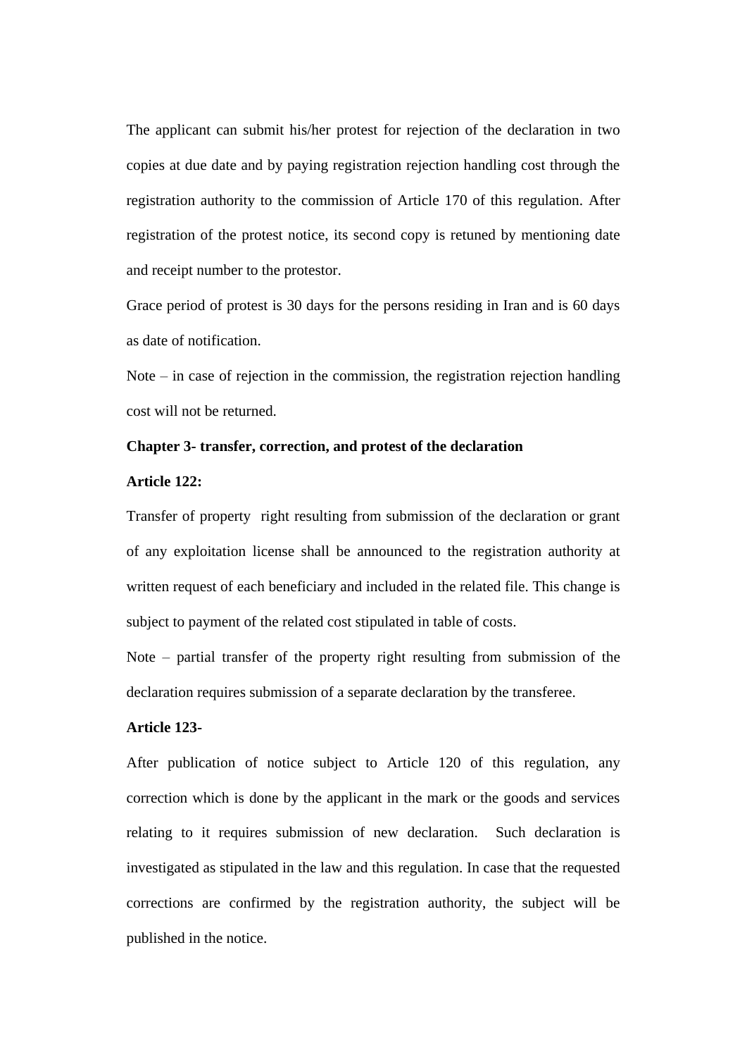The applicant can submit his/her protest for rejection of the declaration in two copies at due date and by paying registration rejection handling cost through the registration authority to the commission of Article 170 of this regulation. After registration of the protest notice, its second copy is retuned by mentioning date and receipt number to the protestor.

Grace period of protest is 30 days for the persons residing in Iran and is 60 days as date of notification.

Note – in case of rejection in the commission, the registration rejection handling cost will not be returned.

**Chapter 3- transfer, correction, and protest of the declaration**

**Article 122:**

Transfer of property right resulting from submission of the declaration or grant of any exploitation license shall be announced to the registration authority at written request of each beneficiary and included in the related file. This change is subject to payment of the related cost stipulated in table of costs.

Note – partial transfer of the property right resulting from submission of the declaration requires submission of a separate declaration by the transferee.

**Article 123-**

After publication of notice subject to Article 120 of this regulation, any correction which is done by the applicant in the mark or the goods and services relating to it requires submission of new declaration. Such declaration is investigated as stipulated in the law and this regulation. In case that the requested corrections are confirmed by the registration authority, the subject will be published in the notice.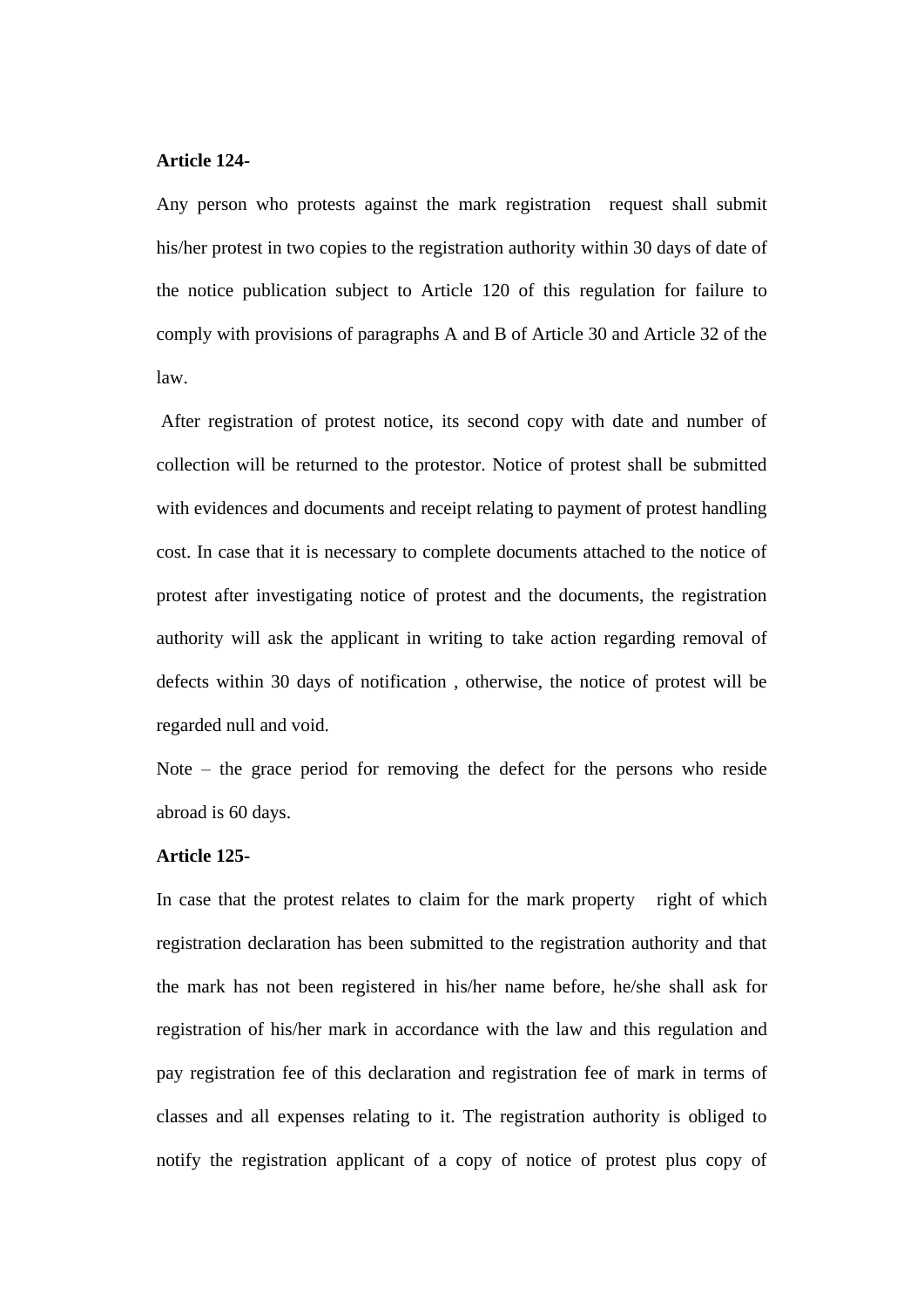**Article 124-**

Any person who protests against the mark registration request shall submit his/her protest in two copies to the registration authority within 30 days of date of the notice publication subject to Article 120 of this regulation for failure to comply with provisions of paragraphs A and B of Article 30 and Article 32 of the law.

After registration of protest notice, its second copy with date and number of collection will be returned to the protestor. Notice of protest shall be submitted with evidences and documents and receipt relating to payment of protest handling cost. In case that it is necessary to complete documents attached to the notice of protest after investigating notice of protest and the documents, the registration authority will ask the applicant in writing to take action regarding removal of defects within 30 days of notification , otherwise, the notice of protest will be regarded null and void.

Note – the grace period for removing the defect for the persons who reside abroad is 60 days.

**Article 125-**

In case that the protest relates to claim for the mark property right of which registration declaration has been submitted to the registration authority and that the mark has not been registered in his/her name before, he/she shall ask for registration of his/her mark in accordance with the law and this regulation and pay registration fee of this declaration and registration fee of mark in terms of classes and all expenses relating to it. The registration authority is obliged to notify the registration applicant of a copy of notice of protest plus copy of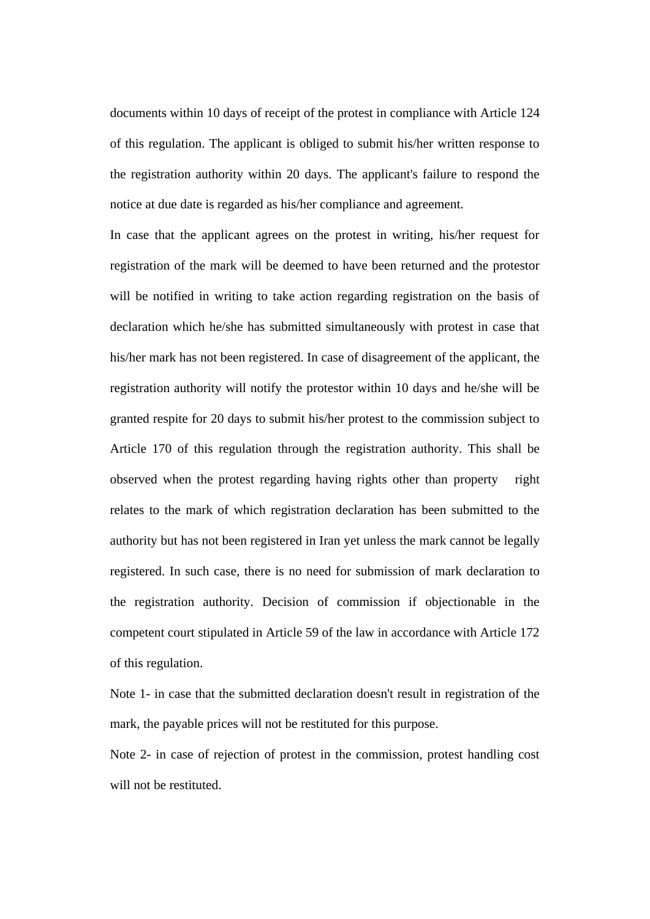documents within 10 days of receipt of the protest in compliance with Article 124 of this regulation. The applicant is obliged to submit his/her written response to the registration authority within 20 days. The applicant's failure to respond the notice at due date is regarded as his/her compliance and agreement.

In case that the applicant agrees on the protest in writing, his/her request for registration of the mark will be deemed to have been returned and the protestor will be notified in writing to take action regarding registration on the basis of declaration which he/she has submitted simultaneously with protest in case that his/her mark has not been registered. In case of disagreement of the applicant, the registration authority will notify the protestor within 10 days and he/she will be granted respite for 20 days to submit his/her protest to the commission subject to Article 170 of this regulation through the registration authority. This shall be observed when the protest regarding having rights other than property right relates to the mark of which registration declaration has been submitted to the authority but has not been registered in Iran yet unless the mark cannot be legally registered. In such case, there is no need for submission of mark declaration to the registration authority. Decision of commission if objectionable in the competent court stipulated in Article 59 of the law in accordance with Article 172 of this regulation.

Note 1- in case that the submitted declaration doesn't result in registration of the mark, the payable prices will not be restituted for this purpose.

Note 2- in case of rejection of protest in the commission, protest handling cost will not be restituted.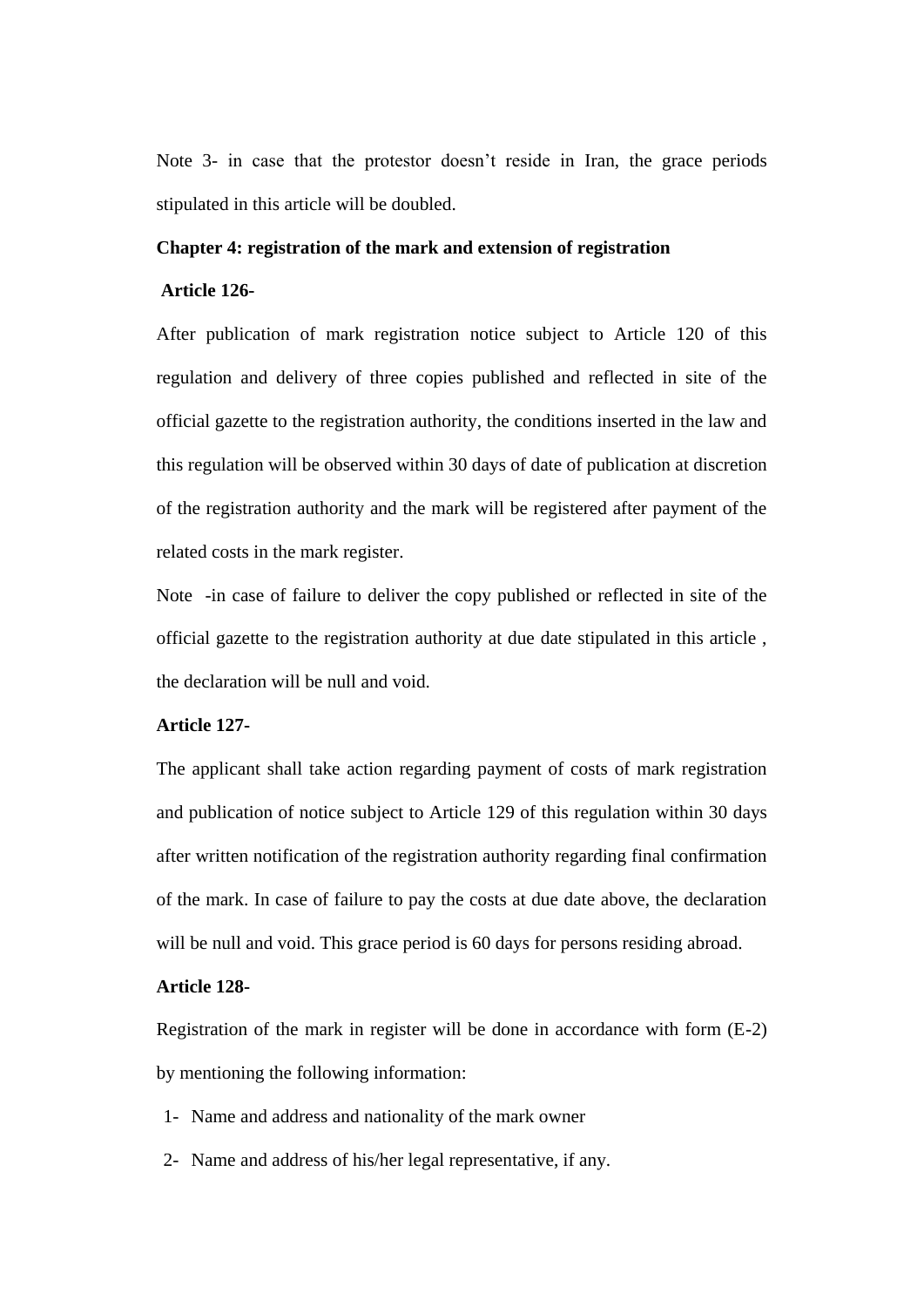Note 3- in case that the protestor doesn’t reside in Iran, the grace periods stipulated in this article will be doubled.

**Chapter 4: registration of the mark and extension of registration**

**Article 126-**

After publication of mark registration notice subject to Article 120 of this regulation and delivery of three copies published and reflected in site of the official gazette to the registration authority, the conditions inserted in the law and this regulation will be observed within 30 days of date of publication at discretion of the registration authority and the mark will be registered after payment of the related costs in the mark register.

Note -in case of failure to deliver the copy published or reflected in site of the official gazette to the registration authority at due date stipulated in this article , the declaration will be null and void.

**Article 127-**

The applicant shall take action regarding payment of costs of mark registration and publication of notice subject to Article 129 of this regulation within 30 days after written notification of the registration authority regarding final confirmation of the mark. In case of failure to pay the costs at due date above, the declaration will be null and void. This grace period is 60 days for persons residing abroad.

**Article 128-**

Registration of the mark in register will be done in accordance with form (E-2) by mentioning the following information:

1- Name and address and nationality of the mark owner
2- Name and address of his/her legal representative, if any.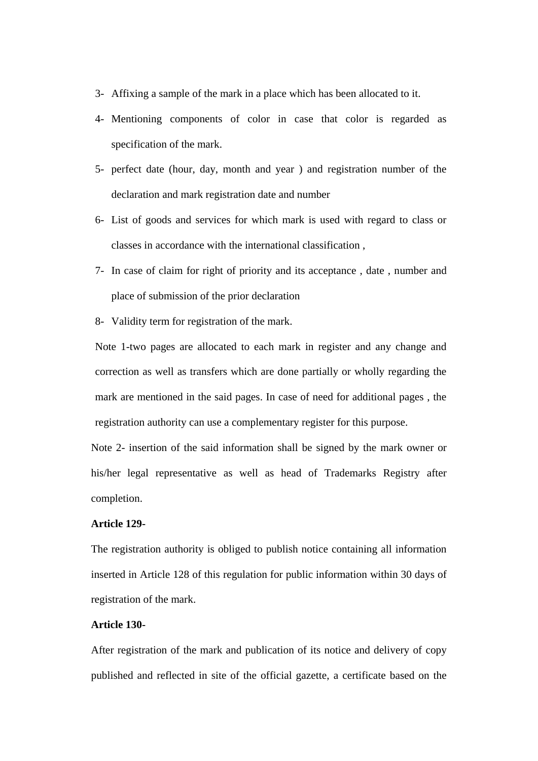3- Affixing a sample of the mark in a place which has been allocated to it.

4- Mentioning components of color in case that color is regarded as specification of the mark.

5- perfect date (hour, day, month and year ) and registration number of the declaration and mark registration date and number

6- List of goods and services for which mark is used with regard to class or classes in accordance with the international classification ,

7- In case of claim for right of priority and its acceptance , date , number and place of submission of the prior declaration

8- Validity term for registration of the mark.

Note 1-two pages are allocated to each mark in register and any change and correction as well as transfers which are done partially or wholly regarding the mark are mentioned in the said pages. In case of need for additional pages , the registration authority can use a complementary register for this purpose.

Note 2- insertion of the said information shall be signed by the mark owner or his/her legal representative as well as head of Trademarks Registry after completion.

**Article 129-**

The registration authority is obliged to publish notice containing all information inserted in Article 128 of this regulation for public information within 30 days of registration of the mark.

**Article 130-**

After registration of the mark and publication of its notice and delivery of copy published and reflected in site of the official gazette, a certificate based on the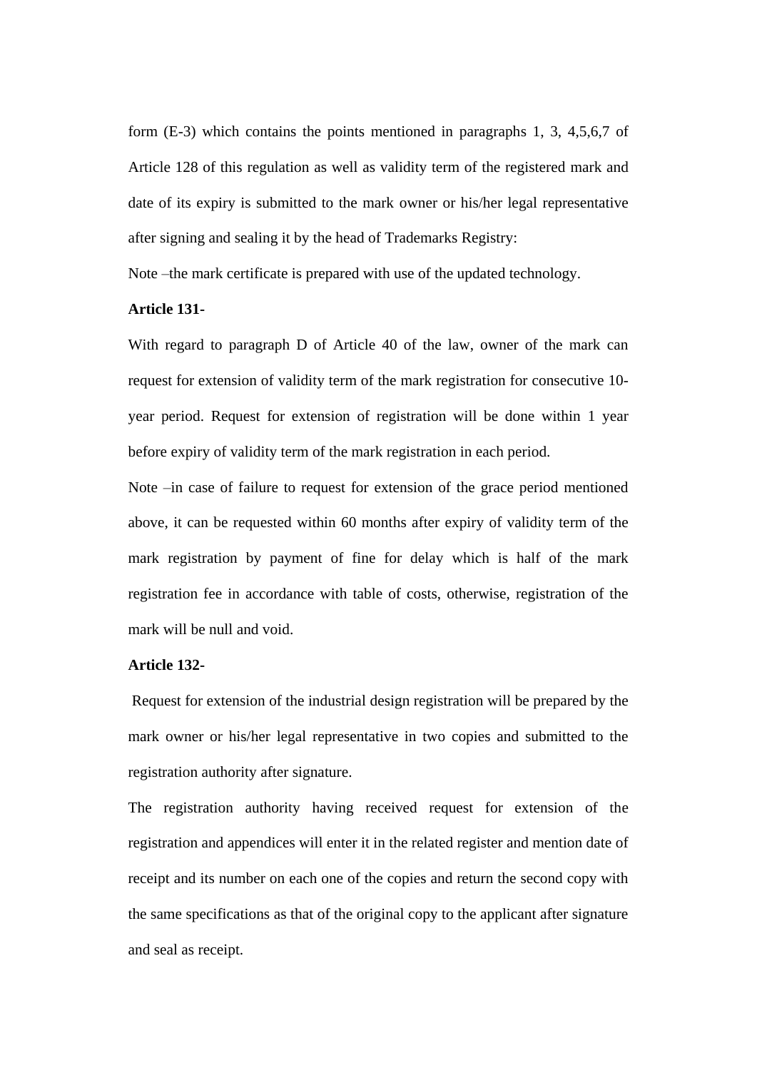form (E-3) which contains the points mentioned in paragraphs 1, 3, 4,5,6,7 of Article 128 of this regulation as well as validity term of the registered mark and date of its expiry is submitted to the mark owner or his/her legal representative after signing and sealing it by the head of Trademarks Registry:

Note –the mark certificate is prepared with use of the updated technology.

**Article 131-**

With regard to paragraph D of Article 40 of the law, owner of the mark can request for extension of validity term of the mark registration for consecutive 10-year period. Request for extension of registration will be done within 1 year before expiry of validity term of the mark registration in each period.

Note –in case of failure to request for extension of the grace period mentioned above, it can be requested within 60 months after expiry of validity term of the mark registration by payment of fine for delay which is half of the mark registration fee in accordance with table of costs, otherwise, registration of the mark will be null and void.

**Article 132-**

Request for extension of the industrial design registration will be prepared by the mark owner or his/her legal representative in two copies and submitted to the registration authority after signature.

The registration authority having received request for extension of the registration and appendices will enter it in the related register and mention date of receipt and its number on each one of the copies and return the second copy with the same specifications as that of the original copy to the applicant after signature and seal as receipt.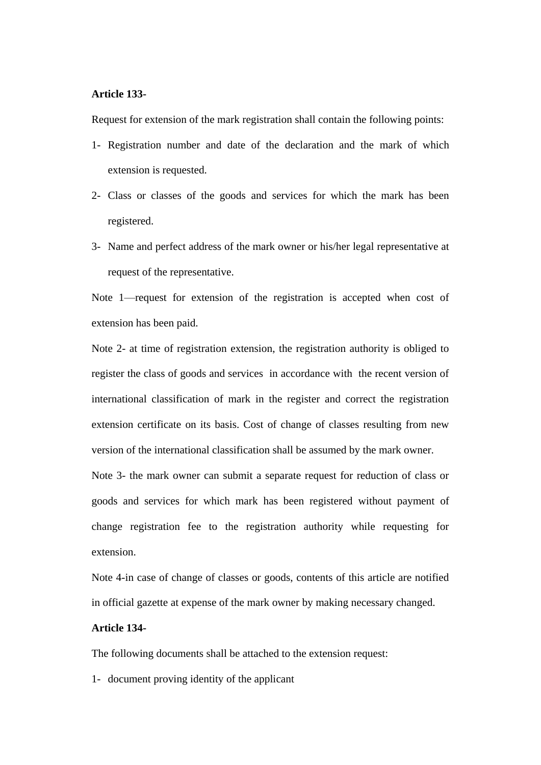**Article 133-**

Request for extension of the mark registration shall contain the following points:

1- Registration number and date of the declaration and the mark of which extension is requested.

2- Class or classes of the goods and services for which the mark has been registered.

3- Name and perfect address of the mark owner or his/her legal representative at request of the representative.

Note 1—request for extension of the registration is accepted when cost of extension has been paid.

Note 2- at time of registration extension, the registration authority is obliged to register the class of goods and services in accordance with the recent version of international classification of mark in the register and correct the registration extension certificate on its basis. Cost of change of classes resulting from new version of the international classification shall be assumed by the mark owner.

Note 3- the mark owner can submit a separate request for reduction of class or goods and services for which mark has been registered without payment of change registration fee to the registration authority while requesting for extension.

Note 4-in case of change of classes or goods, contents of this article are notified in official gazette at expense of the mark owner by making necessary changed.

**Article 134-**

The following documents shall be attached to the extension request:

1- document proving identity of the applicant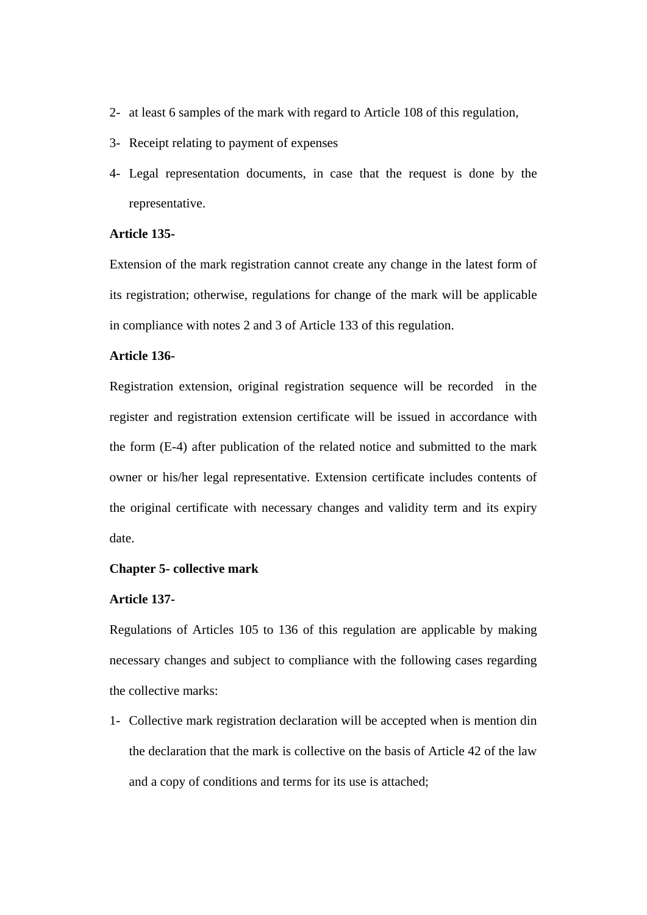2- at least 6 samples of the mark with regard to Article 108 of this regulation,

3- Receipt relating to payment of expenses

4- Legal representation documents, in case that the request is done by the representative.

**Article 135-**

Extension of the mark registration cannot create any change in the latest form of its registration; otherwise, regulations for change of the mark will be applicable in compliance with notes 2 and 3 of Article 133 of this regulation.

**Article 136-**

Registration extension, original registration sequence will be recorded in the register and registration extension certificate will be issued in accordance with the form (E-4) after publication of the related notice and submitted to the mark owner or his/her legal representative. Extension certificate includes contents of the original certificate with necessary changes and validity term and its expiry date.

**Chapter 5- collective mark**

**Article 137-**

Regulations of Articles 105 to 136 of this regulation are applicable by making necessary changes and subject to compliance with the following cases regarding the collective marks:

1- Collective mark registration declaration will be accepted when is mention din the declaration that the mark is collective on the basis of Article 42 of the law and a copy of conditions and terms for its use is attached;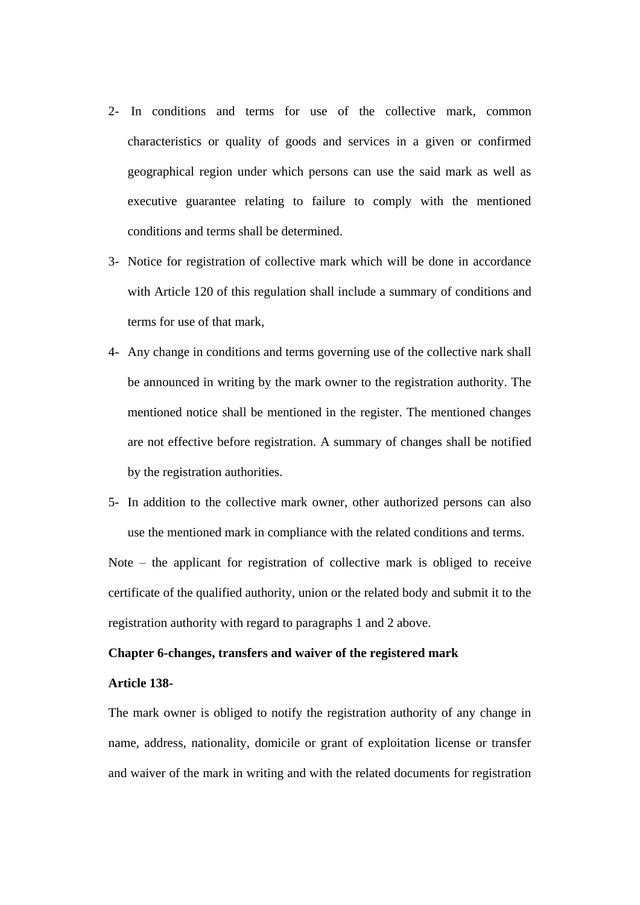2- In conditions and terms for use of the collective mark, common characteristics or quality of goods and services in a given or confirmed geographical region under which persons can use the said mark as well as executive guarantee relating to failure to comply with the mentioned conditions and terms shall be determined.

3- Notice for registration of collective mark which will be done in accordance with Article 120 of this regulation shall include a summary of conditions and terms for use of that mark,

4- Any change in conditions and terms governing use of the collective nark shall be announced in writing by the mark owner to the registration authority. The mentioned notice shall be mentioned in the register. The mentioned changes are not effective before registration. A summary of changes shall be notified by the registration authorities.

5- In addition to the collective mark owner, other authorized persons can also use the mentioned mark in compliance with the related conditions and terms.

Note – the applicant for registration of collective mark is obliged to receive certificate of the qualified authority, union or the related body and submit it to the registration authority with regard to paragraphs 1 and 2 above.

**Chapter 6-changes, transfers and waiver of the registered mark**

**Article 138-**

The mark owner is obliged to notify the registration authority of any change in name, address, nationality, domicile or grant of exploitation license or transfer and waiver of the mark in writing and with the related documents for registration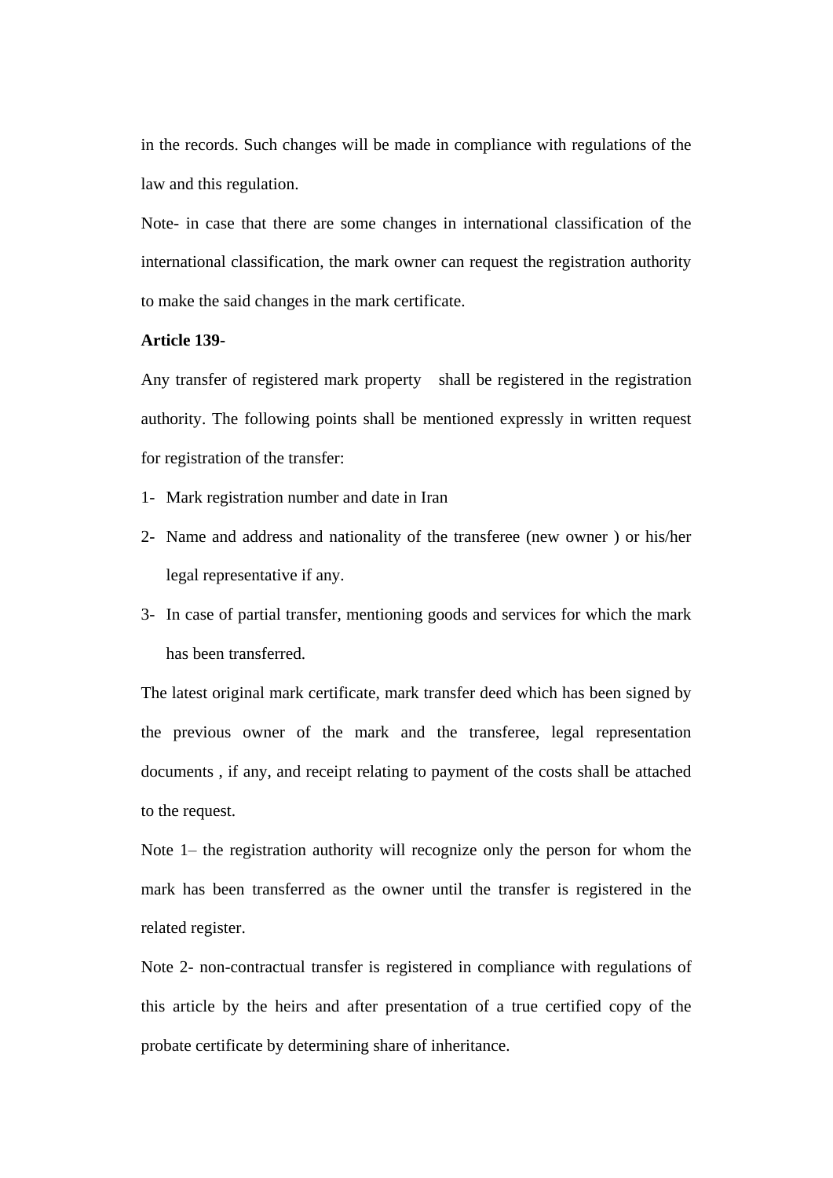in the records. Such changes will be made in compliance with regulations of the law and this regulation.

Note- in case that there are some changes in international classification of the international classification, the mark owner can request the registration authority to make the said changes in the mark certificate.

**Article 139-**

Any transfer of registered mark property shall be registered in the registration authority. The following points shall be mentioned expressly in written request for registration of the transfer:

1- Mark registration number and date in Iran
2- Name and address and nationality of the transferee (new owner ) or his/her legal representative if any.
3- In case of partial transfer, mentioning goods and services for which the mark has been transferred.

The latest original mark certificate, mark transfer deed which has been signed by the previous owner of the mark and the transferee, legal representation documents , if any, and receipt relating to payment of the costs shall be attached to the request.

Note 1– the registration authority will recognize only the person for whom the mark has been transferred as the owner until the transfer is registered in the related register.

Note 2- non-contractual transfer is registered in compliance with regulations of this article by the heirs and after presentation of a true certified copy of the probate certificate by determining share of inheritance.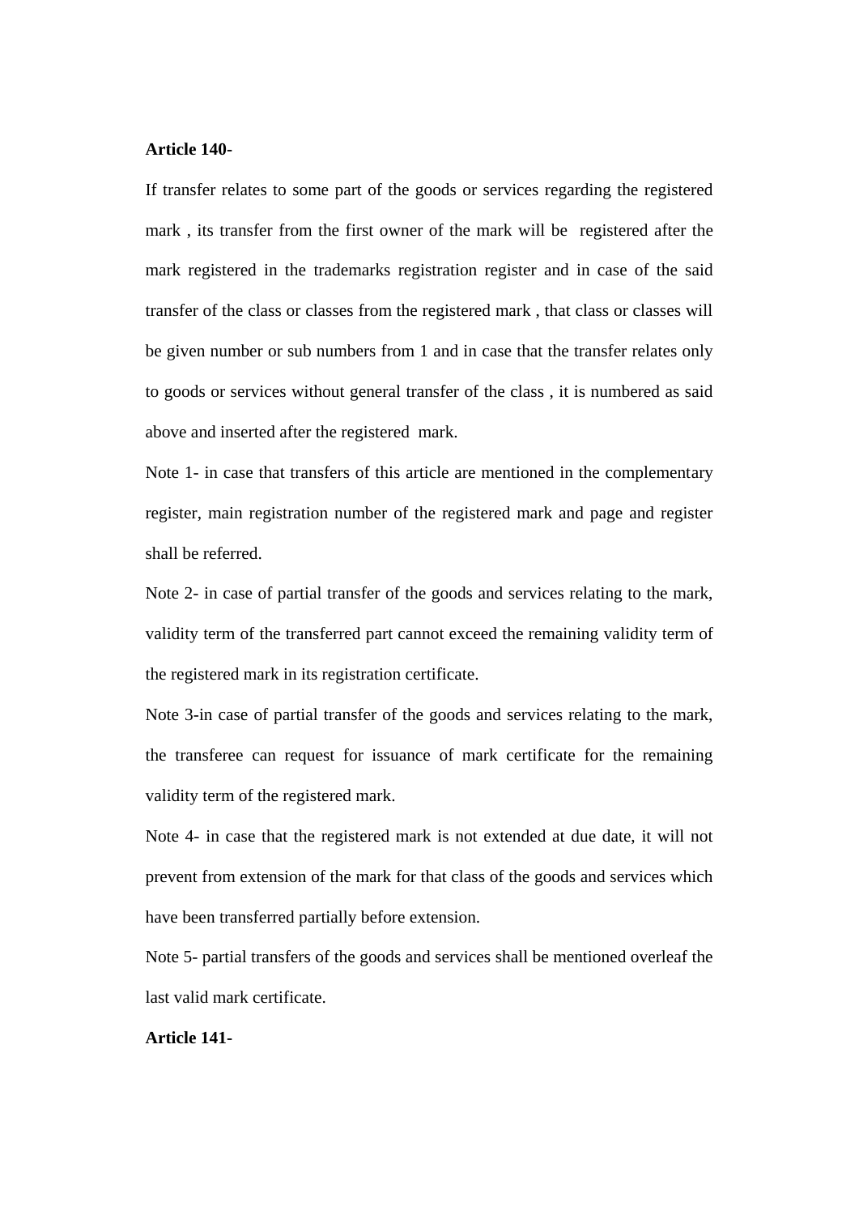**Article 140-**

If transfer relates to some part of the goods or services regarding the registered mark , its transfer from the first owner of the mark will be registered after the mark registered in the trademarks registration register and in case of the said transfer of the class or classes from the registered mark , that class or classes will be given number or sub numbers from 1 and in case that the transfer relates only to goods or services without general transfer of the class , it is numbered as said above and inserted after the registered mark.

Note 1- in case that transfers of this article are mentioned in the complementary register, main registration number of the registered mark and page and register shall be referred.

Note 2- in case of partial transfer of the goods and services relating to the mark, validity term of the transferred part cannot exceed the remaining validity term of the registered mark in its registration certificate.

Note 3-in case of partial transfer of the goods and services relating to the mark, the transferee can request for issuance of mark certificate for the remaining validity term of the registered mark.

Note 4- in case that the registered mark is not extended at due date, it will not prevent from extension of the mark for that class of the goods and services which have been transferred partially before extension.

Note 5- partial transfers of the goods and services shall be mentioned overleaf the last valid mark certificate.

**Article 141-**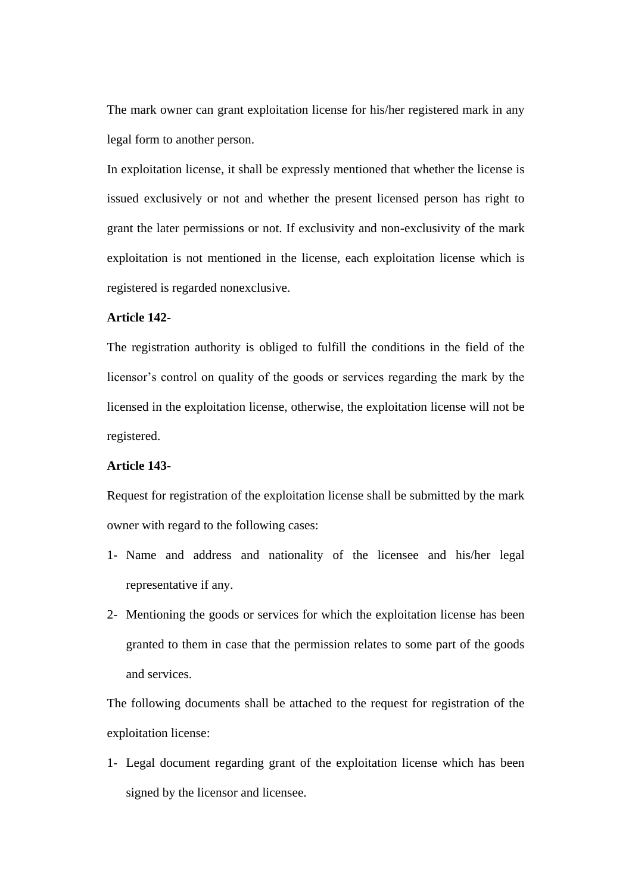The mark owner can grant exploitation license for his/her registered mark in any legal form to another person.

In exploitation license, it shall be expressly mentioned that whether the license is issued exclusively or not and whether the present licensed person has right to grant the later permissions or not. If exclusivity and non-exclusivity of the mark exploitation is not mentioned in the license, each exploitation license which is registered is regarded nonexclusive.

**Article 142-**

The registration authority is obliged to fulfill the conditions in the field of the licensor's control on quality of the goods or services regarding the mark by the licensed in the exploitation license, otherwise, the exploitation license will not be registered.

**Article 143-**

Request for registration of the exploitation license shall be submitted by the mark owner with regard to the following cases:

1- Name and address and nationality of the licensee and his/her legal representative if any.

2- Mentioning the goods or services for which the exploitation license has been granted to them in case that the permission relates to some part of the goods and services.

The following documents shall be attached to the request for registration of the exploitation license:

1- Legal document regarding grant of the exploitation license which has been signed by the licensor and licensee.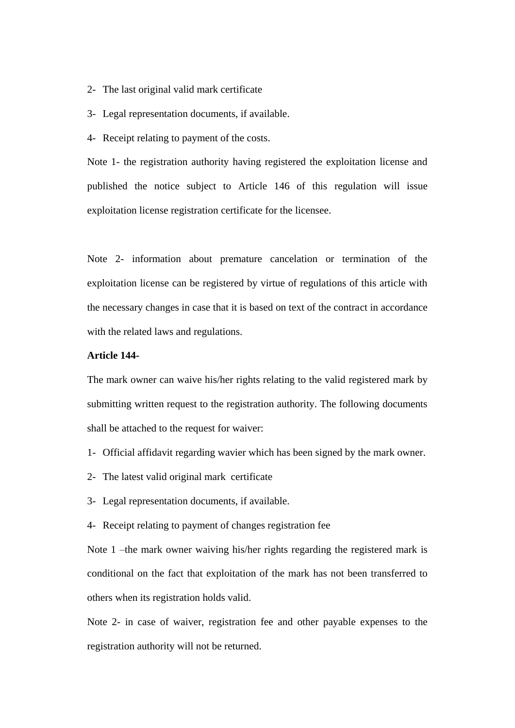2- The last original valid mark certificate

3- Legal representation documents, if available.

4- Receipt relating to payment of the costs.

Note 1- the registration authority having registered the exploitation license and published the notice subject to Article 146 of this regulation will issue exploitation license registration certificate for the licensee.

Note 2- information about premature cancelation or termination of the exploitation license can be registered by virtue of regulations of this article with the necessary changes in case that it is based on text of the contract in accordance with the related laws and regulations.

**Article 144-**

The mark owner can waive his/her rights relating to the valid registered mark by submitting written request to the registration authority. The following documents shall be attached to the request for waiver:

1- Official affidavit regarding wavier which has been signed by the mark owner.

2- The latest valid original mark certificate

3- Legal representation documents, if available.

4- Receipt relating to payment of changes registration fee

Note 1 –the mark owner waiving his/her rights regarding the registered mark is conditional on the fact that exploitation of the mark has not been transferred to others when its registration holds valid.

Note 2- in case of waiver, registration fee and other payable expenses to the registration authority will not be returned.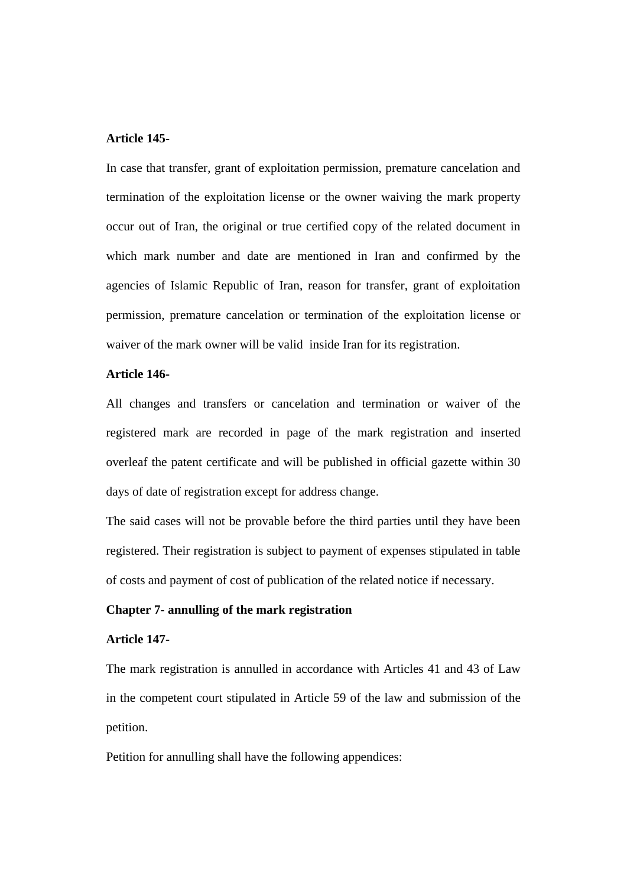**Article 145-**

In case that transfer, grant of exploitation permission, premature cancelation and termination of the exploitation license or the owner waiving the mark property occur out of Iran, the original or true certified copy of the related document in which mark number and date are mentioned in Iran and confirmed by the agencies of Islamic Republic of Iran, reason for transfer, grant of exploitation permission, premature cancelation or termination of the exploitation license or waiver of the mark owner will be valid inside Iran for its registration.

**Article 146-**

All changes and transfers or cancelation and termination or waiver of the registered mark are recorded in page of the mark registration and inserted overleaf the patent certificate and will be published in official gazette within 30 days of date of registration except for address change.

The said cases will not be provable before the third parties until they have been registered. Their registration is subject to payment of expenses stipulated in table of costs and payment of cost of publication of the related notice if necessary.

**Chapter 7- annulling of the mark registration**

**Article 147-**

The mark registration is annulled in accordance with Articles 41 and 43 of Law in the competent court stipulated in Article 59 of the law and submission of the petition.

Petition for annulling shall have the following appendices: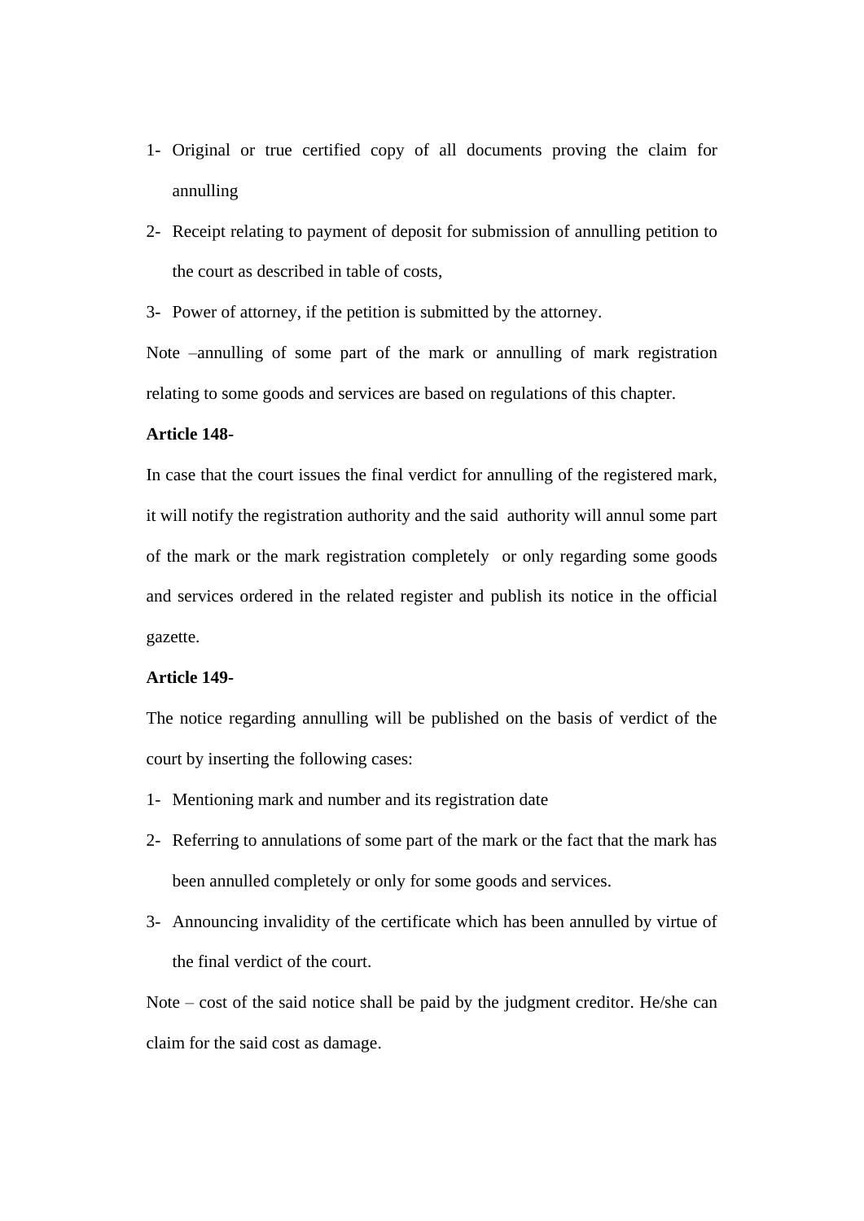1- Original or true certified copy of all documents proving the claim for annulling
2- Receipt relating to payment of deposit for submission of annulling petition to the court as described in table of costs,
3- Power of attorney, if the petition is submitted by the attorney.

Note –annulling of some part of the mark or annulling of mark registration relating to some goods and services are based on regulations of this chapter.

**Article 148-**

In case that the court issues the final verdict for annulling of the registered mark, it will notify the registration authority and the said authority will annul some part of the mark or the mark registration completely or only regarding some goods and services ordered in the related register and publish its notice in the official gazette.

**Article 149-**

The notice regarding annulling will be published on the basis of verdict of the court by inserting the following cases:

1- Mentioning mark and number and its registration date
2- Referring to annulations of some part of the mark or the fact that the mark has been annulled completely or only for some goods and services.
3- Announcing invalidity of the certificate which has been annulled by virtue of the final verdict of the court.

Note – cost of the said notice shall be paid by the judgment creditor. He/she can claim for the said cost as damage.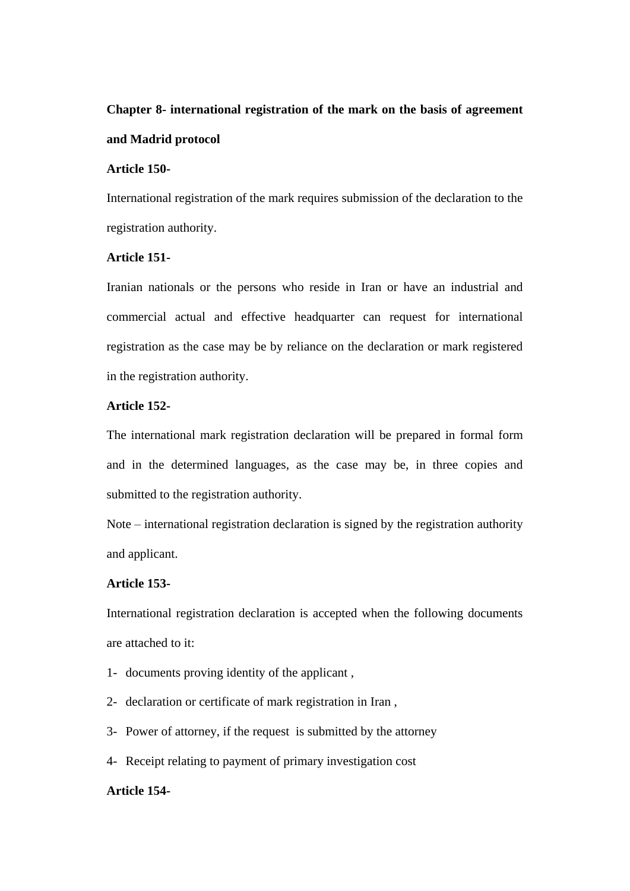## Chapter 8- international registration of the mark on the basis of agreement and Madrid protocol

**Article 150-**

International registration of the mark requires submission of the declaration to the registration authority.

**Article 151-**

Iranian nationals or the persons who reside in Iran or have an industrial and commercial actual and effective headquarter can request for international registration as the case may be by reliance on the declaration or mark registered in the registration authority.

**Article 152-**

The international mark registration declaration will be prepared in formal form and in the determined languages, as the case may be, in three copies and submitted to the registration authority.

Note – international registration declaration is signed by the registration authority and applicant.

**Article 153-**

International registration declaration is accepted when the following documents are attached to it:

1- documents proving identity of the applicant ,
2- declaration or certificate of mark registration in Iran ,
3- Power of attorney, if the request is submitted by the attorney
4- Receipt relating to payment of primary investigation cost

**Article 154-**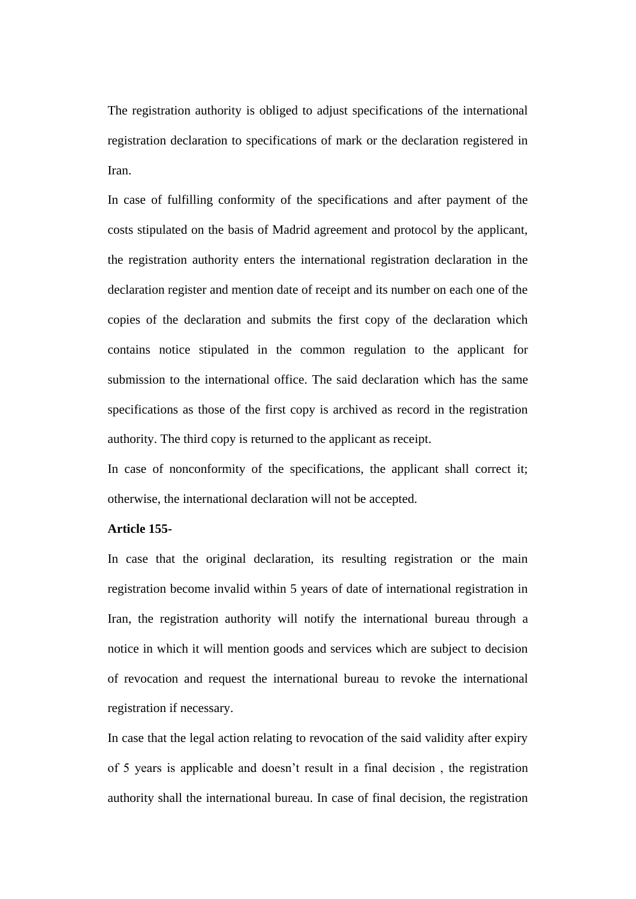The registration authority is obliged to adjust specifications of the international registration declaration to specifications of mark or the declaration registered in Iran.

In case of fulfilling conformity of the specifications and after payment of the costs stipulated on the basis of Madrid agreement and protocol by the applicant, the registration authority enters the international registration declaration in the declaration register and mention date of receipt and its number on each one of the copies of the declaration and submits the first copy of the declaration which contains notice stipulated in the common regulation to the applicant for submission to the international office. The said declaration which has the same specifications as those of the first copy is archived as record in the registration authority. The third copy is returned to the applicant as receipt.

In case of nonconformity of the specifications, the applicant shall correct it; otherwise, the international declaration will not be accepted.

**Article 155-**

In case that the original declaration, its resulting registration or the main registration become invalid within 5 years of date of international registration in Iran, the registration authority will notify the international bureau through a notice in which it will mention goods and services which are subject to decision of revocation and request the international bureau to revoke the international registration if necessary.

In case that the legal action relating to revocation of the said validity after expiry of 5 years is applicable and doesn't result in a final decision , the registration authority shall the international bureau. In case of final decision, the registration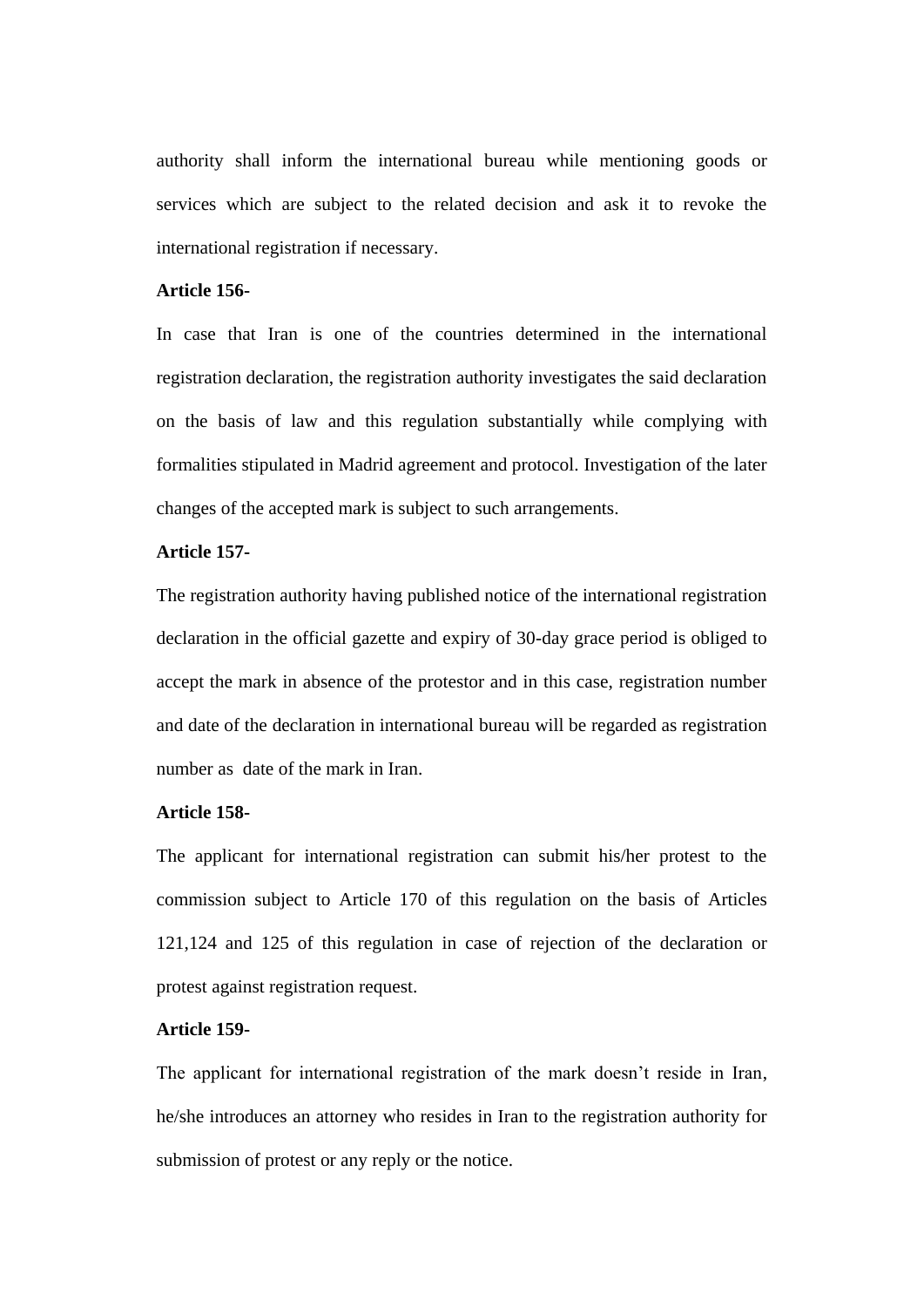authority shall inform the international bureau while mentioning goods or services which are subject to the related decision and ask it to revoke the international registration if necessary.

**Article 156-**

In case that Iran is one of the countries determined in the international registration declaration, the registration authority investigates the said declaration on the basis of law and this regulation substantially while complying with formalities stipulated in Madrid agreement and protocol. Investigation of the later changes of the accepted mark is subject to such arrangements.

**Article 157-**

The registration authority having published notice of the international registration declaration in the official gazette and expiry of 30-day grace period is obliged to accept the mark in absence of the protestor and in this case, registration number and date of the declaration in international bureau will be regarded as registration number as date of the mark in Iran.

**Article 158-**

The applicant for international registration can submit his/her protest to the commission subject to Article 170 of this regulation on the basis of Articles 121,124 and 125 of this regulation in case of rejection of the declaration or protest against registration request.

**Article 159-**

The applicant for international registration of the mark doesn't reside in Iran, he/she introduces an attorney who resides in Iran to the registration authority for submission of protest or any reply or the notice.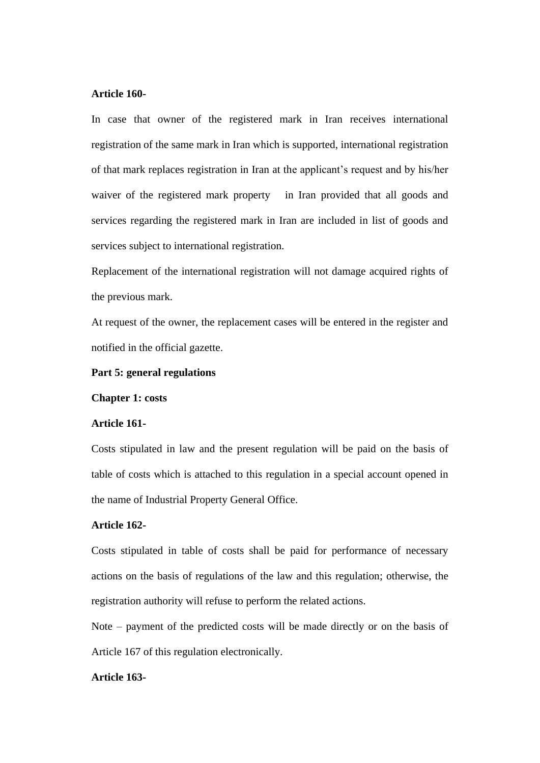**Article 160-**

In case that owner of the registered mark in Iran receives international registration of the same mark in Iran which is supported, international registration of that mark replaces registration in Iran at the applicant's request and by his/her waiver of the registered mark property in Iran provided that all goods and services regarding the registered mark in Iran are included in list of goods and services subject to international registration.

Replacement of the international registration will not damage acquired rights of the previous mark.

At request of the owner, the replacement cases will be entered in the register and notified in the official gazette.

**Part 5: general regulations**

**Chapter 1: costs**

**Article 161-**

Costs stipulated in law and the present regulation will be paid on the basis of table of costs which is attached to this regulation in a special account opened in the name of Industrial Property General Office.

**Article 162-**

Costs stipulated in table of costs shall be paid for performance of necessary actions on the basis of regulations of the law and this regulation; otherwise, the registration authority will refuse to perform the related actions.

Note – payment of the predicted costs will be made directly or on the basis of Article 167 of this regulation electronically.

**Article 163-**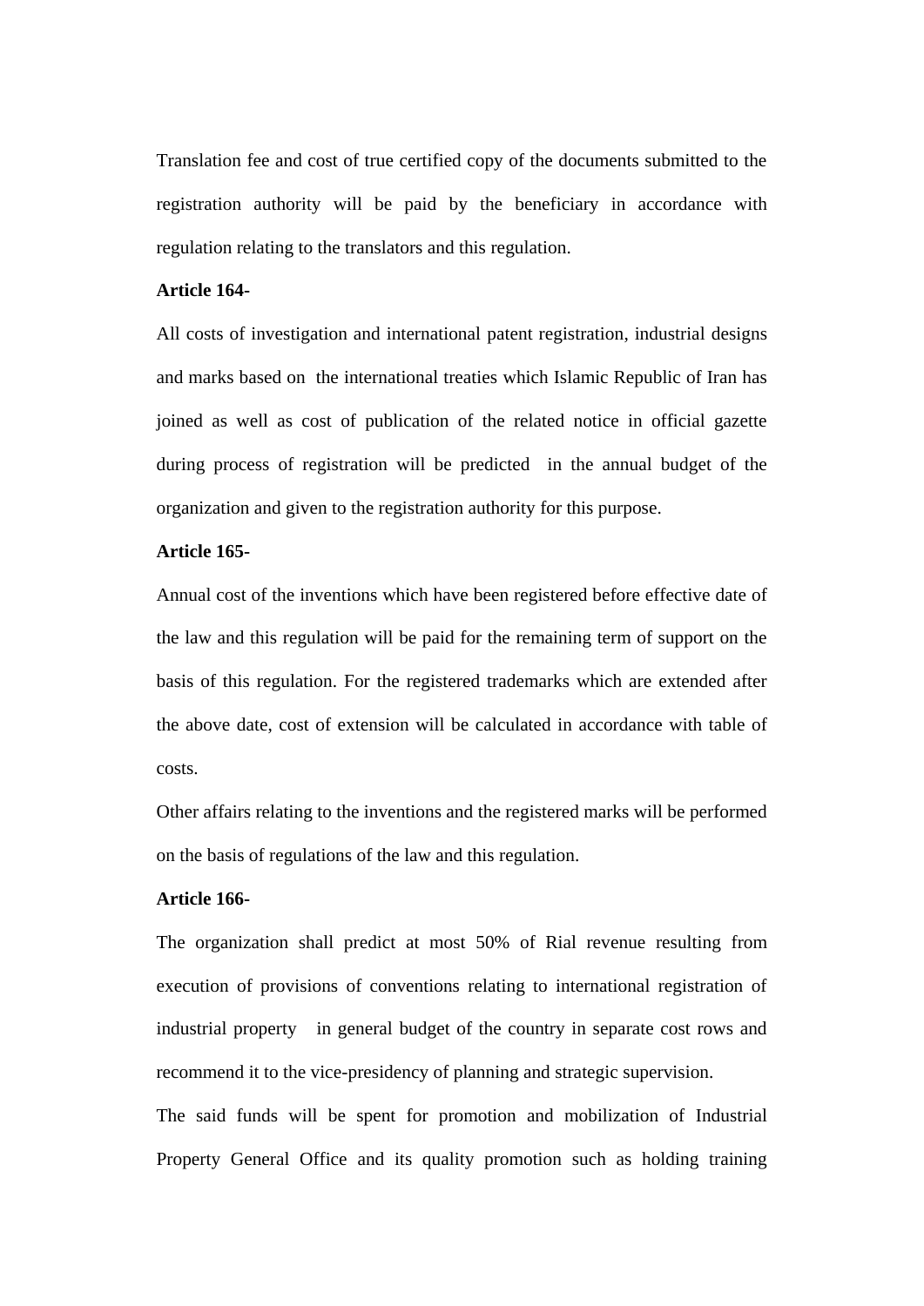Translation fee and cost of true certified copy of the documents submitted to the registration authority will be paid by the beneficiary in accordance with regulation relating to the translators and this regulation.

**Article 164-**

All costs of investigation and international patent registration, industrial designs and marks based on the international treaties which Islamic Republic of Iran has joined as well as cost of publication of the related notice in official gazette during process of registration will be predicted in the annual budget of the organization and given to the registration authority for this purpose.

**Article 165-**

Annual cost of the inventions which have been registered before effective date of the law and this regulation will be paid for the remaining term of support on the basis of this regulation. For the registered trademarks which are extended after the above date, cost of extension will be calculated in accordance with table of costs.

Other affairs relating to the inventions and the registered marks will be performed on the basis of regulations of the law and this regulation.

**Article 166-**

The organization shall predict at most 50% of Rial revenue resulting from execution of provisions of conventions relating to international registration of industrial property in general budget of the country in separate cost rows and recommend it to the vice-presidency of planning and strategic supervision.

The said funds will be spent for promotion and mobilization of Industrial Property General Office and its quality promotion such as holding training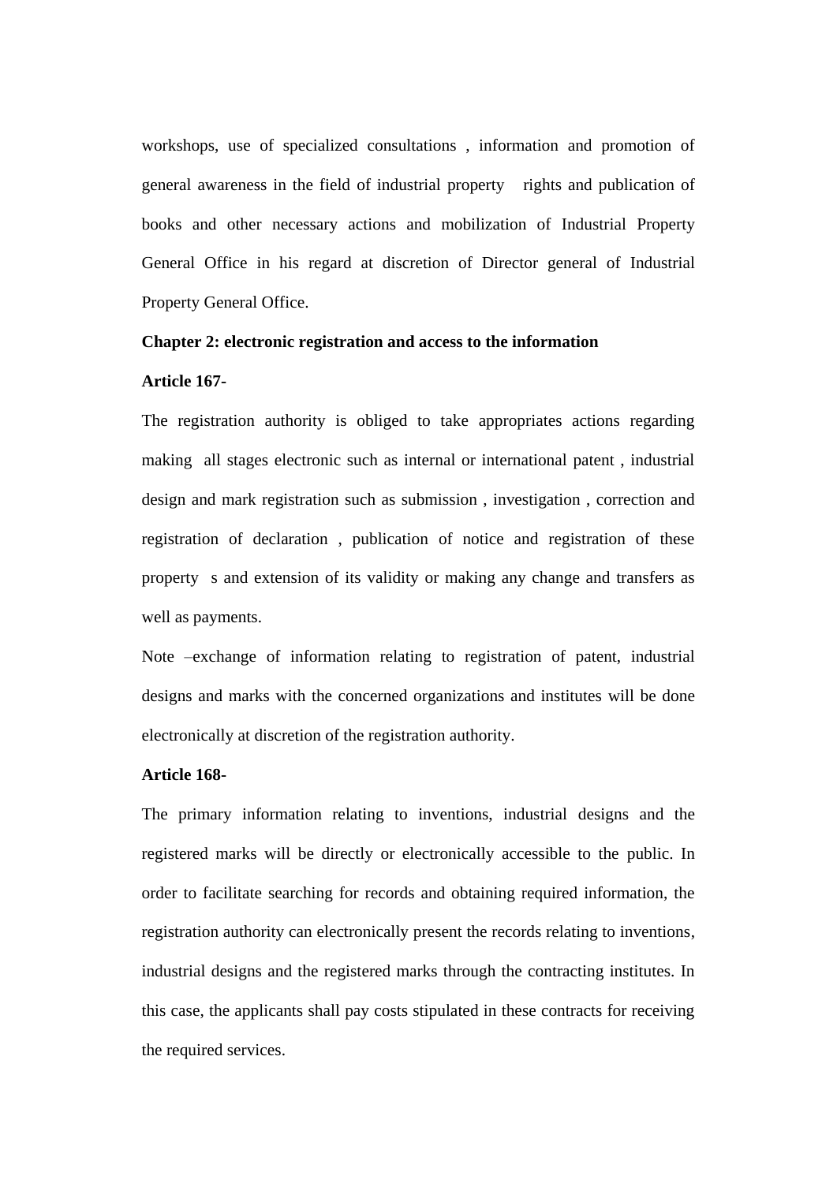workshops, use of specialized consultations , information and promotion of general awareness in the field of industrial property rights and publication of books and other necessary actions and mobilization of Industrial Property General Office in his regard at discretion of Director general of Industrial Property General Office.

**Chapter 2: electronic registration and access to the information**

**Article 167-**

The registration authority is obliged to take appropriates actions regarding making all stages electronic such as internal or international patent , industrial design and mark registration such as submission , investigation , correction and registration of declaration , publication of notice and registration of these property s and extension of its validity or making any change and transfers as well as payments.

Note –exchange of information relating to registration of patent, industrial designs and marks with the concerned organizations and institutes will be done electronically at discretion of the registration authority.

**Article 168-**

The primary information relating to inventions, industrial designs and the registered marks will be directly or electronically accessible to the public. In order to facilitate searching for records and obtaining required information, the registration authority can electronically present the records relating to inventions, industrial designs and the registered marks through the contracting institutes. In this case, the applicants shall pay costs stipulated in these contracts for receiving the required services.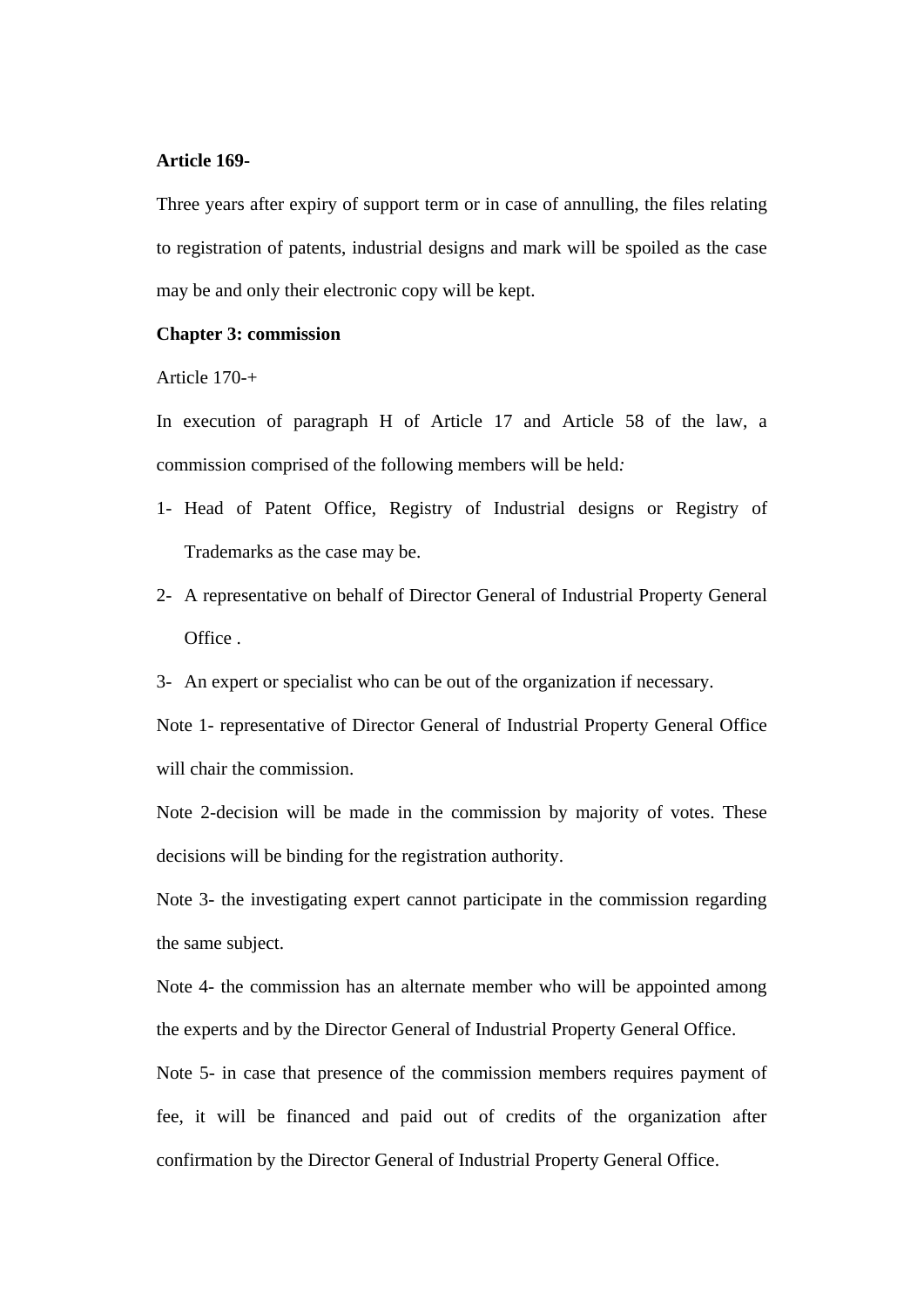**Article 169-**

Three years after expiry of support term or in case of annulling, the files relating to registration of patents, industrial designs and mark will be spoiled as the case may be and only their electronic copy will be kept.

**Chapter 3: commission**

Article 170-+

In execution of paragraph H of Article 17 and Article 58 of the law, a commission comprised of the following members will be held*:*

1- Head of Patent Office, Registry of Industrial designs or Registry of Trademarks as the case may be.
2- A representative on behalf of Director General of Industrial Property General Office .
3- An expert or specialist who can be out of the organization if necessary.

Note 1- representative of Director General of Industrial Property General Office will chair the commission.

Note 2-decision will be made in the commission by majority of votes. These decisions will be binding for the registration authority.

Note 3- the investigating expert cannot participate in the commission regarding the same subject.

Note 4- the commission has an alternate member who will be appointed among the experts and by the Director General of Industrial Property General Office.

Note 5- in case that presence of the commission members requires payment of fee, it will be financed and paid out of credits of the organization after confirmation by the Director General of Industrial Property General Office.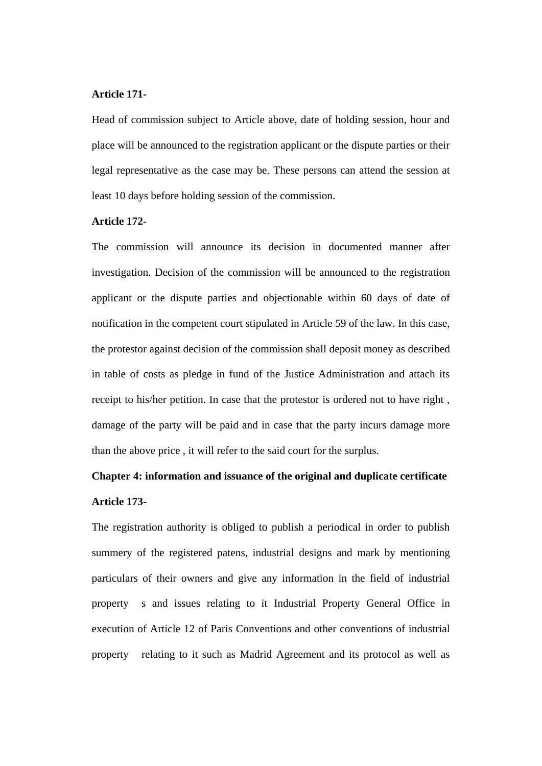**Article 171-**

Head of commission subject to Article above, date of holding session, hour and place will be announced to the registration applicant or the dispute parties or their legal representative as the case may be. These persons can attend the session at least 10 days before holding session of the commission.

**Article 172-**

The commission will announce its decision in documented manner after investigation. Decision of the commission will be announced to the registration applicant or the dispute parties and objectionable within 60 days of date of notification in the competent court stipulated in Article 59 of the law. In this case, the protestor against decision of the commission shall deposit money as described in table of costs as pledge in fund of the Justice Administration and attach its receipt to his/her petition. In case that the protestor is ordered not to have right , damage of the party will be paid and in case that the party incurs damage more than the above price , it will refer to the said court for the surplus.

**Chapter 4: information and issuance of the original and duplicate certificate**

**Article 173-**

The registration authority is obliged to publish a periodical in order to publish summery of the registered patens, industrial designs and mark by mentioning particulars of their owners and give any information in the field of industrial property s and issues relating to it Industrial Property General Office in execution of Article 12 of Paris Conventions and other conventions of industrial property relating to it such as Madrid Agreement and its protocol as well as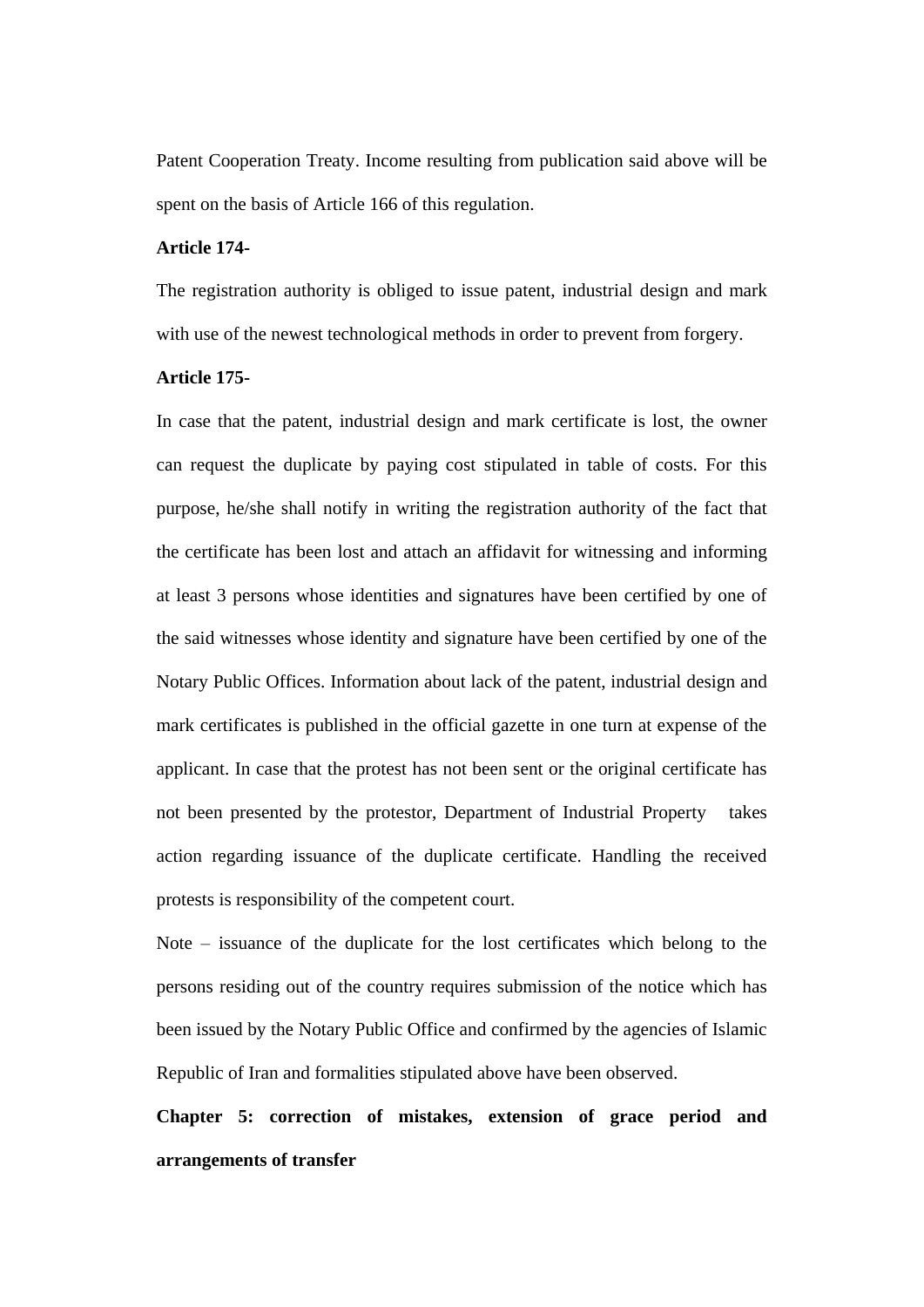Patent Cooperation Treaty. Income resulting from publication said above will be spent on the basis of Article 166 of this regulation.

**Article 174-**

The registration authority is obliged to issue patent, industrial design and mark with use of the newest technological methods in order to prevent from forgery.

**Article 175-**

In case that the patent, industrial design and mark certificate is lost, the owner can request the duplicate by paying cost stipulated in table of costs. For this purpose, he/she shall notify in writing the registration authority of the fact that the certificate has been lost and attach an affidavit for witnessing and informing at least 3 persons whose identities and signatures have been certified by one of the said witnesses whose identity and signature have been certified by one of the Notary Public Offices. Information about lack of the patent, industrial design and mark certificates is published in the official gazette in one turn at expense of the applicant. In case that the protest has not been sent or the original certificate has not been presented by the protestor, Department of Industrial Property takes action regarding issuance of the duplicate certificate. Handling the received protests is responsibility of the competent court.

Note – issuance of the duplicate for the lost certificates which belong to the persons residing out of the country requires submission of the notice which has been issued by the Notary Public Office and confirmed by the agencies of Islamic Republic of Iran and formalities stipulated above have been observed.

## Chapter 5: correction of mistakes, extension of grace period and arrangements of transfer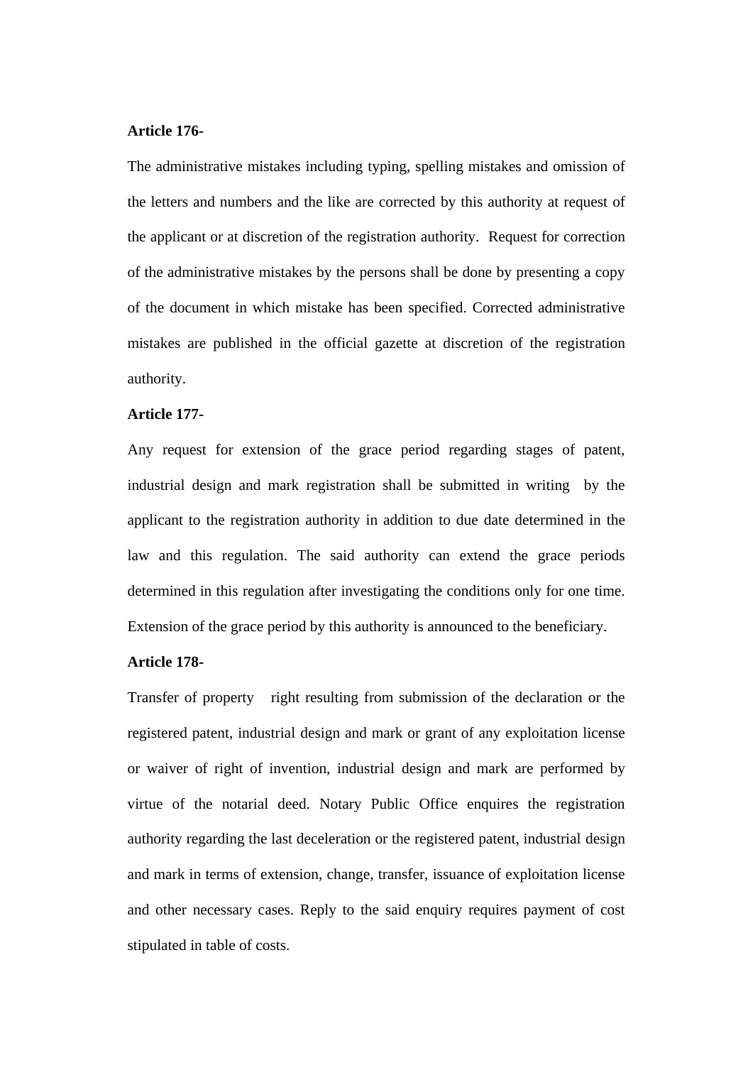**Article 176-**

The administrative mistakes including typing, spelling mistakes and omission of the letters and numbers and the like are corrected by this authority at request of the applicant or at discretion of the registration authority. Request for correction of the administrative mistakes by the persons shall be done by presenting a copy of the document in which mistake has been specified. Corrected administrative mistakes are published in the official gazette at discretion of the registration authority.

**Article 177-**

Any request for extension of the grace period regarding stages of patent, industrial design and mark registration shall be submitted in writing by the applicant to the registration authority in addition to due date determined in the law and this regulation. The said authority can extend the grace periods determined in this regulation after investigating the conditions only for one time. Extension of the grace period by this authority is announced to the beneficiary.

**Article 178-**

Transfer of property right resulting from submission of the declaration or the registered patent, industrial design and mark or grant of any exploitation license or waiver of right of invention, industrial design and mark are performed by virtue of the notarial deed. Notary Public Office enquires the registration authority regarding the last deceleration or the registered patent, industrial design and mark in terms of extension, change, transfer, issuance of exploitation license and other necessary cases. Reply to the said enquiry requires payment of cost stipulated in table of costs.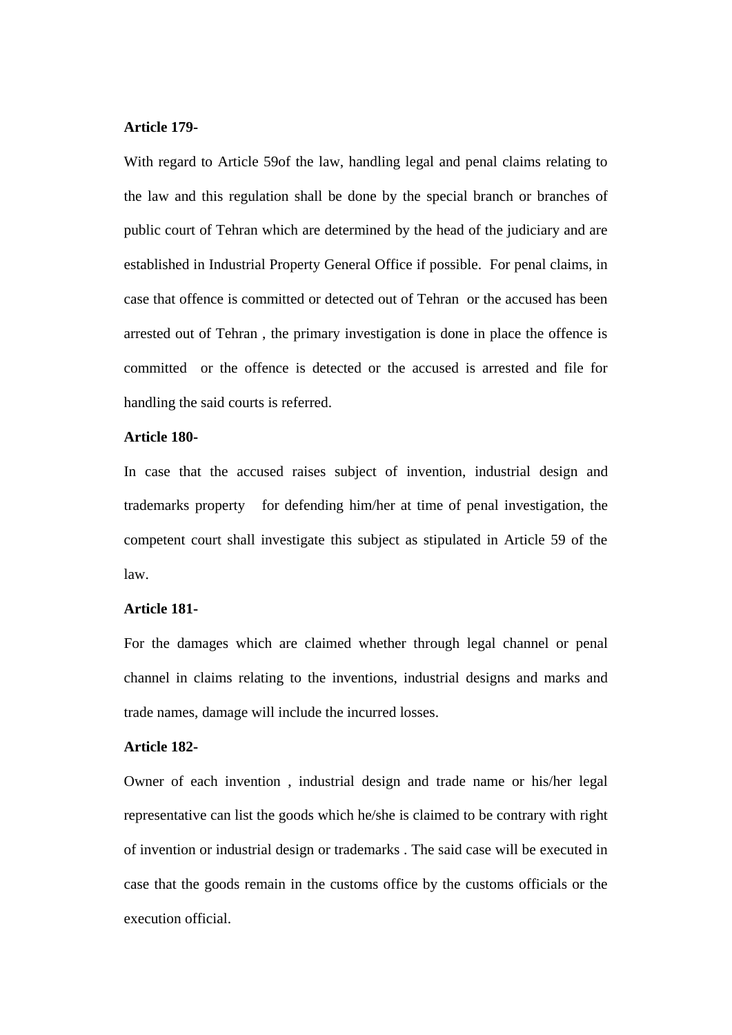**Article 179-**

With regard to Article 59of the law, handling legal and penal claims relating to the law and this regulation shall be done by the special branch or branches of public court of Tehran which are determined by the head of the judiciary and are established in Industrial Property General Office if possible. For penal claims, in case that offence is committed or detected out of Tehran or the accused has been arrested out of Tehran , the primary investigation is done in place the offence is committed or the offence is detected or the accused is arrested and file for handling the said courts is referred.

**Article 180-**

In case that the accused raises subject of invention, industrial design and trademarks property for defending him/her at time of penal investigation, the competent court shall investigate this subject as stipulated in Article 59 of the law.

**Article 181-**

For the damages which are claimed whether through legal channel or penal channel in claims relating to the inventions, industrial designs and marks and trade names, damage will include the incurred losses.

**Article 182-**

Owner of each invention , industrial design and trade name or his/her legal representative can list the goods which he/she is claimed to be contrary with right of invention or industrial design or trademarks . The said case will be executed in case that the goods remain in the customs office by the customs officials or the execution official.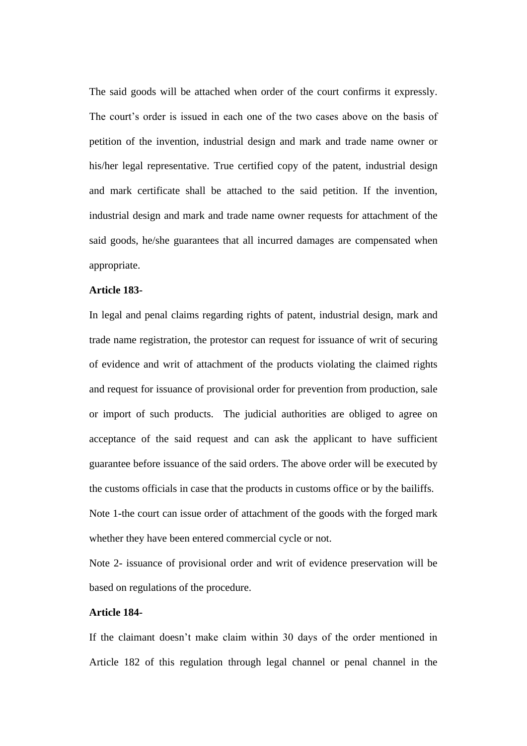The said goods will be attached when order of the court confirms it expressly. The court's order is issued in each one of the two cases above on the basis of petition of the invention, industrial design and mark and trade name owner or his/her legal representative. True certified copy of the patent, industrial design and mark certificate shall be attached to the said petition. If the invention, industrial design and mark and trade name owner requests for attachment of the said goods, he/she guarantees that all incurred damages are compensated when appropriate.

**Article 183-**

In legal and penal claims regarding rights of patent, industrial design, mark and trade name registration, the protestor can request for issuance of writ of securing of evidence and writ of attachment of the products violating the claimed rights and request for issuance of provisional order for prevention from production, sale or import of such products. The judicial authorities are obliged to agree on acceptance of the said request and can ask the applicant to have sufficient guarantee before issuance of the said orders. The above order will be executed by the customs officials in case that the products in customs office or by the bailiffs.

Note 1-the court can issue order of attachment of the goods with the forged mark whether they have been entered commercial cycle or not.

Note 2- issuance of provisional order and writ of evidence preservation will be based on regulations of the procedure.

**Article 184-**

If the claimant doesn't make claim within 30 days of the order mentioned in Article 182 of this regulation through legal channel or penal channel in the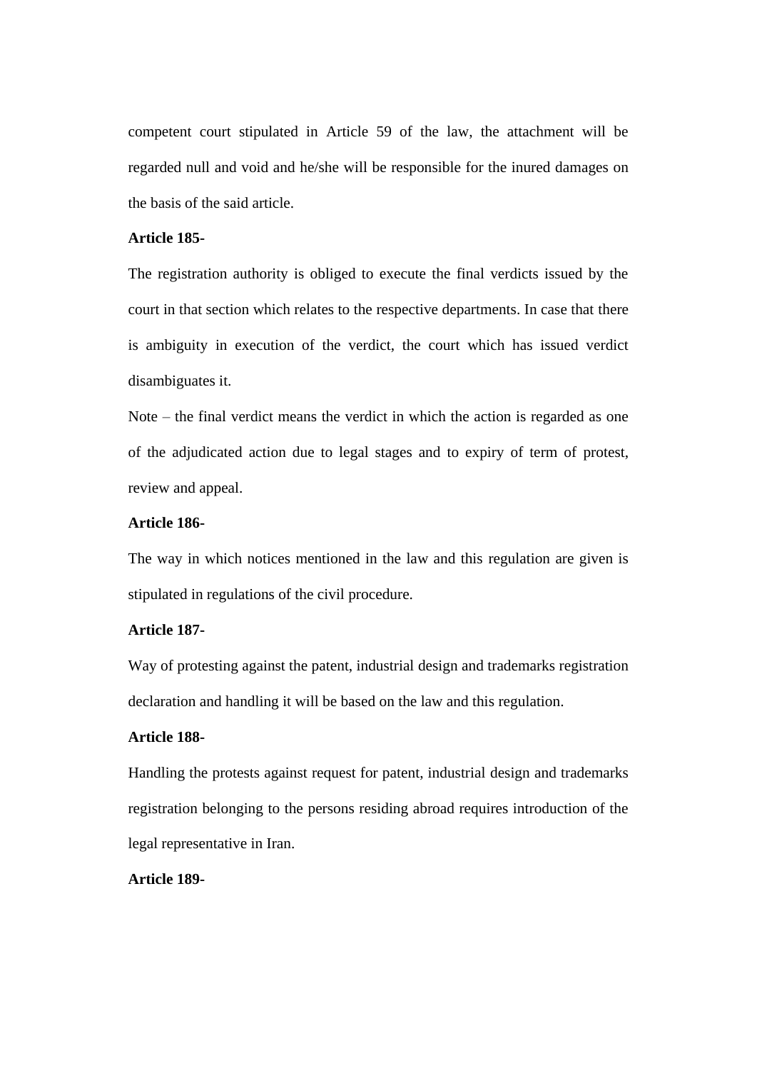competent court stipulated in Article 59 of the law, the attachment will be regarded null and void and he/she will be responsible for the inured damages on the basis of the said article.

**Article 185-**

The registration authority is obliged to execute the final verdicts issued by the court in that section which relates to the respective departments. In case that there is ambiguity in execution of the verdict, the court which has issued verdict disambiguates it.

Note – the final verdict means the verdict in which the action is regarded as one of the adjudicated action due to legal stages and to expiry of term of protest, review and appeal.

**Article 186-**

The way in which notices mentioned in the law and this regulation are given is stipulated in regulations of the civil procedure.

**Article 187-**

Way of protesting against the patent, industrial design and trademarks registration declaration and handling it will be based on the law and this regulation.

**Article 188-**

Handling the protests against request for patent, industrial design and trademarks registration belonging to the persons residing abroad requires introduction of the legal representative in Iran.

**Article 189-**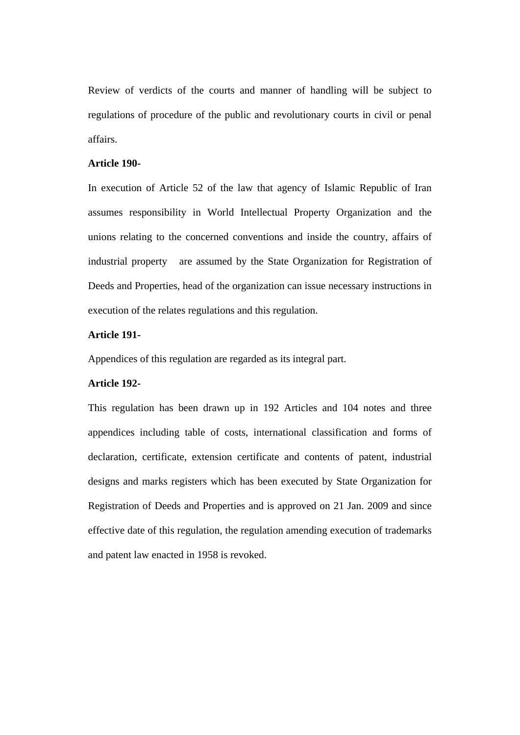Review of verdicts of the courts and manner of handling will be subject to regulations of procedure of the public and revolutionary courts in civil or penal affairs.

**Article 190-**

In execution of Article 52 of the law that agency of Islamic Republic of Iran assumes responsibility in World Intellectual Property Organization and the unions relating to the concerned conventions and inside the country, affairs of industrial property are assumed by the State Organization for Registration of Deeds and Properties, head of the organization can issue necessary instructions in execution of the relates regulations and this regulation.

**Article 191-**

Appendices of this regulation are regarded as its integral part.

**Article 192-**

This regulation has been drawn up in 192 Articles and 104 notes and three appendices including table of costs, international classification and forms of declaration, certificate, extension certificate and contents of patent, industrial designs and marks registers which has been executed by State Organization for Registration of Deeds and Properties and is approved on 21 Jan. 2009 and since effective date of this regulation, the regulation amending execution of trademarks and patent law enacted in 1958 is revoked.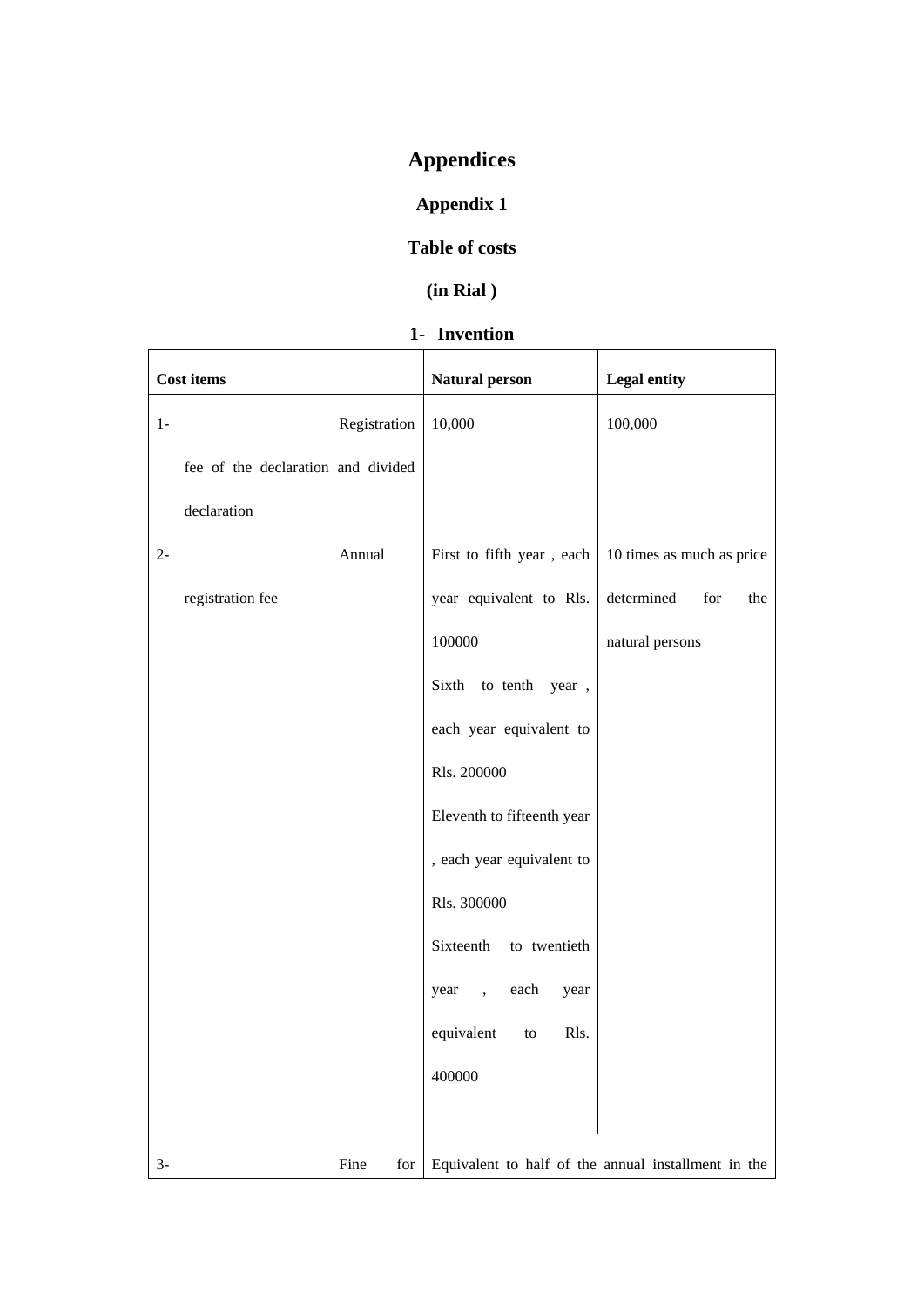# Appendices

## Appendix 1

### Table of costs

### (in Rial )

### 1- Invention

| Cost items | Natural person | Legal entity |
|---|---|---|
| 1- Registration fee of the declaration and divided declaration | 10,000 | 100,000 |
| 2- Annual registration fee | First to fifth year , each year equivalent to Rls. 100000<br>Sixth to tenth year , each year equivalent to Rls. 200000<br>Eleventh to fifteenth year , each year equivalent to Rls. 300000<br>Sixteenth to twentieth year , each year equivalent to Rls. 400000 | 10 times as much as price determined for the natural persons |
| 3- Fine for | Equivalent to half of the annual installment in the | |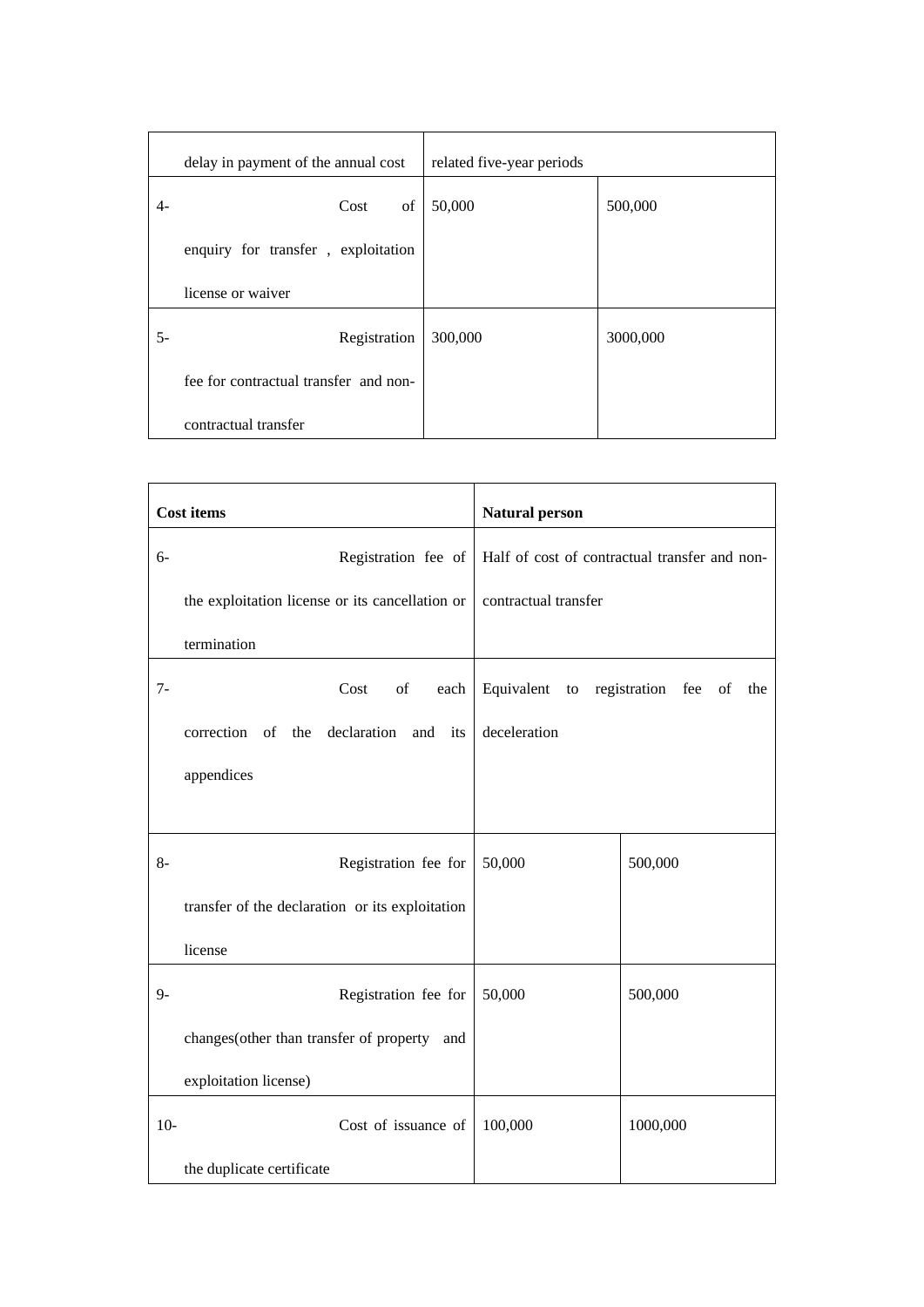| delay in payment of the annual cost | related five-year periods | |
|---|---|---|
| 4- Cost of enquiry for transfer , exploitation license or waiver | 50,000 | 500,000 |
| 5- Registration fee for contractual transfer and non-contractual transfer | 300,000 | 3000,000 |

| Cost items | Natural person | |
|---|---|---|
| 6- Registration fee of the exploitation license or its cancellation or termination | Half of cost of contractual transfer and non-contractual transfer | |
| 7- Cost of each correction of the declaration and its appendices | Equivalent to registration fee of the deceleration | |
| 8- Registration fee for transfer of the declaration or its exploitation license | 50,000 | 500,000 |
| 9- Registration fee for changes(other than transfer of property and exploitation license) | 50,000 | 500,000 |
| 10- Cost of issuance of the duplicate certificate | 100,000 | 1000,000 |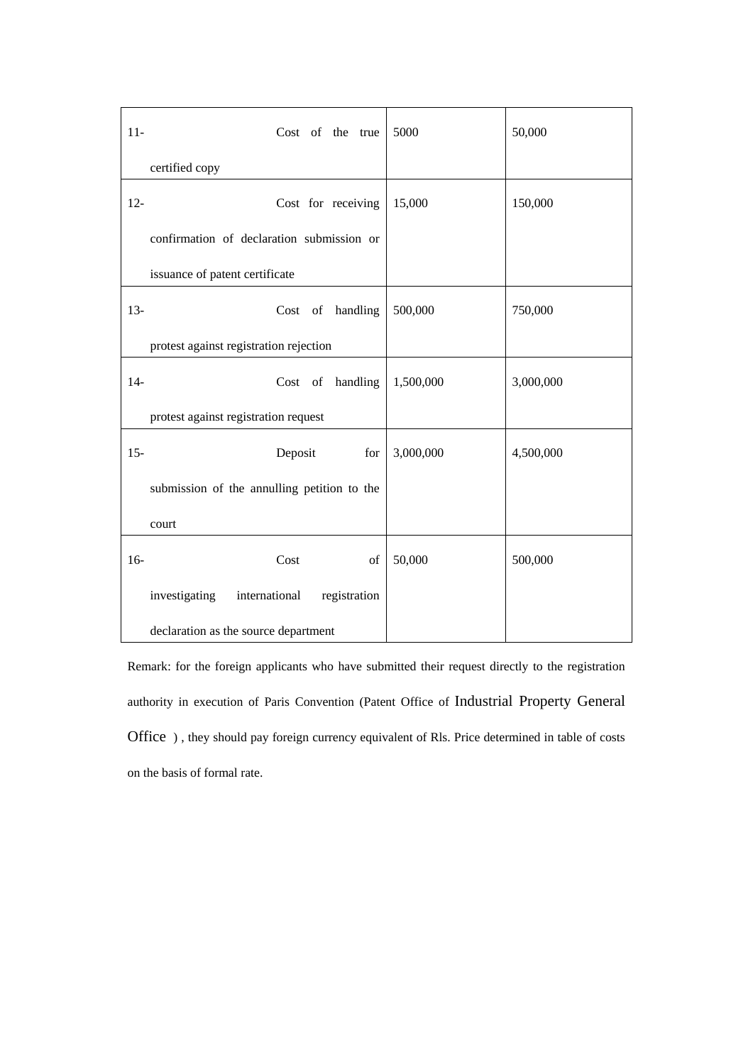| | | | |
|---|---|---|---|
| 11- | Cost of the true certified copy | 5000 | 50,000 |
| 12- | Cost for receiving confirmation of declaration submission or issuance of patent certificate | 15,000 | 150,000 |
| 13- | Cost of handling protest against registration rejection | 500,000 | 750,000 |
| 14- | Cost of handling protest against registration request | 1,500,000 | 3,000,000 |
| 15- | Deposit for submission of the annulling petition to the court | 3,000,000 | 4,500,000 |
| 16- | Cost of investigating international registration declaration as the source department | 50,000 | 500,000 |

Remark: for the foreign applicants who have submitted their request directly to the registration authority in execution of Paris Convention (Patent Office of Industrial Property General Office ) , they should pay foreign currency equivalent of Rls. Price determined in table of costs on the basis of formal rate.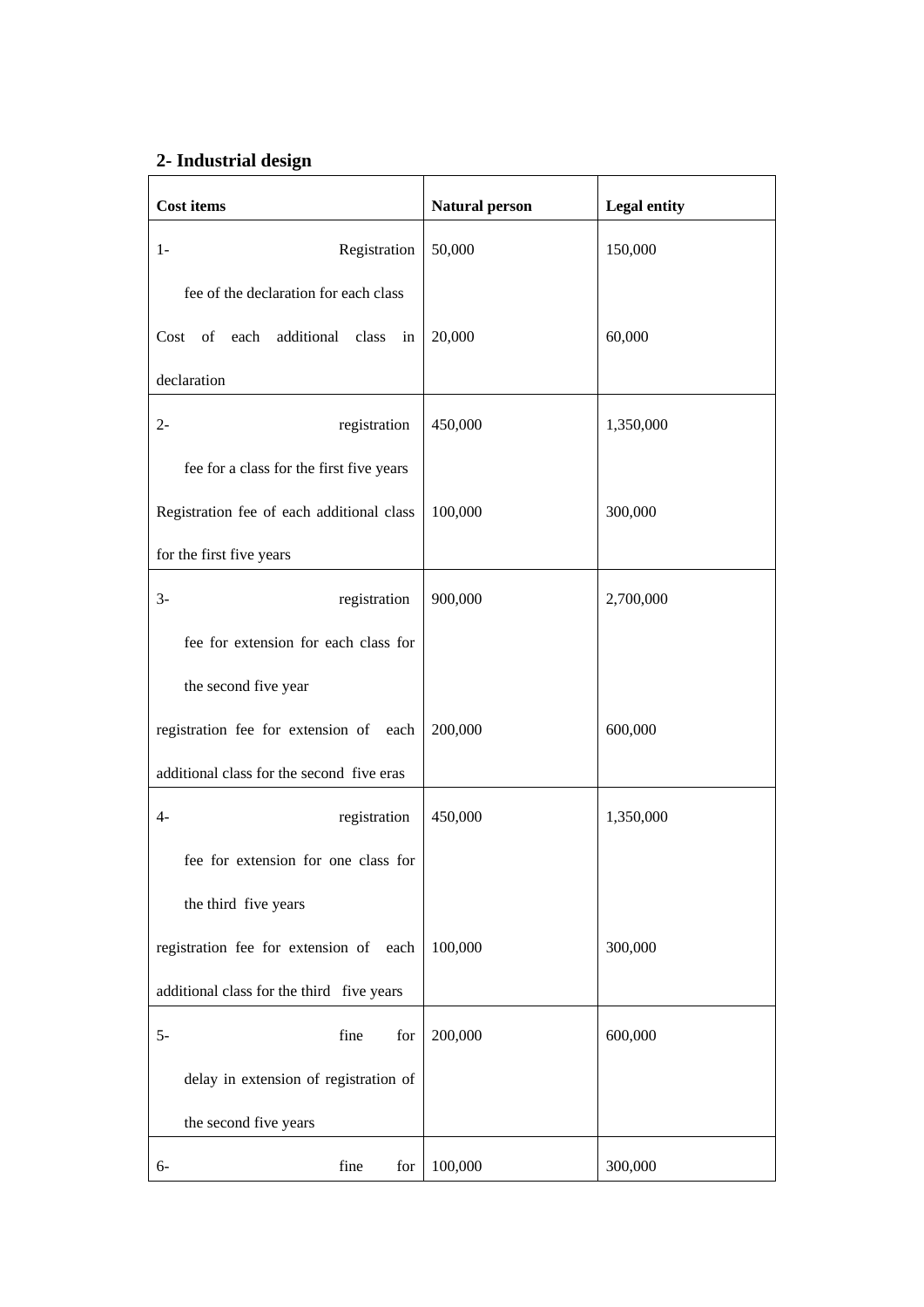## 2- Industrial design

| Cost items | Natural person | Legal entity |
|---|---|---|
| 1- Registration fee of the declaration for each class | 50,000 | 150,000 |
| Cost of each additional class in declaration | 20,000 | 60,000 |
| 2- registration fee for a class for the first five years | 450,000 | 1,350,000 |
| Registration fee of each additional class for the first five years | 100,000 | 300,000 |
| 3- registration fee for extension for each class for the second five year | 900,000 | 2,700,000 |
| registration fee for extension of each additional class for the second five eras | 200,000 | 600,000 |
| 4- registration fee for extension for one class for the third five years | 450,000 | 1,350,000 |
| registration fee for extension of each additional class for the third five years | 100,000 | 300,000 |
| 5- fine for delay in extension of registration of the second five years | 200,000 | 600,000 |
| 6- fine for | 100,000 | 300,000 |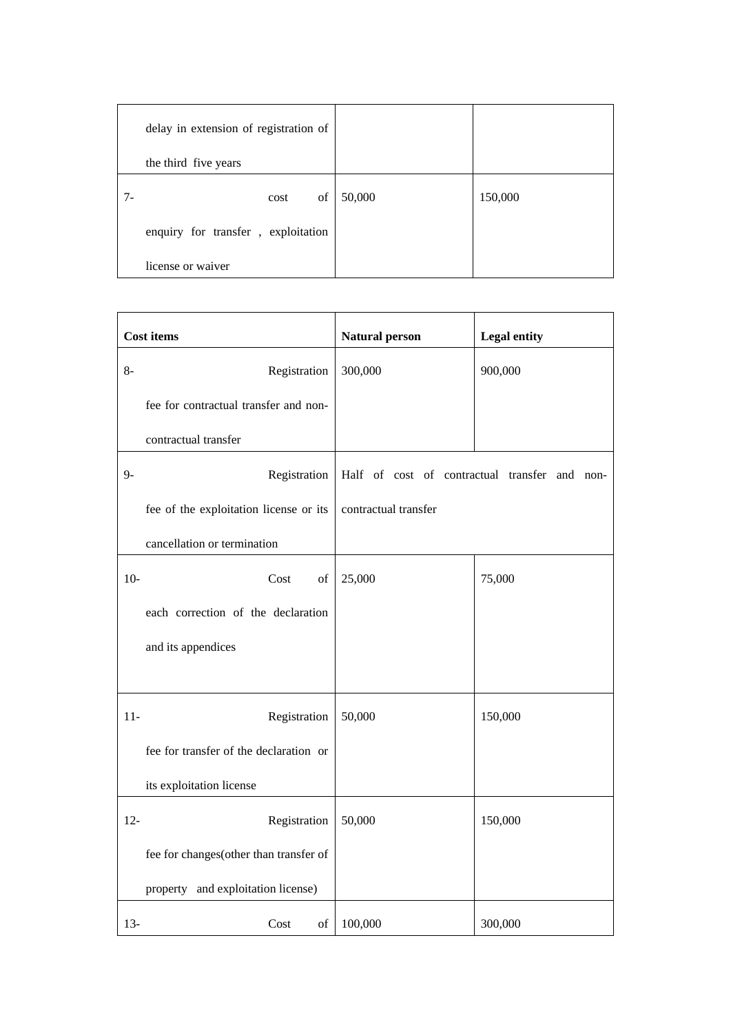| | | |
|---|---|---|
| delay in extension of registration of the third five years | | |
| 7- cost of enquiry for transfer , exploitation license or waiver | 50,000 | 150,000 |

| Cost items | Natural person | Legal entity |
|---|---|---|
| 8- Registration fee for contractual transfer and non-contractual transfer | 300,000 | 900,000 |
| 9- Registration fee of the exploitation license or its cancellation or termination | Half of cost of contractual transfer and non-contractual transfer | |
| 10- Cost of each correction of the declaration and its appendices | 25,000 | 75,000 |
| 11- Registration fee for transfer of the declaration or its exploitation license | 50,000 | 150,000 |
| 12- Registration fee for changes(other than transfer of property and exploitation license) | 50,000 | 150,000 |
| 13- Cost of | 100,000 | 300,000 |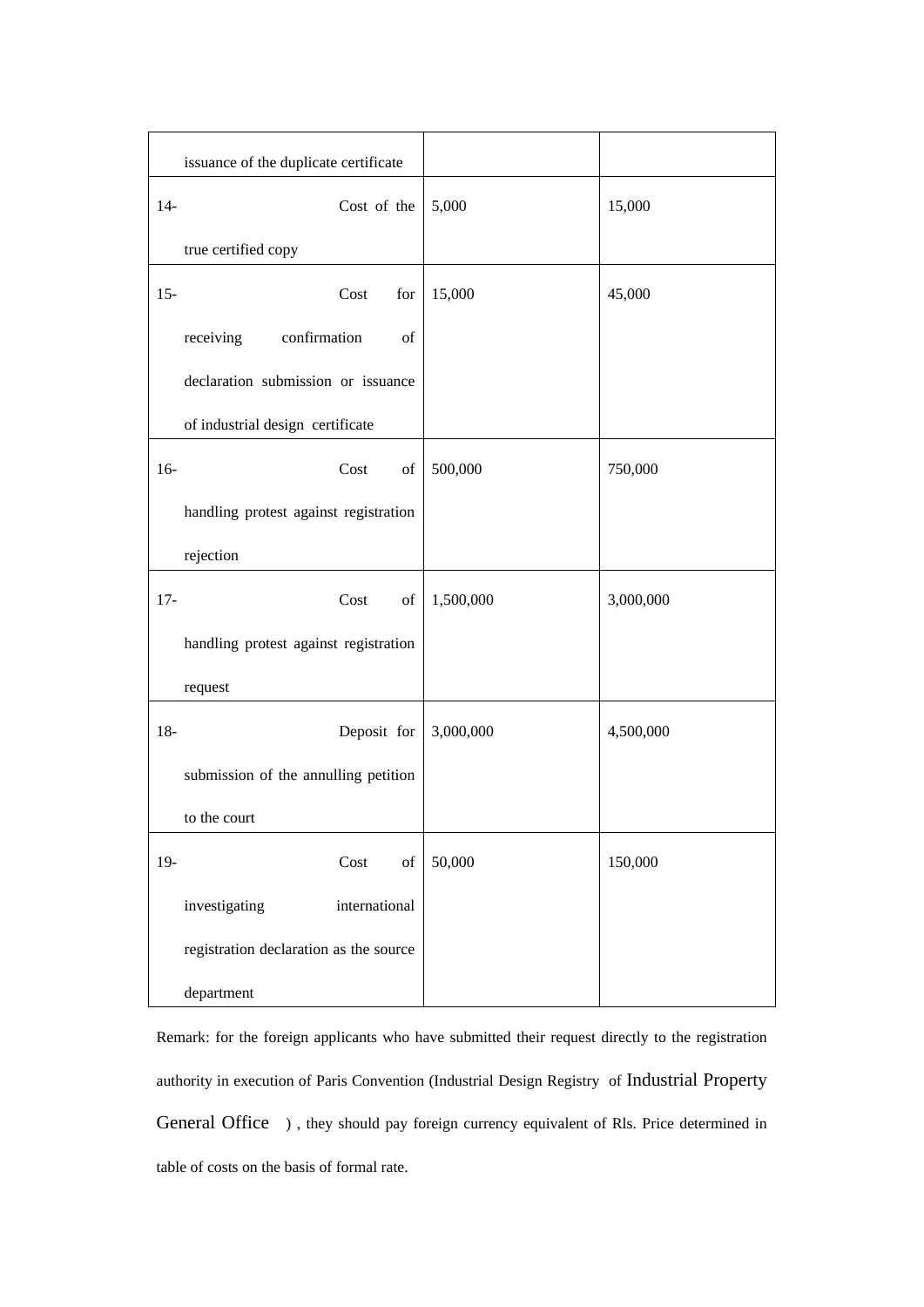|  |  |  |
|---|---|---|
| issuance of the duplicate certificate |  |  |
| 14- Cost of the true certified copy | 5,000 | 15,000 |
| 15- Cost for receiving confirmation of declaration submission or issuance of industrial design certificate | 15,000 | 45,000 |
| 16- Cost of handling protest against registration rejection | 500,000 | 750,000 |
| 17- Cost of handling protest against registration request | 1,500,000 | 3,000,000 |
| 18- Deposit for submission of the annulling petition to the court | 3,000,000 | 4,500,000 |
| 19- Cost of investigating international registration declaration as the source department | 50,000 | 150,000 |

Remark: for the foreign applicants who have submitted their request directly to the registration authority in execution of Paris Convention (Industrial Design Registry of Industrial Property General Office ) , they should pay foreign currency equivalent of Rls. Price determined in table of costs on the basis of formal rate.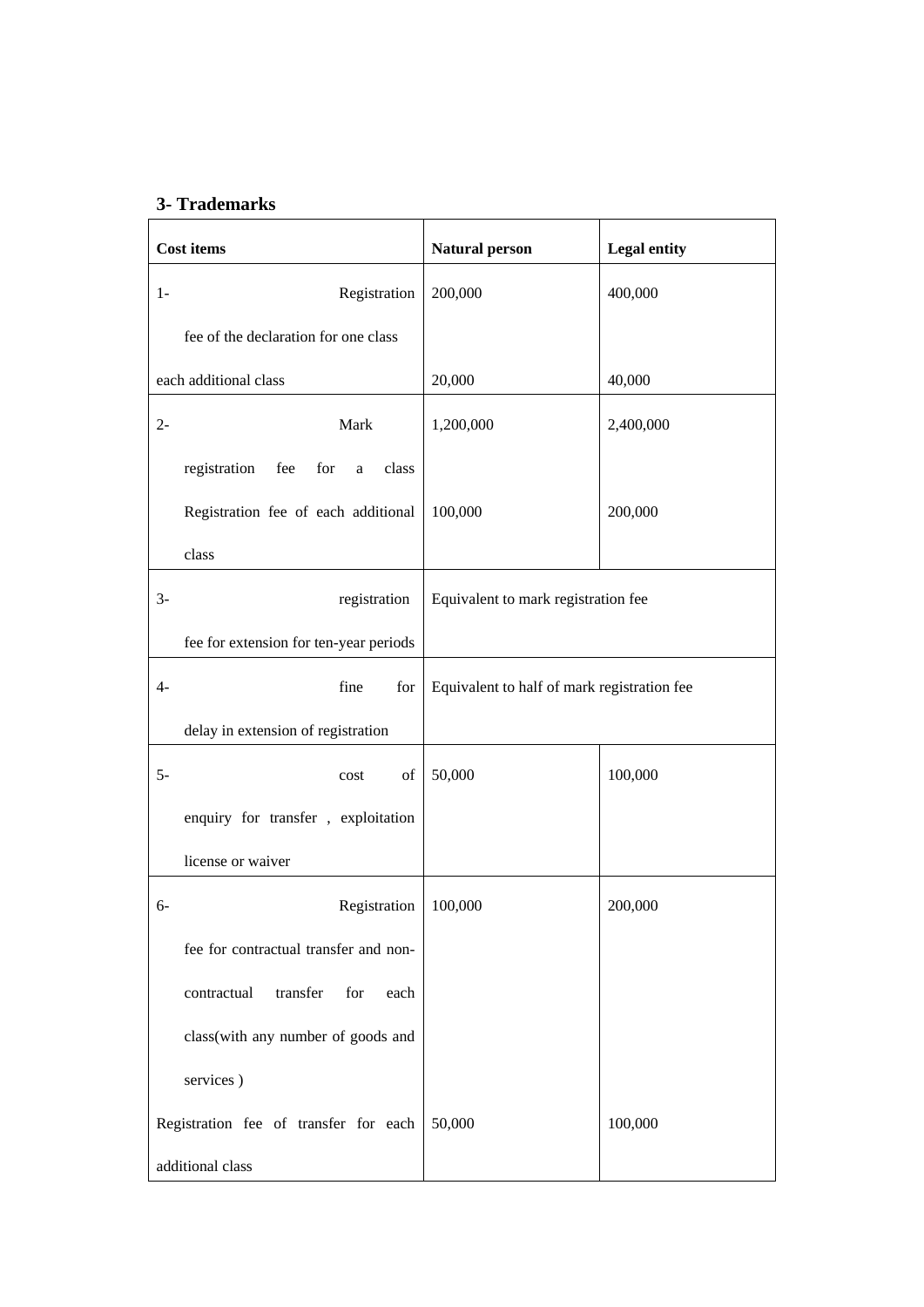### 3- Trademarks

| Cost items | Natural person | Legal entity |
|---|---|---|
| 1- Registration fee of the declaration for one class | 200,000 | 400,000 |
| each additional class | 20,000 | 40,000 |
| 2- Mark registration fee for a class | 1,200,000 | 2,400,000 |
| Registration fee of each additional class | 100,000 | 200,000 |
| 3- registration fee for extension for ten-year periods | Equivalent to mark registration fee | |
| 4- fine for delay in extension of registration | Equivalent to half of mark registration fee | |
| 5- cost of enquiry for transfer , exploitation license or waiver | 50,000 | 100,000 |
| 6- Registration fee for contractual transfer and non-contractual transfer for each class(with any number of goods and services ) | 100,000 | 200,000 |
| Registration fee of transfer for each additional class | 50,000 | 100,000 |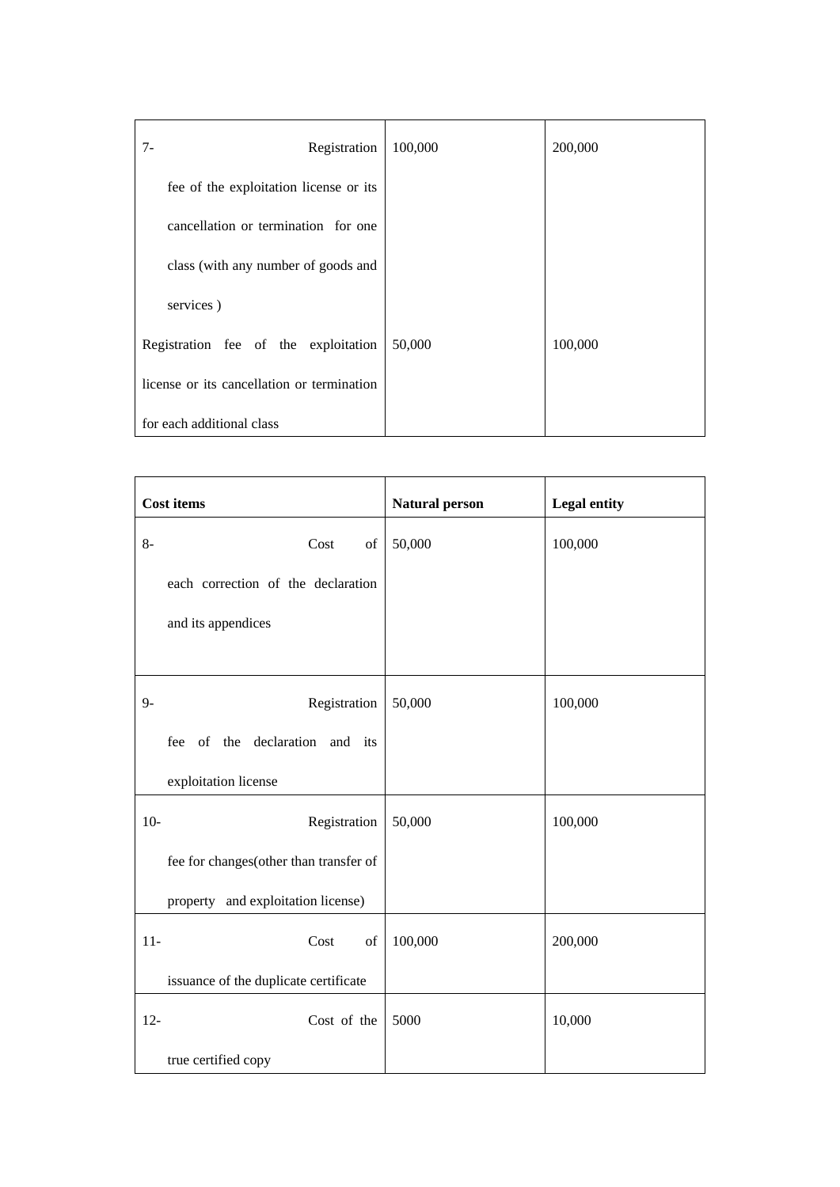| | | |
|---|---|---|
| 7- Registration fee of the exploitation license or its cancellation or termination for one class (with any number of goods and services ) | 100,000 | 200,000 |
| Registration fee of the exploitation license or its cancellation or termination for each additional class | 50,000 | 100,000 |

| **Cost items** | **Natural person** | **Legal entity** |
|---|---|---|
| 8- Cost of each correction of the declaration and its appendices | 50,000 | 100,000 |
| 9- Registration fee of the declaration and its exploitation license | 50,000 | 100,000 |
| 10- Registration fee for changes(other than transfer of property and exploitation license) | 50,000 | 100,000 |
| 11- Cost of issuance of the duplicate certificate | 100,000 | 200,000 |
| 12- Cost of the true certified copy | 5000 | 10,000 |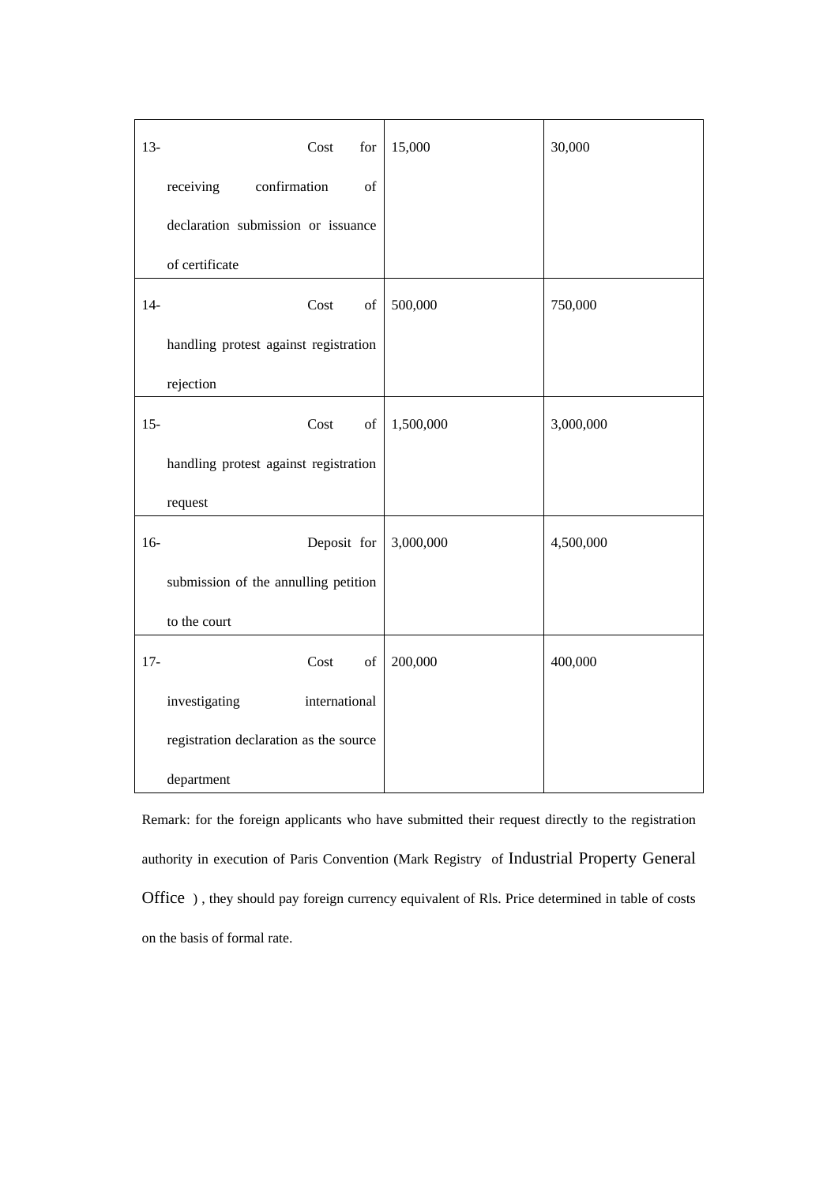| | | |
|---|---|---|
| 13- Cost for receiving confirmation of declaration submission or issuance of certificate | 15,000 | 30,000 |
| 14- Cost of handling protest against registration rejection | 500,000 | 750,000 |
| 15- Cost of handling protest against registration request | 1,500,000 | 3,000,000 |
| 16- Deposit for submission of the annulling petition to the court | 3,000,000 | 4,500,000 |
| 17- Cost of investigating international registration declaration as the source department | 200,000 | 400,000 |

Remark: for the foreign applicants who have submitted their request directly to the registration authority in execution of Paris Convention (Mark Registry of Industrial Property General Office ) , they should pay foreign currency equivalent of Rls. Price determined in table of costs on the basis of formal rate.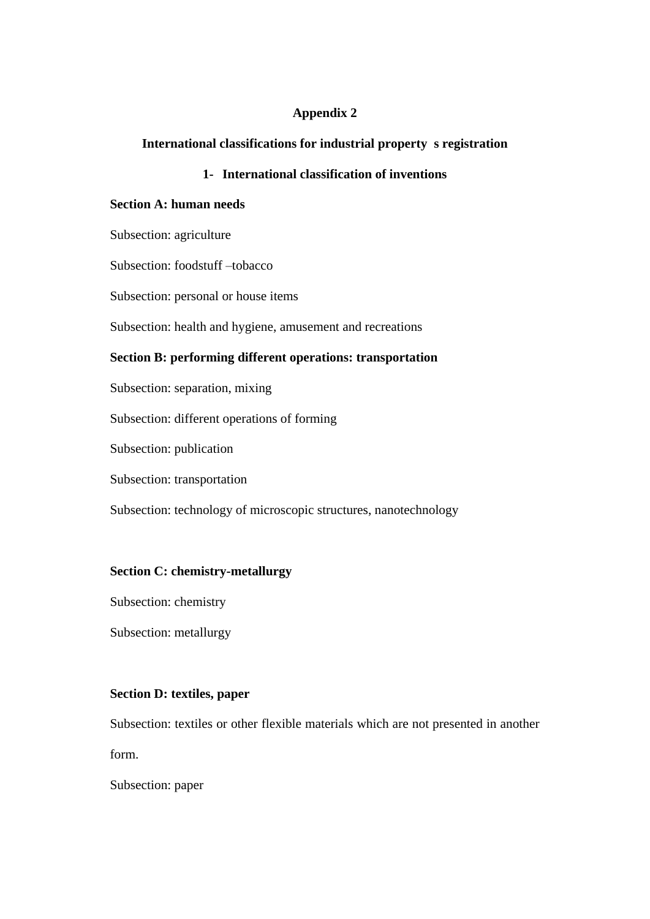# Appendix 2

## International classifications for industrial property s registration

### 1- International classification of inventions

**Section A: human needs**

Subsection: agriculture

Subsection: foodstuff –tobacco

Subsection: personal or house items

Subsection: health and hygiene, amusement and recreations

**Section B: performing different operations: transportation**

Subsection: separation, mixing

Subsection: different operations of forming

Subsection: publication

Subsection: transportation

Subsection: technology of microscopic structures, nanotechnology

**Section C: chemistry-metallurgy**

Subsection: chemistry

Subsection: metallurgy

**Section D: textiles, paper**

Subsection: textiles or other flexible materials which are not presented in another form.

Subsection: paper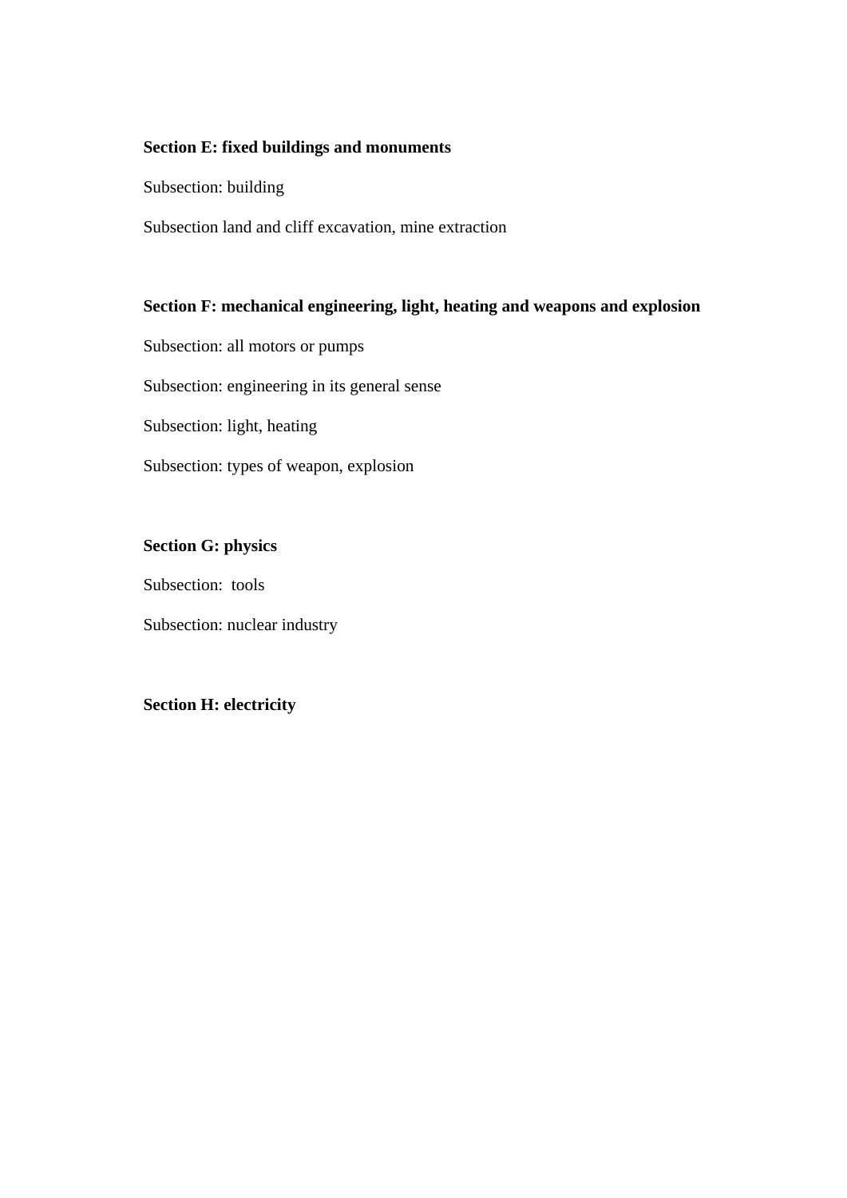**Section E: fixed buildings and monuments**

Subsection: building

Subsection land and cliff excavation, mine extraction

**Section F: mechanical engineering, light, heating and weapons and explosion**

Subsection: all motors or pumps

Subsection: engineering in its general sense

Subsection: light, heating

Subsection: types of weapon, explosion

**Section G: physics**

Subsection:  tools

Subsection: nuclear industry

**Section H: electricity**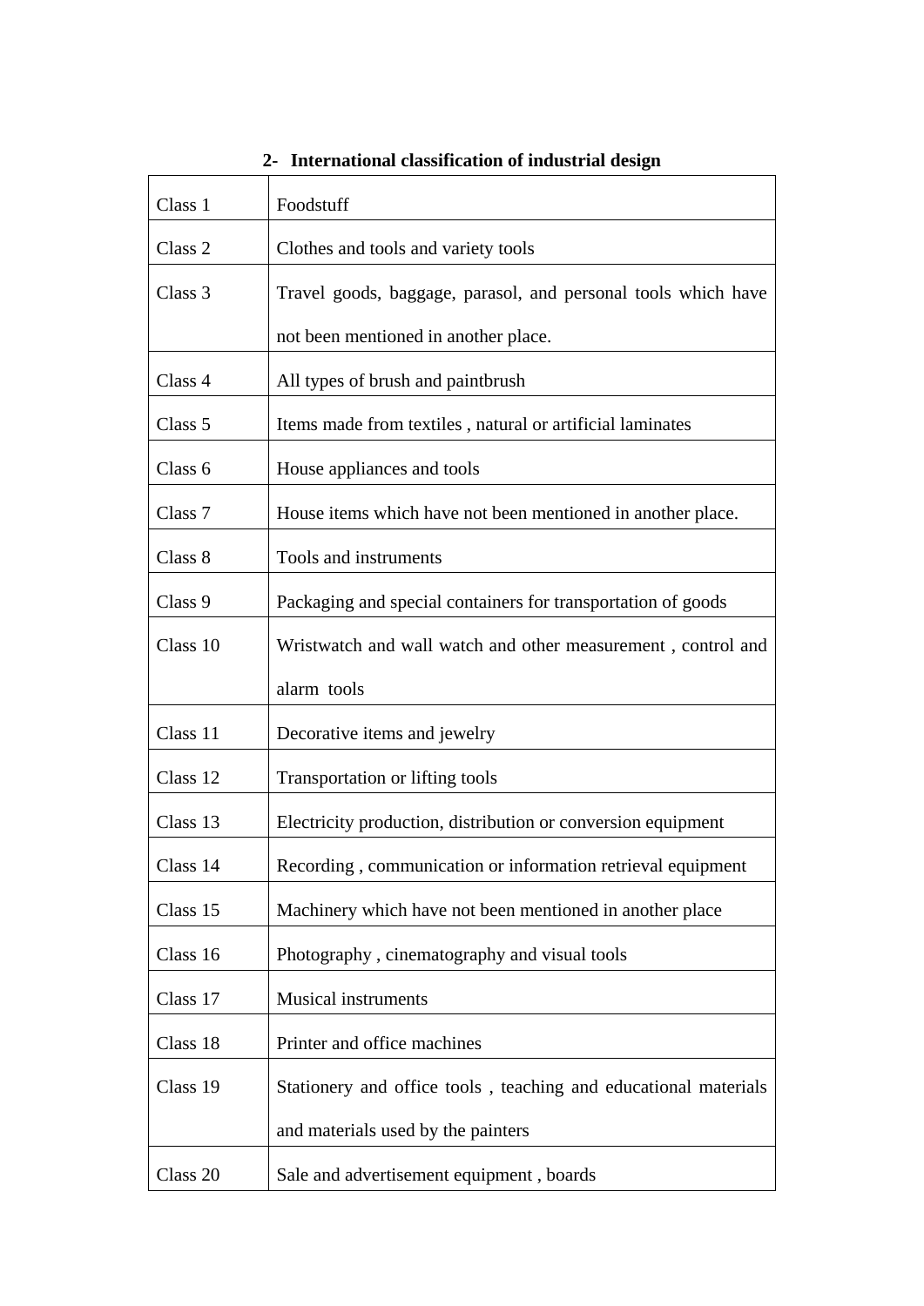## 2- International classification of industrial design

| | |
|---|---|
| Class 1 | Foodstuff |
| Class 2 | Clothes and tools and variety tools |
| Class 3 | Travel goods, baggage, parasol, and personal tools which have not been mentioned in another place. |
| Class 4 | All types of brush and paintbrush |
| Class 5 | Items made from textiles , natural or artificial laminates |
| Class 6 | House appliances and tools |
| Class 7 | House items which have not been mentioned in another place. |
| Class 8 | Tools and instruments |
| Class 9 | Packaging and special containers for transportation of goods |
| Class 10 | Wristwatch and wall watch and other measurement , control and alarm tools |
| Class 11 | Decorative items and jewelry |
| Class 12 | Transportation or lifting tools |
| Class 13 | Electricity production, distribution or conversion equipment |
| Class 14 | Recording , communication or information retrieval equipment |
| Class 15 | Machinery which have not been mentioned in another place |
| Class 16 | Photography , cinematography and visual tools |
| Class 17 | Musical instruments |
| Class 18 | Printer and office machines |
| Class 19 | Stationery and office tools , teaching and educational materials and materials used by the painters |
| Class 20 | Sale and advertisement equipment , boards |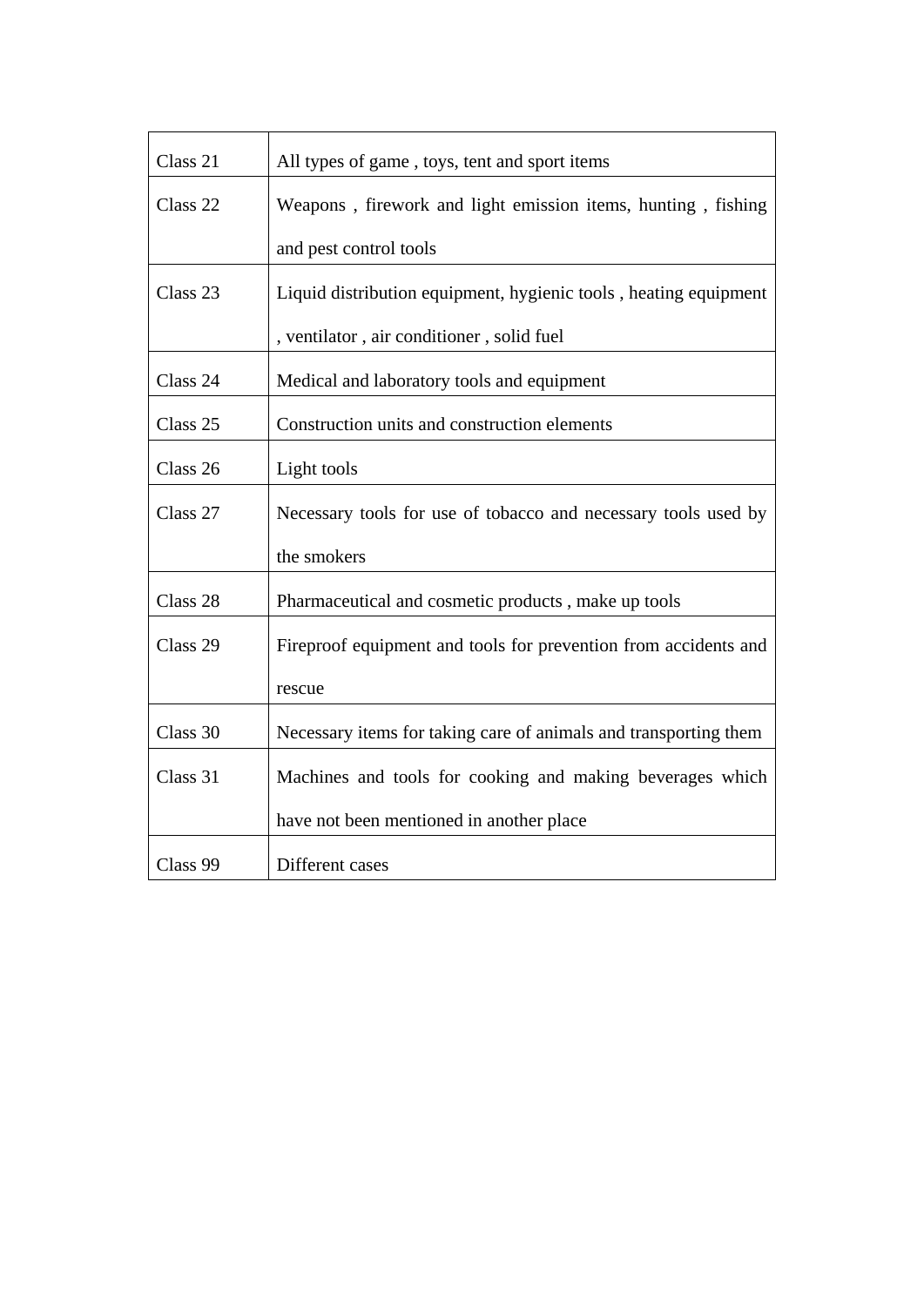| Class 21 | All types of game , toys, tent and sport items |
|---|---|
| Class 22 | Weapons , firework and light emission items, hunting , fishing and pest control tools |
| Class 23 | Liquid distribution equipment, hygienic tools , heating equipment , ventilator , air conditioner , solid fuel |
| Class 24 | Medical and laboratory tools and equipment |
| Class 25 | Construction units and construction elements |
| Class 26 | Light tools |
| Class 27 | Necessary tools for use of tobacco and necessary tools used by the smokers |
| Class 28 | Pharmaceutical and cosmetic products , make up tools |
| Class 29 | Fireproof equipment and tools for prevention from accidents and rescue |
| Class 30 | Necessary items for taking care of animals and transporting them |
| Class 31 | Machines and tools for cooking and making beverages which have not been mentioned in another place |
| Class 99 | Different cases |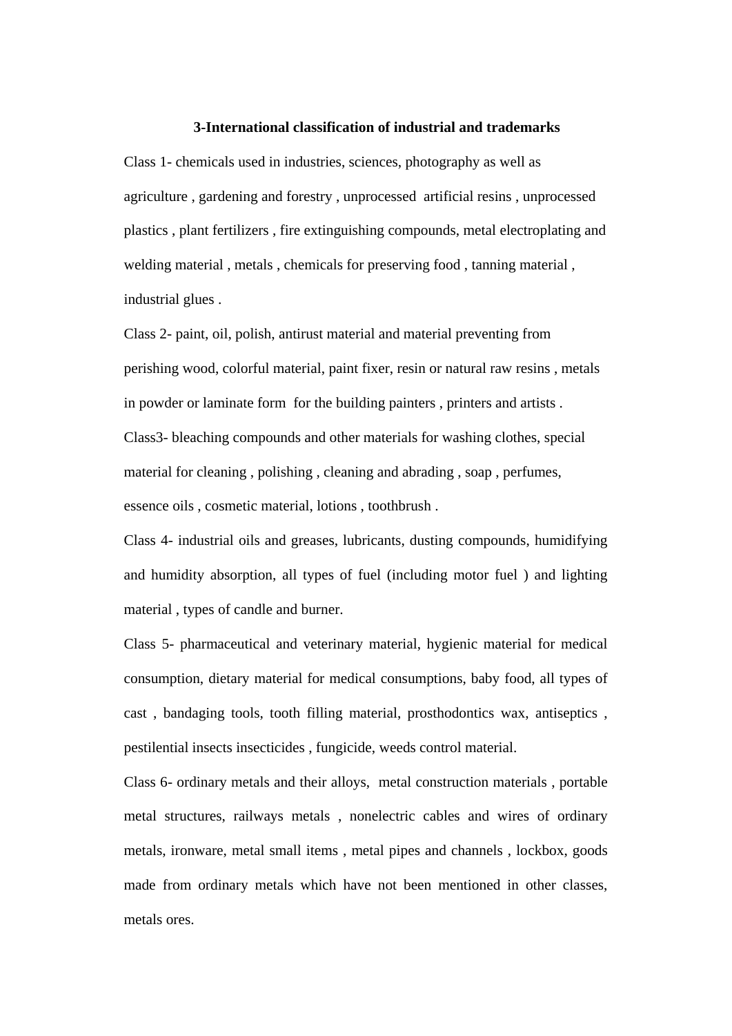### 3-International classification of industrial and trademarks

Class 1- chemicals used in industries, sciences, photography as well as agriculture , gardening and forestry , unprocessed artificial resins , unprocessed plastics , plant fertilizers , fire extinguishing compounds, metal electroplating and welding material , metals , chemicals for preserving food , tanning material , industrial glues .

Class 2- paint, oil, polish, antirust material and material preventing from perishing wood, colorful material, paint fixer, resin or natural raw resins , metals in powder or laminate form for the building painters , printers and artists .

Class3- bleaching compounds and other materials for washing clothes, special material for cleaning , polishing , cleaning and abrading , soap , perfumes, essence oils , cosmetic material, lotions , toothbrush .

Class 4- industrial oils and greases, lubricants, dusting compounds, humidifying and humidity absorption, all types of fuel (including motor fuel ) and lighting material , types of candle and burner.

Class 5- pharmaceutical and veterinary material, hygienic material for medical consumption, dietary material for medical consumptions, baby food, all types of cast , bandaging tools, tooth filling material, prosthodontics wax, antiseptics , pestilential insects insecticides , fungicide, weeds control material.

Class 6- ordinary metals and their alloys, metal construction materials , portable metal structures, railways metals , nonelectric cables and wires of ordinary metals, ironware, metal small items , metal pipes and channels , lockbox, goods made from ordinary metals which have not been mentioned in other classes, metals ores.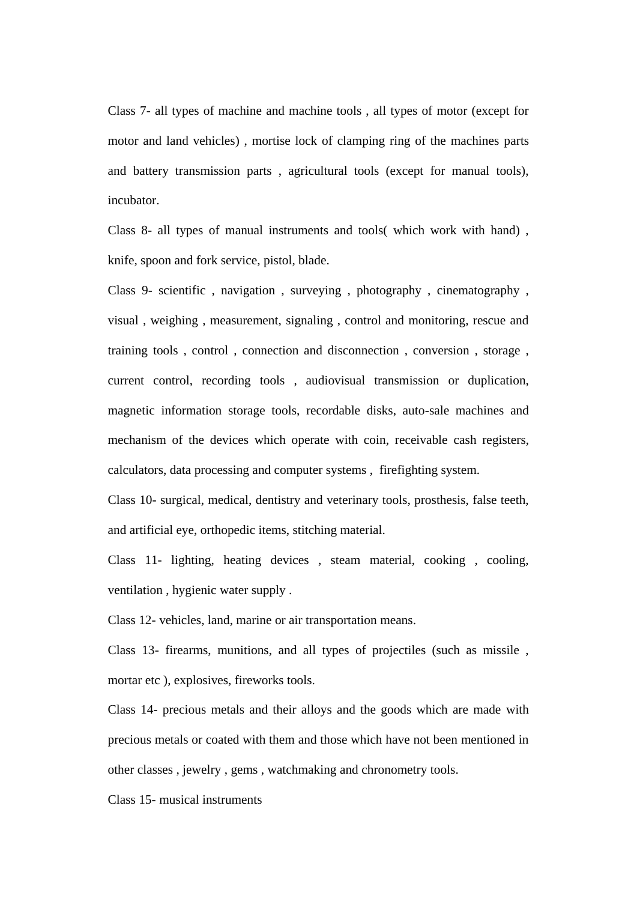Class 7- all types of machine and machine tools , all types of motor (except for motor and land vehicles) , mortise lock of clamping ring of the machines parts and battery transmission parts , agricultural tools (except for manual tools), incubator.

Class 8- all types of manual instruments and tools( which work with hand) , knife, spoon and fork service, pistol, blade.

Class 9- scientific , navigation , surveying , photography , cinematography , visual , weighing , measurement, signaling , control and monitoring, rescue and training tools , control , connection and disconnection , conversion , storage , current control, recording tools , audiovisual transmission or duplication, magnetic information storage tools, recordable disks, auto-sale machines and mechanism of the devices which operate with coin, receivable cash registers, calculators, data processing and computer systems , firefighting system.

Class 10- surgical, medical, dentistry and veterinary tools, prosthesis, false teeth, and artificial eye, orthopedic items, stitching material.

Class 11- lighting, heating devices , steam material, cooking , cooling, ventilation , hygienic water supply .

Class 12- vehicles, land, marine or air transportation means.

Class 13- firearms, munitions, and all types of projectiles (such as missile , mortar etc ), explosives, fireworks tools.

Class 14- precious metals and their alloys and the goods which are made with precious metals or coated with them and those which have not been mentioned in other classes , jewelry , gems , watchmaking and chronometry tools.

Class 15- musical instruments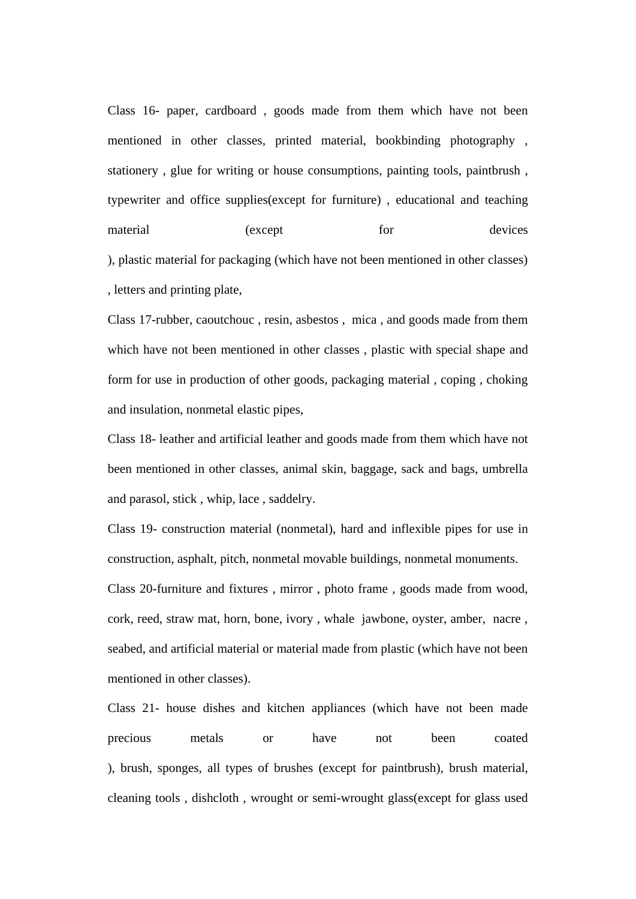Class 16- paper, cardboard , goods made from them which have not been mentioned in other classes, printed material, bookbinding photography , stationery , glue for writing or house consumptions, painting tools, paintbrush , typewriter and office supplies(except for furniture) , educational and teaching material (except for devices ), plastic material for packaging (which have not been mentioned in other classes) , letters and printing plate,

Class 17-rubber, caoutchouc , resin, asbestos , mica , and goods made from them which have not been mentioned in other classes , plastic with special shape and form for use in production of other goods, packaging material , coping , choking and insulation, nonmetal elastic pipes,

Class 18- leather and artificial leather and goods made from them which have not been mentioned in other classes, animal skin, baggage, sack and bags, umbrella and parasol, stick , whip, lace , saddelry.

Class 19- construction material (nonmetal), hard and inflexible pipes for use in construction, asphalt, pitch, nonmetal movable buildings, nonmetal monuments.

Class 20-furniture and fixtures , mirror , photo frame , goods made from wood, cork, reed, straw mat, horn, bone, ivory , whale jawbone, oyster, amber, nacre , seabed, and artificial material or material made from plastic (which have not been mentioned in other classes).

Class 21- house dishes and kitchen appliances (which have not been made precious metals or have not been coated ), brush, sponges, all types of brushes (except for paintbrush), brush material, cleaning tools , dishcloth , wrought or semi-wrought glass(except for glass used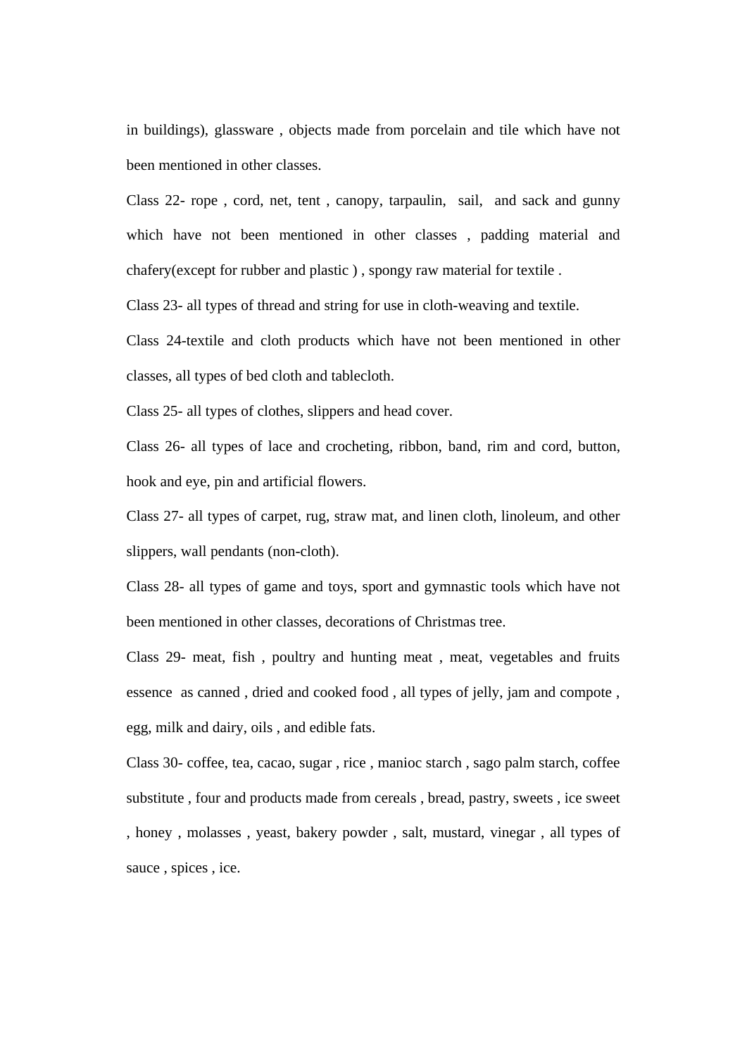in buildings), glassware , objects made from porcelain and tile which have not been mentioned in other classes.

Class 22- rope , cord, net, tent , canopy, tarpaulin, sail, and sack and gunny which have not been mentioned in other classes , padding material and chafery(except for rubber and plastic ) , spongy raw material for textile .

Class 23- all types of thread and string for use in cloth-weaving and textile.

Class 24-textile and cloth products which have not been mentioned in other classes, all types of bed cloth and tablecloth.

Class 25- all types of clothes, slippers and head cover.

Class 26- all types of lace and crocheting, ribbon, band, rim and cord, button, hook and eye, pin and artificial flowers.

Class 27- all types of carpet, rug, straw mat, and linen cloth, linoleum, and other slippers, wall pendants (non-cloth).

Class 28- all types of game and toys, sport and gymnastic tools which have not been mentioned in other classes, decorations of Christmas tree.

Class 29- meat, fish , poultry and hunting meat , meat, vegetables and fruits essence as canned , dried and cooked food , all types of jelly, jam and compote , egg, milk and dairy, oils , and edible fats.

Class 30- coffee, tea, cacao, sugar , rice , manioc starch , sago palm starch, coffee substitute , four and products made from cereals , bread, pastry, sweets , ice sweet , honey , molasses , yeast, bakery powder , salt, mustard, vinegar , all types of sauce , spices , ice.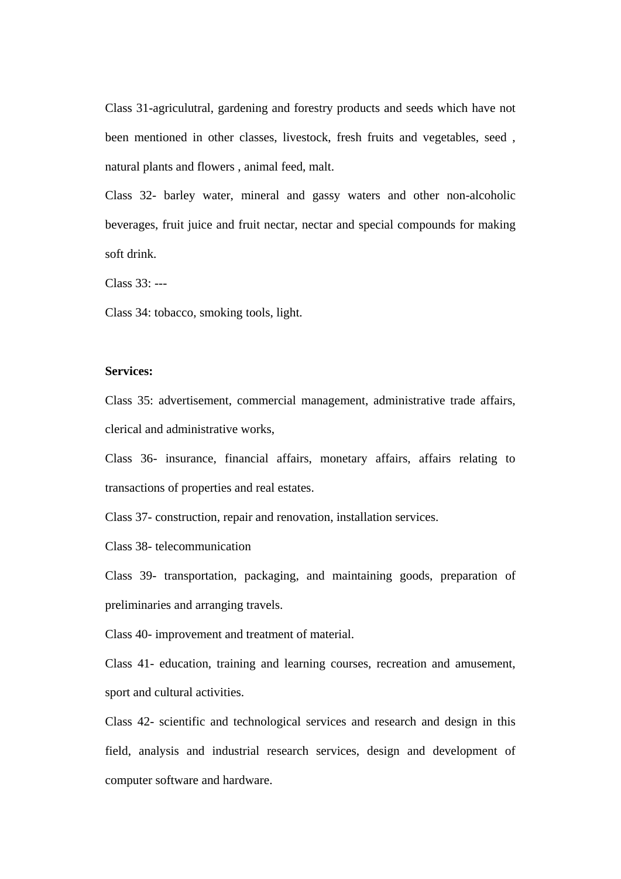Class 31-agriculutral, gardening and forestry products and seeds which have not been mentioned in other classes, livestock, fresh fruits and vegetables, seed , natural plants and flowers , animal feed, malt.

Class 32- barley water, mineral and gassy waters and other non-alcoholic beverages, fruit juice and fruit nectar, nectar and special compounds for making soft drink.

Class 33: ---

Class 34: tobacco, smoking tools, light.

**Services:**

Class 35: advertisement, commercial management, administrative trade affairs, clerical and administrative works,

Class 36- insurance, financial affairs, monetary affairs, affairs relating to transactions of properties and real estates.

Class 37- construction, repair and renovation, installation services.

Class 38- telecommunication

Class 39- transportation, packaging, and maintaining goods, preparation of preliminaries and arranging travels.

Class 40- improvement and treatment of material.

Class 41- education, training and learning courses, recreation and amusement, sport and cultural activities.

Class 42- scientific and technological services and research and design in this field, analysis and industrial research services, design and development of computer software and hardware.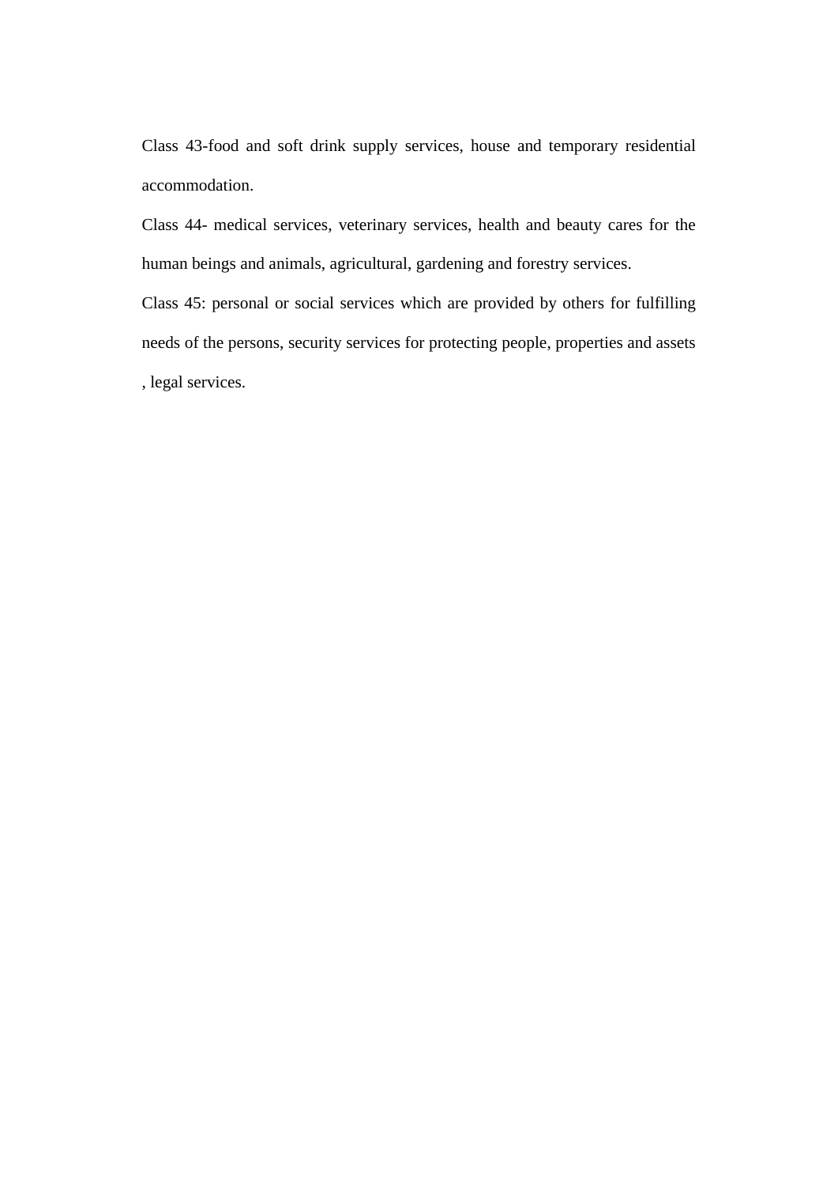Class 43-food and soft drink supply services, house and temporary residential accommodation.

Class 44- medical services, veterinary services, health and beauty cares for the human beings and animals, agricultural, gardening and forestry services.

Class 45: personal or social services which are provided by others for fulfilling needs of the persons, security services for protecting people, properties and assets , legal services.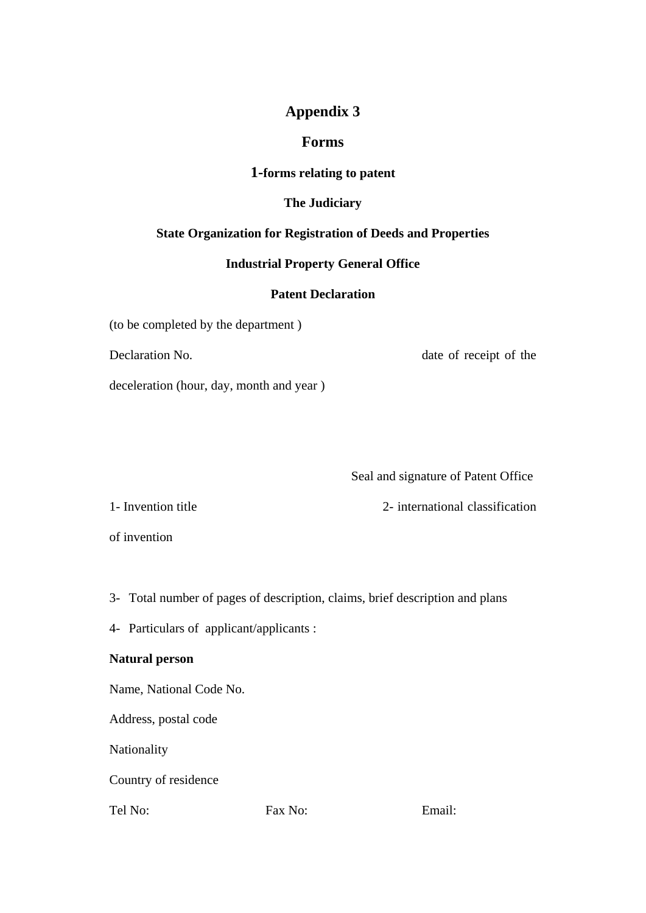# Appendix 3

## Forms

### 1-forms relating to patent

**The Judiciary**

**State Organization for Registration of Deeds and Properties**

**Industrial Property General Office**

**Patent Declaration**

(to be completed by the department )

Declaration No. date of receipt of the deceleration (hour, day, month and year )

Seal and signature of Patent Office

1- Invention title 2- international classification of invention

3- Total number of pages of description, claims, brief description and plans

4- Particulars of applicant/applicants :

**Natural person**

Name, National Code No.

Address, postal code

Nationality

Country of residence

Tel No: Fax No: Email: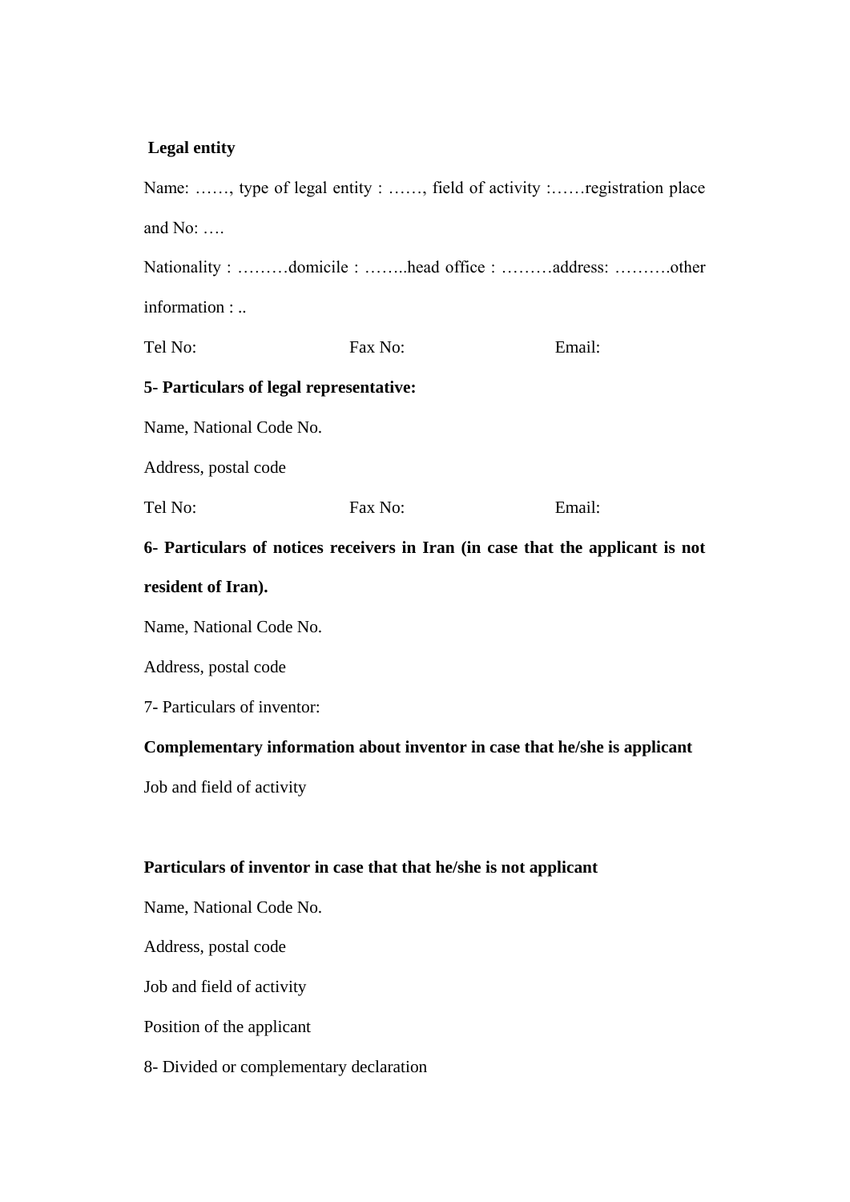**Legal entity**

Name: ……, type of legal entity : ……, field of activity :……registration place and No: ….

Nationality : ………domicile : ……..head office : ………address: ……….other information : ..

Tel No: Fax No: Email:

**5- Particulars of legal representative:**

Name, National Code No.

Address, postal code

Tel No: Fax No: Email:

**6- Particulars of notices receivers in Iran (in case that the applicant is not resident of Iran).**

Name, National Code No.

Address, postal code

7- Particulars of inventor:

**Complementary information about inventor in case that he/she is applicant**

Job and field of activity

**Particulars of inventor in case that that he/she is not applicant**

Name, National Code No.

Address, postal code

Job and field of activity

Position of the applicant

8- Divided or complementary declaration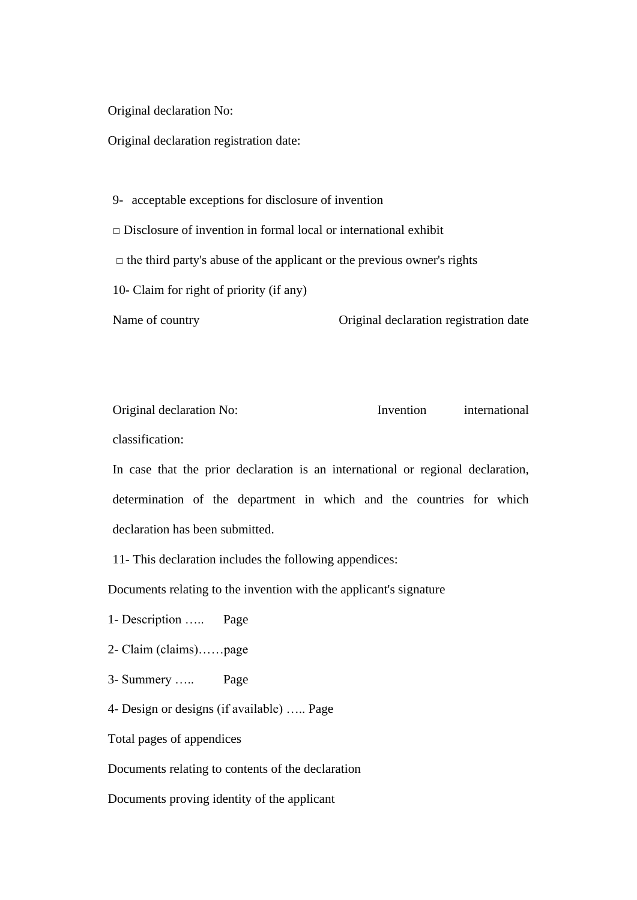Original declaration No:

Original declaration registration date:

9- acceptable exceptions for disclosure of invention

□ Disclosure of invention in formal local or international exhibit

□ the third party's abuse of the applicant or the previous owner's rights

10- Claim for right of priority (if any)

Name of country Original declaration registration date

Original declaration No: Invention international classification:

In case that the prior declaration is an international or regional declaration, determination of the department in which and the countries for which declaration has been submitted.

11- This declaration includes the following appendices:

Documents relating to the invention with the applicant's signature

1- Description ….. Page

2- Claim (claims)……page

3- Summery ….. Page

4- Design or designs (if available) ….. Page

Total pages of appendices

Documents relating to contents of the declaration

Documents proving identity of the applicant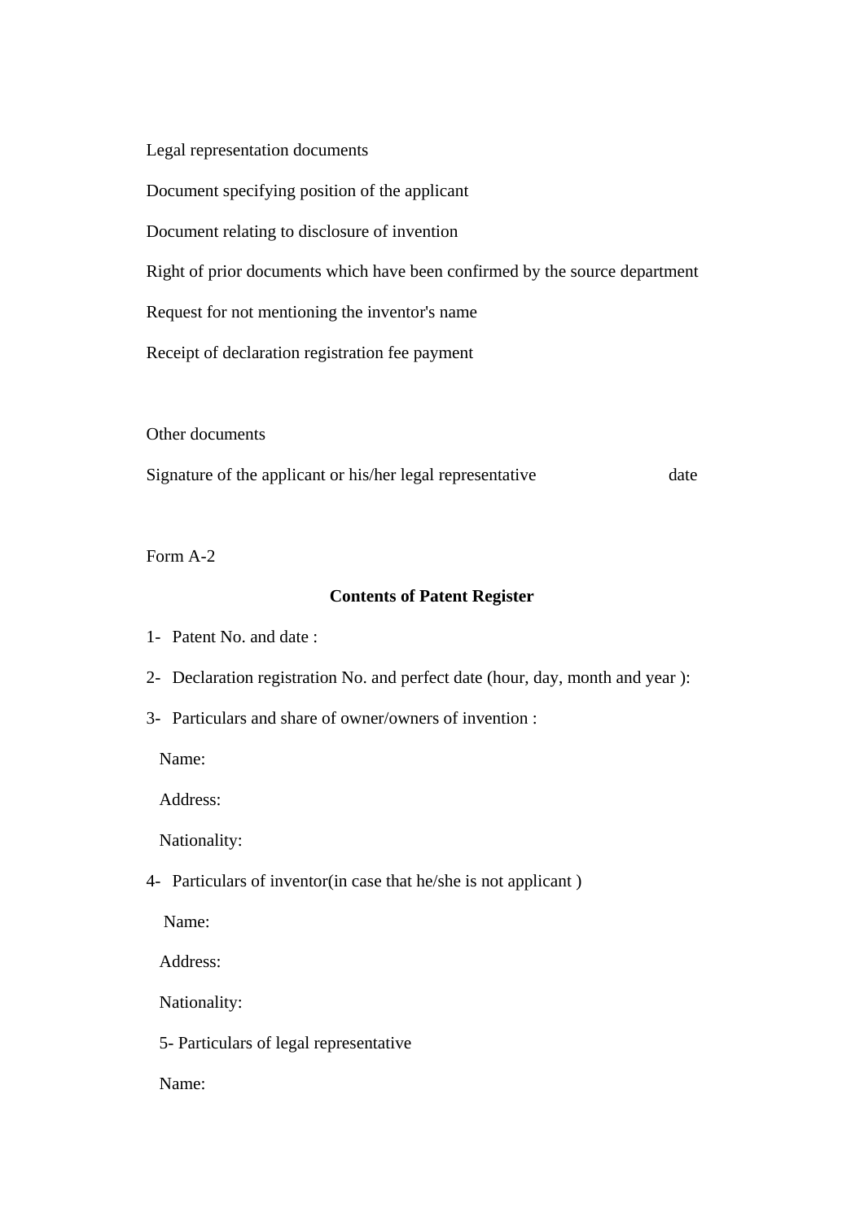Legal representation documents

Document specifying position of the applicant

Document relating to disclosure of invention

Right of prior documents which have been confirmed by the source department

Request for not mentioning the inventor's name

Receipt of declaration registration fee payment

Other documents

Signature of the applicant or his/her legal representative date

Form A-2

**Contents of Patent Register**

1- Patent No. and date :

2- Declaration registration No. and perfect date (hour, day, month and year ):

3- Particulars and share of owner/owners of invention :

Name:

Address:

Nationality:

4- Particulars of inventor(in case that he/she is not applicant )

Name:

Address:

Nationality:

5- Particulars of legal representative

Name: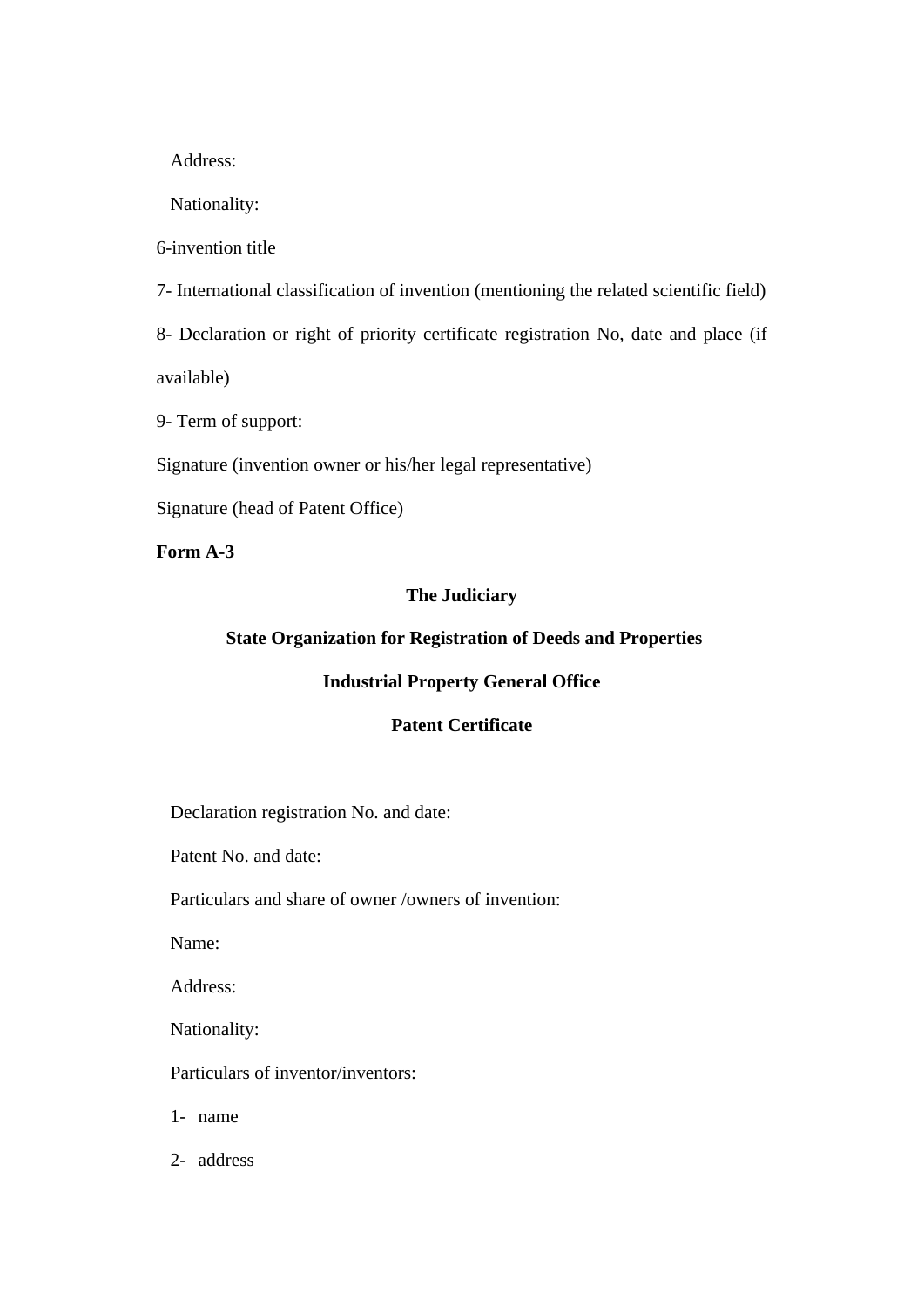Address:

Nationality:

6-invention title

7- International classification of invention (mentioning the related scientific field)

8- Declaration or right of priority certificate registration No, date and place (if available)

9- Term of support:

Signature (invention owner or his/her legal representative)

Signature (head of Patent Office)

**Form A-3**

**The Judiciary**

**State Organization for Registration of Deeds and Properties**

**Industrial Property General Office**

**Patent Certificate**

Declaration registration No. and date:

Patent No. and date:

Particulars and share of owner /owners of invention:

Name:

Address:

Nationality:

Particulars of inventor/inventors:

1- name

2- address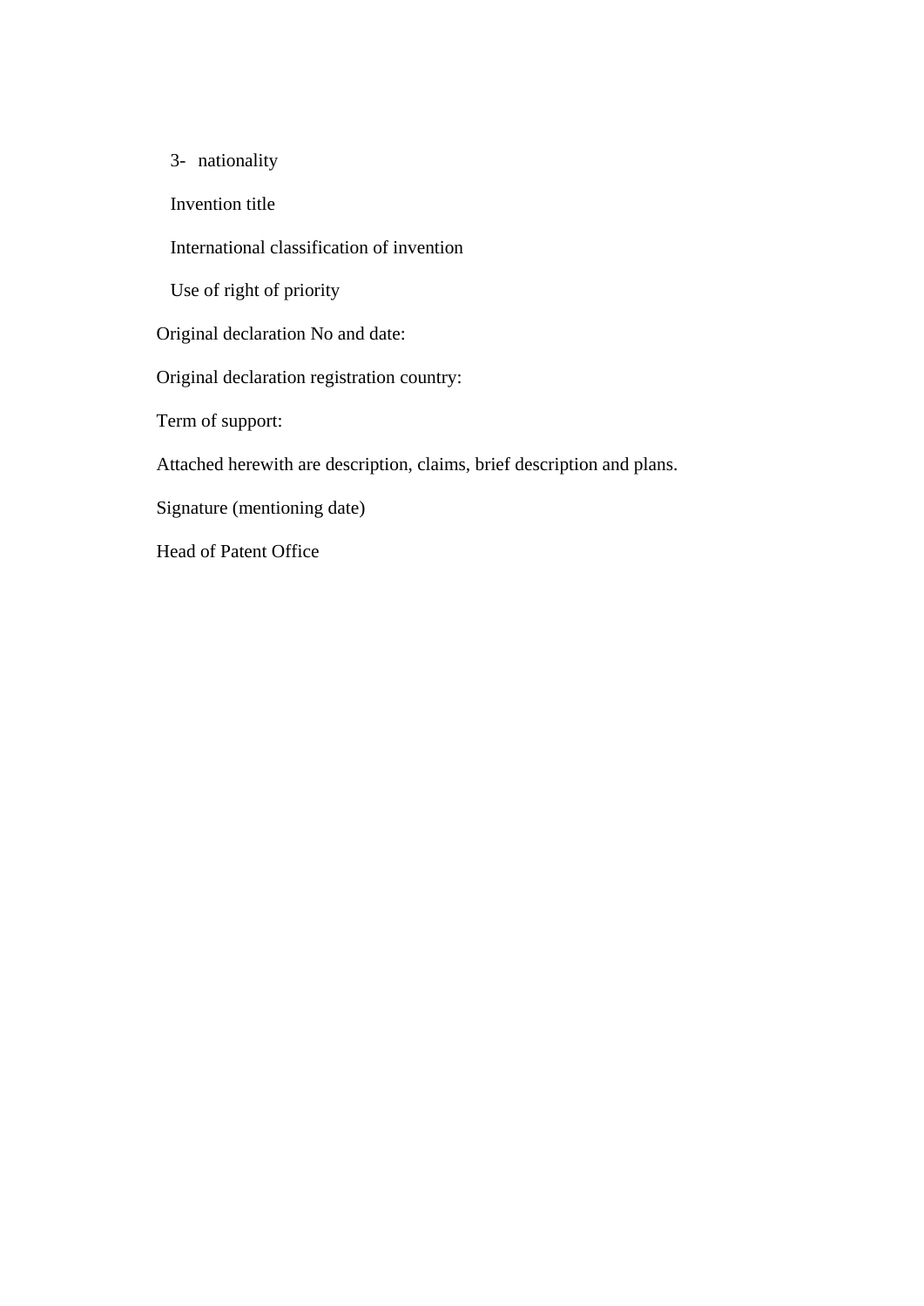3- nationality

Invention title

International classification of invention

Use of right of priority

Original declaration No and date:

Original declaration registration country:

Term of support:

Attached herewith are description, claims, brief description and plans.

Signature (mentioning date)

Head of Patent Office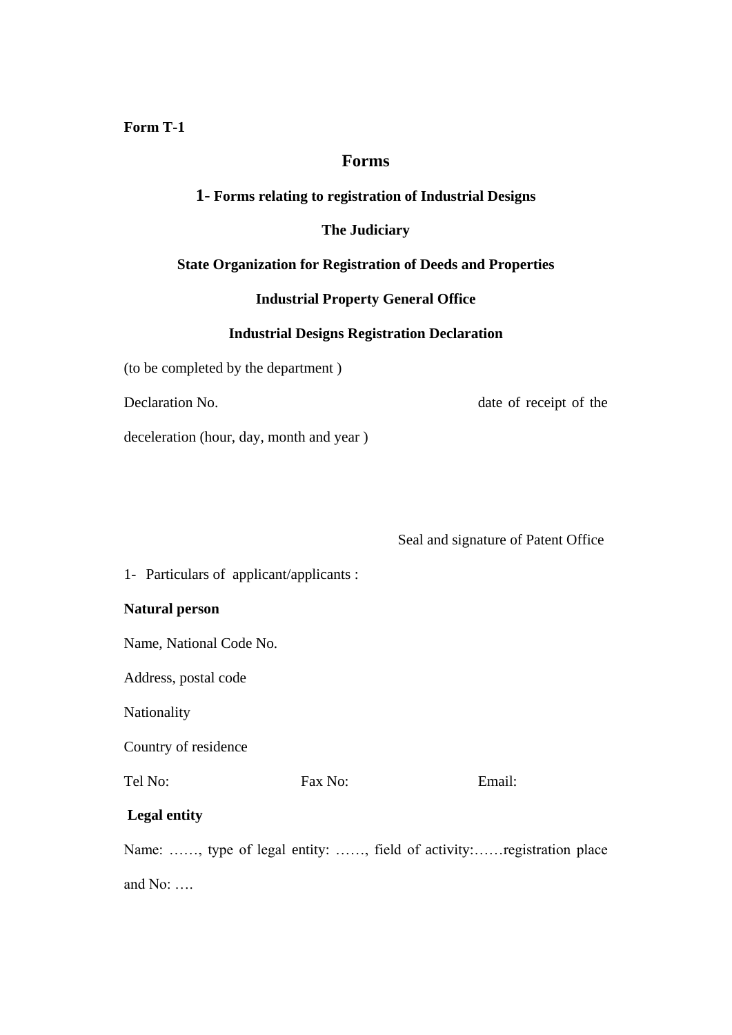**Form T-1**

# Forms

## 1- Forms relating to registration of Industrial Designs

**The Judiciary**

**State Organization for Registration of Deeds and Properties**

**Industrial Property General Office**

**Industrial Designs Registration Declaration**

(to be completed by the department )

Declaration No. date of receipt of the deceleration (hour, day, month and year )

Seal and signature of Patent Office

1- Particulars of applicant/applicants :

**Natural person**

Name, National Code No.

Address, postal code

Nationality

Country of residence

Tel No: Fax No: Email:

**Legal entity**

Name: ……, type of legal entity: ……, field of activity:……registration place and No: ….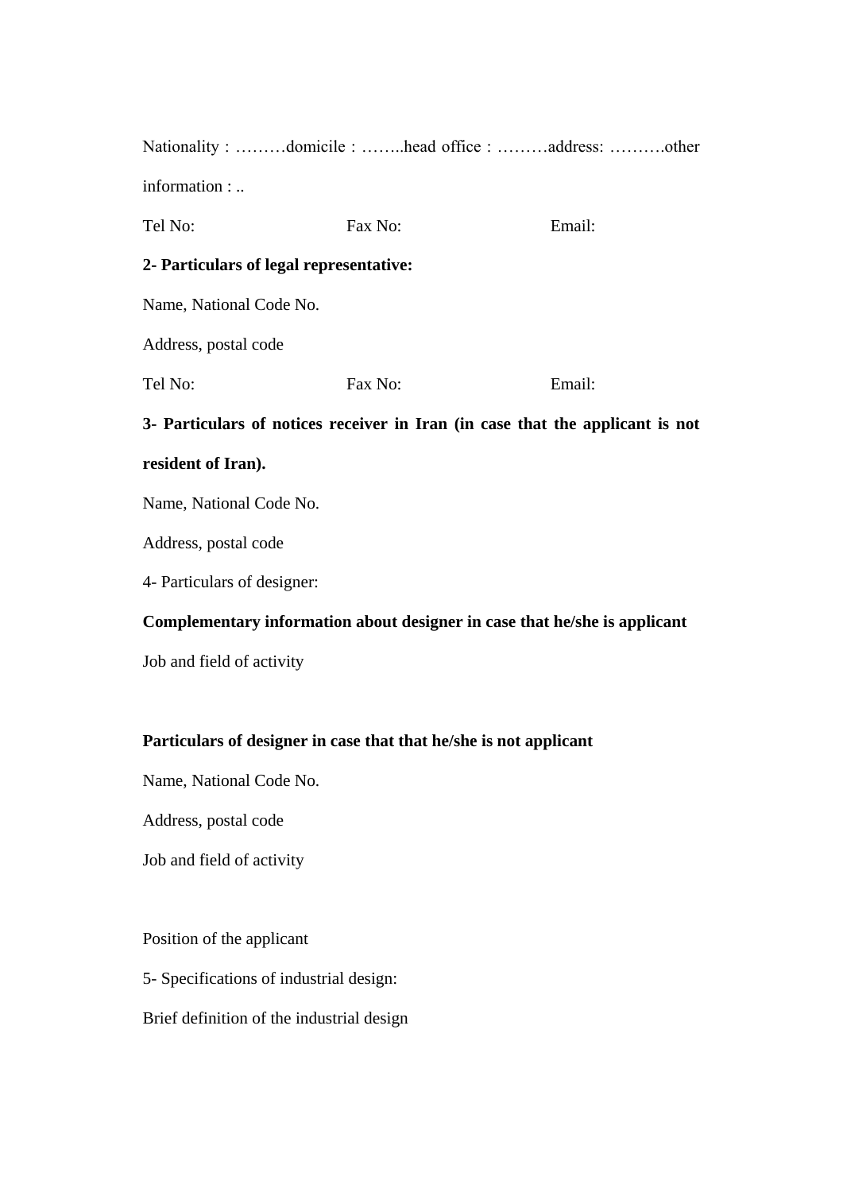Nationality : ………domicile : ……..head office : ………address: ……….other information : ..

Tel No: Fax No: Email:

**2- Particulars of legal representative:**

Name, National Code No.

Address, postal code

Tel No: Fax No: Email:

**3- Particulars of notices receiver in Iran (in case that the applicant is not resident of Iran).**

Name, National Code No.

Address, postal code

4- Particulars of designer:

**Complementary information about designer in case that he/she is applicant**

Job and field of activity

**Particulars of designer in case that that he/she is not applicant**

Name, National Code No.

Address, postal code

Job and field of activity

Position of the applicant

5- Specifications of industrial design:

Brief definition of the industrial design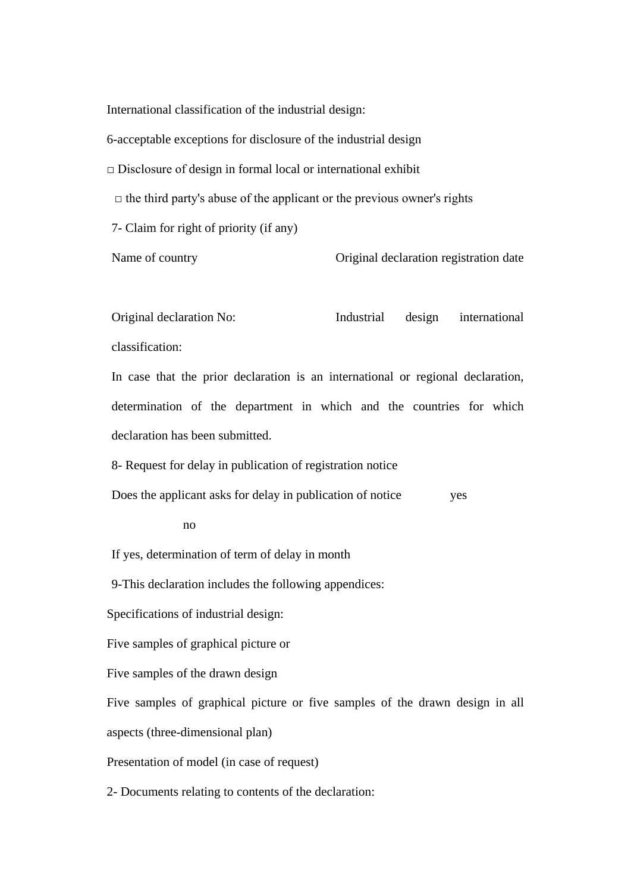International classification of the industrial design:

6-acceptable exceptions for disclosure of the industrial design

□ Disclosure of design in formal local or international exhibit

□ the third party's abuse of the applicant or the previous owner's rights

7- Claim for right of priority (if any)

Name of country Original declaration registration date

Original declaration No: Industrial design international classification:

In case that the prior declaration is an international or regional declaration, determination of the department in which and the countries for which declaration has been submitted.

8- Request for delay in publication of registration notice

Does the applicant asks for delay in publication of notice yes no

If yes, determination of term of delay in month

9-This declaration includes the following appendices:

Specifications of industrial design:

Five samples of graphical picture or

Five samples of the drawn design

Five samples of graphical picture or five samples of the drawn design in all aspects (three-dimensional plan)

Presentation of model (in case of request)

2- Documents relating to contents of the declaration: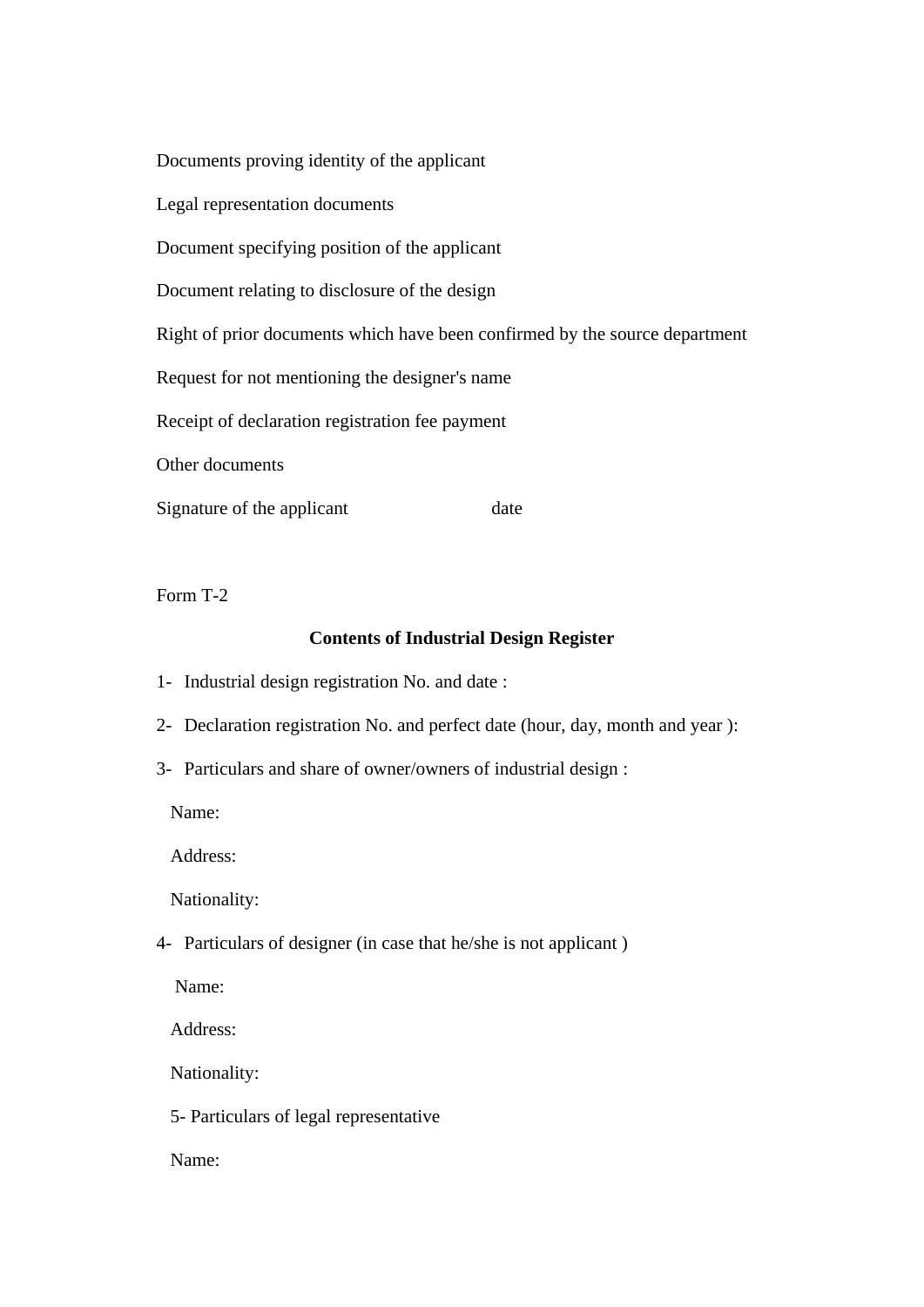Documents proving identity of the applicant

Legal representation documents

Document specifying position of the applicant

Document relating to disclosure of the design

Right of prior documents which have been confirmed by the source department

Request for not mentioning the designer's name

Receipt of declaration registration fee payment

Other documents

Signature of the applicant date

Form T-2

**Contents of Industrial Design Register**

1- Industrial design registration No. and date :

2- Declaration registration No. and perfect date (hour, day, month and year ):

3- Particulars and share of owner/owners of industrial design :

Name:

Address:

Nationality:

4- Particulars of designer (in case that he/she is not applicant )

Name:

Address:

Nationality:

5- Particulars of legal representative

Name: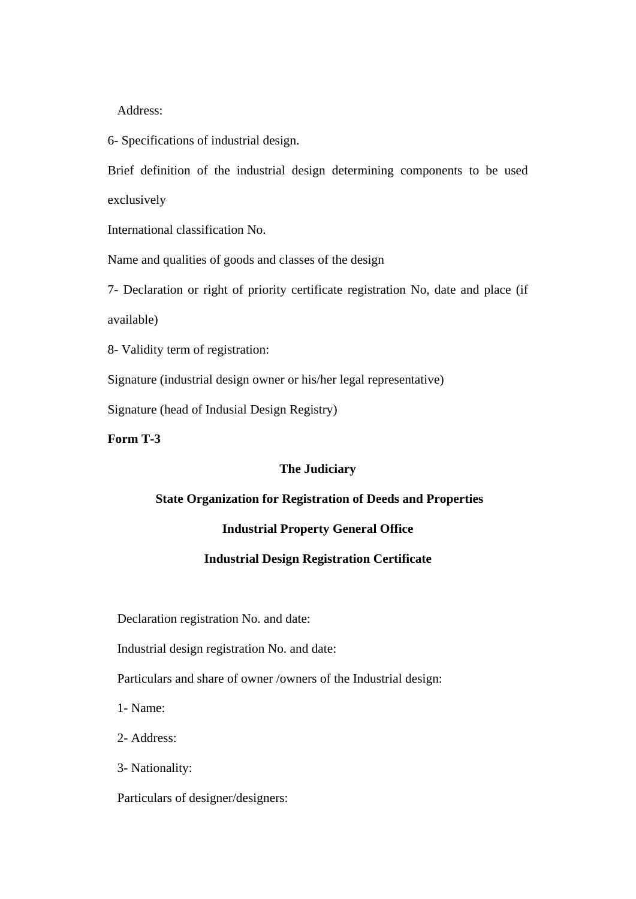Address:

6- Specifications of industrial design.

Brief definition of the industrial design determining components to be used exclusively

International classification No.

Name and qualities of goods and classes of the design

7- Declaration or right of priority certificate registration No, date and place (if available)

8- Validity term of registration:

Signature (industrial design owner or his/her legal representative)

Signature (head of Indusial Design Registry)

**Form T-3**

**The Judiciary**

**State Organization for Registration of Deeds and Properties**

**Industrial Property General Office**

**Industrial Design Registration Certificate**

Declaration registration No. and date:

Industrial design registration No. and date:

Particulars and share of owner /owners of the Industrial design:

1- Name:

2- Address:

3- Nationality:

Particulars of designer/designers: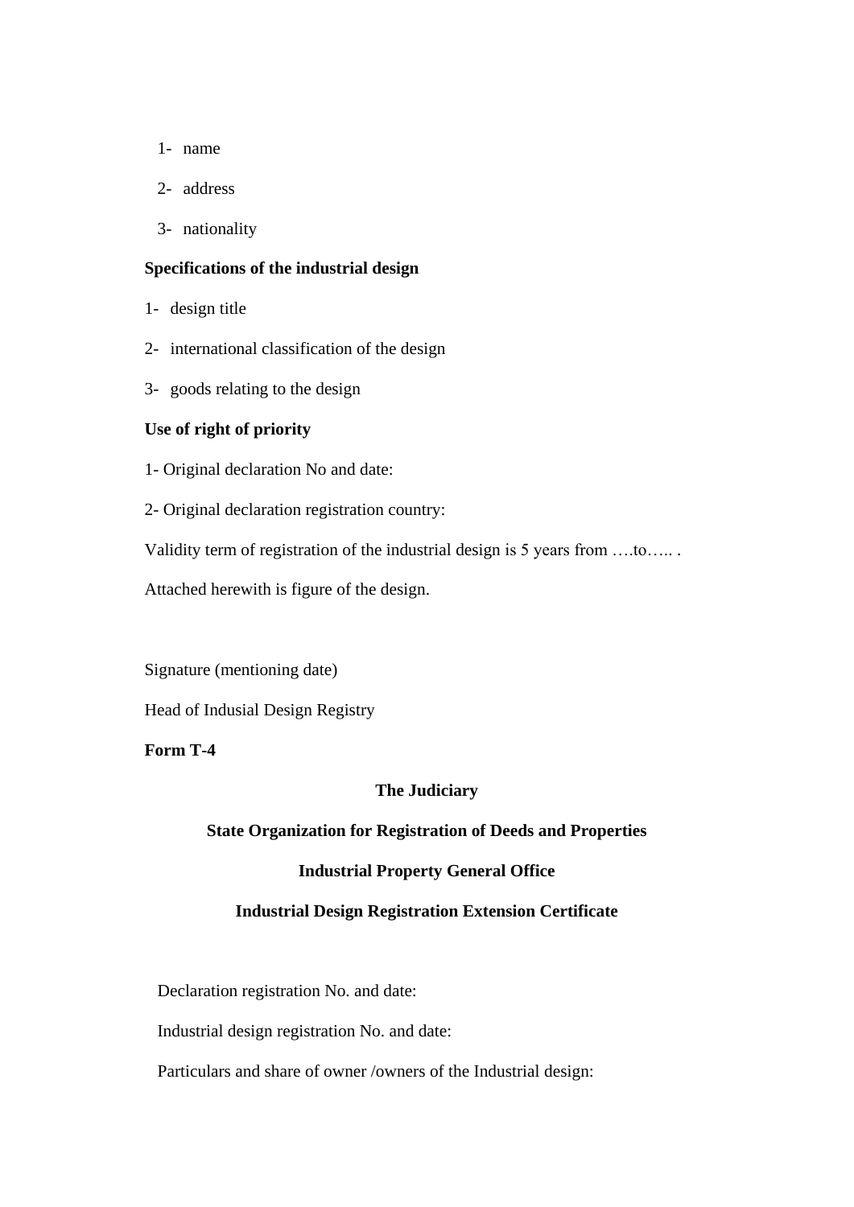1- name

2- address

3- nationality

**Specifications of the industrial design**

1- design title

2- international classification of the design

3- goods relating to the design

**Use of right of priority**

1- Original declaration No and date:

2- Original declaration registration country:

Validity term of registration of the industrial design is 5 years from ….to….. .

Attached herewith is figure of the design.

Signature (mentioning date)

Head of Indusial Design Registry

**Form T-4**

**The Judiciary**

**State Organization for Registration of Deeds and Properties**

**Industrial Property General Office**

**Industrial Design Registration Extension Certificate**

Declaration registration No. and date:

Industrial design registration No. and date:

Particulars and share of owner /owners of the Industrial design: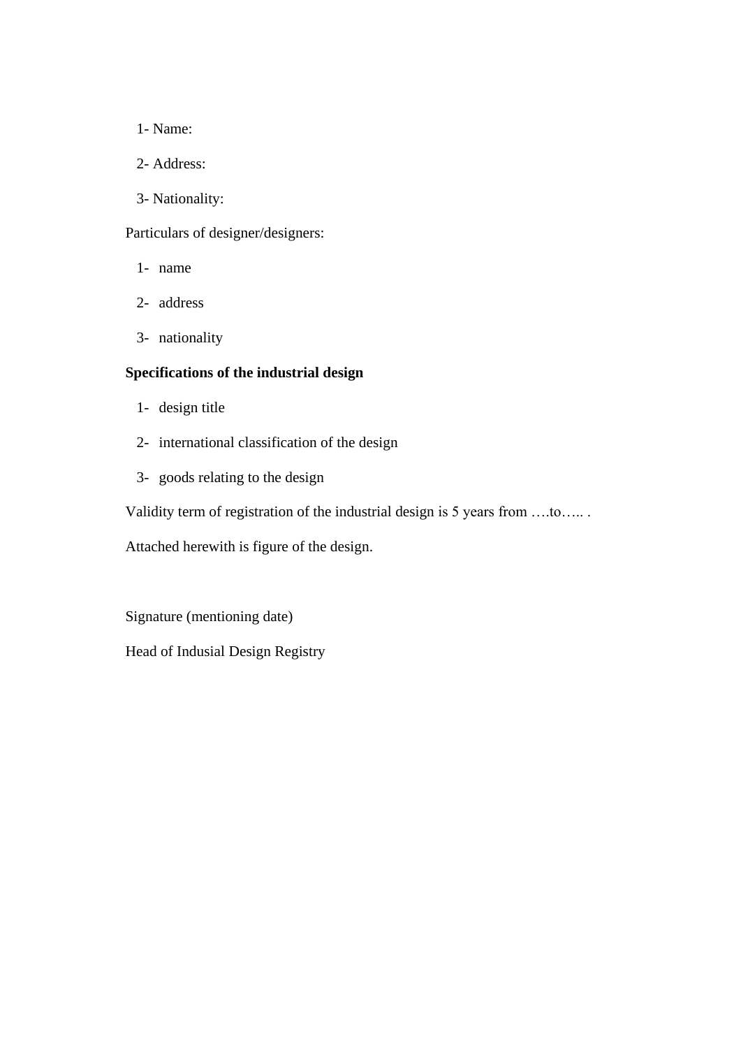1- Name:

2- Address:

3- Nationality:

Particulars of designer/designers:

1- name

2- address

3- nationality

**Specifications of the industrial design**

1- design title

2- international classification of the design

3- goods relating to the design

Validity term of registration of the industrial design is 5 years from ….to….. .

Attached herewith is figure of the design.

Signature (mentioning date)

Head of Indusial Design Registry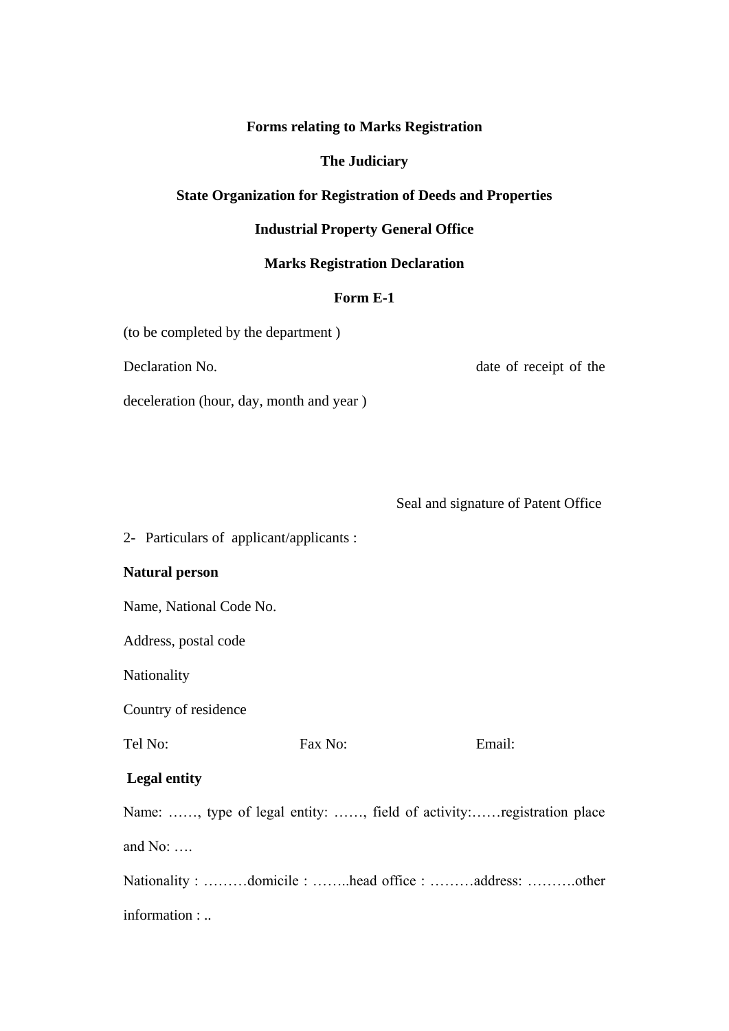**Forms relating to Marks Registration**

**The Judiciary**

**State Organization for Registration of Deeds and Properties**

**Industrial Property General Office**

**Marks Registration Declaration**

**Form E-1**

(to be completed by the department )

Declaration No. date of receipt of the deceleration (hour, day, month and year )

Seal and signature of Patent Office

2- Particulars of applicant/applicants :

**Natural person**

Name, National Code No.

Address, postal code

Nationality

Country of residence

Tel No: Fax No: Email:

**Legal entity**

Name: ……, type of legal entity: ……, field of activity:……registration place and No: ….

Nationality : ………domicile : ……..head office : ………address: ……….other information : ..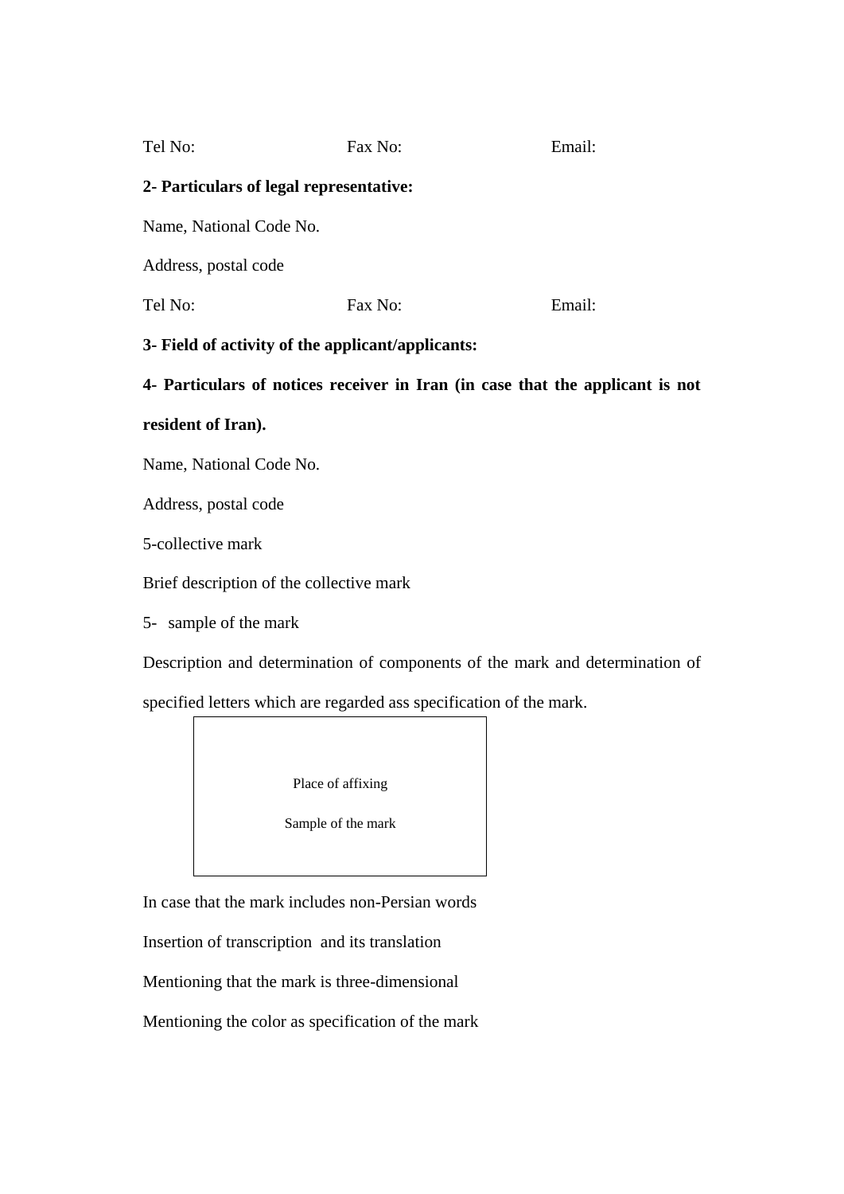Tel No: Fax No: Email:

**2- Particulars of legal representative:**

Name, National Code No.

Address, postal code

Tel No: Fax No: Email:

**3- Field of activity of the applicant/applicants:**

**4- Particulars of notices receiver in Iran (in case that the applicant is not resident of Iran).**

Name, National Code No.

Address, postal code

5-collective mark

Brief description of the collective mark

5- sample of the mark

Description and determination of components of the mark and determination of specified letters which are regarded ass specification of the mark.

| Place of affixing<br>Sample of the mark |
|---|

In case that the mark includes non-Persian words

Insertion of transcription and its translation

Mentioning that the mark is three-dimensional

Mentioning the color as specification of the mark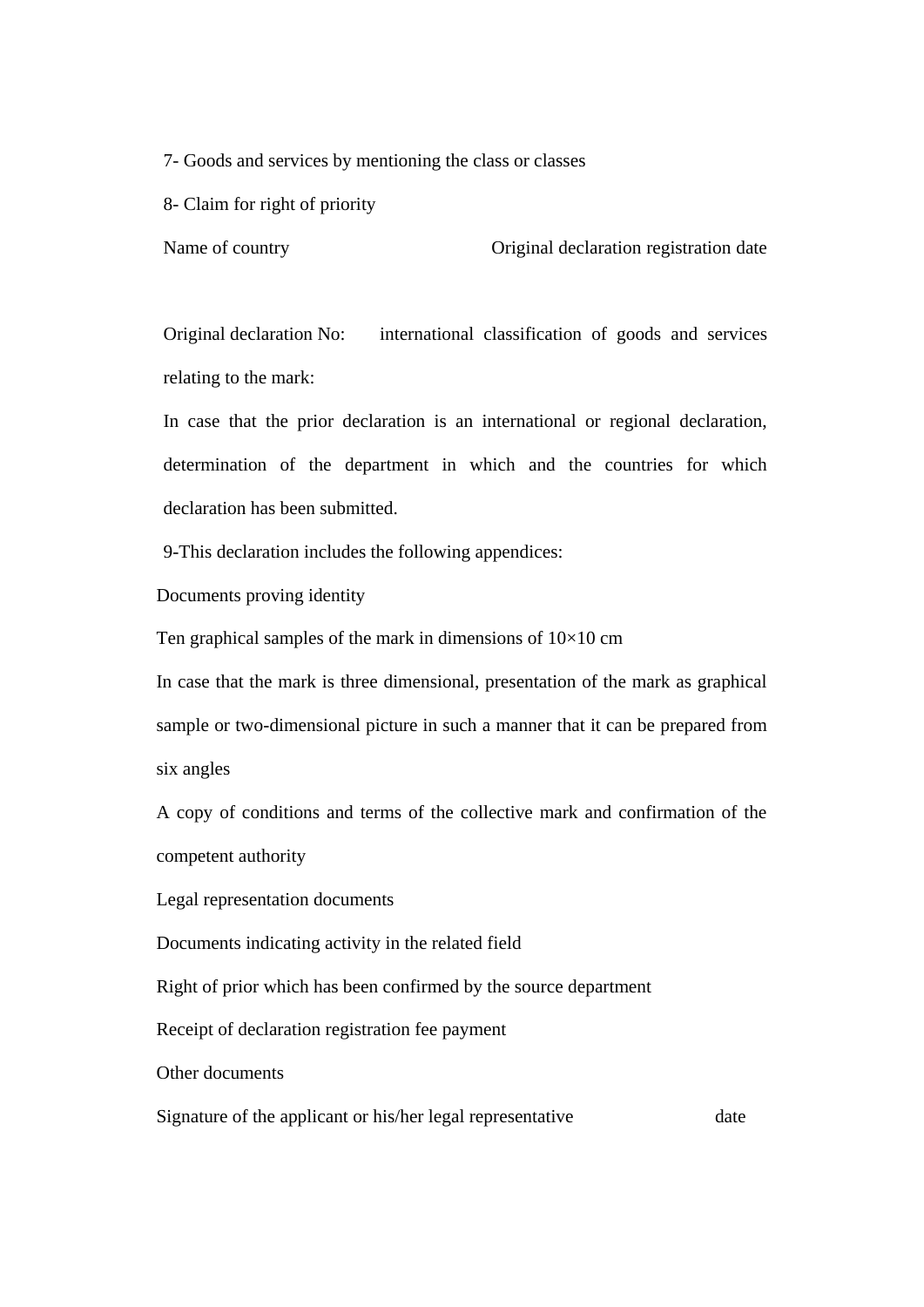7- Goods and services by mentioning the class or classes

8- Claim for right of priority

Name of country                                    Original declaration registration date

Original declaration No:       international classification of goods and services relating to the mark:

In case that the prior declaration is an international or regional declaration, determination of the department in which and the countries for which declaration has been submitted.

9-This declaration includes the following appendices:

Documents proving identity

Ten graphical samples of the mark in dimensions of 10×10 cm

In case that the mark is three dimensional, presentation of the mark as graphical sample or two-dimensional picture in such a manner that it can be prepared from six angles

A copy of conditions and terms of the collective mark and confirmation of the competent authority

Legal representation documents

Documents indicating activity in the related field

Right of prior which has been confirmed by the source department

Receipt of declaration registration fee payment

Other documents

Signature of the applicant or his/her legal representative                                    date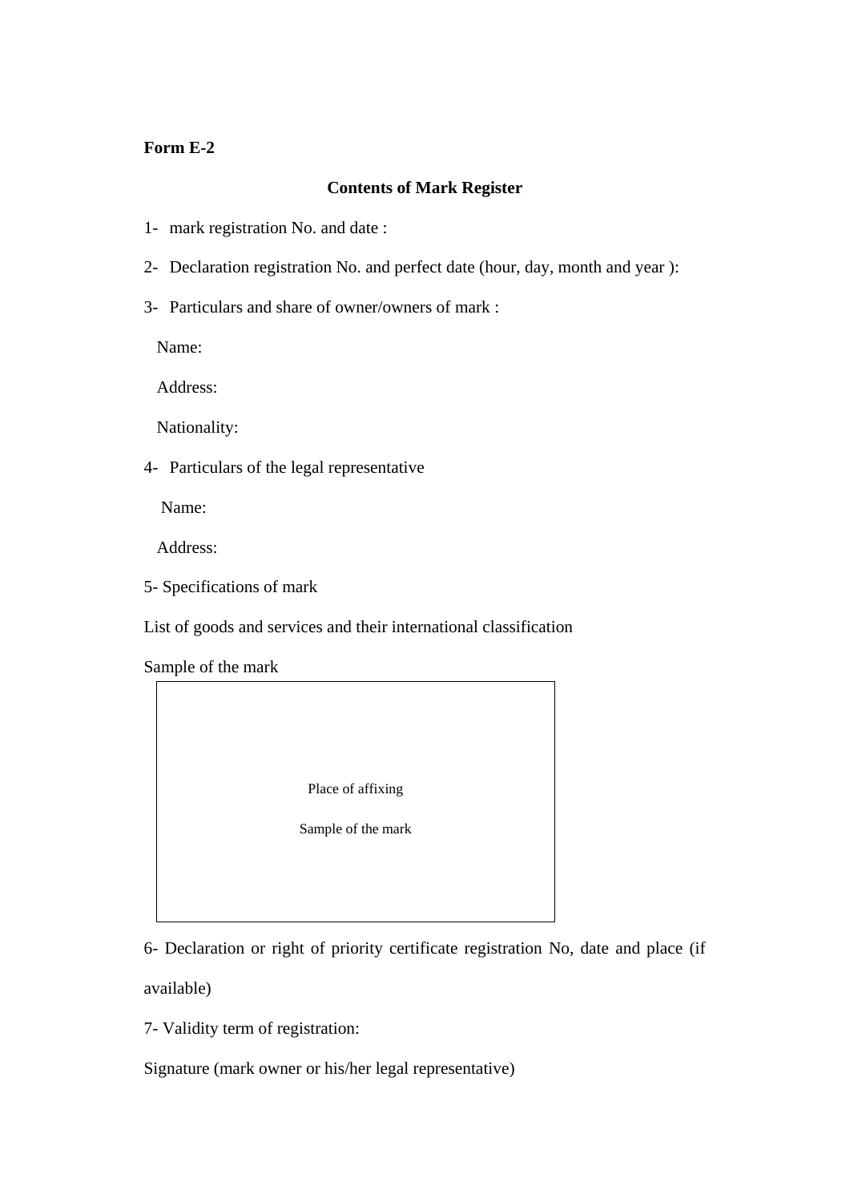**Form E-2**

**Contents of Mark Register**

1- mark registration No. and date :

2- Declaration registration No. and perfect date (hour, day, month and year ):

3- Particulars and share of owner/owners of mark :

Name:

Address:

Nationality:

4- Particulars of the legal representative

Name:

Address:

5- Specifications of mark

List of goods and services and their international classification

Sample of the mark

| Place of affixing<br><br>Sample of the mark |
|---|

6- Declaration or right of priority certificate registration No, date and place (if available)

7- Validity term of registration:

Signature (mark owner or his/her legal representative)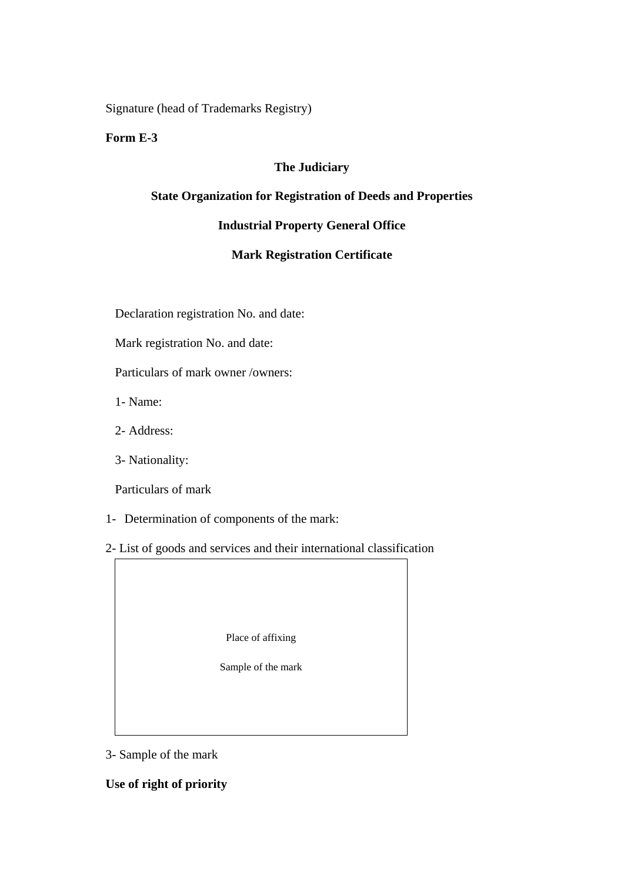Signature (head of Trademarks Registry)

**Form E-3**

**The Judiciary**

**State Organization for Registration of Deeds and Properties**

**Industrial Property General Office**

**Mark Registration Certificate**

Declaration registration No. and date:

Mark registration No. and date:

Particulars of mark owner /owners:

1- Name:

2- Address:

3- Nationality:

Particulars of mark

1- Determination of components of the mark:

2- List of goods and services and their international classification

| Place of affixing Sample of the mark |
|---|

3- Sample of the mark

**Use of right of priority**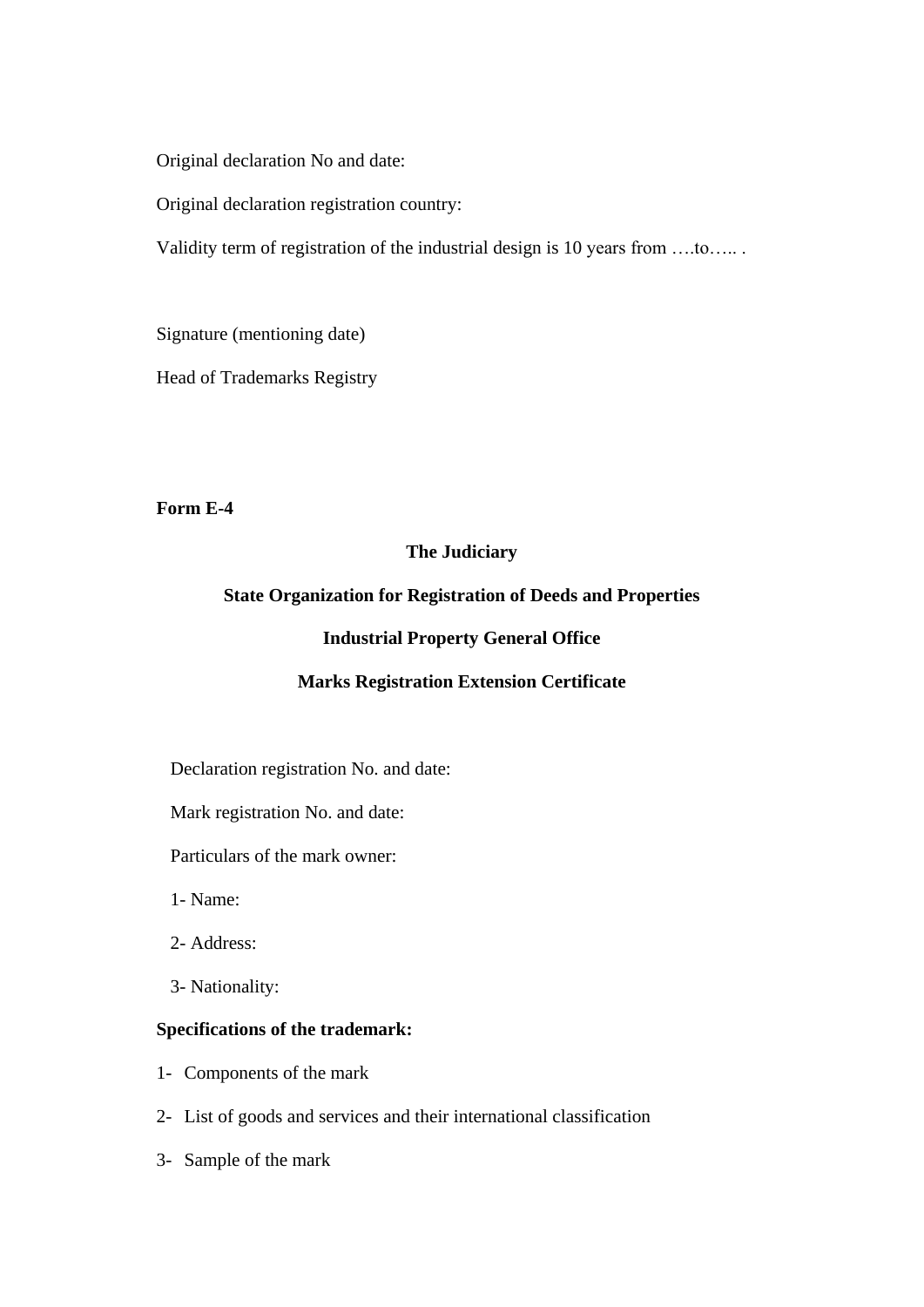Original declaration No and date:

Original declaration registration country:

Validity term of registration of the industrial design is 10 years from ….to….. .

Signature (mentioning date)

Head of Trademarks Registry

**Form E-4**

**The Judiciary**

**State Organization for Registration of Deeds and Properties**

**Industrial Property General Office**

**Marks Registration Extension Certificate**

Declaration registration No. and date:

Mark registration No. and date:

Particulars of the mark owner:

1- Name:

2- Address:

3- Nationality:

**Specifications of the trademark:**

1- Components of the mark

2- List of goods and services and their international classification

3- Sample of the mark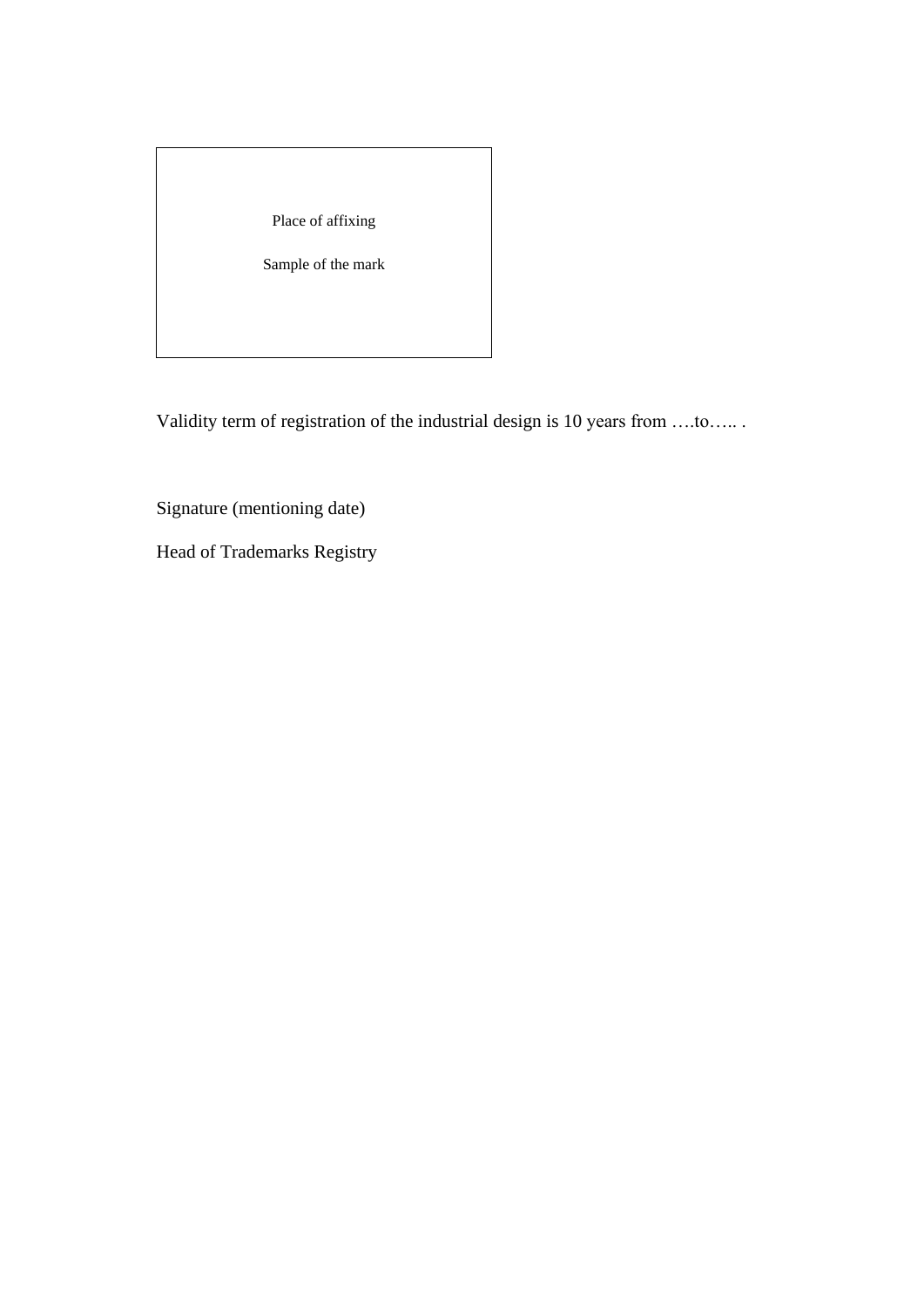| |
|---|
| Place of affixing<br><br>Sample of the mark |

Validity term of registration of the industrial design is 10 years from ….to….. .

Signature (mentioning date)

Head of Trademarks Registry